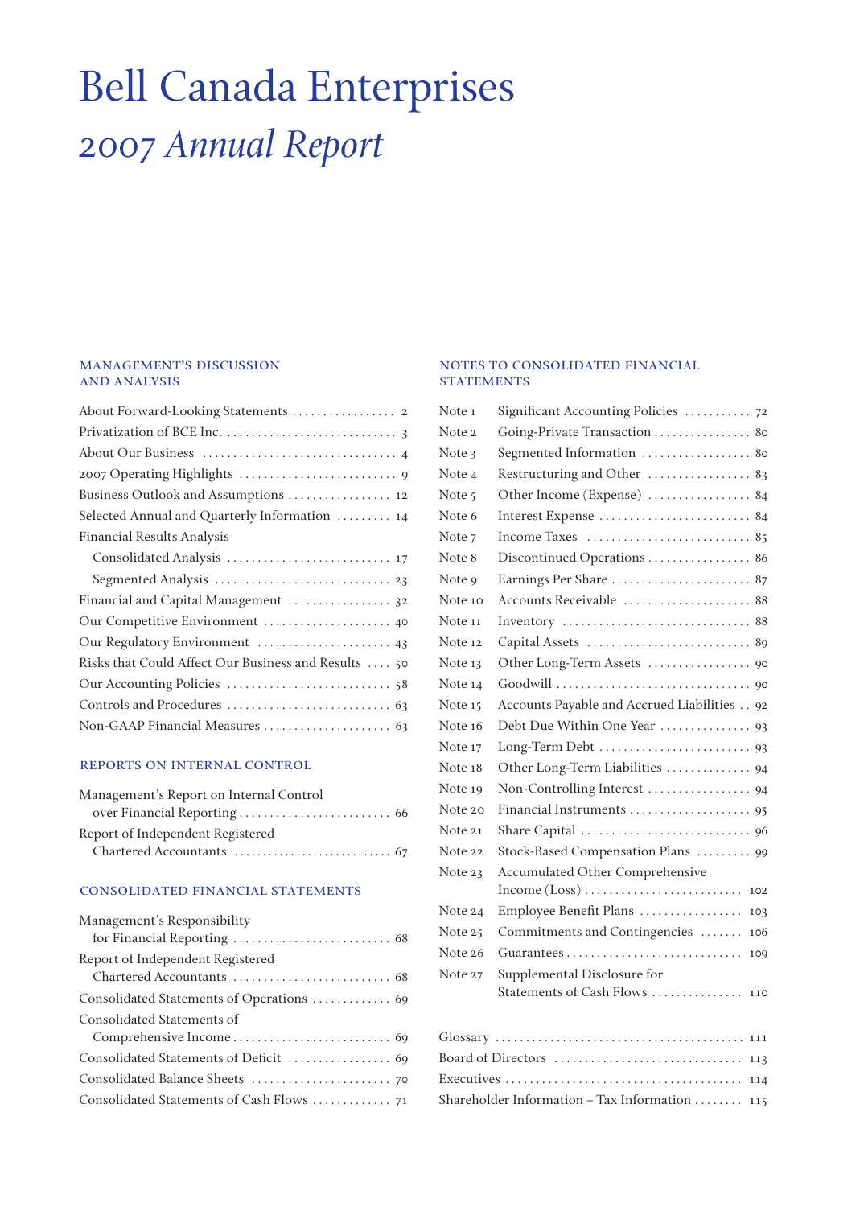# Bell Canada Enterprises

## *2007 Annual Report*

### MANAGEMENT'S DISCUSSION AND ANALYSIS

| | |
|---|---|
| About Forward-Looking Statements | 2 |
| Privatization of BCE Inc. | 3 |
| About Our Business | 4 |
| 2007 Operating Highlights | 9 |
| Business Outlook and Assumptions | 12 |
| Selected Annual and Quarterly Information | 14 |
| Financial Results Analysis | |
| Consolidated Analysis | 17 |
| Segmented Analysis | 23 |
| Financial and Capital Management | 32 |
| Our Competitive Environment | 40 |
| Our Regulatory Environment | 43 |
| Risks that Could Affect Our Business and Results | 50 |
| Our Accounting Policies | 58 |
| Controls and Procedures | 63 |
| Non-GAAP Financial Measures | 63 |

### REPORTS ON INTERNAL CONTROL

| | |
|---|---|
| Management's Report on Internal Control over Financial Reporting | 66 |
| Report of Independent Registered Chartered Accountants | 67 |

### CONSOLIDATED FINANCIAL STATEMENTS

| | |
|---|---|
| Management's Responsibility for Financial Reporting | 68 |
| Report of Independent Registered Chartered Accountants | 68 |
| Consolidated Statements of Operations | 69 |
| Consolidated Statements of Comprehensive Income | 69 |
| Consolidated Statements of Deficit | 69 |
| Consolidated Balance Sheets | 70 |
| Consolidated Statements of Cash Flows | 71 |

### NOTES TO CONSOLIDATED FINANCIAL STATEMENTS

| | | |
|---|---|---|
| Note 1 | Significant Accounting Policies | 72 |
| Note 2 | Going-Private Transaction | 80 |
| Note 3 | Segmented Information | 80 |
| Note 4 | Restructuring and Other | 83 |
| Note 5 | Other Income (Expense) | 84 |
| Note 6 | Interest Expense | 84 |
| Note 7 | Income Taxes | 85 |
| Note 8 | Discontinued Operations | 86 |
| Note 9 | Earnings Per Share | 87 |
| Note 10 | Accounts Receivable | 88 |
| Note 11 | Inventory | 88 |
| Note 12 | Capital Assets | 89 |
| Note 13 | Other Long-Term Assets | 90 |
| Note 14 | Goodwill | 90 |
| Note 15 | Accounts Payable and Accrued Liabilities | 92 |
| Note 16 | Debt Due Within One Year | 93 |
| Note 17 | Long-Term Debt | 93 |
| Note 18 | Other Long-Term Liabilities | 94 |
| Note 19 | Non-Controlling Interest | 94 |
| Note 20 | Financial Instruments | 95 |
| Note 21 | Share Capital | 96 |
| Note 22 | Stock-Based Compensation Plans | 99 |
| Note 23 | Accumulated Other Comprehensive Income (Loss) | 102 |
| Note 24 | Employee Benefit Plans | 103 |
| Note 25 | Commitments and Contingencies | 106 |
| Note 26 | Guarantees | 109 |
| Note 27 | Supplemental Disclosure for Statements of Cash Flows | 110 |

| | |
|---|---|
| Glossary | 111 |
| Board of Directors | 113 |
| Executives | 114 |
| Shareholder Information – Tax Information | 115 |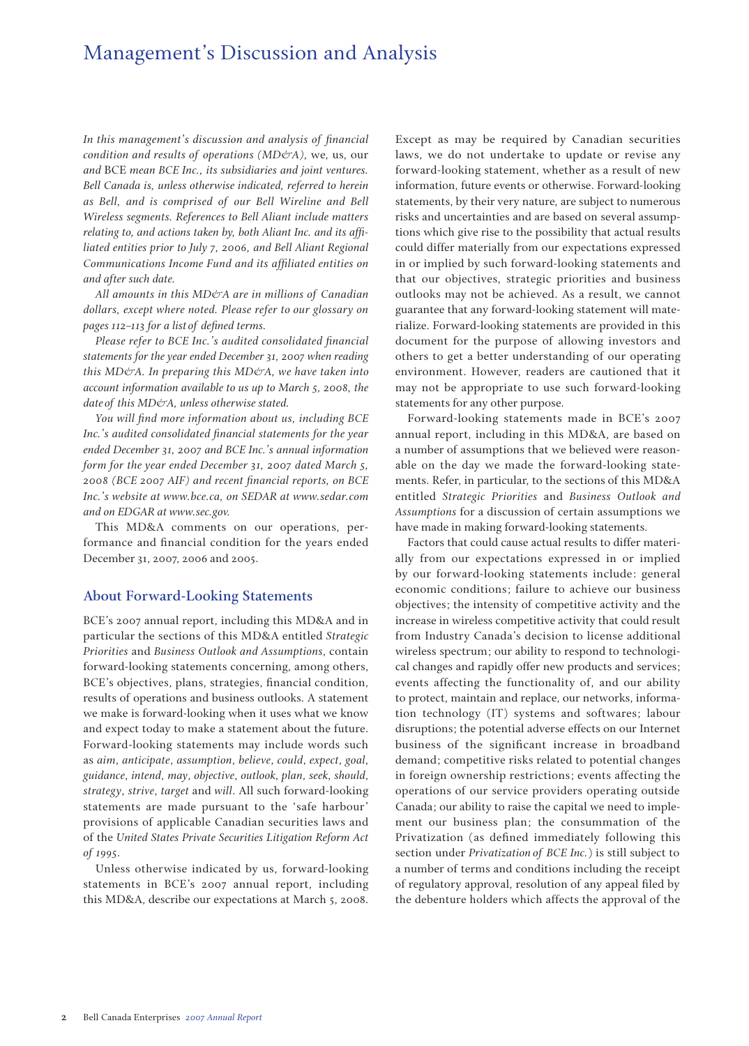# Management's Discussion and Analysis

*In this management's discussion and analysis of financial condition and results of operations (MD&A),* we, us, our *and* BCE *mean BCE Inc., its subsidiaries and joint ventures. Bell Canada is, unless otherwise indicated, referred to herein as Bell, and is comprised of our Bell Wireline and Bell Wireless segments. References to Bell Aliant include matters relating to, and actions taken by, both Aliant Inc. and its affiliated entities prior to July 7, 2006, and Bell Aliant Regional Communications Income Fund and its affiliated entities on and after such date.*

*All amounts in this MD&A are in millions of Canadian dollars, except where noted. Please refer to our glossary on pages 112–113 for a list of defined terms.*

*Please refer to BCE Inc.'s audited consolidated financial statements for the year ended December 31, 2007 when reading this MD&A. In preparing this MD&A, we have taken into account information available to us up to March 5, 2008, the date of this MD&A, unless otherwise stated.*

*You will find more information about us, including BCE Inc.'s audited consolidated financial statements for the year ended December 31, 2007 and BCE Inc.'s annual information form for the year ended December 31, 2007 dated March 5, 2008 (BCE 2007 AIF) and recent financial reports, on BCE Inc.'s website at www.bce.ca, on SEDAR at www.sedar.com and on EDGAR at www.sec.gov.*

This MD&A comments on our operations, performance and financial condition for the years ended December 31, 2007, 2006 and 2005.

## About Forward-Looking Statements

BCE's 2007 annual report, including this MD&A and in particular the sections of this MD&A entitled *Strategic Priorities* and *Business Outlook and Assumptions*, contain forward-looking statements concerning, among others, BCE's objectives, plans, strategies, financial condition, results of operations and business outlooks. A statement we make is forward-looking when it uses what we know and expect today to make a statement about the future. Forward-looking statements may include words such as *aim*, *anticipate*, *assumption*, *believe*, *could*, *expect*, *goal*, *guidance*, *intend*, *may*, *objective*, *outlook*, *plan*, *seek*, *should*, *strategy*, *strive*, *target* and *will*. All such forward-looking statements are made pursuant to the 'safe harbour' provisions of applicable Canadian securities laws and of the *United States Private Securities Litigation Reform Act of 1995*.

Unless otherwise indicated by us, forward-looking statements in BCE's 2007 annual report, including this MD&A, describe our expectations at March 5, 2008. Except as may be required by Canadian securities laws, we do not undertake to update or revise any forward-looking statement, whether as a result of new information, future events or otherwise. Forward-looking statements, by their very nature, are subject to numerous risks and uncertainties and are based on several assumptions which give rise to the possibility that actual results could differ materially from our expectations expressed in or implied by such forward-looking statements and that our objectives, strategic priorities and business outlooks may not be achieved. As a result, we cannot guarantee that any forward-looking statement will materialize. Forward-looking statements are provided in this document for the purpose of allowing investors and others to get a better understanding of our operating environment. However, readers are cautioned that it may not be appropriate to use such forward-looking statements for any other purpose.

Forward-looking statements made in BCE's 2007 annual report, including in this MD&A, are based on a number of assumptions that we believed were reasonable on the day we made the forward-looking statements. Refer, in particular, to the sections of this MD&A entitled *Strategic Priorities* and *Business Outlook and Assumptions* for a discussion of certain assumptions we have made in making forward-looking statements.

Factors that could cause actual results to differ materially from our expectations expressed in or implied by our forward-looking statements include: general economic conditions; failure to achieve our business objectives; the intensity of competitive activity and the increase in wireless competitive activity that could result from Industry Canada's decision to license additional wireless spectrum; our ability to respond to technological changes and rapidly offer new products and services; events affecting the functionality of, and our ability to protect, maintain and replace, our networks, information technology (IT) systems and softwares; labour disruptions; the potential adverse effects on our Internet business of the significant increase in broadband demand; competitive risks related to potential changes in foreign ownership restrictions; events affecting the operations of our service providers operating outside Canada; our ability to raise the capital we need to implement our business plan; the consummation of the Privatization (as defined immediately following this section under *Privatization of BCE Inc.*) is still subject to a number of terms and conditions including the receipt of regulatory approval, resolution of any appeal filed by the debenture holders which affects the approval of the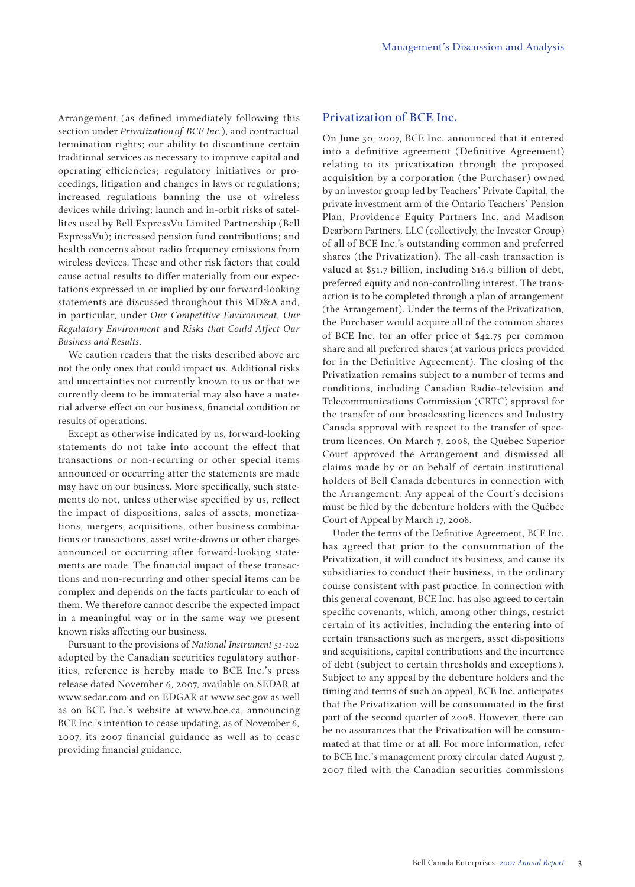Arrangement (as defined immediately following this section under *Privatization of BCE Inc.*), and contractual termination rights; our ability to discontinue certain traditional services as necessary to improve capital and operating efficiencies; regulatory initiatives or proceedings, litigation and changes in laws or regulations; increased regulations banning the use of wireless devices while driving; launch and in-orbit risks of satellites used by Bell ExpressVu Limited Partnership (Bell ExpressVu); increased pension fund contributions; and health concerns about radio frequency emissions from wireless devices. These and other risk factors that could cause actual results to differ materially from our expectations expressed in or implied by our forward-looking statements are discussed throughout this MD&A and, in particular, under *Our Competitive Environment*, *Our Regulatory Environment* and *Risks that Could Affect Our Business and Results*.

We caution readers that the risks described above are not the only ones that could impact us. Additional risks and uncertainties not currently known to us or that we currently deem to be immaterial may also have a material adverse effect on our business, financial condition or results of operations.

Except as otherwise indicated by us, forward-looking statements do not take into account the effect that transactions or non-recurring or other special items announced or occurring after the statements are made may have on our business. More specifically, such statements do not, unless otherwise specified by us, reflect the impact of dispositions, sales of assets, monetizations, mergers, acquisitions, other business combinations or transactions, asset write-downs or other charges announced or occurring after forward-looking statements are made. The financial impact of these transactions and non-recurring and other special items can be complex and depends on the facts particular to each of them. We therefore cannot describe the expected impact in a meaningful way or in the same way we present known risks affecting our business.

Pursuant to the provisions of *National Instrument 51-102* adopted by the Canadian securities regulatory authorities, reference is hereby made to BCE Inc.'s press release dated November 6, 2007, available on SEDAR at www.sedar.com and on EDGAR at www.sec.gov as well as on BCE Inc.'s website at www.bce.ca, announcing BCE Inc.'s intention to cease updating, as of November 6, 2007, its 2007 financial guidance as well as to cease providing financial guidance.

## Privatization of BCE Inc.

On June 30, 2007, BCE Inc. announced that it entered into a definitive agreement (Definitive Agreement) relating to its privatization through the proposed acquisition by a corporation (the Purchaser) owned by an investor group led by Teachers' Private Capital, the private investment arm of the Ontario Teachers' Pension Plan, Providence Equity Partners Inc. and Madison Dearborn Partners, LLC (collectively, the Investor Group) of all of BCE Inc.'s outstanding common and preferred shares (the Privatization). The all-cash transaction is valued at $51.7 billion, including $16.9 billion of debt, preferred equity and non-controlling interest. The transaction is to be completed through a plan of arrangement (the Arrangement). Under the terms of the Privatization, the Purchaser would acquire all of the common shares of BCE Inc. for an offer price of $42.75 per common share and all preferred shares (at various prices provided for in the Definitive Agreement). The closing of the Privatization remains subject to a number of terms and conditions, including Canadian Radio-television and Telecommunications Commission (CRTC) approval for the transfer of our broadcasting licences and Industry Canada approval with respect to the transfer of spectrum licences. On March 7, 2008, the Québec Superior Court approved the Arrangement and dismissed all claims made by or on behalf of certain institutional holders of Bell Canada debentures in connection with the Arrangement. Any appeal of the Court's decisions must be filed by the debenture holders with the Québec Court of Appeal by March 17, 2008.

Under the terms of the Definitive Agreement, BCE Inc. has agreed that prior to the consummation of the Privatization, it will conduct its business, and cause its subsidiaries to conduct their business, in the ordinary course consistent with past practice. In connection with this general covenant, BCE Inc. has also agreed to certain specific covenants, which, among other things, restrict certain of its activities, including the entering into of certain transactions such as mergers, asset dispositions and acquisitions, capital contributions and the incurrence of debt (subject to certain thresholds and exceptions). Subject to any appeal by the debenture holders and the timing and terms of such an appeal, BCE Inc. anticipates that the Privatization will be consummated in the first part of the second quarter of 2008. However, there can be no assurances that the Privatization will be consummated at that time or at all. For more information, refer to BCE Inc.'s management proxy circular dated August 7, 2007 filed with the Canadian securities commissions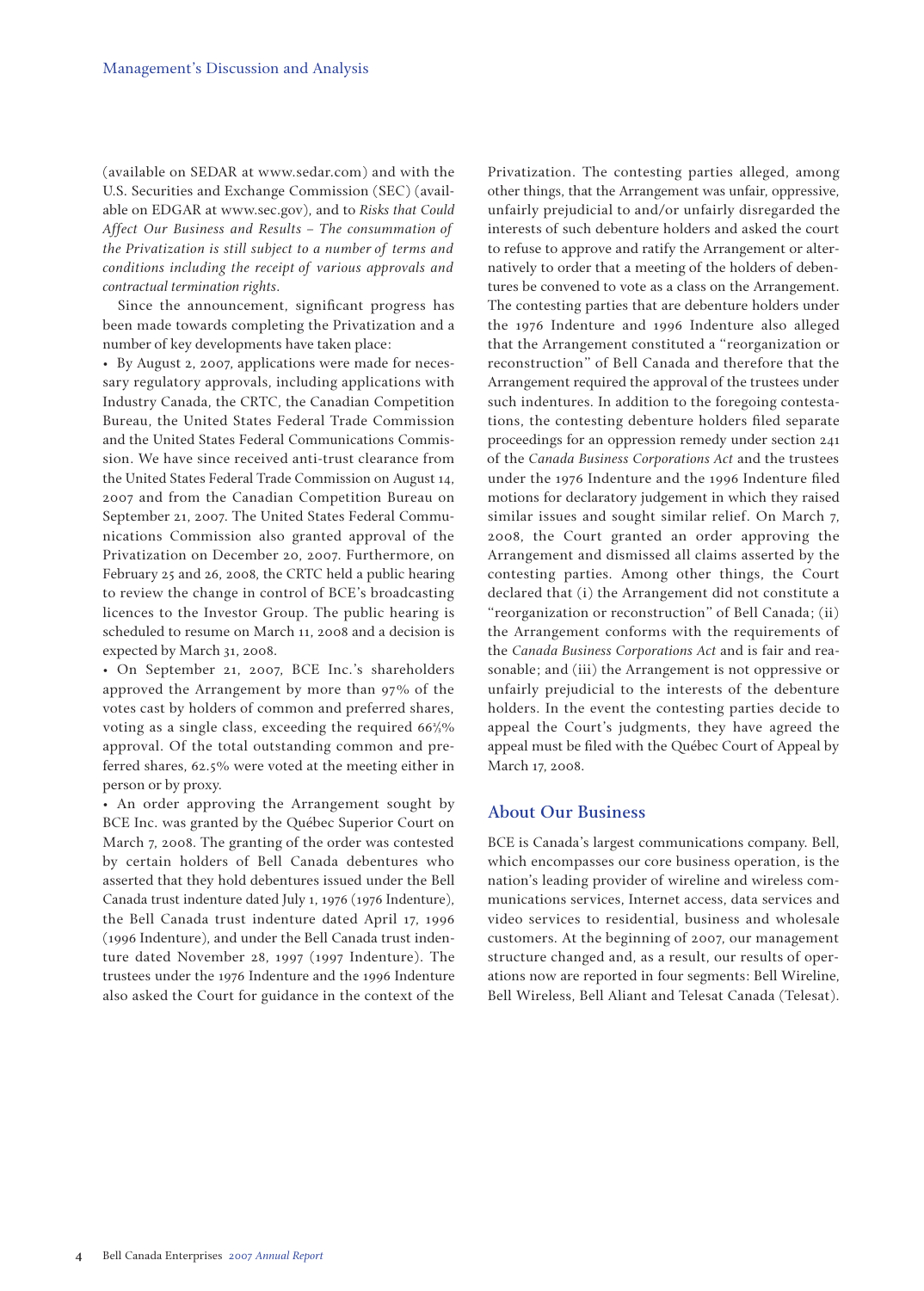(available on SEDAR at www.sedar.com) and with the U.S. Securities and Exchange Commission (SEC) (available on EDGAR at www.sec.gov), and to *Risks that Could Affect Our Business and Results – The consummation of the Privatization is still subject to a number of terms and conditions including the receipt of various approvals and contractual termination rights*.

Since the announcement, significant progress has been made towards completing the Privatization and a number of key developments have taken place:

- By August 2, 2007, applications were made for necessary regulatory approvals, including applications with Industry Canada, the CRTC, the Canadian Competition Bureau, the United States Federal Trade Commission and the United States Federal Communications Commission. We have since received anti-trust clearance from the United States Federal Trade Commission on August 14, 2007 and from the Canadian Competition Bureau on September 21, 2007. The United States Federal Communications Commission also granted approval of the Privatization on December 20, 2007. Furthermore, on February 25 and 26, 2008, the CRTC held a public hearing to review the change in control of BCE's broadcasting licences to the Investor Group. The public hearing is scheduled to resume on March 11, 2008 and a decision is expected by March 31, 2008.
- On September 21, 2007, BCE Inc.'s shareholders approved the Arrangement by more than 97% of the votes cast by holders of common and preferred shares, voting as a single class, exceeding the required 66⅔% approval. Of the total outstanding common and preferred shares, 62.5% were voted at the meeting either in person or by proxy.
- An order approving the Arrangement sought by BCE Inc. was granted by the Québec Superior Court on March 7, 2008. The granting of the order was contested by certain holders of Bell Canada debentures who asserted that they hold debentures issued under the Bell Canada trust indenture dated July 1, 1976 (1976 Indenture), the Bell Canada trust indenture dated April 17, 1996 (1996 Indenture), and under the Bell Canada trust indenture dated November 28, 1997 (1997 Indenture). The trustees under the 1976 Indenture and the 1996 Indenture also asked the Court for guidance in the context of the Privatization. The contesting parties alleged, among other things, that the Arrangement was unfair, oppressive, unfairly prejudicial to and/or unfairly disregarded the interests of such debenture holders and asked the court to refuse to approve and ratify the Arrangement or alternatively to order that a meeting of the holders of debentures be convened to vote as a class on the Arrangement. The contesting parties that are debenture holders under the 1976 Indenture and 1996 Indenture also alleged that the Arrangement constituted a "reorganization or reconstruction" of Bell Canada and therefore that the Arrangement required the approval of the trustees under such indentures. In addition to the foregoing contestations, the contesting debenture holders filed separate proceedings for an oppression remedy under section 241 of the *Canada Business Corporations Act* and the trustees under the 1976 Indenture and the 1996 Indenture filed motions for declaratory judgement in which they raised similar issues and sought similar relief. On March 7, 2008, the Court granted an order approving the Arrangement and dismissed all claims asserted by the contesting parties. Among other things, the Court declared that (i) the Arrangement did not constitute a "reorganization or reconstruction" of Bell Canada; (ii) the Arrangement conforms with the requirements of the *Canada Business Corporations Act* and is fair and reasonable; and (iii) the Arrangement is not oppressive or unfairly prejudicial to the interests of the debenture holders. In the event the contesting parties decide to appeal the Court's judgments, they have agreed the appeal must be filed with the Québec Court of Appeal by March 17, 2008.

## About Our Business

BCE is Canada's largest communications company. Bell, which encompasses our core business operation, is the nation's leading provider of wireline and wireless communications services, Internet access, data services and video services to residential, business and wholesale customers. At the beginning of 2007, our management structure changed and, as a result, our results of operations now are reported in four segments: Bell Wireline, Bell Wireless, Bell Aliant and Telesat Canada (Telesat).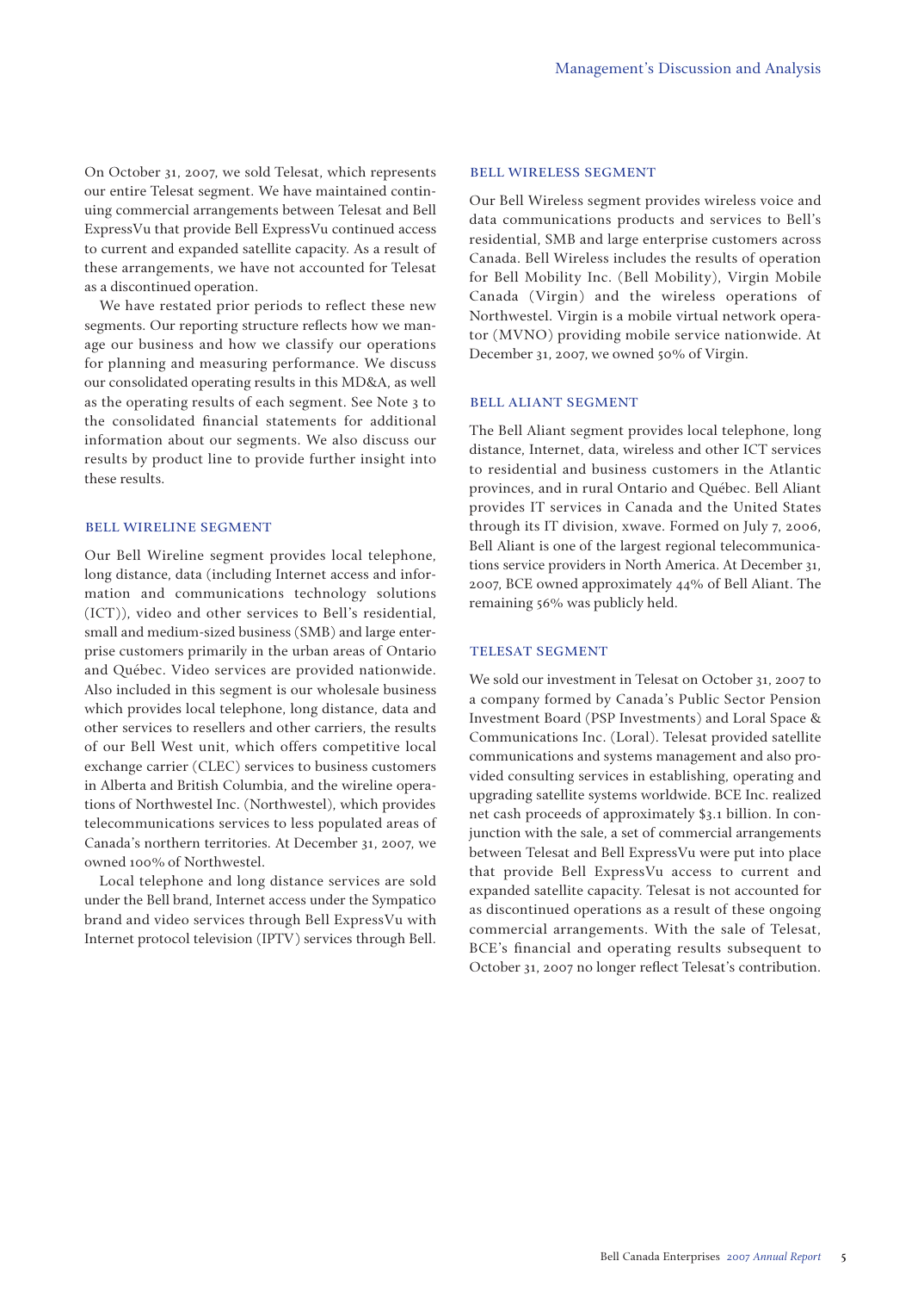On October 31, 2007, we sold Telesat, which represents our entire Telesat segment. We have maintained continuing commercial arrangements between Telesat and Bell ExpressVu that provide Bell ExpressVu continued access to current and expanded satellite capacity. As a result of these arrangements, we have not accounted for Telesat as a discontinued operation.

We have restated prior periods to reflect these new segments. Our reporting structure reflects how we manage our business and how we classify our operations for planning and measuring performance. We discuss our consolidated operating results in this MD&A, as well as the operating results of each segment. See Note 3 to the consolidated financial statements for additional information about our segments. We also discuss our results by product line to provide further insight into these results.

### BELL WIRELINE SEGMENT

Our Bell Wireline segment provides local telephone, long distance, data (including Internet access and information and communications technology solutions (ICT)), video and other services to Bell's residential, small and medium-sized business (SMB) and large enterprise customers primarily in the urban areas of Ontario and Québec. Video services are provided nationwide. Also included in this segment is our wholesale business which provides local telephone, long distance, data and other services to resellers and other carriers, the results of our Bell West unit, which offers competitive local exchange carrier (CLEC) services to business customers in Alberta and British Columbia, and the wireline operations of Northwestel Inc. (Northwestel), which provides telecommunications services to less populated areas of Canada's northern territories. At December 31, 2007, we owned 100% of Northwestel.

Local telephone and long distance services are sold under the Bell brand, Internet access under the Sympatico brand and video services through Bell ExpressVu with Internet protocol television (IPTV) services through Bell.

### BELL WIRELESS SEGMENT

Our Bell Wireless segment provides wireless voice and data communications products and services to Bell's residential, SMB and large enterprise customers across Canada. Bell Wireless includes the results of operation for Bell Mobility Inc. (Bell Mobility), Virgin Mobile Canada (Virgin) and the wireless operations of Northwestel. Virgin is a mobile virtual network operator (MVNO) providing mobile service nationwide. At December 31, 2007, we owned 50% of Virgin.

### BELL ALIANT SEGMENT

The Bell Aliant segment provides local telephone, long distance, Internet, data, wireless and other ICT services to residential and business customers in the Atlantic provinces, and in rural Ontario and Québec. Bell Aliant provides IT services in Canada and the United States through its IT division, xwave. Formed on July 7, 2006, Bell Aliant is one of the largest regional telecommunications service providers in North America. At December 31, 2007, BCE owned approximately 44% of Bell Aliant. The remaining 56% was publicly held.

### TELESAT SEGMENT

We sold our investment in Telesat on October 31, 2007 to a company formed by Canada's Public Sector Pension Investment Board (PSP Investments) and Loral Space & Communications Inc. (Loral). Telesat provided satellite communications and systems management and also provided consulting services in establishing, operating and upgrading satellite systems worldwide. BCE Inc. realized net cash proceeds of approximately $3.1 billion. In conjunction with the sale, a set of commercial arrangements between Telesat and Bell ExpressVu were put into place that provide Bell ExpressVu access to current and expanded satellite capacity. Telesat is not accounted for as discontinued operations as a result of these ongoing commercial arrangements. With the sale of Telesat, BCE's financial and operating results subsequent to October 31, 2007 no longer reflect Telesat's contribution.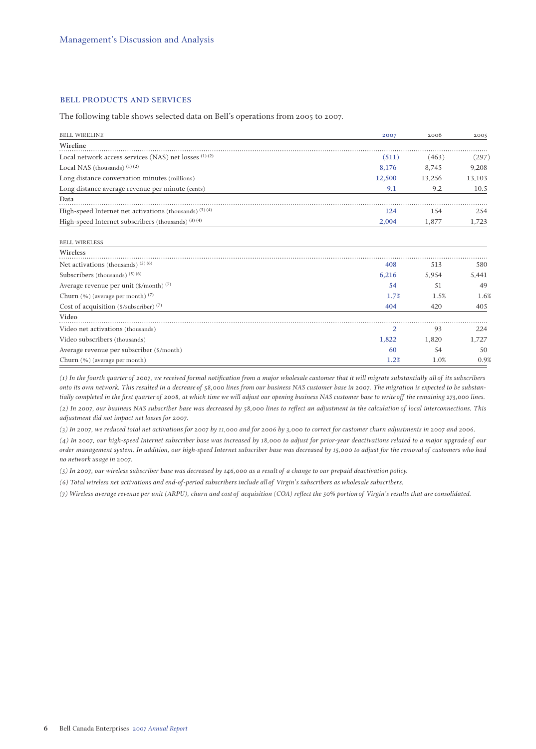## BELL PRODUCTS AND SERVICES

The following table shows selected data on Bell's operations from 2005 to 2007.

| BELL WIRELINE | 2007 | 2006 | 2005 |
|---|---|---|---|
| **Wireline** | | | |
| Local network access services (NAS) net losses [(1) (2)] | (511) | (463) | (297) |
| Local NAS (thousands) [(1) (2)] | 8,176 | 8,745 | 9,208 |
| Long distance conversation minutes (millions) | 12,500 | 13,256 | 13,103 |
| Long distance average revenue per minute (cents) | 9.1 | 9.2 | 10.5 |
| **Data** | | | |
| High-speed Internet net activations (thousands) [(3) (4)] | 124 | 154 | 254 |
| High-speed Internet subscribers (thousands) [(3) (4)] | 2,004 | 1,877 | 1,723 |

| BELL WIRELESS | 2007 | 2006 | 2005 |
|---|---|---|---|
| **Wireless** | | | |
| Net activations (thousands) [(5) (6)] | 408 | 513 | 580 |
| Subscribers (thousands) [(5) (6)] | 6,216 | 5,954 | 5,441 |
| Average revenue per unit ($/month) [(7)] | 54 | 51 | 49 |
| Churn (%) (average per month) [(7)] | 1.7% | 1.5% | 1.6% |
| Cost of acquisition ($/subscriber) [(7)] | 404 | 420 | 405 |
| **Video** | | | |
| Video net activations (thousands) | 2 | 93 | 224 |
| Video subscribers (thousands) | 1,822 | 1,820 | 1,727 |
| Average revenue per subscriber ($/month) | 60 | 54 | 50 |
| Churn (%) (average per month) | 1.2% | 1.0% | 0.9% |

*(1) In the fourth quarter of 2007, we received formal notification from a major wholesale customer that it will migrate substantially all of its subscribers onto its own network. This resulted in a decrease of 58,000 lines from our business NAS customer base in 2007. The migration is expected to be substantially completed in the first quarter of 2008, at which time we will adjust our opening business NAS customer base to write off the remaining 273,000 lines.*

*(2) In 2007, our business NAS subscriber base was decreased by 58,000 lines to reflect an adjustment in the calculation of local interconnections. This adjustment did not impact net losses for 2007.*

*(3) In 2007, we reduced total net activations for 2007 by 11,000 and for 2006 by 3,000 to correct for customer churn adjustments in 2007 and 2006.*

*(4) In 2007, our high-speed Internet subscriber base was increased by 18,000 to adjust for prior-year deactivations related to a major upgrade of our order management system. In addition, our high-speed Internet subscriber base was decreased by 15,000 to adjust for the removal of customers who had no network usage in 2007.*

*(5) In 2007, our wireless subscriber base was decreased by 146,000 as a result of a change to our prepaid deactivation policy.*

*(6) Total wireless net activations and end-of-period subscribers include all of Virgin's subscribers as wholesale subscribers.*

*(7) Wireless average revenue per unit (ARPU), churn and cost of acquisition (COA) reflect the 50% portion of Virgin's results that are consolidated.*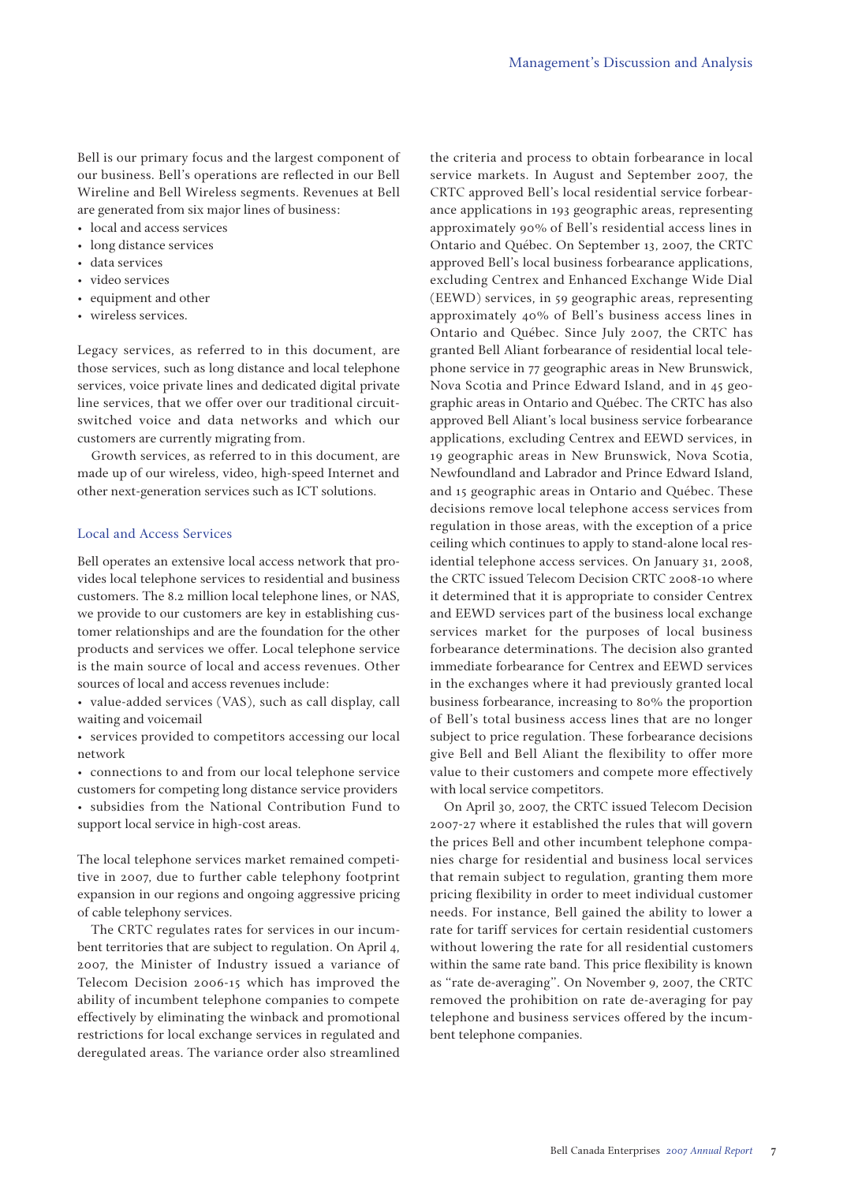Bell is our primary focus and the largest component of our business. Bell's operations are reflected in our Bell Wireline and Bell Wireless segments. Revenues at Bell are generated from six major lines of business:

- local and access services
- long distance services
- data services
- video services
- equipment and other
- wireless services.

Legacy services, as referred to in this document, are those services, such as long distance and local telephone services, voice private lines and dedicated digital private line services, that we offer over our traditional circuit-switched voice and data networks and which our customers are currently migrating from.

Growth services, as referred to in this document, are made up of our wireless, video, high-speed Internet and other next-generation services such as ICT solutions.

## Local and Access Services

Bell operates an extensive local access network that provides local telephone services to residential and business customers. The 8.2 million local telephone lines, or NAS, we provide to our customers are key in establishing customer relationships and are the foundation for the other products and services we offer. Local telephone service is the main source of local and access revenues. Other sources of local and access revenues include:

- value-added services (VAS), such as call display, call waiting and voicemail
- services provided to competitors accessing our local network
- connections to and from our local telephone service customers for competing long distance service providers
- subsidies from the National Contribution Fund to support local service in high-cost areas.

The local telephone services market remained competitive in 2007, due to further cable telephony footprint expansion in our regions and ongoing aggressive pricing of cable telephony services.

The CRTC regulates rates for services in our incumbent territories that are subject to regulation. On April 4, 2007, the Minister of Industry issued a variance of Telecom Decision 2006-15 which has improved the ability of incumbent telephone companies to compete effectively by eliminating the winback and promotional restrictions for local exchange services in regulated and deregulated areas. The variance order also streamlined the criteria and process to obtain forbearance in local service markets. In August and September 2007, the CRTC approved Bell's local residential service forbearance applications in 193 geographic areas, representing approximately 90% of Bell's residential access lines in Ontario and Québec. On September 13, 2007, the CRTC approved Bell's local business forbearance applications, excluding Centrex and Enhanced Exchange Wide Dial (EEWD) services, in 59 geographic areas, representing approximately 40% of Bell's business access lines in Ontario and Québec. Since July 2007, the CRTC has granted Bell Aliant forbearance of residential local telephone service in 77 geographic areas in New Brunswick, Nova Scotia and Prince Edward Island, and in 45 geographic areas in Ontario and Québec. The CRTC has also approved Bell Aliant's local business service forbearance applications, excluding Centrex and EEWD services, in 19 geographic areas in New Brunswick, Nova Scotia, Newfoundland and Labrador and Prince Edward Island, and 15 geographic areas in Ontario and Québec. These decisions remove local telephone access services from regulation in those areas, with the exception of a price ceiling which continues to apply to stand-alone local residential telephone access services. On January 31, 2008, the CRTC issued Telecom Decision CRTC 2008-10 where it determined that it is appropriate to consider Centrex and EEWD services part of the business local exchange services market for the purposes of local business forbearance determinations. The decision also granted immediate forbearance for Centrex and EEWD services in the exchanges where it had previously granted local business forbearance, increasing to 80% the proportion of Bell's total business access lines that are no longer subject to price regulation. These forbearance decisions give Bell and Bell Aliant the flexibility to offer more value to their customers and compete more effectively with local service competitors.

On April 30, 2007, the CRTC issued Telecom Decision 2007-27 where it established the rules that will govern the prices Bell and other incumbent telephone companies charge for residential and business local services that remain subject to regulation, granting them more pricing flexibility in order to meet individual customer needs. For instance, Bell gained the ability to lower a rate for tariff services for certain residential customers without lowering the rate for all residential customers within the same rate band. This price flexibility is known as "rate de-averaging". On November 9, 2007, the CRTC removed the prohibition on rate de-averaging for pay telephone and business services offered by the incumbent telephone companies.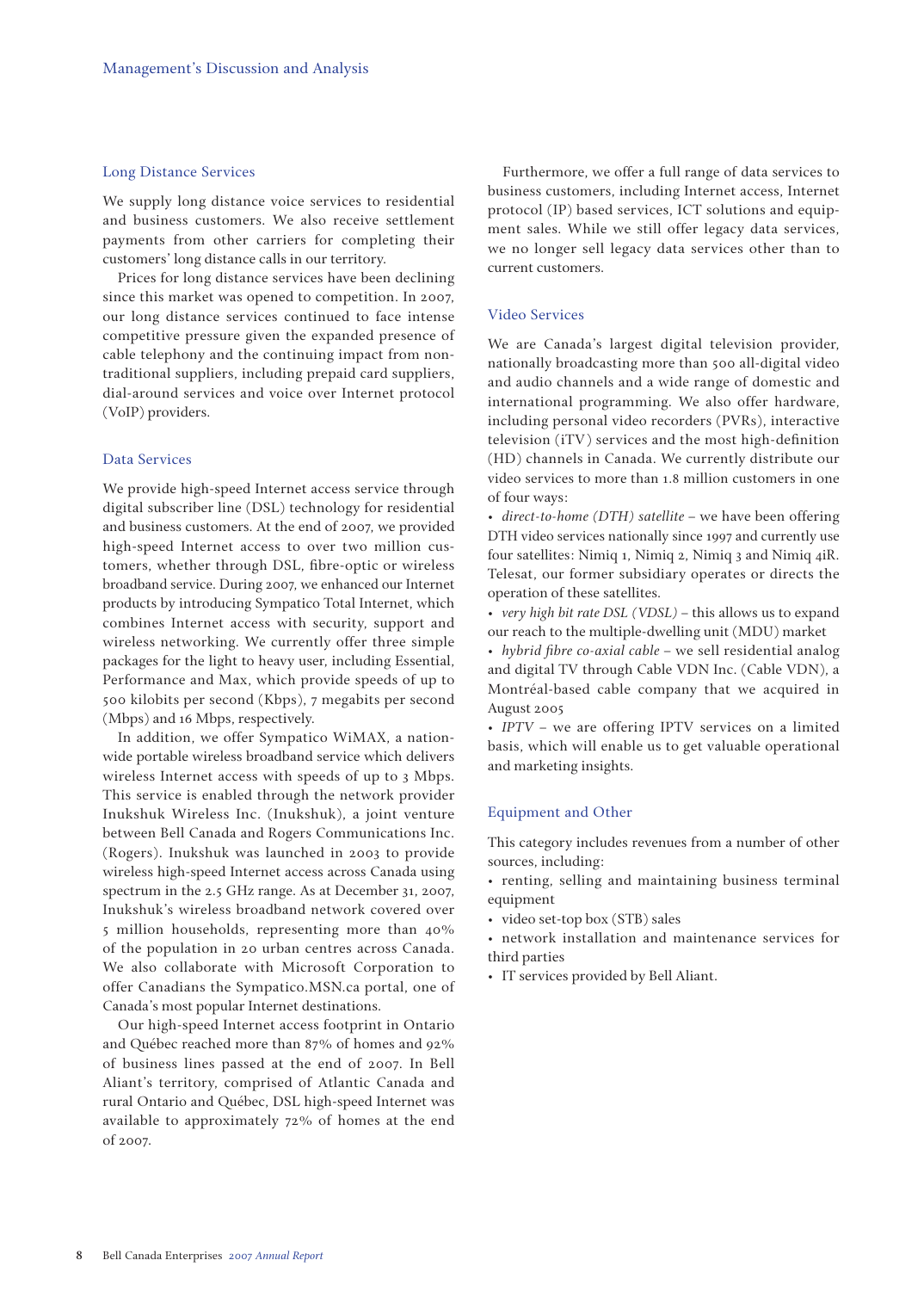### Long Distance Services

We supply long distance voice services to residential and business customers. We also receive settlement payments from other carriers for completing their customers' long distance calls in our territory.

Prices for long distance services have been declining since this market was opened to competition. In 2007, our long distance services continued to face intense competitive pressure given the expanded presence of cable telephony and the continuing impact from non-traditional suppliers, including prepaid card suppliers, dial-around services and voice over Internet protocol (VoIP) providers.

### Data Services

We provide high-speed Internet access service through digital subscriber line (DSL) technology for residential and business customers. At the end of 2007, we provided high-speed Internet access to over two million customers, whether through DSL, fibre-optic or wireless broadband service. During 2007, we enhanced our Internet products by introducing Sympatico Total Internet, which combines Internet access with security, support and wireless networking. We currently offer three simple packages for the light to heavy user, including Essential, Performance and Max, which provide speeds of up to 500 kilobits per second (Kbps), 7 megabits per second (Mbps) and 16 Mbps, respectively.

In addition, we offer Sympatico WiMAX, a nationwide portable wireless broadband service which delivers wireless Internet access with speeds of up to 3 Mbps. This service is enabled through the network provider Inukshuk Wireless Inc. (Inukshuk), a joint venture between Bell Canada and Rogers Communications Inc. (Rogers). Inukshuk was launched in 2003 to provide wireless high-speed Internet access across Canada using spectrum in the 2.5 GHz range. As at December 31, 2007, Inukshuk's wireless broadband network covered over 5 million households, representing more than 40% of the population in 20 urban centres across Canada. We also collaborate with Microsoft Corporation to offer Canadians the Sympatico.MSN.ca portal, one of Canada's most popular Internet destinations.

Our high-speed Internet access footprint in Ontario and Québec reached more than 87% of homes and 92% of business lines passed at the end of 2007. In Bell Aliant's territory, comprised of Atlantic Canada and rural Ontario and Québec, DSL high-speed Internet was available to approximately 72% of homes at the end of 2007.

Furthermore, we offer a full range of data services to business customers, including Internet access, Internet protocol (IP) based services, ICT solutions and equipment sales. While we still offer legacy data services, we no longer sell legacy data services other than to current customers.

### Video Services

We are Canada's largest digital television provider, nationally broadcasting more than 500 all-digital video and audio channels and a wide range of domestic and international programming. We also offer hardware, including personal video recorders (PVRs), interactive television (iTV) services and the most high-definition (HD) channels in Canada. We currently distribute our video services to more than 1.8 million customers in one of four ways:

- *direct-to-home (DTH) satellite* – we have been offering DTH video services nationally since 1997 and currently use four satellites: Nimiq 1, Nimiq 2, Nimiq 3 and Nimiq 4iR. Telesat, our former subsidiary operates or directs the operation of these satellites.
- *very high bit rate DSL (VDSL)* – this allows us to expand our reach to the multiple-dwelling unit (MDU) market
- *hybrid fibre co-axial cable* – we sell residential analog and digital TV through Cable VDN Inc. (Cable VDN), a Montréal-based cable company that we acquired in August 2005
- *IPTV* – we are offering IPTV services on a limited basis, which will enable us to get valuable operational and marketing insights.

### Equipment and Other

This category includes revenues from a number of other sources, including:

- renting, selling and maintaining business terminal equipment
- video set-top box (STB) sales
- network installation and maintenance services for third parties
- IT services provided by Bell Aliant.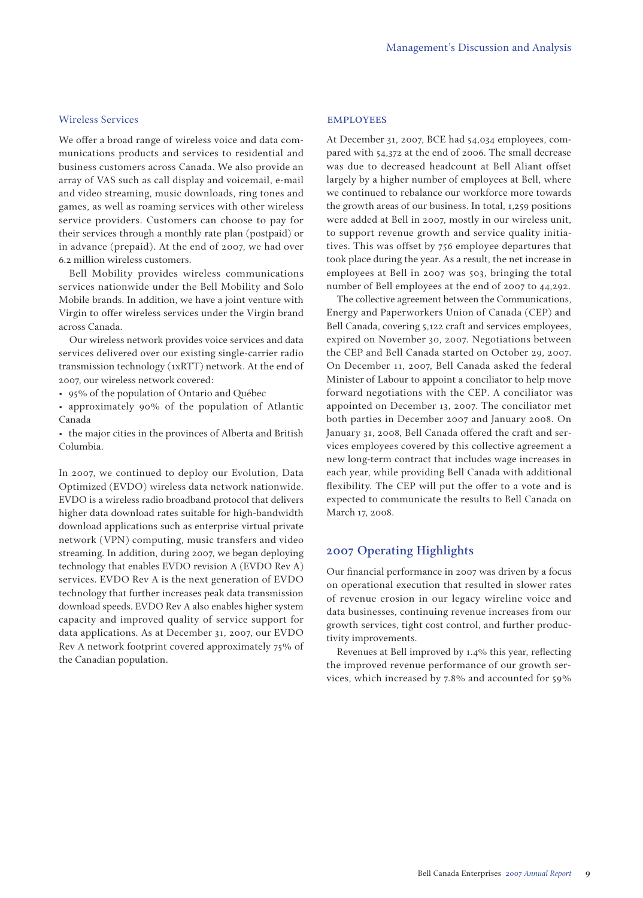### Wireless Services

We offer a broad range of wireless voice and data communications products and services to residential and business customers across Canada. We also provide an array of VAS such as call display and voicemail, e-mail and video streaming, music downloads, ring tones and games, as well as roaming services with other wireless service providers. Customers can choose to pay for their services through a monthly rate plan (postpaid) or in advance (prepaid). At the end of 2007, we had over 6.2 million wireless customers.

Bell Mobility provides wireless communications services nationwide under the Bell Mobility and Solo Mobile brands. In addition, we have a joint venture with Virgin to offer wireless services under the Virgin brand across Canada.

Our wireless network provides voice services and data services delivered over our existing single-carrier radio transmission technology (1xRTT) network. At the end of 2007, our wireless network covered:

- 95% of the population of Ontario and Québec
- approximately 90% of the population of Atlantic Canada
- the major cities in the provinces of Alberta and British Columbia.

In 2007, we continued to deploy our Evolution, Data Optimized (EVDO) wireless data network nationwide. EVDO is a wireless radio broadband protocol that delivers higher data download rates suitable for high-bandwidth download applications such as enterprise virtual private network (VPN) computing, music transfers and video streaming. In addition, during 2007, we began deploying technology that enables EVDO revision A (EVDO Rev A) services. EVDO Rev A is the next generation of EVDO technology that further increases peak data transmission download speeds. EVDO Rev A also enables higher system capacity and improved quality of service support for data applications. As at December 31, 2007, our EVDO Rev A network footprint covered approximately 75% of the Canadian population.

### EMPLOYEES

At December 31, 2007, BCE had 54,034 employees, compared with 54,372 at the end of 2006. The small decrease was due to decreased headcount at Bell Aliant offset largely by a higher number of employees at Bell, where we continued to rebalance our workforce more towards the growth areas of our business. In total, 1,259 positions were added at Bell in 2007, mostly in our wireless unit, to support revenue growth and service quality initiatives. This was offset by 756 employee departures that took place during the year. As a result, the net increase in employees at Bell in 2007 was 503, bringing the total number of Bell employees at the end of 2007 to 44,292.

The collective agreement between the Communications, Energy and Paperworkers Union of Canada (CEP) and Bell Canada, covering 5,122 craft and services employees, expired on November 30, 2007. Negotiations between the CEP and Bell Canada started on October 29, 2007. On December 11, 2007, Bell Canada asked the federal Minister of Labour to appoint a conciliator to help move forward negotiations with the CEP. A conciliator was appointed on December 13, 2007. The conciliator met both parties in December 2007 and January 2008. On January 31, 2008, Bell Canada offered the craft and services employees covered by this collective agreement a new long-term contract that includes wage increases in each year, while providing Bell Canada with additional flexibility. The CEP will put the offer to a vote and is expected to communicate the results to Bell Canada on March 17, 2008.

## 2007 Operating Highlights

Our financial performance in 2007 was driven by a focus on operational execution that resulted in slower rates of revenue erosion in our legacy wireline voice and data businesses, continuing revenue increases from our growth services, tight cost control, and further productivity improvements.

Revenues at Bell improved by 1.4% this year, reflecting the improved revenue performance of our growth services, which increased by 7.8% and accounted for 59%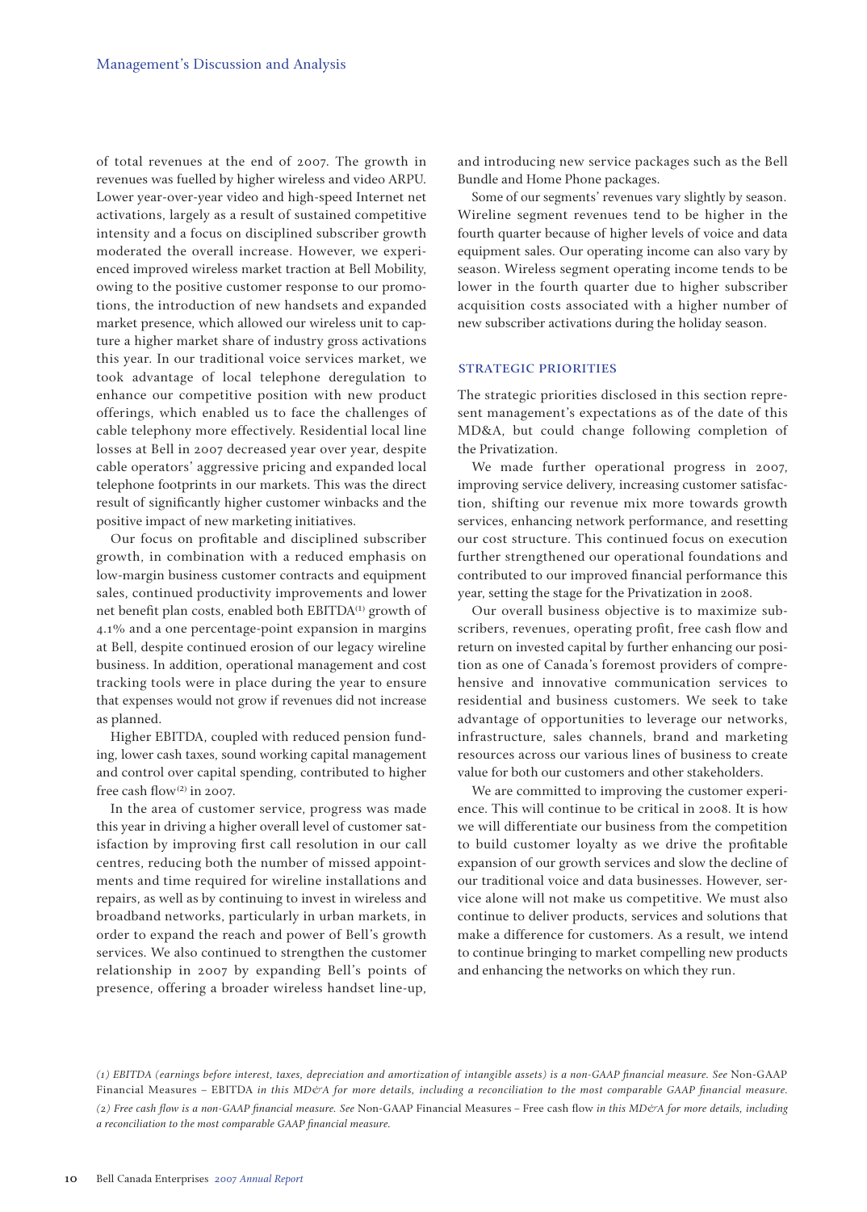of total revenues at the end of 2007. The growth in revenues was fuelled by higher wireless and video ARPU. Lower year-over-year video and high-speed Internet net activations, largely as a result of sustained competitive intensity and a focus on disciplined subscriber growth moderated the overall increase. However, we experienced improved wireless market traction at Bell Mobility, owing to the positive customer response to our promotions, the introduction of new handsets and expanded market presence, which allowed our wireless unit to capture a higher market share of industry gross activations this year. In our traditional voice services market, we took advantage of local telephone deregulation to enhance our competitive position with new product offerings, which enabled us to face the challenges of cable telephony more effectively. Residential local line losses at Bell in 2007 decreased year over year, despite cable operators' aggressive pricing and expanded local telephone footprints in our markets. This was the direct result of significantly higher customer winbacks and the positive impact of new marketing initiatives.

Our focus on profitable and disciplined subscriber growth, in combination with a reduced emphasis on low-margin business customer contracts and equipment sales, continued productivity improvements and lower net benefit plan costs, enabled both EBITDA[1] growth of 4.1% and a one percentage-point expansion in margins at Bell, despite continued erosion of our legacy wireline business. In addition, operational management and cost tracking tools were in place during the year to ensure that expenses would not grow if revenues did not increase as planned.

Higher EBITDA, coupled with reduced pension funding, lower cash taxes, sound working capital management and control over capital spending, contributed to higher free cash flow[2] in 2007.

In the area of customer service, progress was made this year in driving a higher overall level of customer satisfaction by improving first call resolution in our call centres, reducing both the number of missed appointments and time required for wireline installations and repairs, as well as by continuing to invest in wireless and broadband networks, particularly in urban markets, in order to expand the reach and power of Bell's growth services. We also continued to strengthen the customer relationship in 2007 by expanding Bell's points of presence, offering a broader wireless handset line-up, and introducing new service packages such as the Bell Bundle and Home Phone packages.

Some of our segments' revenues vary slightly by season. Wireline segment revenues tend to be higher in the fourth quarter because of higher levels of voice and data equipment sales. Our operating income can also vary by season. Wireless segment operating income tends to be lower in the fourth quarter due to higher subscriber acquisition costs associated with a higher number of new subscriber activations during the holiday season.

## STRATEGIC PRIORITIES

The strategic priorities disclosed in this section represent management's expectations as of the date of this MD&A, but could change following completion of the Privatization.

We made further operational progress in 2007, improving service delivery, increasing customer satisfaction, shifting our revenue mix more towards growth services, enhancing network performance, and resetting our cost structure. This continued focus on execution further strengthened our operational foundations and contributed to our improved financial performance this year, setting the stage for the Privatization in 2008.

Our overall business objective is to maximize subscribers, revenues, operating profit, free cash flow and return on invested capital by further enhancing our position as one of Canada's foremost providers of comprehensive and innovative communication services to residential and business customers. We seek to take advantage of opportunities to leverage our networks, infrastructure, sales channels, brand and marketing resources across our various lines of business to create value for both our customers and other stakeholders.

We are committed to improving the customer experience. This will continue to be critical in 2008. It is how we will differentiate our business from the competition to build customer loyalty as we drive the profitable expansion of our growth services and slow the decline of our traditional voice and data businesses. However, service alone will not make us competitive. We must also continue to deliver products, services and solutions that make a difference for customers. As a result, we intend to continue bringing to market compelling new products and enhancing the networks on which they run.

*(1) EBITDA (earnings before interest, taxes, depreciation and amortization of intangible assets) is a non-GAAP financial measure. See* Non-GAAP Financial Measures – EBITDA *in this MD&A for more details, including a reconciliation to the most comparable GAAP financial measure.*

*(2) Free cash flow is a non-GAAP financial measure. See* Non-GAAP Financial Measures – Free cash flow *in this MD&A for more details, including a reconciliation to the most comparable GAAP financial measure.*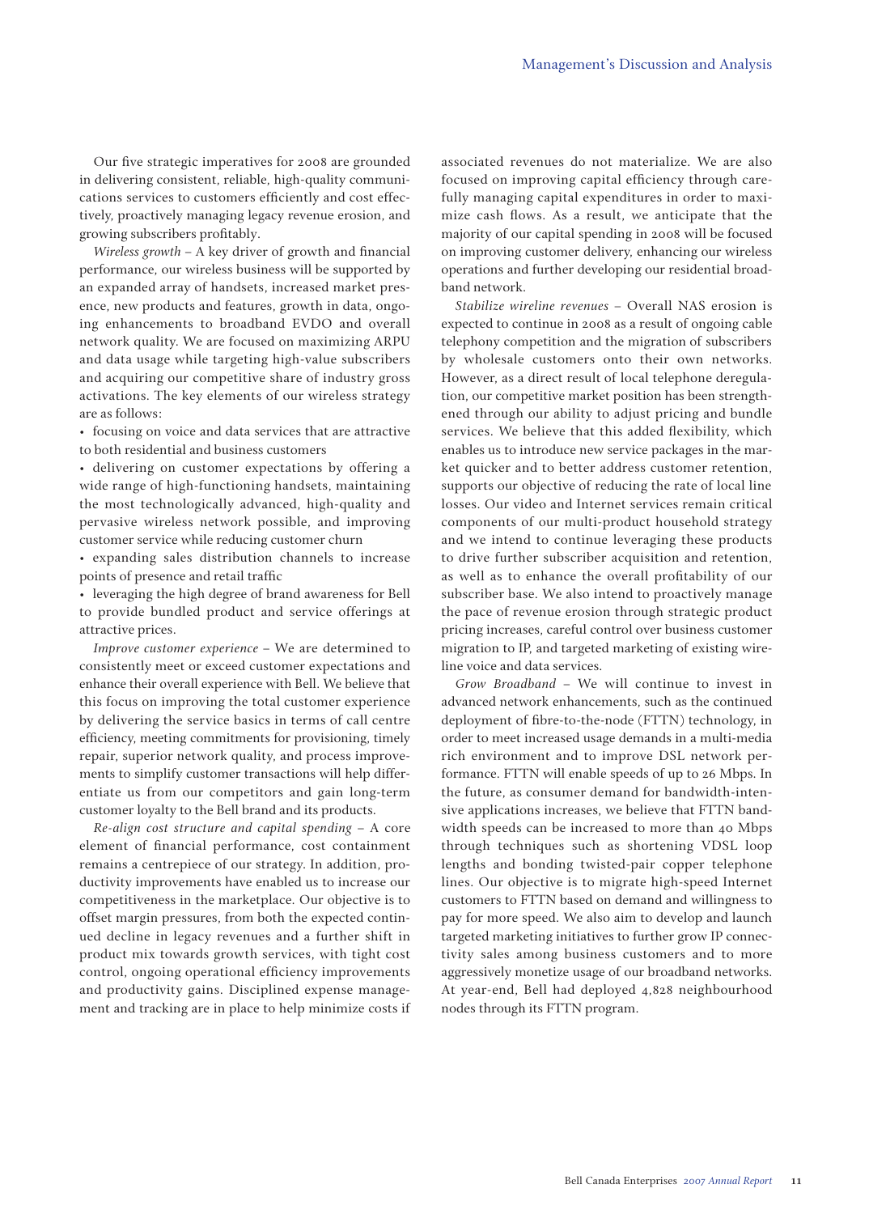Our five strategic imperatives for 2008 are grounded in delivering consistent, reliable, high-quality communications services to customers efficiently and cost effectively, proactively managing legacy revenue erosion, and growing subscribers profitably.

*Wireless growth* – A key driver of growth and financial performance, our wireless business will be supported by an expanded array of handsets, increased market presence, new products and features, growth in data, ongoing enhancements to broadband EVDO and overall network quality. We are focused on maximizing ARPU and data usage while targeting high-value subscribers and acquiring our competitive share of industry gross activations. The key elements of our wireless strategy are as follows:

- focusing on voice and data services that are attractive to both residential and business customers
- delivering on customer expectations by offering a wide range of high-functioning handsets, maintaining the most technologically advanced, high-quality and pervasive wireless network possible, and improving customer service while reducing customer churn
- expanding sales distribution channels to increase points of presence and retail traffic
- leveraging the high degree of brand awareness for Bell to provide bundled product and service offerings at attractive prices.

*Improve customer experience* – We are determined to consistently meet or exceed customer expectations and enhance their overall experience with Bell. We believe that this focus on improving the total customer experience by delivering the service basics in terms of call centre efficiency, meeting commitments for provisioning, timely repair, superior network quality, and process improvements to simplify customer transactions will help differentiate us from our competitors and gain long-term customer loyalty to the Bell brand and its products.

*Re-align cost structure and capital spending* – A core element of financial performance, cost containment remains a centrepiece of our strategy. In addition, productivity improvements have enabled us to increase our competitiveness in the marketplace. Our objective is to offset margin pressures, from both the expected continued decline in legacy revenues and a further shift in product mix towards growth services, with tight cost control, ongoing operational efficiency improvements and productivity gains. Disciplined expense management and tracking are in place to help minimize costs if associated revenues do not materialize. We are also focused on improving capital efficiency through carefully managing capital expenditures in order to maximize cash flows. As a result, we anticipate that the majority of our capital spending in 2008 will be focused on improving customer delivery, enhancing our wireless operations and further developing our residential broadband network.

*Stabilize wireline revenues* – Overall NAS erosion is expected to continue in 2008 as a result of ongoing cable telephony competition and the migration of subscribers by wholesale customers onto their own networks. However, as a direct result of local telephone deregulation, our competitive market position has been strengthened through our ability to adjust pricing and bundle services. We believe that this added flexibility, which enables us to introduce new service packages in the market quicker and to better address customer retention, supports our objective of reducing the rate of local line losses. Our video and Internet services remain critical components of our multi-product household strategy and we intend to continue leveraging these products to drive further subscriber acquisition and retention, as well as to enhance the overall profitability of our subscriber base. We also intend to proactively manage the pace of revenue erosion through strategic product pricing increases, careful control over business customer migration to IP, and targeted marketing of existing wireline voice and data services.

*Grow Broadband* – We will continue to invest in advanced network enhancements, such as the continued deployment of fibre-to-the-node (FTTN) technology, in order to meet increased usage demands in a multi-media rich environment and to improve DSL network performance. FTTN will enable speeds of up to 26 Mbps. In the future, as consumer demand for bandwidth-intensive applications increases, we believe that FTTN bandwidth speeds can be increased to more than 40 Mbps through techniques such as shortening VDSL loop lengths and bonding twisted-pair copper telephone lines. Our objective is to migrate high-speed Internet customers to FTTN based on demand and willingness to pay for more speed. We also aim to develop and launch targeted marketing initiatives to further grow IP connectivity sales among business customers and to more aggressively monetize usage of our broadband networks. At year-end, Bell had deployed 4,828 neighbourhood nodes through its FTTN program.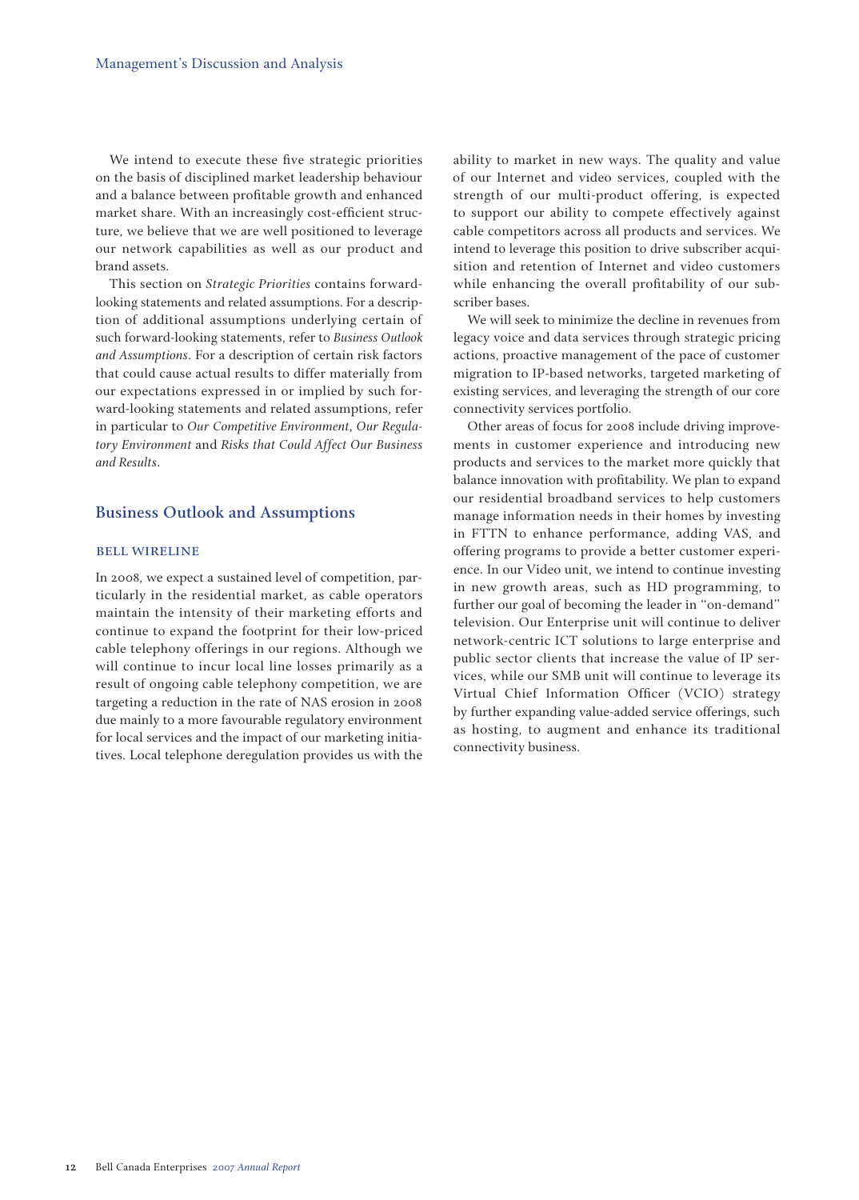We intend to execute these five strategic priorities on the basis of disciplined market leadership behaviour and a balance between profitable growth and enhanced market share. With an increasingly cost-efficient structure, we believe that we are well positioned to leverage our network capabilities as well as our product and brand assets.

This section on *Strategic Priorities* contains forward-looking statements and related assumptions. For a description of additional assumptions underlying certain of such forward-looking statements, refer to *Business Outlook and Assumptions*. For a description of certain risk factors that could cause actual results to differ materially from our expectations expressed in or implied by such forward-looking statements and related assumptions, refer in particular to *Our Competitive Environment*, *Our Regulatory Environment* and *Risks that Could Affect Our Business and Results*.

## Business Outlook and Assumptions

### BELL WIRELINE

In 2008, we expect a sustained level of competition, particularly in the residential market, as cable operators maintain the intensity of their marketing efforts and continue to expand the footprint for their low-priced cable telephony offerings in our regions. Although we will continue to incur local line losses primarily as a result of ongoing cable telephony competition, we are targeting a reduction in the rate of NAS erosion in 2008 due mainly to a more favourable regulatory environment for local services and the impact of our marketing initiatives. Local telephone deregulation provides us with the ability to market in new ways. The quality and value of our Internet and video services, coupled with the strength of our multi-product offering, is expected to support our ability to compete effectively against cable competitors across all products and services. We intend to leverage this position to drive subscriber acquisition and retention of Internet and video customers while enhancing the overall profitability of our subscriber bases.

We will seek to minimize the decline in revenues from legacy voice and data services through strategic pricing actions, proactive management of the pace of customer migration to IP-based networks, targeted marketing of existing services, and leveraging the strength of our core connectivity services portfolio.

Other areas of focus for 2008 include driving improvements in customer experience and introducing new products and services to the market more quickly that balance innovation with profitability. We plan to expand our residential broadband services to help customers manage information needs in their homes by investing in FTTN to enhance performance, adding VAS, and offering programs to provide a better customer experience. In our Video unit, we intend to continue investing in new growth areas, such as HD programming, to further our goal of becoming the leader in "on-demand" television. Our Enterprise unit will continue to deliver network-centric ICT solutions to large enterprise and public sector clients that increase the value of IP services, while our SMB unit will continue to leverage its Virtual Chief Information Officer (VCIO) strategy by further expanding value-added service offerings, such as hosting, to augment and enhance its traditional connectivity business.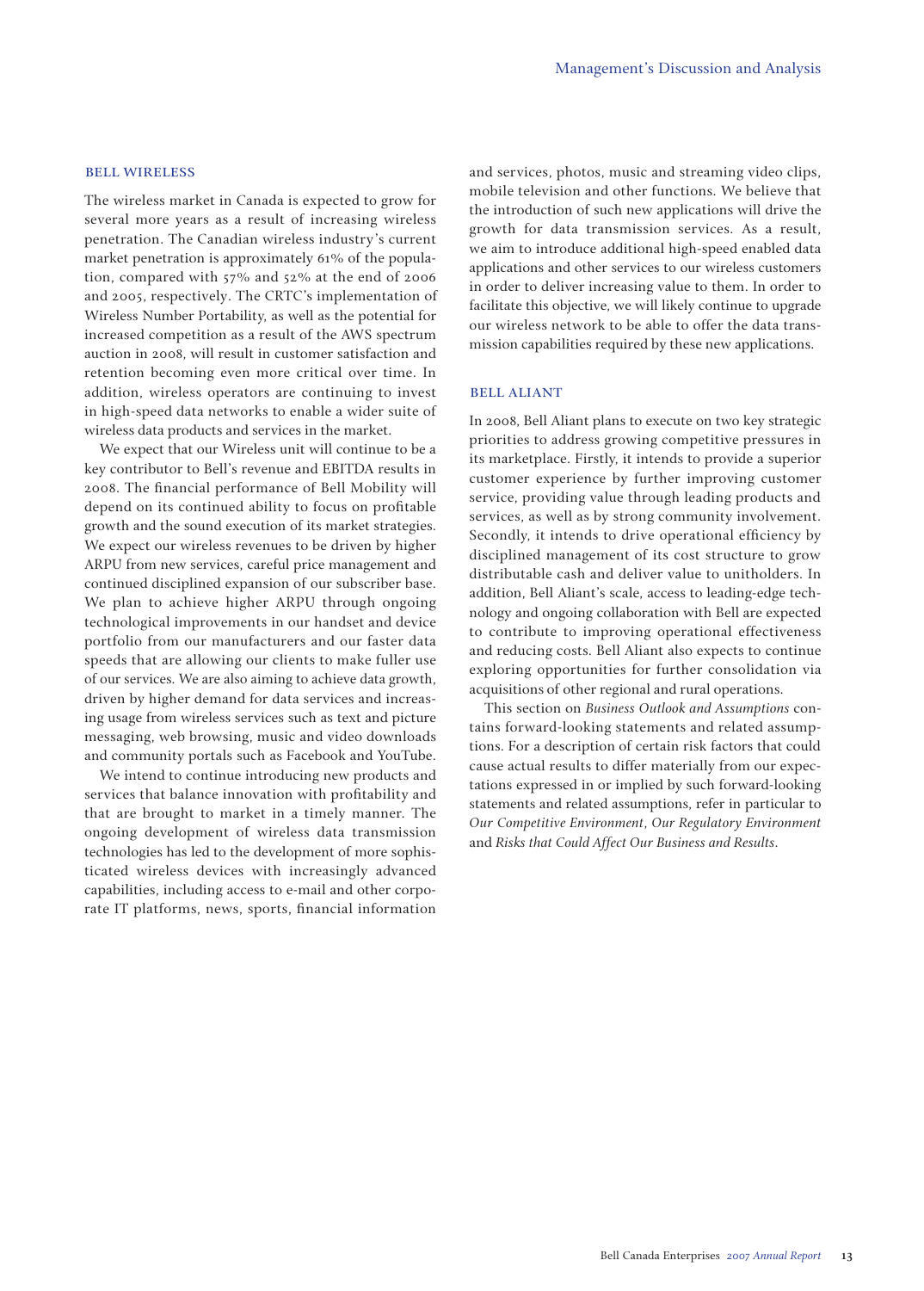### BELL WIRELESS

The wireless market in Canada is expected to grow for several more years as a result of increasing wireless penetration. The Canadian wireless industry's current market penetration is approximately 61% of the population, compared with 57% and 52% at the end of 2006 and 2005, respectively. The CRTC's implementation of Wireless Number Portability, as well as the potential for increased competition as a result of the AWS spectrum auction in 2008, will result in customer satisfaction and retention becoming even more critical over time. In addition, wireless operators are continuing to invest in high-speed data networks to enable a wider suite of wireless data products and services in the market.

We expect that our Wireless unit will continue to be a key contributor to Bell's revenue and EBITDA results in 2008. The financial performance of Bell Mobility will depend on its continued ability to focus on profitable growth and the sound execution of its market strategies. We expect our wireless revenues to be driven by higher ARPU from new services, careful price management and continued disciplined expansion of our subscriber base. We plan to achieve higher ARPU through ongoing technological improvements in our handset and device portfolio from our manufacturers and our faster data speeds that are allowing our clients to make fuller use of our services. We are also aiming to achieve data growth, driven by higher demand for data services and increasing usage from wireless services such as text and picture messaging, web browsing, music and video downloads and community portals such as Facebook and YouTube.

We intend to continue introducing new products and services that balance innovation with profitability and that are brought to market in a timely manner. The ongoing development of wireless data transmission technologies has led to the development of more sophisticated wireless devices with increasingly advanced capabilities, including access to e-mail and other corporate IT platforms, news, sports, financial information and services, photos, music and streaming video clips, mobile television and other functions. We believe that the introduction of such new applications will drive the growth for data transmission services. As a result, we aim to introduce additional high-speed enabled data applications and other services to our wireless customers in order to deliver increasing value to them. In order to facilitate this objective, we will likely continue to upgrade our wireless network to be able to offer the data transmission capabilities required by these new applications.

### BELL ALIANT

In 2008, Bell Aliant plans to execute on two key strategic priorities to address growing competitive pressures in its marketplace. Firstly, it intends to provide a superior customer experience by further improving customer service, providing value through leading products and services, as well as by strong community involvement. Secondly, it intends to drive operational efficiency by disciplined management of its cost structure to grow distributable cash and deliver value to unitholders. In addition, Bell Aliant's scale, access to leading-edge technology and ongoing collaboration with Bell are expected to contribute to improving operational effectiveness and reducing costs. Bell Aliant also expects to continue exploring opportunities for further consolidation via acquisitions of other regional and rural operations.

This section on *Business Outlook and Assumptions* contains forward-looking statements and related assumptions. For a description of certain risk factors that could cause actual results to differ materially from our expectations expressed in or implied by such forward-looking statements and related assumptions, refer in particular to *Our Competitive Environment*, *Our Regulatory Environment* and *Risks that Could Affect Our Business and Results*.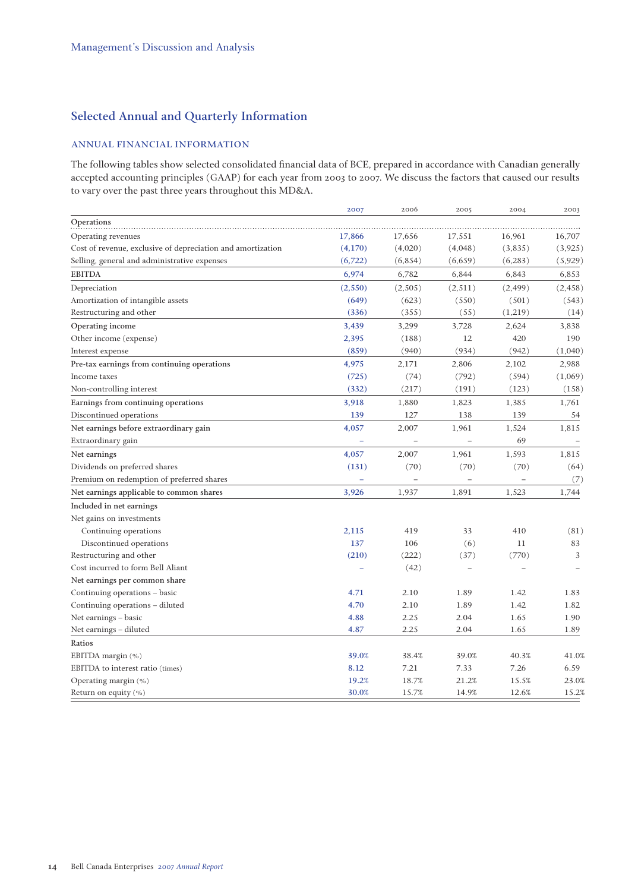Management's Discussion and Analysis

## Selected Annual and Quarterly Information

### ANNUAL FINANCIAL INFORMATION

The following tables show selected consolidated financial data of BCE, prepared in accordance with Canadian generally accepted accounting principles (GAAP) for each year from 2003 to 2007. We discuss the factors that caused our results to vary over the past three years throughout this MD&A.

| | 2007 | 2006 | 2005 | 2004 | 2003 |
|---|---|---|---|---|---|
| **Operations** | | | | | |
| Operating revenues | 17,866 | 17,656 | 17,551 | 16,961 | 16,707 |
| Cost of revenue, exclusive of depreciation and amortization | (4,170) | (4,020) | (4,048) | (3,835) | (3,925) |
| Selling, general and administrative expenses | (6,722) | (6,854) | (6,659) | (6,283) | (5,929) |
| EBITDA | 6,974 | 6,782 | 6,844 | 6,843 | 6,853 |
| Depreciation | (2,550) | (2,505) | (2,511) | (2,499) | (2,458) |
| Amortization of intangible assets | (649) | (623) | (550) | (501) | (543) |
| Restructuring and other | (336) | (355) | (55) | (1,219) | (14) |
| Operating income | 3,439 | 3,299 | 3,728 | 2,624 | 3,838 |
| Other income (expense) | 2,395 | (188) | 12 | 420 | 190 |
| Interest expense | (859) | (940) | (934) | (942) | (1,040) |
| Pre-tax earnings from continuing operations | 4,975 | 2,171 | 2,806 | 2,102 | 2,988 |
| Income taxes | (725) | (74) | (792) | (594) | (1,069) |
| Non-controlling interest | (332) | (217) | (191) | (123) | (158) |
| Earnings from continuing operations | 3,918 | 1,880 | 1,823 | 1,385 | 1,761 |
| Discontinued operations | 139 | 127 | 138 | 139 | 54 |
| Net earnings before extraordinary gain | 4,057 | 2,007 | 1,961 | 1,524 | 1,815 |
| Extraordinary gain | – | – | – | 69 | – |
| Net earnings | 4,057 | 2,007 | 1,961 | 1,593 | 1,815 |
| Dividends on preferred shares | (131) | (70) | (70) | (70) | (64) |
| Premium on redemption of preferred shares | – | – | – | – | (7) |
| Net earnings applicable to common shares | 3,926 | 1,937 | 1,891 | 1,523 | 1,744 |
| **Included in net earnings** | | | | | |
| Net gains on investments | | | | | |
| Continuing operations | 2,115 | 419 | 33 | 410 | (81) |
| Discontinued operations | 137 | 106 | (6) | 11 | 83 |
| Restructuring and other | (210) | (222) | (37) | (770) | 3 |
| Cost incurred to form Bell Aliant | – | (42) | – | – | – |
| **Net earnings per common share** | | | | | |
| Continuing operations – basic | 4.71 | 2.10 | 1.89 | 1.42 | 1.83 |
| Continuing operations – diluted | 4.70 | 2.10 | 1.89 | 1.42 | 1.82 |
| Net earnings – basic | 4.88 | 2.25 | 2.04 | 1.65 | 1.90 |
| Net earnings – diluted | 4.87 | 2.25 | 2.04 | 1.65 | 1.89 |
| **Ratios** | | | | | |
| EBITDA margin (%) | 39.0% | 38.4% | 39.0% | 40.3% | 41.0% |
| EBITDA to interest ratio (times) | 8.12 | 7.21 | 7.33 | 7.26 | 6.59 |
| Operating margin (%) | 19.2% | 18.7% | 21.2% | 15.5% | 23.0% |
| Return on equity (%) | 30.0% | 15.7% | 14.9% | 12.6% | 15.2% |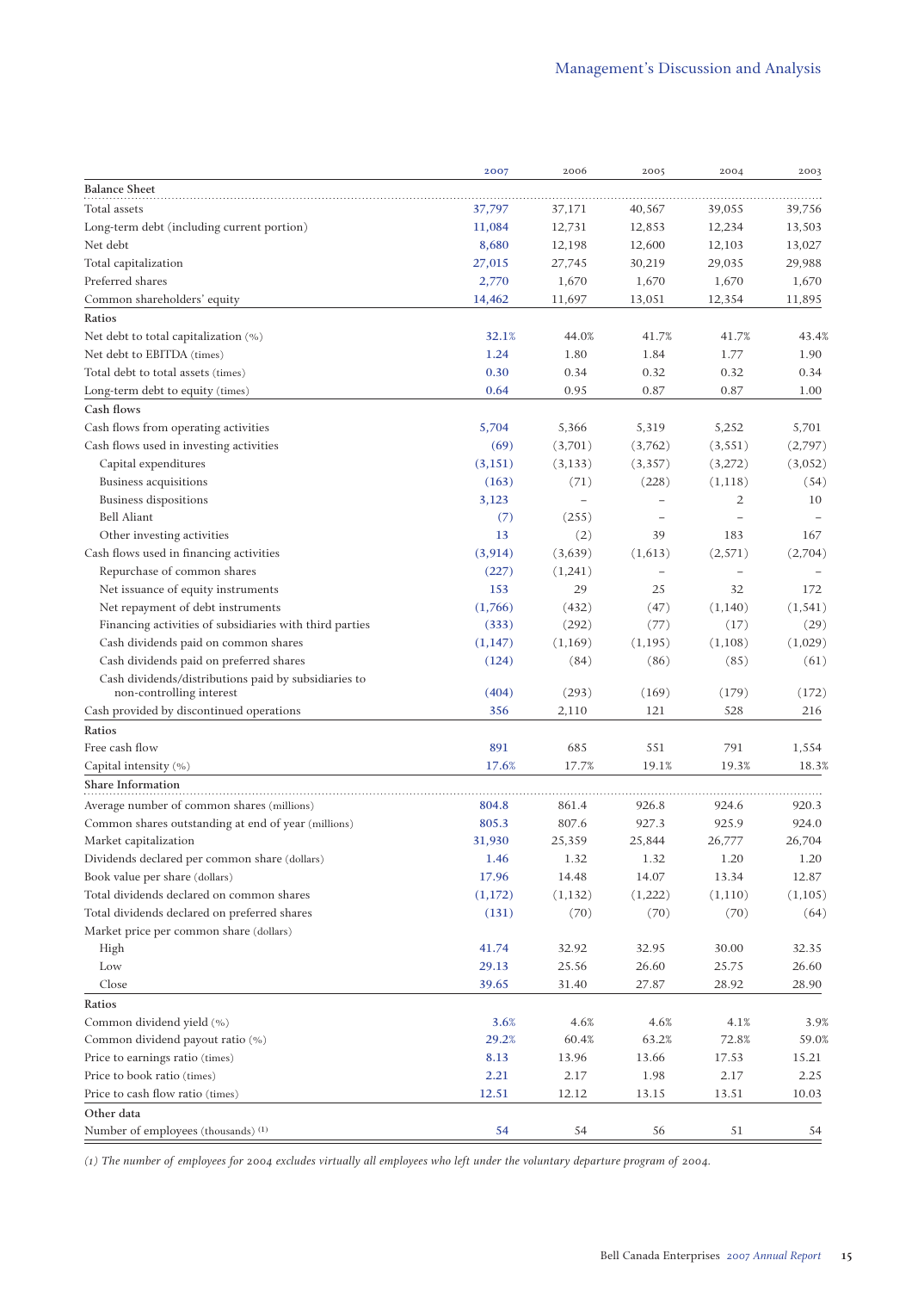| | 2007 | 2006 | 2005 | 2004 | 2003 |
|---|---|---|---|---|---|
| **Balance Sheet** | | | | | |
| Total assets | 37,797 | 37,171 | 40,567 | 39,055 | 39,756 |
| Long-term debt (including current portion) | 11,084 | 12,731 | 12,853 | 12,234 | 13,503 |
| Net debt | 8,680 | 12,198 | 12,600 | 12,103 | 13,027 |
| Total capitalization | 27,015 | 27,745 | 30,219 | 29,035 | 29,988 |
| Preferred shares | 2,770 | 1,670 | 1,670 | 1,670 | 1,670 |
| Common shareholders' equity | 14,462 | 11,697 | 13,051 | 12,354 | 11,895 |
| **Ratios** | | | | | |
| Net debt to total capitalization (%) | 32.1% | 44.0% | 41.7% | 41.7% | 43.4% |
| Net debt to EBITDA (times) | 1.24 | 1.80 | 1.84 | 1.77 | 1.90 |
| Total debt to total assets (times) | 0.30 | 0.34 | 0.32 | 0.32 | 0.34 |
| Long-term debt to equity (times) | 0.64 | 0.95 | 0.87 | 0.87 | 1.00 |
| **Cash flows** | | | | | |
| Cash flows from operating activities | 5,704 | 5,366 | 5,319 | 5,252 | 5,701 |
| Cash flows used in investing activities | (69) | (3,701) | (3,762) | (3,551) | (2,797) |
| Capital expenditures | (3,151) | (3,133) | (3,357) | (3,272) | (3,052) |
| Business acquisitions | (163) | (71) | (228) | (1,118) | (54) |
| Business dispositions | 3,123 | – | – | 2 | 10 |
| Bell Aliant | (7) | (255) | – | – | – |
| Other investing activities | 13 | (2) | 39 | 183 | 167 |
| Cash flows used in financing activities | (3,914) | (3,639) | (1,613) | (2,571) | (2,704) |
| Repurchase of common shares | (227) | (1,241) | – | – | – |
| Net issuance of equity instruments | 153 | 29 | 25 | 32 | 172 |
| Net repayment of debt instruments | (1,766) | (432) | (47) | (1,140) | (1,541) |
| Financing activities of subsidiaries with third parties | (333) | (292) | (77) | (17) | (29) |
| Cash dividends paid on common shares | (1,147) | (1,169) | (1,195) | (1,108) | (1,029) |
| Cash dividends paid on preferred shares | (124) | (84) | (86) | (85) | (61) |
| Cash dividends/distributions paid by subsidiaries to non-controlling interest | (404) | (293) | (169) | (179) | (172) |
| Cash provided by discontinued operations | 356 | 2,110 | 121 | 528 | 216 |
| **Ratios** | | | | | |
| Free cash flow | 891 | 685 | 551 | 791 | 1,554 |
| Capital intensity (%) | 17.6% | 17.7% | 19.1% | 19.3% | 18.3% |
| **Share Information** | | | | | |
| Average number of common shares (millions) | 804.8 | 861.4 | 926.8 | 924.6 | 920.3 |
| Common shares outstanding at end of year (millions) | 805.3 | 807.6 | 927.3 | 925.9 | 924.0 |
| Market capitalization | 31,930 | 25,359 | 25,844 | 26,777 | 26,704 |
| Dividends declared per common share (dollars) | 1.46 | 1.32 | 1.32 | 1.20 | 1.20 |
| Book value per share (dollars) | 17.96 | 14.48 | 14.07 | 13.34 | 12.87 |
| Total dividends declared on common shares | (1,172) | (1,132) | (1,222) | (1,110) | (1,105) |
| Total dividends declared on preferred shares | (131) | (70) | (70) | (70) | (64) |
| Market price per common share (dollars) | | | | | |
| High | 41.74 | 32.92 | 32.95 | 30.00 | 32.35 |
| Low | 29.13 | 25.56 | 26.60 | 25.75 | 26.60 |
| Close | 39.65 | 31.40 | 27.87 | 28.92 | 28.90 |
| **Ratios** | | | | | |
| Common dividend yield (%) | 3.6% | 4.6% | 4.6% | 4.1% | 3.9% |
| Common dividend payout ratio (%) | 29.2% | 60.4% | 63.2% | 72.8% | 59.0% |
| Price to earnings ratio (times) | 8.13 | 13.96 | 13.66 | 17.53 | 15.21 |
| Price to book ratio (times) | 2.21 | 2.17 | 1.98 | 2.17 | 2.25 |
| Price to cash flow ratio (times) | 12.51 | 12.12 | 13.15 | 13.51 | 10.03 |
| **Other data** | | | | | |
| Number of employees (thousands) [1] | 54 | 54 | 56 | 51 | 54 |

*(1) The number of employees for 2004 excludes virtually all employees who left under the voluntary departure program of 2004.*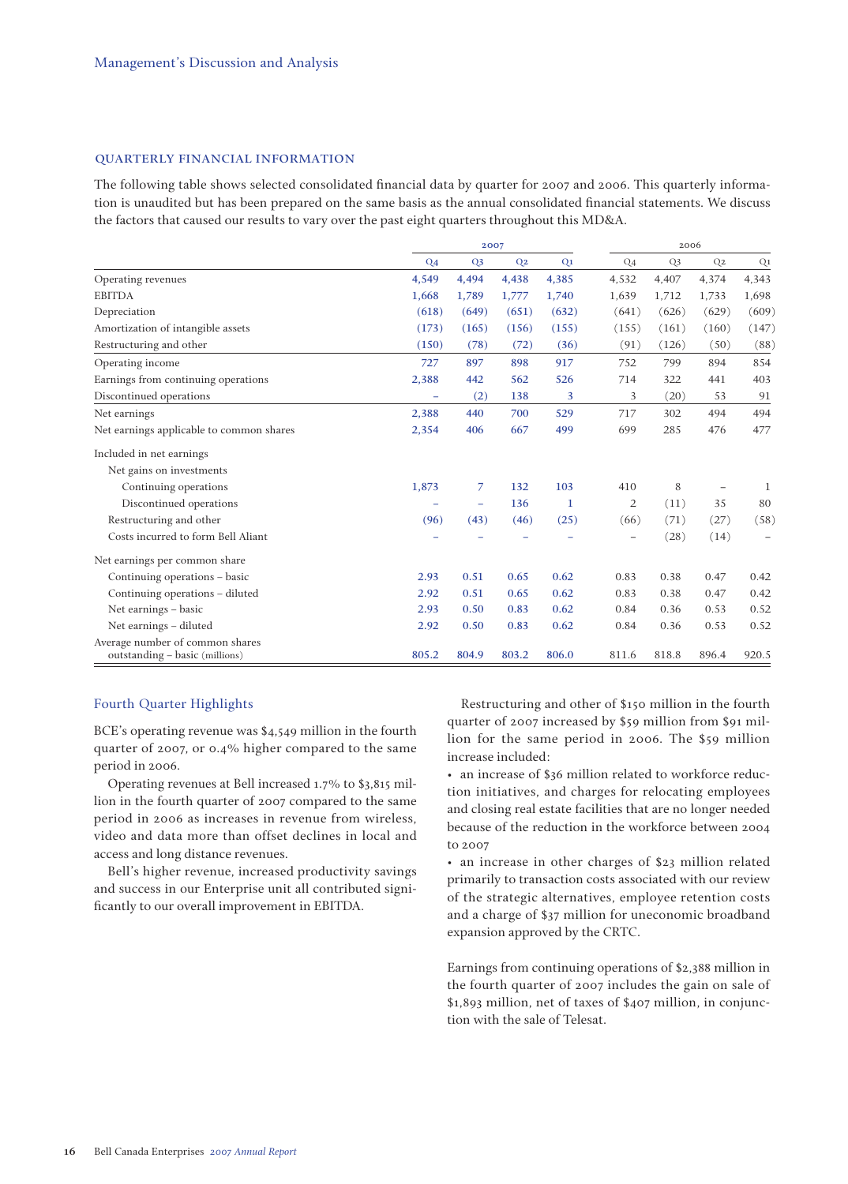## QUARTERLY FINANCIAL INFORMATION

The following table shows selected consolidated financial data by quarter for 2007 and 2006. This quarterly information is unaudited but has been prepared on the same basis as the annual consolidated financial statements. We discuss the factors that caused our results to vary over the past eight quarters throughout this MD&A.

| | 2007 | | | | 2006 | | | |
|---|---|---|---|---|---|---|---|---|
| | Q4 | Q3 | Q2 | Q1 | Q4 | Q3 | Q2 | Q1 |
| Operating revenues | 4,549 | 4,494 | 4,438 | 4,385 | 4,532 | 4,407 | 4,374 | 4,343 |
| EBITDA | 1,668 | 1,789 | 1,777 | 1,740 | 1,639 | 1,712 | 1,733 | 1,698 |
| Depreciation | (618) | (649) | (651) | (632) | (641) | (626) | (629) | (609) |
| Amortization of intangible assets | (173) | (165) | (156) | (155) | (155) | (161) | (160) | (147) |
| Restructuring and other | (150) | (78) | (72) | (36) | (91) | (126) | (50) | (88) |
| Operating income | 727 | 897 | 898 | 917 | 752 | 799 | 894 | 854 |
| Earnings from continuing operations | 2,388 | 442 | 562 | 526 | 714 | 322 | 441 | 403 |
| Discontinued operations | – | (2) | 138 | 3 | 3 | (20) | 53 | 91 |
| Net earnings | 2,388 | 440 | 700 | 529 | 717 | 302 | 494 | 494 |
| Net earnings applicable to common shares | 2,354 | 406 | 667 | 499 | 699 | 285 | 476 | 477 |
| Included in net earnings | | | | | | | | |
| Net gains on investments | | | | | | | | |
| Continuing operations | 1,873 | 7 | 132 | 103 | 410 | 8 | – | 1 |
| Discontinued operations | – | – | 136 | 1 | 2 | (11) | 35 | 80 |
| Restructuring and other | (96) | (43) | (46) | (25) | (66) | (71) | (27) | (58) |
| Costs incurred to form Bell Aliant | – | – | – | – | – | (28) | (14) | – |
| Net earnings per common share | | | | | | | | |
| Continuing operations – basic | 2.93 | 0.51 | 0.65 | 0.62 | 0.83 | 0.38 | 0.47 | 0.42 |
| Continuing operations – diluted | 2.92 | 0.51 | 0.65 | 0.62 | 0.83 | 0.38 | 0.47 | 0.42 |
| Net earnings – basic | 2.93 | 0.50 | 0.83 | 0.62 | 0.84 | 0.36 | 0.53 | 0.52 |
| Net earnings – diluted | 2.92 | 0.50 | 0.83 | 0.62 | 0.84 | 0.36 | 0.53 | 0.52 |
| Average number of common shares outstanding – basic (millions) | 805.2 | 804.9 | 803.2 | 806.0 | 811.6 | 818.8 | 896.4 | 920.5 |

### Fourth Quarter Highlights

BCE's operating revenue was $4,549 million in the fourth quarter of 2007, or 0.4% higher compared to the same period in 2006.

Operating revenues at Bell increased 1.7% to $3,815 million in the fourth quarter of 2007 compared to the same period in 2006 as increases in revenue from wireless, video and data more than offset declines in local and access and long distance revenues.

Bell's higher revenue, increased productivity savings and success in our Enterprise unit all contributed significantly to our overall improvement in EBITDA.

Restructuring and other of $150 million in the fourth quarter of 2007 increased by $59 million from $91 million for the same period in 2006. The $59 million increase included:

- an increase of $36 million related to workforce reduction initiatives, and charges for relocating employees and closing real estate facilities that are no longer needed because of the reduction in the workforce between 2004 to 2007
- an increase in other charges of $23 million related primarily to transaction costs associated with our review of the strategic alternatives, employee retention costs and a charge of $37 million for uneconomic broadband expansion approved by the CRTC.

Earnings from continuing operations of $2,388 million in the fourth quarter of 2007 includes the gain on sale of $1,893 million, net of taxes of $407 million, in conjunction with the sale of Telesat.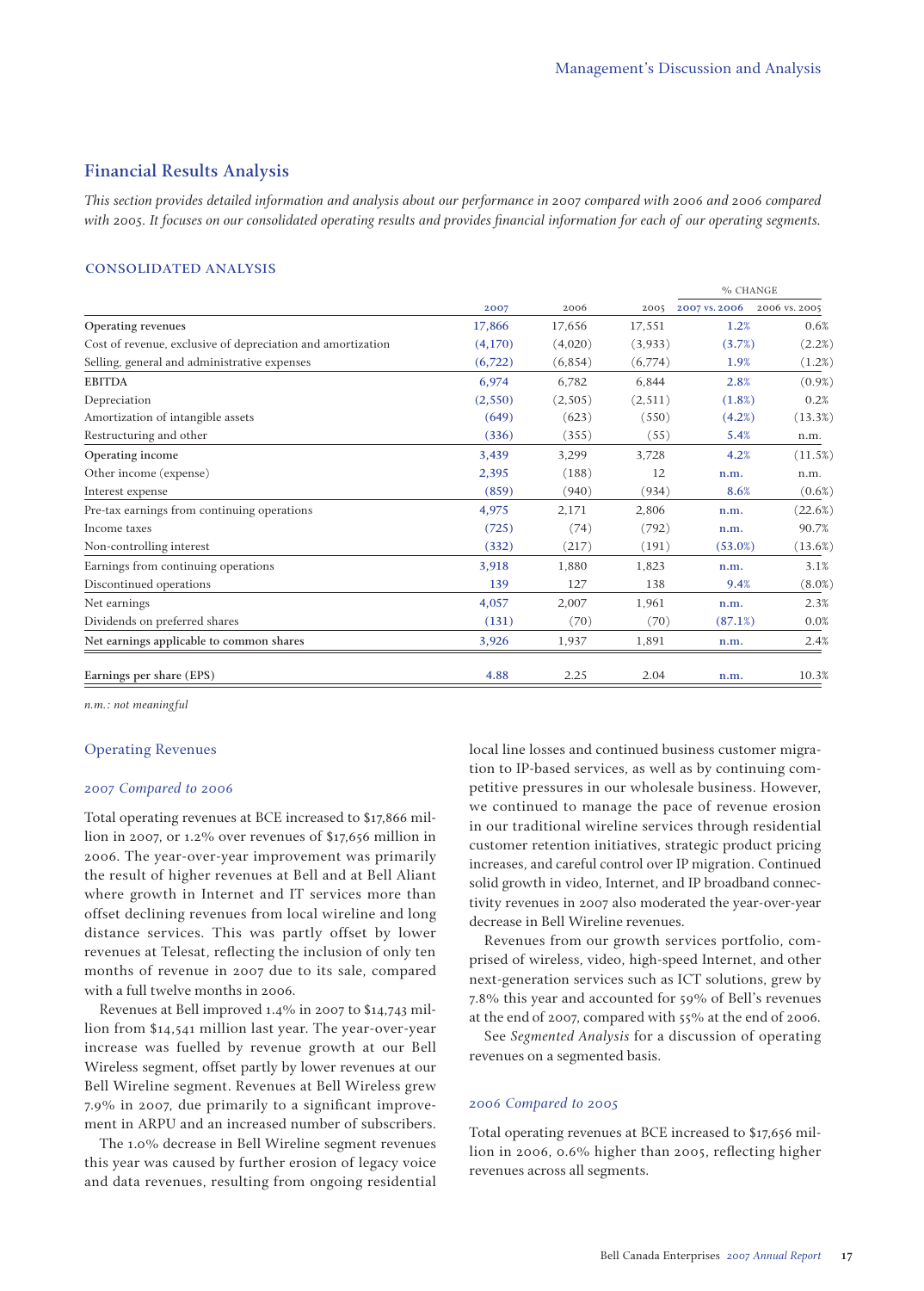## Financial Results Analysis

*This section provides detailed information and analysis about our performance in 2007 compared with 2006 and 2006 compared with 2005. It focuses on our consolidated operating results and provides financial information for each of our operating segments.*

### CONSOLIDATED ANALYSIS

| | 2007 | 2006 | 2005 | % CHANGE 2007 vs. 2006 | 2006 vs. 2005 |
|---|---|---|---|---|---|
| Operating revenues | 17,866 | 17,656 | 17,551 | 1.2% | 0.6% |
| Cost of revenue, exclusive of depreciation and amortization | (4,170) | (4,020) | (3,933) | (3.7%) | (2.2%) |
| Selling, general and administrative expenses | (6,722) | (6,854) | (6,774) | 1.9% | (1.2%) |
| EBITDA | 6,974 | 6,782 | 6,844 | 2.8% | (0.9%) |
| Depreciation | (2,550) | (2,505) | (2,511) | (1.8%) | 0.2% |
| Amortization of intangible assets | (649) | (623) | (550) | (4.2%) | (13.3%) |
| Restructuring and other | (336) | (355) | (55) | 5.4% | n.m. |
| Operating income | 3,439 | 3,299 | 3,728 | 4.2% | (11.5%) |
| Other income (expense) | 2,395 | (188) | 12 | n.m. | n.m. |
| Interest expense | (859) | (940) | (934) | 8.6% | (0.6%) |
| Pre-tax earnings from continuing operations | 4,975 | 2,171 | 2,806 | n.m. | (22.6%) |
| Income taxes | (725) | (74) | (792) | n.m. | 90.7% |
| Non-controlling interest | (332) | (217) | (191) | (53.0%) | (13.6%) |
| Earnings from continuing operations | 3,918 | 1,880 | 1,823 | n.m. | 3.1% |
| Discontinued operations | 139 | 127 | 138 | 9.4% | (8.0%) |
| Net earnings | 4,057 | 2,007 | 1,961 | n.m. | 2.3% |
| Dividends on preferred shares | (131) | (70) | (70) | (87.1%) | 0.0% |
| Net earnings applicable to common shares | 3,926 | 1,937 | 1,891 | n.m. | 2.4% |
| Earnings per share (EPS) | 4.88 | 2.25 | 2.04 | n.m. | 10.3% |

*n.m.: not meaningful*

### Operating Revenues

#### *2007 Compared to 2006*

Total operating revenues at BCE increased to $17,866 million in 2007, or 1.2% over revenues of $17,656 million in 2006. The year-over-year improvement was primarily the result of higher revenues at Bell and at Bell Aliant where growth in Internet and IT services more than offset declining revenues from local wireline and long distance services. This was partly offset by lower revenues at Telesat, reflecting the inclusion of only ten months of revenue in 2007 due to its sale, compared with a full twelve months in 2006.

Revenues at Bell improved 1.4% in 2007 to $14,743 million from $14,541 million last year. The year-over-year increase was fuelled by revenue growth at our Bell Wireless segment, offset partly by lower revenues at our Bell Wireline segment. Revenues at Bell Wireless grew 7.9% in 2007, due primarily to a significant improvement in ARPU and an increased number of subscribers.

The 1.0% decrease in Bell Wireline segment revenues this year was caused by further erosion of legacy voice and data revenues, resulting from ongoing residential local line losses and continued business customer migration to IP-based services, as well as by continuing competitive pressures in our wholesale business. However, we continued to manage the pace of revenue erosion in our traditional wireline services through residential customer retention initiatives, strategic product pricing increases, and careful control over IP migration. Continued solid growth in video, Internet, and IP broadband connectivity revenues in 2007 also moderated the year-over-year decrease in Bell Wireline revenues.

Revenues from our growth services portfolio, comprised of wireless, video, high-speed Internet, and other next-generation services such as ICT solutions, grew by 7.8% this year and accounted for 59% of Bell's revenues at the end of 2007, compared with 55% at the end of 2006.

See *Segmented Analysis* for a discussion of operating revenues on a segmented basis.

#### *2006 Compared to 2005*

Total operating revenues at BCE increased to $17,656 million in 2006, 0.6% higher than 2005, reflecting higher revenues across all segments.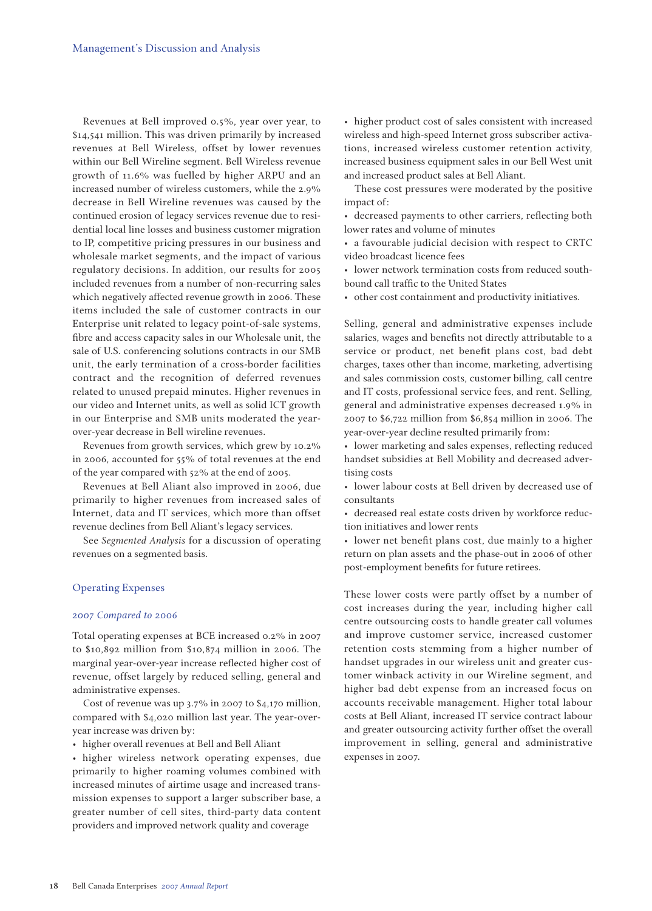Revenues at Bell improved 0.5%, year over year, to $14,541 million. This was driven primarily by increased revenues at Bell Wireless, offset by lower revenues within our Bell Wireline segment. Bell Wireless revenue growth of 11.6% was fuelled by higher ARPU and an increased number of wireless customers, while the 2.9% decrease in Bell Wireline revenues was caused by the continued erosion of legacy services revenue due to residential local line losses and business customer migration to IP, competitive pricing pressures in our business and wholesale market segments, and the impact of various regulatory decisions. In addition, our results for 2005 included revenues from a number of non-recurring sales which negatively affected revenue growth in 2006. These items included the sale of customer contracts in our Enterprise unit related to legacy point-of-sale systems, fibre and access capacity sales in our Wholesale unit, the sale of U.S. conferencing solutions contracts in our SMB unit, the early termination of a cross-border facilities contract and the recognition of deferred revenues related to unused prepaid minutes. Higher revenues in our video and Internet units, as well as solid ICT growth in our Enterprise and SMB units moderated the year-over-year decrease in Bell wireline revenues.

Revenues from growth services, which grew by 10.2% in 2006, accounted for 55% of total revenues at the end of the year compared with 52% at the end of 2005.

Revenues at Bell Aliant also improved in 2006, due primarily to higher revenues from increased sales of Internet, data and IT services, which more than offset revenue declines from Bell Aliant's legacy services.

See *Segmented Analysis* for a discussion of operating revenues on a segmented basis.

## Operating Expenses

### *2007 Compared to 2006*

Total operating expenses at BCE increased 0.2% in 2007 to $10,892 million from $10,874 million in 2006. The marginal year-over-year increase reflected higher cost of revenue, offset largely by reduced selling, general and administrative expenses.

Cost of revenue was up 3.7% in 2007 to $4,170 million, compared with $4,020 million last year. The year-over-year increase was driven by:

- higher overall revenues at Bell and Bell Aliant
- higher wireless network operating expenses, due primarily to higher roaming volumes combined with increased minutes of airtime usage and increased transmission expenses to support a larger subscriber base, a greater number of cell sites, third-party data content providers and improved network quality and coverage
- higher product cost of sales consistent with increased wireless and high-speed Internet gross subscriber activations, increased wireless customer retention activity, increased business equipment sales in our Bell West unit and increased product sales at Bell Aliant.

These cost pressures were moderated by the positive impact of:

- decreased payments to other carriers, reflecting both lower rates and volume of minutes
- a favourable judicial decision with respect to CRTC video broadcast licence fees
- lower network termination costs from reduced southbound call traffic to the United States
- other cost containment and productivity initiatives.

Selling, general and administrative expenses include salaries, wages and benefits not directly attributable to a service or product, net benefit plans cost, bad debt charges, taxes other than income, marketing, advertising and sales commission costs, customer billing, call centre and IT costs, professional service fees, and rent. Selling, general and administrative expenses decreased 1.9% in 2007 to $6,722 million from $6,854 million in 2006. The year-over-year decline resulted primarily from:

- lower marketing and sales expenses, reflecting reduced handset subsidies at Bell Mobility and decreased advertising costs
- lower labour costs at Bell driven by decreased use of consultants
- decreased real estate costs driven by workforce reduction initiatives and lower rents
- lower net benefit plans cost, due mainly to a higher return on plan assets and the phase-out in 2006 of other post-employment benefits for future retirees.

These lower costs were partly offset by a number of cost increases during the year, including higher call centre outsourcing costs to handle greater call volumes and improve customer service, increased customer retention costs stemming from a higher number of handset upgrades in our wireless unit and greater customer winback activity in our Wireline segment, and higher bad debt expense from an increased focus on accounts receivable management. Higher total labour costs at Bell Aliant, increased IT service contract labour and greater outsourcing activity further offset the overall improvement in selling, general and administrative expenses in 2007.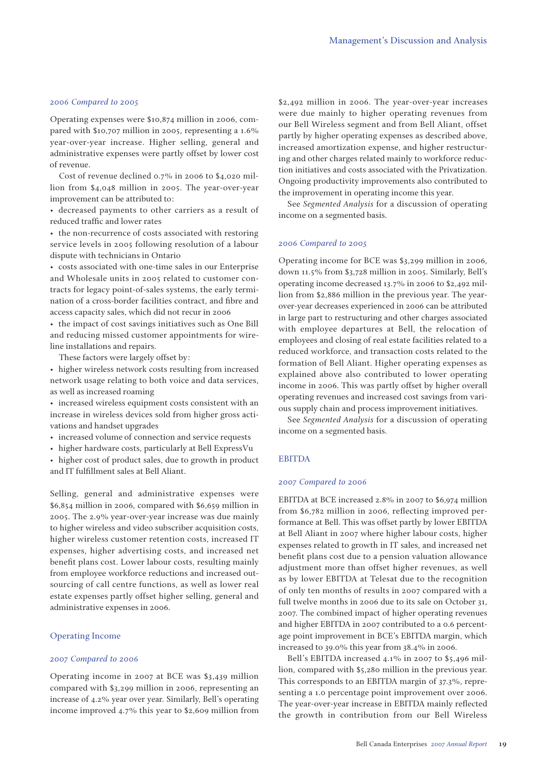### *2006 Compared to 2005*

Operating expenses were $10,874 million in 2006, compared with $10,707 million in 2005, representing a 1.6% year-over-year increase. Higher selling, general and administrative expenses were partly offset by lower cost of revenue.

Cost of revenue declined 0.7% in 2006 to $4,020 million from $4,048 million in 2005. The year-over-year improvement can be attributed to:

- decreased payments to other carriers as a result of reduced traffic and lower rates
- the non-recurrence of costs associated with restoring service levels in 2005 following resolution of a labour dispute with technicians in Ontario
- costs associated with one-time sales in our Enterprise and Wholesale units in 2005 related to customer contracts for legacy point-of-sales systems, the early termination of a cross-border facilities contract, and fibre and access capacity sales, which did not recur in 2006
- the impact of cost savings initiatives such as One Bill and reducing missed customer appointments for wireline installations and repairs.

These factors were largely offset by:

- higher wireless network costs resulting from increased network usage relating to both voice and data services, as well as increased roaming
- increased wireless equipment costs consistent with an increase in wireless devices sold from higher gross activations and handset upgrades
- increased volume of connection and service requests
- higher hardware costs, particularly at Bell ExpressVu
- higher cost of product sales, due to growth in product and IT fulfillment sales at Bell Aliant.

Selling, general and administrative expenses were $6,854 million in 2006, compared with $6,659 million in 2005. The 2.9% year-over-year increase was due mainly to higher wireless and video subscriber acquisition costs, higher wireless customer retention costs, increased IT expenses, higher advertising costs, and increased net benefit plans cost. Lower labour costs, resulting mainly from employee workforce reductions and increased outsourcing of call centre functions, as well as lower real estate expenses partly offset higher selling, general and administrative expenses in 2006.

## Operating Income

### *2007 Compared to 2006*

Operating income in 2007 at BCE was $3,439 million compared with $3,299 million in 2006, representing an increase of 4.2% year over year. Similarly, Bell's operating income improved 4.7% this year to $2,609 million from $2,492 million in 2006. The year-over-year increases were due mainly to higher operating revenues from our Bell Wireless segment and from Bell Aliant, offset partly by higher operating expenses as described above, increased amortization expense, and higher restructuring and other charges related mainly to workforce reduction initiatives and costs associated with the Privatization. Ongoing productivity improvements also contributed to the improvement in operating income this year.

See *Segmented Analysis* for a discussion of operating income on a segmented basis.

### *2006 Compared to 2005*

Operating income for BCE was $3,299 million in 2006, down 11.5% from $3,728 million in 2005. Similarly, Bell's operating income decreased 13.7% in 2006 to $2,492 million from $2,886 million in the previous year. The year-over-year decreases experienced in 2006 can be attributed in large part to restructuring and other charges associated with employee departures at Bell, the relocation of employees and closing of real estate facilities related to a reduced workforce, and transaction costs related to the formation of Bell Aliant. Higher operating expenses as explained above also contributed to lower operating income in 2006. This was partly offset by higher overall operating revenues and increased cost savings from various supply chain and process improvement initiatives.

See *Segmented Analysis* for a discussion of operating income on a segmented basis.

## EBITDA

### *2007 Compared to 2006*

EBITDA at BCE increased 2.8% in 2007 to $6,974 million from $6,782 million in 2006, reflecting improved performance at Bell. This was offset partly by lower EBITDA at Bell Aliant in 2007 where higher labour costs, higher expenses related to growth in IT sales, and increased net benefit plans cost due to a pension valuation allowance adjustment more than offset higher revenues, as well as by lower EBITDA at Telesat due to the recognition of only ten months of results in 2007 compared with a full twelve months in 2006 due to its sale on October 31, 2007. The combined impact of higher operating revenues and higher EBITDA in 2007 contributed to a 0.6 percentage point improvement in BCE's EBITDA margin, which increased to 39.0% this year from 38.4% in 2006.

Bell's EBITDA increased 4.1% in 2007 to $5,496 million, compared with $5,280 million in the previous year. This corresponds to an EBITDA margin of 37.3%, representing a 1.0 percentage point improvement over 2006. The year-over-year increase in EBITDA mainly reflected the growth in contribution from our Bell Wireless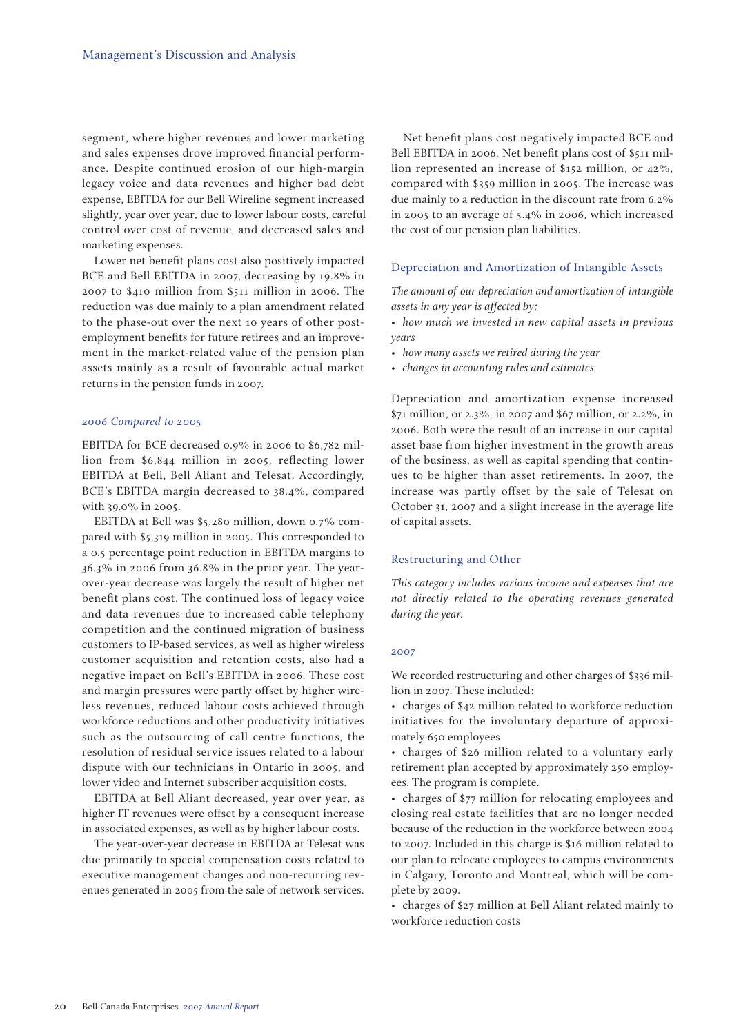segment, where higher revenues and lower marketing and sales expenses drove improved financial performance. Despite continued erosion of our high-margin legacy voice and data revenues and higher bad debt expense, EBITDA for our Bell Wireline segment increased slightly, year over year, due to lower labour costs, careful control over cost of revenue, and decreased sales and marketing expenses.

Lower net benefit plans cost also positively impacted BCE and Bell EBITDA in 2007, decreasing by 19.8% in 2007 to $410 million from $511 million in 2006. The reduction was due mainly to a plan amendment related to the phase-out over the next 10 years of other post-employment benefits for future retirees and an improvement in the market-related value of the pension plan assets mainly as a result of favourable actual market returns in the pension funds in 2007.

### *2006 Compared to 2005*

EBITDA for BCE decreased 0.9% in 2006 to $6,782 million from $6,844 million in 2005, reflecting lower EBITDA at Bell, Bell Aliant and Telesat. Accordingly, BCE's EBITDA margin decreased to 38.4%, compared with 39.0% in 2005.

EBITDA at Bell was $5,280 million, down 0.7% compared with $5,319 million in 2005. This corresponded to a 0.5 percentage point reduction in EBITDA margins to 36.3% in 2006 from 36.8% in the prior year. The year-over-year decrease was largely the result of higher net benefit plans cost. The continued loss of legacy voice and data revenues due to increased cable telephony competition and the continued migration of business customers to IP-based services, as well as higher wireless customer acquisition and retention costs, also had a negative impact on Bell's EBITDA in 2006. These cost and margin pressures were partly offset by higher wireless revenues, reduced labour costs achieved through workforce reductions and other productivity initiatives such as the outsourcing of call centre functions, the resolution of residual service issues related to a labour dispute with our technicians in Ontario in 2005, and lower video and Internet subscriber acquisition costs.

EBITDA at Bell Aliant decreased, year over year, as higher IT revenues were offset by a consequent increase in associated expenses, as well as by higher labour costs.

The year-over-year decrease in EBITDA at Telesat was due primarily to special compensation costs related to executive management changes and non-recurring revenues generated in 2005 from the sale of network services.

Net benefit plans cost negatively impacted BCE and Bell EBITDA in 2006. Net benefit plans cost of $511 million represented an increase of $152 million, or 42%, compared with $359 million in 2005. The increase was due mainly to a reduction in the discount rate from 6.2% in 2005 to an average of 5.4% in 2006, which increased the cost of our pension plan liabilities.

## Depreciation and Amortization of Intangible Assets

*The amount of our depreciation and amortization of intangible assets in any year is affected by:*

- *how much we invested in new capital assets in previous years*
- *how many assets we retired during the year*
- *changes in accounting rules and estimates.*

Depreciation and amortization expense increased $71 million, or 2.3%, in 2007 and $67 million, or 2.2%, in 2006. Both were the result of an increase in our capital asset base from higher investment in the growth areas of the business, as well as capital spending that continues to be higher than asset retirements. In 2007, the increase was partly offset by the sale of Telesat on October 31, 2007 and a slight increase in the average life of capital assets.

## Restructuring and Other

*This category includes various income and expenses that are not directly related to the operating revenues generated during the year.*

### *2007*

We recorded restructuring and other charges of $336 million in 2007. These included:

- charges of $42 million related to workforce reduction initiatives for the involuntary departure of approximately 650 employees
- charges of $26 million related to a voluntary early retirement plan accepted by approximately 250 employees. The program is complete.
- charges of $77 million for relocating employees and closing real estate facilities that are no longer needed because of the reduction in the workforce between 2004 to 2007. Included in this charge is $16 million related to our plan to relocate employees to campus environments in Calgary, Toronto and Montreal, which will be complete by 2009.
- charges of $27 million at Bell Aliant related mainly to workforce reduction costs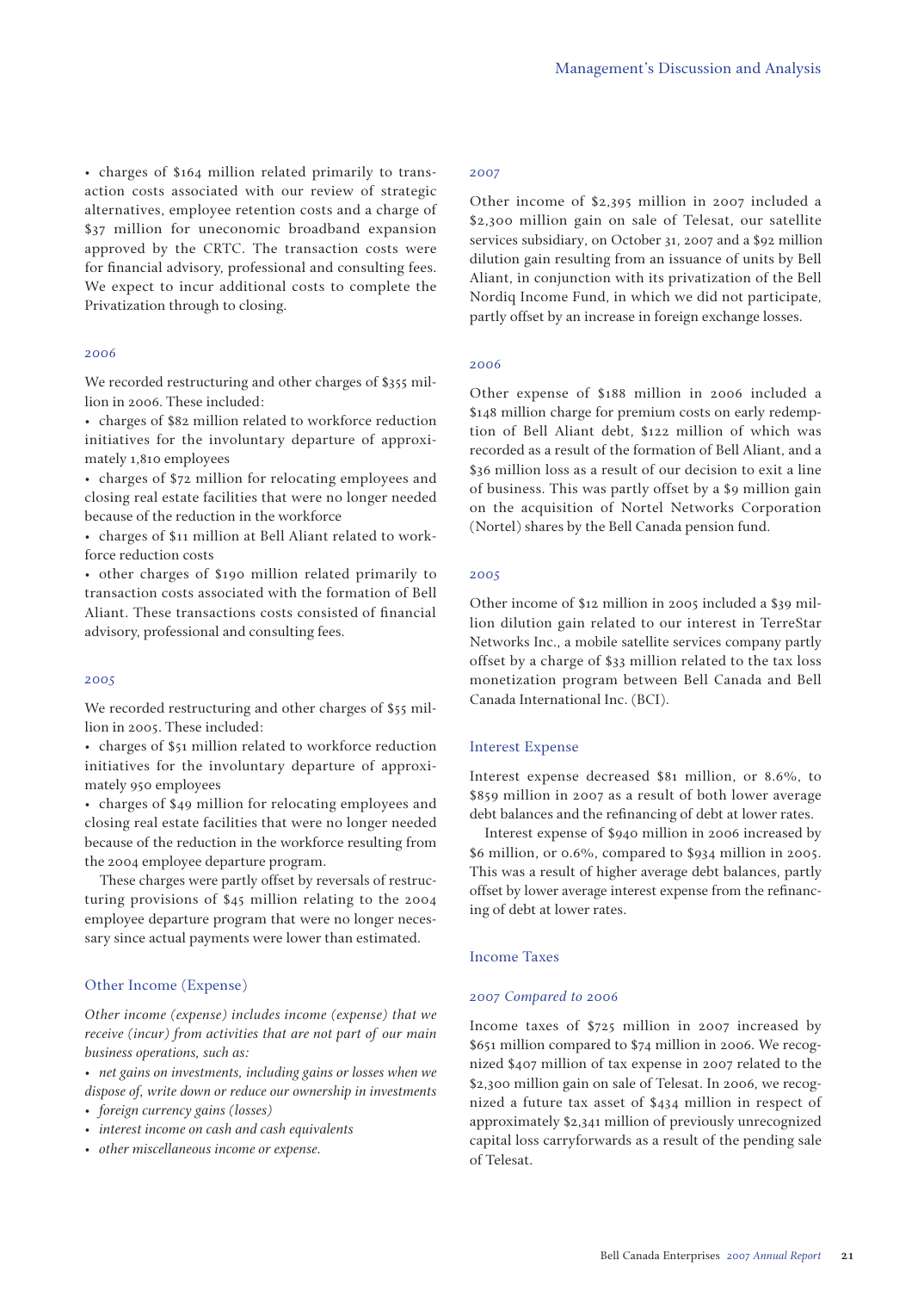- charges of $164 million related primarily to transaction costs associated with our review of strategic alternatives, employee retention costs and a charge of $37 million for uneconomic broadband expansion approved by the CRTC. The transaction costs were for financial advisory, professional and consulting fees. We expect to incur additional costs to complete the Privatization through to closing.

### 2006

We recorded restructuring and other charges of $355 million in 2006. These included:

- charges of $82 million related to workforce reduction initiatives for the involuntary departure of approximately 1,810 employees
- charges of $72 million for relocating employees and closing real estate facilities that were no longer needed because of the reduction in the workforce
- charges of $11 million at Bell Aliant related to workforce reduction costs
- other charges of $190 million related primarily to transaction costs associated with the formation of Bell Aliant. These transactions costs consisted of financial advisory, professional and consulting fees.

### 2005

We recorded restructuring and other charges of $55 million in 2005. These included:

- charges of $51 million related to workforce reduction initiatives for the involuntary departure of approximately 950 employees
- charges of $49 million for relocating employees and closing real estate facilities that were no longer needed because of the reduction in the workforce resulting from the 2004 employee departure program.

These charges were partly offset by reversals of restructuring provisions of $45 million relating to the 2004 employee departure program that were no longer necessary since actual payments were lower than estimated.

## Other Income (Expense)

*Other income (expense) includes income (expense) that we receive (incur) from activities that are not part of our main business operations, such as:*

- *net gains on investments, including gains or losses when we dispose of, write down or reduce our ownership in investments*
- *foreign currency gains (losses)*
- *interest income on cash and cash equivalents*
- *other miscellaneous income or expense.*

### 2007

Other income of $2,395 million in 2007 included a $2,300 million gain on sale of Telesat, our satellite services subsidiary, on October 31, 2007 and a $92 million dilution gain resulting from an issuance of units by Bell Aliant, in conjunction with its privatization of the Bell Nordiq Income Fund, in which we did not participate, partly offset by an increase in foreign exchange losses.

### 2006

Other expense of $188 million in 2006 included a $148 million charge for premium costs on early redemption of Bell Aliant debt, $122 million of which was recorded as a result of the formation of Bell Aliant, and a $36 million loss as a result of our decision to exit a line of business. This was partly offset by a $9 million gain on the acquisition of Nortel Networks Corporation (Nortel) shares by the Bell Canada pension fund.

### 2005

Other income of $12 million in 2005 included a $39 million dilution gain related to our interest in TerreStar Networks Inc., a mobile satellite services company partly offset by a charge of $33 million related to the tax loss monetization program between Bell Canada and Bell Canada International Inc. (BCI).

## Interest Expense

Interest expense decreased $81 million, or 8.6%, to $859 million in 2007 as a result of both lower average debt balances and the refinancing of debt at lower rates.

Interest expense of $940 million in 2006 increased by $6 million, or 0.6%, compared to $934 million in 2005. This was a result of higher average debt balances, partly offset by lower average interest expense from the refinancing of debt at lower rates.

## Income Taxes

### *2007 Compared to 2006*

Income taxes of $725 million in 2007 increased by $651 million compared to $74 million in 2006. We recognized $407 million of tax expense in 2007 related to the $2,300 million gain on sale of Telesat. In 2006, we recognized a future tax asset of $434 million in respect of approximately $2,341 million of previously unrecognized capital loss carryforwards as a result of the pending sale of Telesat.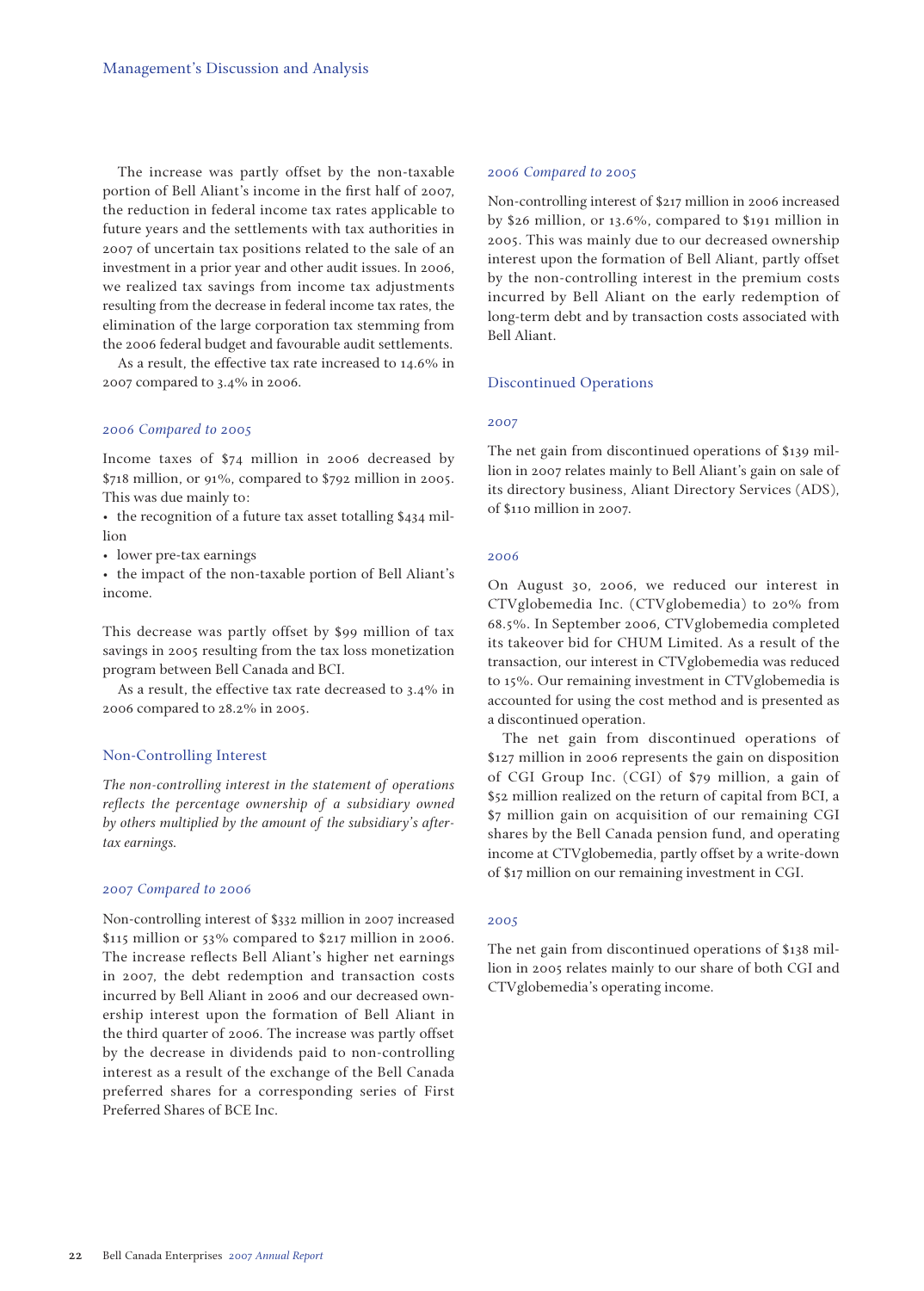The increase was partly offset by the non-taxable portion of Bell Aliant's income in the first half of 2007, the reduction in federal income tax rates applicable to future years and the settlements with tax authorities in 2007 of uncertain tax positions related to the sale of an investment in a prior year and other audit issues. In 2006, we realized tax savings from income tax adjustments resulting from the decrease in federal income tax rates, the elimination of the large corporation tax stemming from the 2006 federal budget and favourable audit settlements.

As a result, the effective tax rate increased to 14.6% in 2007 compared to 3.4% in 2006.

### *2006 Compared to 2005*

Income taxes of $74 million in 2006 decreased by $718 million, or 91%, compared to $792 million in 2005. This was due mainly to:

- the recognition of a future tax asset totalling $434 million
- lower pre-tax earnings
- the impact of the non-taxable portion of Bell Aliant's income.

This decrease was partly offset by $99 million of tax savings in 2005 resulting from the tax loss monetization program between Bell Canada and BCI.

As a result, the effective tax rate decreased to 3.4% in 2006 compared to 28.2% in 2005.

## Non-Controlling Interest

*The non-controlling interest in the statement of operations reflects the percentage ownership of a subsidiary owned by others multiplied by the amount of the subsidiary's after-tax earnings.*

### *2007 Compared to 2006*

Non-controlling interest of $332 million in 2007 increased $115 million or 53% compared to $217 million in 2006. The increase reflects Bell Aliant's higher net earnings in 2007, the debt redemption and transaction costs incurred by Bell Aliant in 2006 and our decreased ownership interest upon the formation of Bell Aliant in the third quarter of 2006. The increase was partly offset by the decrease in dividends paid to non-controlling interest as a result of the exchange of the Bell Canada preferred shares for a corresponding series of First Preferred Shares of BCE Inc.

### *2006 Compared to 2005*

Non-controlling interest of $217 million in 2006 increased by $26 million, or 13.6%, compared to $191 million in 2005. This was mainly due to our decreased ownership interest upon the formation of Bell Aliant, partly offset by the non-controlling interest in the premium costs incurred by Bell Aliant on the early redemption of long-term debt and by transaction costs associated with Bell Aliant.

## Discontinued Operations

### 2007

The net gain from discontinued operations of $139 million in 2007 relates mainly to Bell Aliant's gain on sale of its directory business, Aliant Directory Services (ADS), of $110 million in 2007.

### 2006

On August 30, 2006, we reduced our interest in CTVglobemedia Inc. (CTVglobemedia) to 20% from 68.5%. In September 2006, CTVglobemedia completed its takeover bid for CHUM Limited. As a result of the transaction, our interest in CTVglobemedia was reduced to 15%. Our remaining investment in CTVglobemedia is accounted for using the cost method and is presented as a discontinued operation.

The net gain from discontinued operations of $127 million in 2006 represents the gain on disposition of CGI Group Inc. (CGI) of $79 million, a gain of $52 million realized on the return of capital from BCI, a $7 million gain on acquisition of our remaining CGI shares by the Bell Canada pension fund, and operating income at CTVglobemedia, partly offset by a write-down of $17 million on our remaining investment in CGI.

### 2005

The net gain from discontinued operations of $138 million in 2005 relates mainly to our share of both CGI and CTVglobemedia's operating income.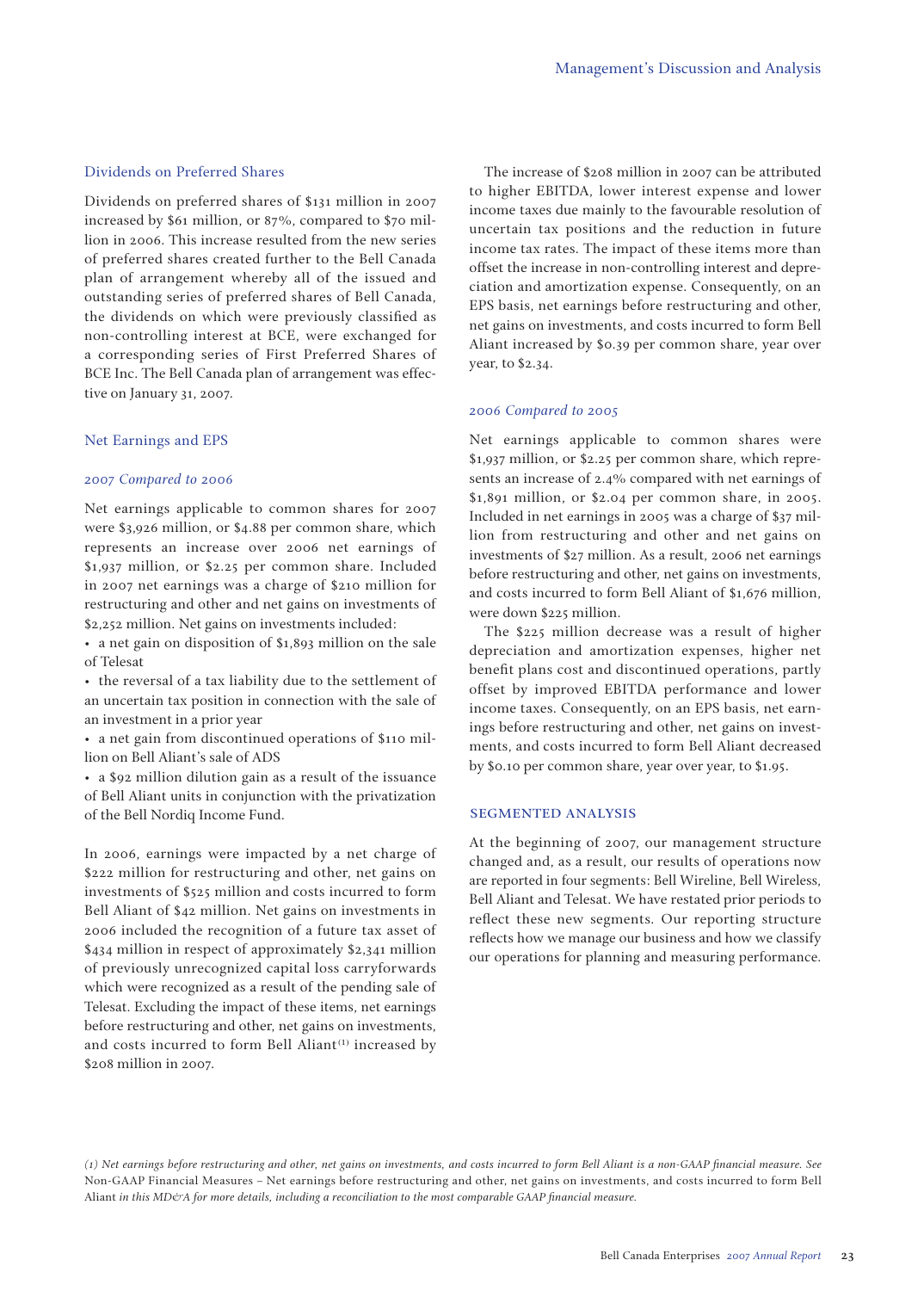## Dividends on Preferred Shares

Dividends on preferred shares of $131 million in 2007 increased by $61 million, or 87%, compared to $70 million in 2006. This increase resulted from the new series of preferred shares created further to the Bell Canada plan of arrangement whereby all of the issued and outstanding series of preferred shares of Bell Canada, the dividends on which were previously classified as non-controlling interest at BCE, were exchanged for a corresponding series of First Preferred Shares of BCE Inc. The Bell Canada plan of arrangement was effective on January 31, 2007.

## Net Earnings and EPS

### *2007 Compared to 2006*

Net earnings applicable to common shares for 2007 were $3,926 million, or $4.88 per common share, which represents an increase over 2006 net earnings of $1,937 million, or $2.25 per common share. Included in 2007 net earnings was a charge of $210 million for restructuring and other and net gains on investments of $2,252 million. Net gains on investments included:

- a net gain on disposition of $1,893 million on the sale of Telesat
- the reversal of a tax liability due to the settlement of an uncertain tax position in connection with the sale of an investment in a prior year
- a net gain from discontinued operations of $110 million on Bell Aliant's sale of ADS
- a $92 million dilution gain as a result of the issuance of Bell Aliant units in conjunction with the privatization of the Bell Nordiq Income Fund.

In 2006, earnings were impacted by a net charge of $222 million for restructuring and other, net gains on investments of $525 million and costs incurred to form Bell Aliant of $42 million. Net gains on investments in 2006 included the recognition of a future tax asset of $434 million in respect of approximately $2,341 million of previously unrecognized capital loss carryforwards which were recognized as a result of the pending sale of Telesat. Excluding the impact of these items, net earnings before restructuring and other, net gains on investments, and costs incurred to form Bell Aliant[1] increased by $208 million in 2007.

The increase of $208 million in 2007 can be attributed to higher EBITDA, lower interest expense and lower income taxes due mainly to the favourable resolution of uncertain tax positions and the reduction in future income tax rates. The impact of these items more than offset the increase in non-controlling interest and depreciation and amortization expense. Consequently, on an EPS basis, net earnings before restructuring and other, net gains on investments, and costs incurred to form Bell Aliant increased by $0.39 per common share, year over year, to $2.34.

### *2006 Compared to 2005*

Net earnings applicable to common shares were $1,937 million, or $2.25 per common share, which represents an increase of 2.4% compared with net earnings of $1,891 million, or $2.04 per common share, in 2005. Included in net earnings in 2005 was a charge of $37 million from restructuring and other and net gains on investments of $27 million. As a result, 2006 net earnings before restructuring and other, net gains on investments, and costs incurred to form Bell Aliant of $1,676 million, were down $225 million.

The $225 million decrease was a result of higher depreciation and amortization expenses, higher net benefit plans cost and discontinued operations, partly offset by improved EBITDA performance and lower income taxes. Consequently, on an EPS basis, net earnings before restructuring and other, net gains on investments, and costs incurred to form Bell Aliant decreased by $0.10 per common share, year over year, to $1.95.

## SEGMENTED ANALYSIS

At the beginning of 2007, our management structure changed and, as a result, our results of operations now are reported in four segments: Bell Wireline, Bell Wireless, Bell Aliant and Telesat. We have restated prior periods to reflect these new segments. Our reporting structure reflects how we manage our business and how we classify our operations for planning and measuring performance.

*(1) Net earnings before restructuring and other, net gains on investments, and costs incurred to form Bell Aliant is a non-GAAP financial measure. See* Non-GAAP Financial Measures – Net earnings before restructuring and other, net gains on investments, and costs incurred to form Bell Aliant *in this MD&A for more details, including a reconciliation to the most comparable GAAP financial measure.*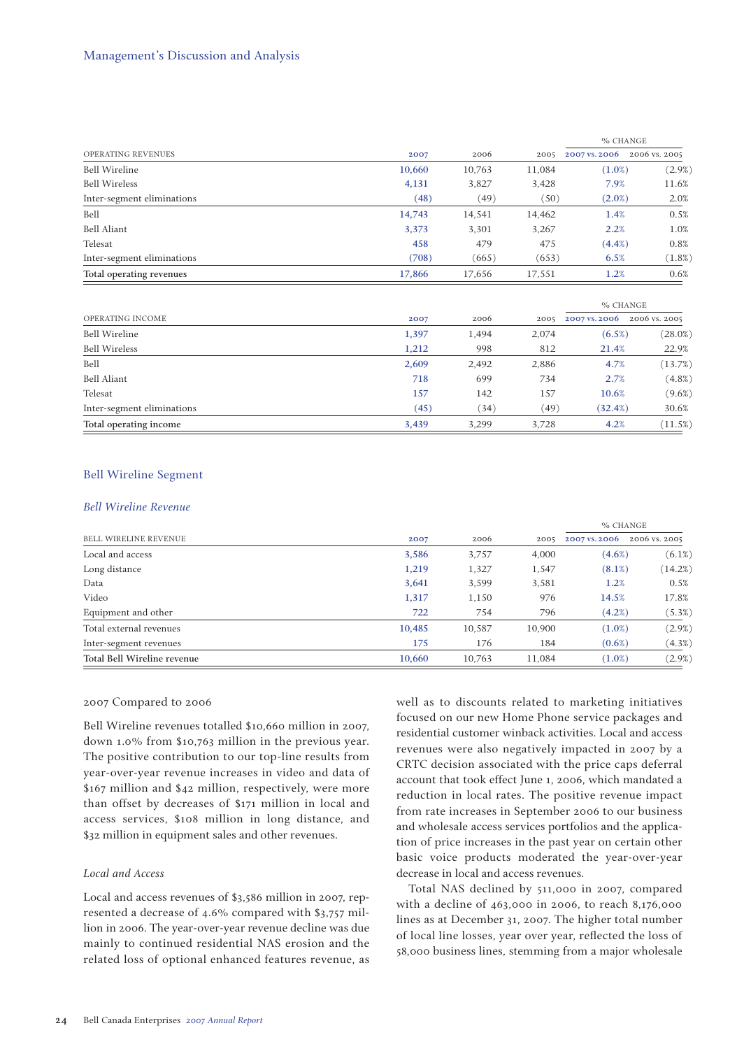| OPERATING REVENUES | 2007 | 2006 | 2005 | % CHANGE 2007 vs. 2006 | 2006 vs. 2005 |
|---|---|---|---|---|---|
| Bell Wireline | 10,660 | 10,763 | 11,084 | (1.0%) | (2.9%) |
| Bell Wireless | 4,131 | 3,827 | 3,428 | 7.9% | 11.6% |
| Inter-segment eliminations | (48) | (49) | (50) | (2.0%) | 2.0% |
| Bell | 14,743 | 14,541 | 14,462 | 1.4% | 0.5% |
| Bell Aliant | 3,373 | 3,301 | 3,267 | 2.2% | 1.0% |
| Telesat | 458 | 479 | 475 | (4.4%) | 0.8% |
| Inter-segment eliminations | (708) | (665) | (653) | 6.5% | (1.8%) |
| Total operating revenues | 17,866 | 17,656 | 17,551 | 1.2% | 0.6% |

| OPERATING INCOME | 2007 | 2006 | 2005 | % CHANGE 2007 vs. 2006 | 2006 vs. 2005 |
|---|---|---|---|---|---|
| Bell Wireline | 1,397 | 1,494 | 2,074 | (6.5%) | (28.0%) |
| Bell Wireless | 1,212 | 998 | 812 | 21.4% | 22.9% |
| Bell | 2,609 | 2,492 | 2,886 | 4.7% | (13.7%) |
| Bell Aliant | 718 | 699 | 734 | 2.7% | (4.8%) |
| Telesat | 157 | 142 | 157 | 10.6% | (9.6%) |
| Inter-segment eliminations | (45) | (34) | (49) | (32.4%) | 30.6% |
| Total operating income | 3,439 | 3,299 | 3,728 | 4.2% | (11.5%) |

## Bell Wireline Segment

### *Bell Wireline Revenue*

| BELL WIRELINE REVENUE | 2007 | 2006 | 2005 | % CHANGE 2007 vs. 2006 | 2006 vs. 2005 |
|---|---|---|---|---|---|
| Local and access | 3,586 | 3,757 | 4,000 | (4.6%) | (6.1%) |
| Long distance | 1,219 | 1,327 | 1,547 | (8.1%) | (14.2%) |
| Data | 3,641 | 3,599 | 3,581 | 1.2% | 0.5% |
| Video | 1,317 | 1,150 | 976 | 14.5% | 17.8% |
| Equipment and other | 722 | 754 | 796 | (4.2%) | (5.3%) |
| Total external revenues | 10,485 | 10,587 | 10,900 | (1.0%) | (2.9%) |
| Inter-segment revenues | 175 | 176 | 184 | (0.6%) | (4.3%) |
| Total Bell Wireline revenue | 10,660 | 10,763 | 11,084 | (1.0%) | (2.9%) |

#### 2007 Compared to 2006

Bell Wireline revenues totalled $10,660 million in 2007, down 1.0% from $10,763 million in the previous year. The positive contribution to our top-line results from year-over-year revenue increases in video and data of $167 million and $42 million, respectively, were more than offset by decreases of $171 million in local and access services, $108 million in long distance, and $32 million in equipment sales and other revenues.

*Local and Access*

Local and access revenues of $3,586 million in 2007, represented a decrease of 4.6% compared with $3,757 million in 2006. The year-over-year revenue decline was due mainly to continued residential NAS erosion and the related loss of optional enhanced features revenue, as well as to discounts related to marketing initiatives focused on our new Home Phone service packages and residential customer winback activities. Local and access revenues were also negatively impacted in 2007 by a CRTC decision associated with the price caps deferral account that took effect June 1, 2006, which mandated a reduction in local rates. The positive revenue impact from rate increases in September 2006 to our business and wholesale access services portfolios and the application of price increases in the past year on certain other basic voice products moderated the year-over-year decrease in local and access revenues.

Total NAS declined by 511,000 in 2007, compared with a decline of 463,000 in 2006, to reach 8,176,000 lines as at December 31, 2007. The higher total number of local line losses, year over year, reflected the loss of 58,000 business lines, stemming from a major wholesale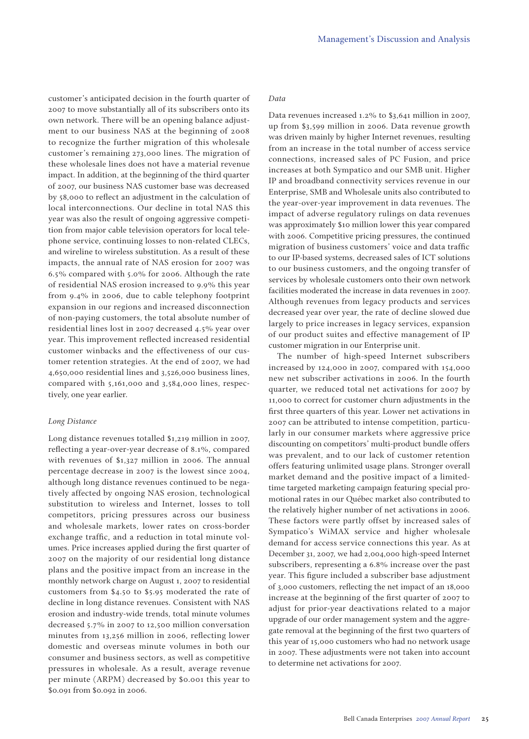customer's anticipated decision in the fourth quarter of 2007 to move substantially all of its subscribers onto its own network. There will be an opening balance adjustment to our business NAS at the beginning of 2008 to recognize the further migration of this wholesale customer's remaining 273,000 lines. The migration of these wholesale lines does not have a material revenue impact. In addition, at the beginning of the third quarter of 2007, our business NAS customer base was decreased by 58,000 to reflect an adjustment in the calculation of local interconnections. Our decline in total NAS this year was also the result of ongoing aggressive competition from major cable television operators for local telephone service, continuing losses to non-related CLECs, and wireline to wireless substitution. As a result of these impacts, the annual rate of NAS erosion for 2007 was 6.5% compared with 5.0% for 2006. Although the rate of residential NAS erosion increased to 9.9% this year from 9.4% in 2006, due to cable telephony footprint expansion in our regions and increased disconnection of non-paying customers, the total absolute number of residential lines lost in 2007 decreased 4.5% year over year. This improvement reflected increased residential customer winbacks and the effectiveness of our customer retention strategies. At the end of 2007, we had 4,650,000 residential lines and 3,526,000 business lines, compared with 5,161,000 and 3,584,000 lines, respectively, one year earlier.

*Long Distance*

Long distance revenues totalled $1,219 million in 2007, reflecting a year-over-year decrease of 8.1%, compared with revenues of $1,327 million in 2006. The annual percentage decrease in 2007 is the lowest since 2004, although long distance revenues continued to be negatively affected by ongoing NAS erosion, technological substitution to wireless and Internet, losses to toll competitors, pricing pressures across our business and wholesale markets, lower rates on cross-border exchange traffic, and a reduction in total minute volumes. Price increases applied during the first quarter of 2007 on the majority of our residential long distance plans and the positive impact from an increase in the monthly network charge on August 1, 2007 to residential customers from $4.50 to $5.95 moderated the rate of decline in long distance revenues. Consistent with NAS erosion and industry-wide trends, total minute volumes decreased 5.7% in 2007 to 12,500 million conversation minutes from 13,256 million in 2006, reflecting lower domestic and overseas minute volumes in both our consumer and business sectors, as well as competitive pressures in wholesale. As a result, average revenue per minute (ARPM) decreased by $0.001 this year to $0.091 from $0.092 in 2006.

*Data*

Data revenues increased 1.2% to $3,641 million in 2007, up from $3,599 million in 2006. Data revenue growth was driven mainly by higher Internet revenues, resulting from an increase in the total number of access service connections, increased sales of PC Fusion, and price increases at both Sympatico and our SMB unit. Higher IP and broadband connectivity services revenue in our Enterprise, SMB and Wholesale units also contributed to the year-over-year improvement in data revenues. The impact of adverse regulatory rulings on data revenues was approximately $10 million lower this year compared with 2006. Competitive pricing pressures, the continued migration of business customers' voice and data traffic to our IP-based systems, decreased sales of ICT solutions to our business customers, and the ongoing transfer of services by wholesale customers onto their own network facilities moderated the increase in data revenues in 2007. Although revenues from legacy products and services decreased year over year, the rate of decline slowed due largely to price increases in legacy services, expansion of our product suites and effective management of IP customer migration in our Enterprise unit.

The number of high-speed Internet subscribers increased by 124,000 in 2007, compared with 154,000 new net subscriber activations in 2006. In the fourth quarter, we reduced total net activations for 2007 by 11,000 to correct for customer churn adjustments in the first three quarters of this year. Lower net activations in 2007 can be attributed to intense competition, particularly in our consumer markets where aggressive price discounting on competitors' multi-product bundle offers was prevalent, and to our lack of customer retention offers featuring unlimited usage plans. Stronger overall market demand and the positive impact of a limited-time targeted marketing campaign featuring special promotional rates in our Québec market also contributed to the relatively higher number of net activations in 2006. These factors were partly offset by increased sales of Sympatico's WiMAX service and higher wholesale demand for access service connections this year. As at December 31, 2007, we had 2,004,000 high-speed Internet subscribers, representing a 6.8% increase over the past year. This figure included a subscriber base adjustment of 3,000 customers, reflecting the net impact of an 18,000 increase at the beginning of the first quarter of 2007 to adjust for prior-year deactivations related to a major upgrade of our order management system and the aggregate removal at the beginning of the first two quarters of this year of 15,000 customers who had no network usage in 2007. These adjustments were not taken into account to determine net activations for 2007.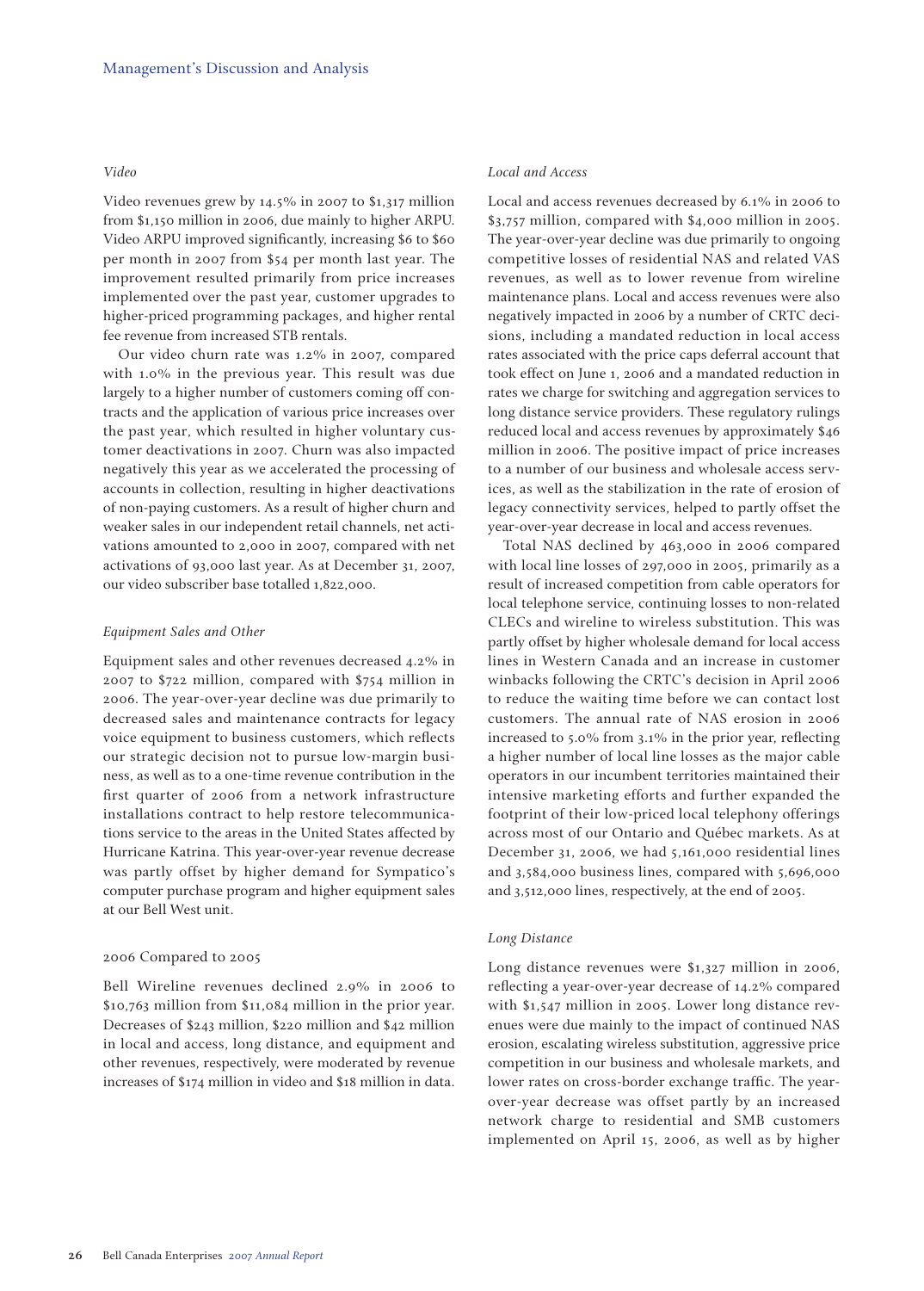#### *Video*

Video revenues grew by 14.5% in 2007 to $1,317 million from $1,150 million in 2006, due mainly to higher ARPU. Video ARPU improved significantly, increasing $6 to $60 per month in 2007 from $54 per month last year. The improvement resulted primarily from price increases implemented over the past year, customer upgrades to higher-priced programming packages, and higher rental fee revenue from increased STB rentals.

Our video churn rate was 1.2% in 2007, compared with 1.0% in the previous year. This result was due largely to a higher number of customers coming off contracts and the application of various price increases over the past year, which resulted in higher voluntary customer deactivations in 2007. Churn was also impacted negatively this year as we accelerated the processing of accounts in collection, resulting in higher deactivations of non-paying customers. As a result of higher churn and weaker sales in our independent retail channels, net activations amounted to 2,000 in 2007, compared with net activations of 93,000 last year. As at December 31, 2007, our video subscriber base totalled 1,822,000.

#### *Equipment Sales and Other*

Equipment sales and other revenues decreased 4.2% in 2007 to $722 million, compared with $754 million in 2006. The year-over-year decline was due primarily to decreased sales and maintenance contracts for legacy voice equipment to business customers, which reflects our strategic decision not to pursue low-margin business, as well as to a one-time revenue contribution in the first quarter of 2006 from a network infrastructure installations contract to help restore telecommunications service to the areas in the United States affected by Hurricane Katrina. This year-over-year revenue decrease was partly offset by higher demand for Sympatico's computer purchase program and higher equipment sales at our Bell West unit.

### 2006 Compared to 2005

Bell Wireline revenues declined 2.9% in 2006 to $10,763 million from $11,084 million in the prior year. Decreases of $243 million, $220 million and $42 million in local and access, long distance, and equipment and other revenues, respectively, were moderated by revenue increases of $174 million in video and $18 million in data.

#### *Local and Access*

Local and access revenues decreased by 6.1% in 2006 to $3,757 million, compared with $4,000 million in 2005. The year-over-year decline was due primarily to ongoing competitive losses of residential NAS and related VAS revenues, as well as to lower revenue from wireline maintenance plans. Local and access revenues were also negatively impacted in 2006 by a number of CRTC decisions, including a mandated reduction in local access rates associated with the price caps deferral account that took effect on June 1, 2006 and a mandated reduction in rates we charge for switching and aggregation services to long distance service providers. These regulatory rulings reduced local and access revenues by approximately $46 million in 2006. The positive impact of price increases to a number of our business and wholesale access services, as well as the stabilization in the rate of erosion of legacy connectivity services, helped to partly offset the year-over-year decrease in local and access revenues.

Total NAS declined by 463,000 in 2006 compared with local line losses of 297,000 in 2005, primarily as a result of increased competition from cable operators for local telephone service, continuing losses to non-related CLECs and wireline to wireless substitution. This was partly offset by higher wholesale demand for local access lines in Western Canada and an increase in customer winbacks following the CRTC's decision in April 2006 to reduce the waiting time before we can contact lost customers. The annual rate of NAS erosion in 2006 increased to 5.0% from 3.1% in the prior year, reflecting a higher number of local line losses as the major cable operators in our incumbent territories maintained their intensive marketing efforts and further expanded the footprint of their low-priced local telephony offerings across most of our Ontario and Québec markets. As at December 31, 2006, we had 5,161,000 residential lines and 3,584,000 business lines, compared with 5,696,000 and 3,512,000 lines, respectively, at the end of 2005.

#### *Long Distance*

Long distance revenues were $1,327 million in 2006, reflecting a year-over-year decrease of 14.2% compared with $1,547 million in 2005. Lower long distance revenues were due mainly to the impact of continued NAS erosion, escalating wireless substitution, aggressive price competition in our business and wholesale markets, and lower rates on cross-border exchange traffic. The year-over-year decrease was offset partly by an increased network charge to residential and SMB customers implemented on April 15, 2006, as well as by higher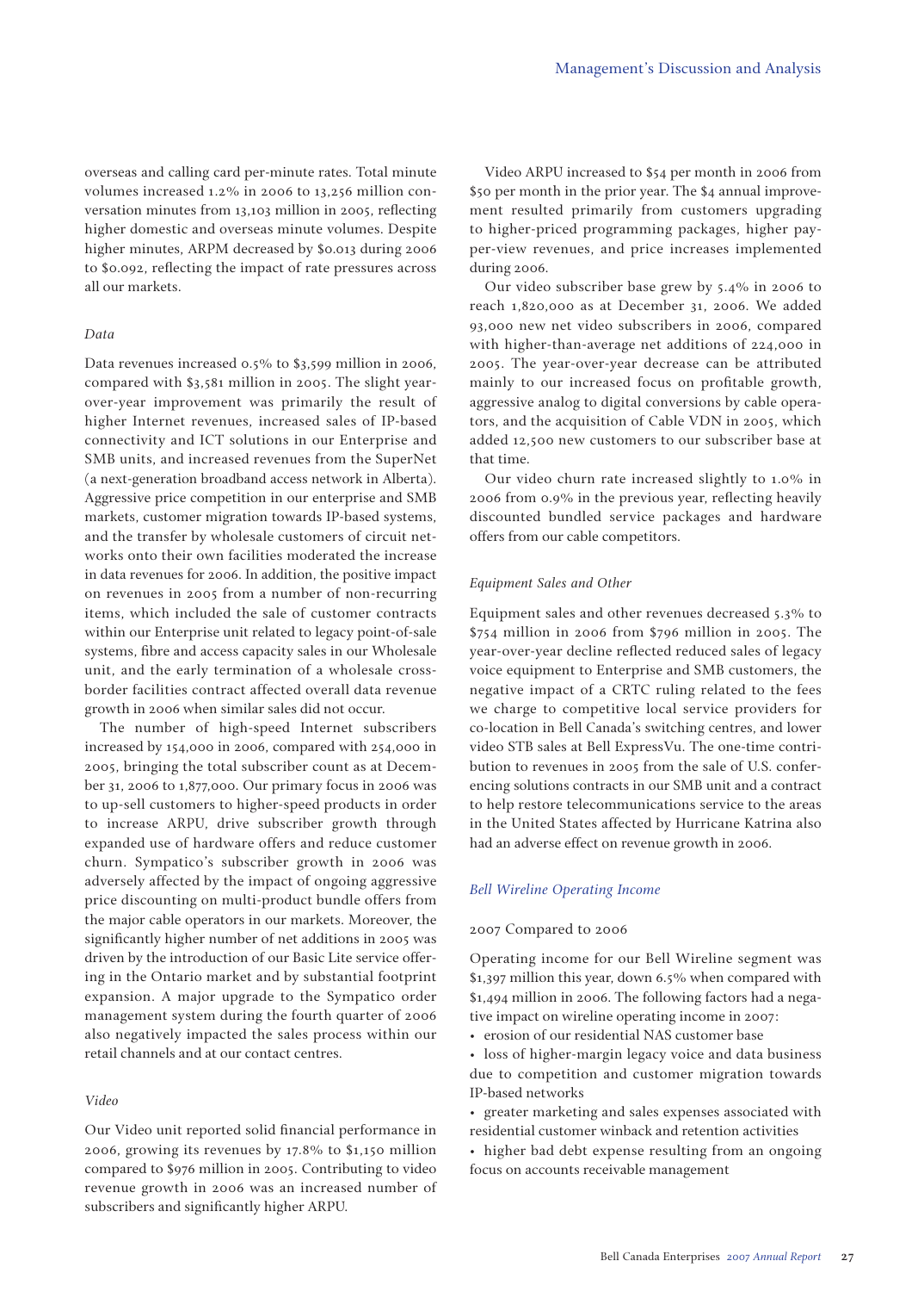overseas and calling card per-minute rates. Total minute volumes increased 1.2% in 2006 to 13,256 million conversation minutes from 13,103 million in 2005, reflecting higher domestic and overseas minute volumes. Despite higher minutes, ARPM decreased by $0.013 during 2006 to $0.092, reflecting the impact of rate pressures across all our markets.

*Data*

Data revenues increased 0.5% to $3,599 million in 2006, compared with $3,581 million in 2005. The slight year-over-year improvement was primarily the result of higher Internet revenues, increased sales of IP-based connectivity and ICT solutions in our Enterprise and SMB units, and increased revenues from the SuperNet (a next-generation broadband access network in Alberta). Aggressive price competition in our enterprise and SMB markets, customer migration towards IP-based systems, and the transfer by wholesale customers of circuit networks onto their own facilities moderated the increase in data revenues for 2006. In addition, the positive impact on revenues in 2005 from a number of non-recurring items, which included the sale of customer contracts within our Enterprise unit related to legacy point-of-sale systems, fibre and access capacity sales in our Wholesale unit, and the early termination of a wholesale cross-border facilities contract affected overall data revenue growth in 2006 when similar sales did not occur.

The number of high-speed Internet subscribers increased by 154,000 in 2006, compared with 254,000 in 2005, bringing the total subscriber count as at December 31, 2006 to 1,877,000. Our primary focus in 2006 was to up-sell customers to higher-speed products in order to increase ARPU, drive subscriber growth through expanded use of hardware offers and reduce customer churn. Sympatico's subscriber growth in 2006 was adversely affected by the impact of ongoing aggressive price discounting on multi-product bundle offers from the major cable operators in our markets. Moreover, the significantly higher number of net additions in 2005 was driven by the introduction of our Basic Lite service offering in the Ontario market and by substantial footprint expansion. A major upgrade to the Sympatico order management system during the fourth quarter of 2006 also negatively impacted the sales process within our retail channels and at our contact centres.

*Video*

Our Video unit reported solid financial performance in 2006, growing its revenues by 17.8% to $1,150 million compared to $976 million in 2005. Contributing to video revenue growth in 2006 was an increased number of subscribers and significantly higher ARPU.

Video ARPU increased to $54 per month in 2006 from $50 per month in the prior year. The $4 annual improvement resulted primarily from customers upgrading to higher-priced programming packages, higher pay-per-view revenues, and price increases implemented during 2006.

Our video subscriber base grew by 5.4% in 2006 to reach 1,820,000 as at December 31, 2006. We added 93,000 new net video subscribers in 2006, compared with higher-than-average net additions of 224,000 in 2005. The year-over-year decrease can be attributed mainly to our increased focus on profitable growth, aggressive analog to digital conversions by cable operators, and the acquisition of Cable VDN in 2005, which added 12,500 new customers to our subscriber base at that time.

Our video churn rate increased slightly to 1.0% in 2006 from 0.9% in the previous year, reflecting heavily discounted bundled service packages and hardware offers from our cable competitors.

*Equipment Sales and Other*

Equipment sales and other revenues decreased 5.3% to $754 million in 2006 from $796 million in 2005. The year-over-year decline reflected reduced sales of legacy voice equipment to Enterprise and SMB customers, the negative impact of a CRTC ruling related to the fees we charge to competitive local service providers for co-location in Bell Canada's switching centres, and lower video STB sales at Bell ExpressVu. The one-time contribution to revenues in 2005 from the sale of U.S. conferencing solutions contracts in our SMB unit and a contract to help restore telecommunications service to the areas in the United States affected by Hurricane Katrina also had an adverse effect on revenue growth in 2006.

## *Bell Wireline Operating Income*

### 2007 Compared to 2006

Operating income for our Bell Wireline segment was $1,397 million this year, down 6.5% when compared with $1,494 million in 2006. The following factors had a negative impact on wireline operating income in 2007:

- erosion of our residential NAS customer base
- loss of higher-margin legacy voice and data business due to competition and customer migration towards IP-based networks
- greater marketing and sales expenses associated with residential customer winback and retention activities
- higher bad debt expense resulting from an ongoing focus on accounts receivable management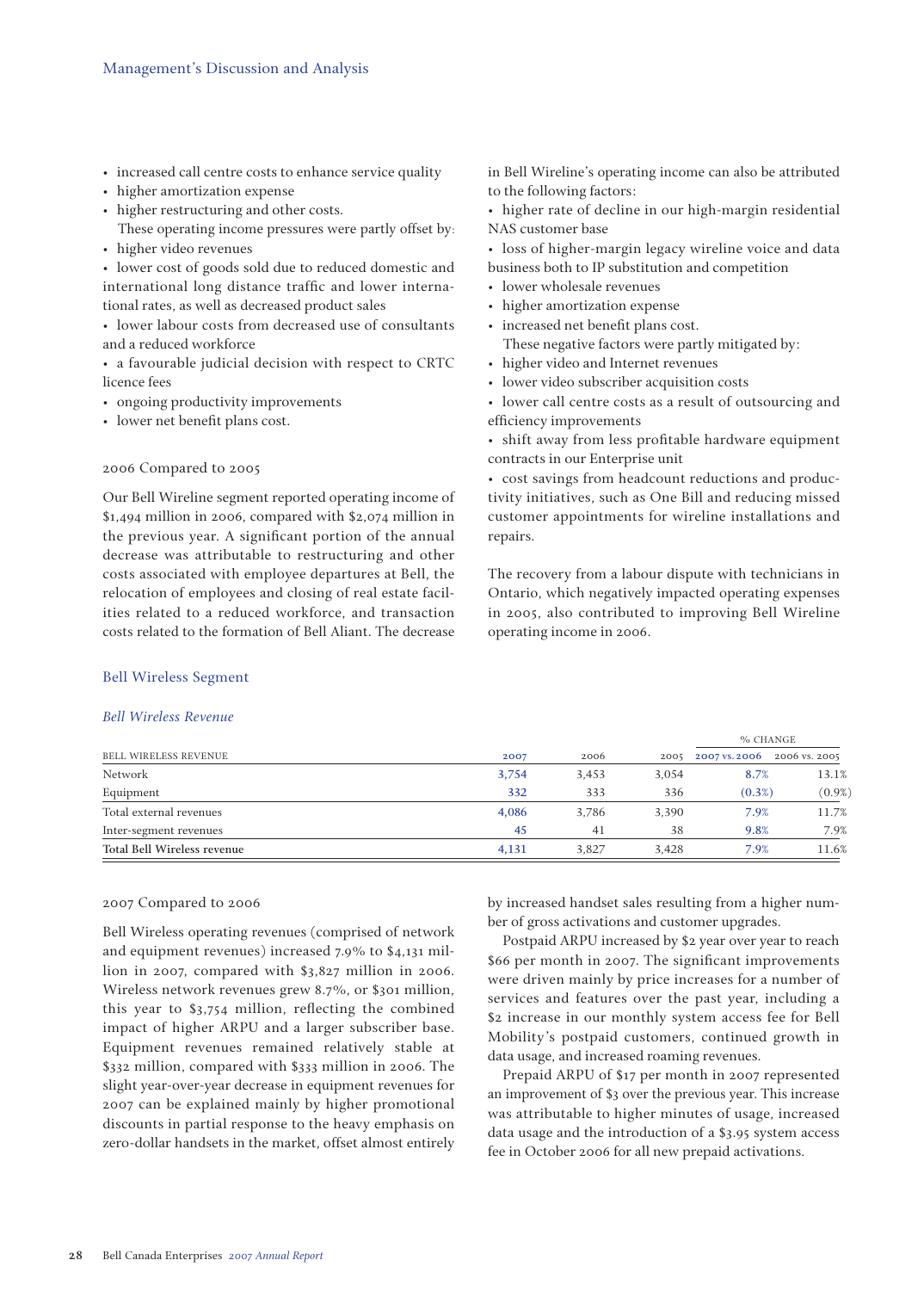- increased call centre costs to enhance service quality
- higher amortization expense
- higher restructuring and other costs.

These operating income pressures were partly offset by:

- higher video revenues
- lower cost of goods sold due to reduced domestic and international long distance traffic and lower international rates, as well as decreased product sales
- lower labour costs from decreased use of consultants and a reduced workforce
- a favourable judicial decision with respect to CRTC licence fees
- ongoing productivity improvements
- lower net benefit plans cost.

#### 2006 Compared to 2005

Our Bell Wireline segment reported operating income of $1,494 million in 2006, compared with $2,074 million in the previous year. A significant portion of the annual decrease was attributable to restructuring and other costs associated with employee departures at Bell, the relocation of employees and closing of real estate facilities related to a reduced workforce, and transaction costs related to the formation of Bell Aliant. The decrease in Bell Wireline's operating income can also be attributed to the following factors:

- higher rate of decline in our high-margin residential NAS customer base
- loss of higher-margin legacy wireline voice and data business both to IP substitution and competition
- lower wholesale revenues
- higher amortization expense
- increased net benefit plans cost.

These negative factors were partly mitigated by:

- higher video and Internet revenues
- lower video subscriber acquisition costs
- lower call centre costs as a result of outsourcing and efficiency improvements
- shift away from less profitable hardware equipment contracts in our Enterprise unit
- cost savings from headcount reductions and productivity initiatives, such as One Bill and reducing missed customer appointments for wireline installations and repairs.

The recovery from a labour dispute with technicians in Ontario, which negatively impacted operating expenses in 2005, also contributed to improving Bell Wireline operating income in 2006.

## Bell Wireless Segment

### *Bell Wireless Revenue*

| | | | | % CHANGE | |
|---|---|---|---|---|---|
| BELL WIRELESS REVENUE | 2007 | 2006 | 2005 | 2007 VS. 2006 | 2006 VS. 2005 |
| Network | 3,754 | 3,453 | 3,054 | 8.7% | 13.1% |
| Equipment | 332 | 333 | 336 | (0.3%) | (0.9%) |
| Total external revenues | 4,086 | 3,786 | 3,390 | 7.9% | 11.7% |
| Inter-segment revenues | 45 | 41 | 38 | 9.8% | 7.9% |
| Total Bell Wireless revenue | 4,131 | 3,827 | 3,428 | 7.9% | 11.6% |

#### 2007 Compared to 2006

Bell Wireless operating revenues (comprised of network and equipment revenues) increased 7.9% to $4,131 million in 2007, compared with $3,827 million in 2006. Wireless network revenues grew 8.7%, or $301 million, this year to $3,754 million, reflecting the combined impact of higher ARPU and a larger subscriber base. Equipment revenues remained relatively stable at $332 million, compared with $333 million in 2006. The slight year-over-year decrease in equipment revenues for 2007 can be explained mainly by higher promotional discounts in partial response to the heavy emphasis on zero-dollar handsets in the market, offset almost entirely by increased handset sales resulting from a higher number of gross activations and customer upgrades.

Postpaid ARPU increased by $2 year over year to reach $66 per month in 2007. The significant improvements were driven mainly by price increases for a number of services and features over the past year, including a $2 increase in our monthly system access fee for Bell Mobility's postpaid customers, continued growth in data usage, and increased roaming revenues.

Prepaid ARPU of $17 per month in 2007 represented an improvement of $3 over the previous year. This increase was attributable to higher minutes of usage, increased data usage and the introduction of a $3.95 system access fee in October 2006 for all new prepaid activations.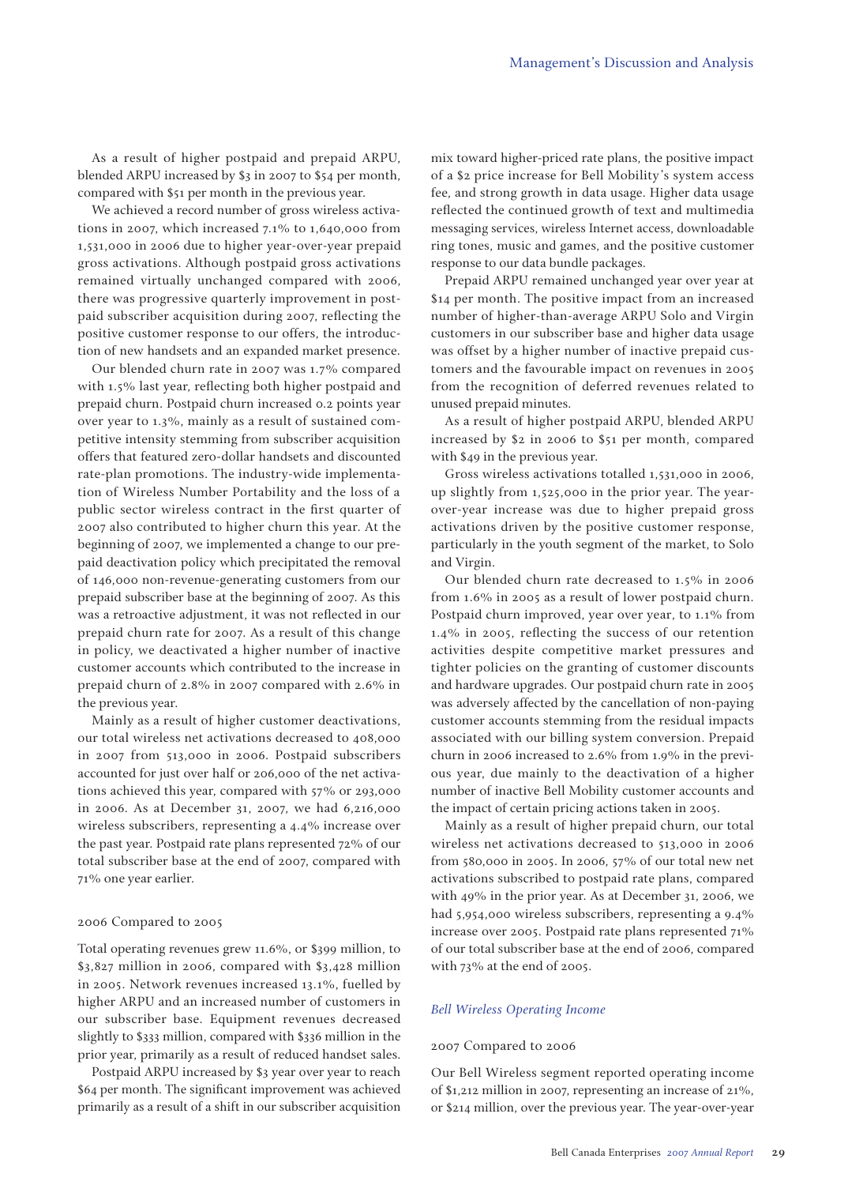As a result of higher postpaid and prepaid ARPU, blended ARPU increased by $3 in 2007 to $54 per month, compared with $51 per month in the previous year.

We achieved a record number of gross wireless activations in 2007, which increased 7.1% to 1,640,000 from 1,531,000 in 2006 due to higher year-over-year prepaid gross activations. Although postpaid gross activations remained virtually unchanged compared with 2006, there was progressive quarterly improvement in postpaid subscriber acquisition during 2007, reflecting the positive customer response to our offers, the introduction of new handsets and an expanded market presence.

Our blended churn rate in 2007 was 1.7% compared with 1.5% last year, reflecting both higher postpaid and prepaid churn. Postpaid churn increased 0.2 points year over year to 1.3%, mainly as a result of sustained competitive intensity stemming from subscriber acquisition offers that featured zero-dollar handsets and discounted rate-plan promotions. The industry-wide implementation of Wireless Number Portability and the loss of a public sector wireless contract in the first quarter of 2007 also contributed to higher churn this year. At the beginning of 2007, we implemented a change to our prepaid deactivation policy which precipitated the removal of 146,000 non-revenue-generating customers from our prepaid subscriber base at the beginning of 2007. As this was a retroactive adjustment, it was not reflected in our prepaid churn rate for 2007. As a result of this change in policy, we deactivated a higher number of inactive customer accounts which contributed to the increase in prepaid churn of 2.8% in 2007 compared with 2.6% in the previous year.

Mainly as a result of higher customer deactivations, our total wireless net activations decreased to 408,000 in 2007 from 513,000 in 2006. Postpaid subscribers accounted for just over half or 206,000 of the net activations achieved this year, compared with 57% or 293,000 in 2006. As at December 31, 2007, we had 6,216,000 wireless subscribers, representing a 4.4% increase over the past year. Postpaid rate plans represented 72% of our total subscriber base at the end of 2007, compared with 71% one year earlier.

#### 2006 Compared to 2005

Total operating revenues grew 11.6%, or $399 million, to $3,827 million in 2006, compared with $3,428 million in 2005. Network revenues increased 13.1%, fuelled by higher ARPU and an increased number of customers in our subscriber base. Equipment revenues decreased slightly to $333 million, compared with $336 million in the prior year, primarily as a result of reduced handset sales.

Postpaid ARPU increased by $3 year over year to reach $64 per month. The significant improvement was achieved primarily as a result of a shift in our subscriber acquisition mix toward higher-priced rate plans, the positive impact of a $2 price increase for Bell Mobility's system access fee, and strong growth in data usage. Higher data usage reflected the continued growth of text and multimedia messaging services, wireless Internet access, downloadable ring tones, music and games, and the positive customer response to our data bundle packages.

Prepaid ARPU remained unchanged year over year at $14 per month. The positive impact from an increased number of higher-than-average ARPU Solo and Virgin customers in our subscriber base and higher data usage was offset by a higher number of inactive prepaid customers and the favourable impact on revenues in 2005 from the recognition of deferred revenues related to unused prepaid minutes.

As a result of higher postpaid ARPU, blended ARPU increased by $2 in 2006 to $51 per month, compared with $49 in the previous year.

Gross wireless activations totalled 1,531,000 in 2006, up slightly from 1,525,000 in the prior year. The year-over-year increase was due to higher prepaid gross activations driven by the positive customer response, particularly in the youth segment of the market, to Solo and Virgin.

Our blended churn rate decreased to 1.5% in 2006 from 1.6% in 2005 as a result of lower postpaid churn. Postpaid churn improved, year over year, to 1.1% from 1.4% in 2005, reflecting the success of our retention activities despite competitive market pressures and tighter policies on the granting of customer discounts and hardware upgrades. Our postpaid churn rate in 2005 was adversely affected by the cancellation of non-paying customer accounts stemming from the residual impacts associated with our billing system conversion. Prepaid churn in 2006 increased to 2.6% from 1.9% in the previous year, due mainly to the deactivation of a higher number of inactive Bell Mobility customer accounts and the impact of certain pricing actions taken in 2005.

Mainly as a result of higher prepaid churn, our total wireless net activations decreased to 513,000 in 2006 from 580,000 in 2005. In 2006, 57% of our total new net activations subscribed to postpaid rate plans, compared with 49% in the prior year. As at December 31, 2006, we had 5,954,000 wireless subscribers, representing a 9.4% increase over 2005. Postpaid rate plans represented 71% of our total subscriber base at the end of 2006, compared with 73% at the end of 2005.

### *Bell Wireless Operating Income*

#### 2007 Compared to 2006

Our Bell Wireless segment reported operating income of $1,212 million in 2007, representing an increase of 21%, or $214 million, over the previous year. The year-over-year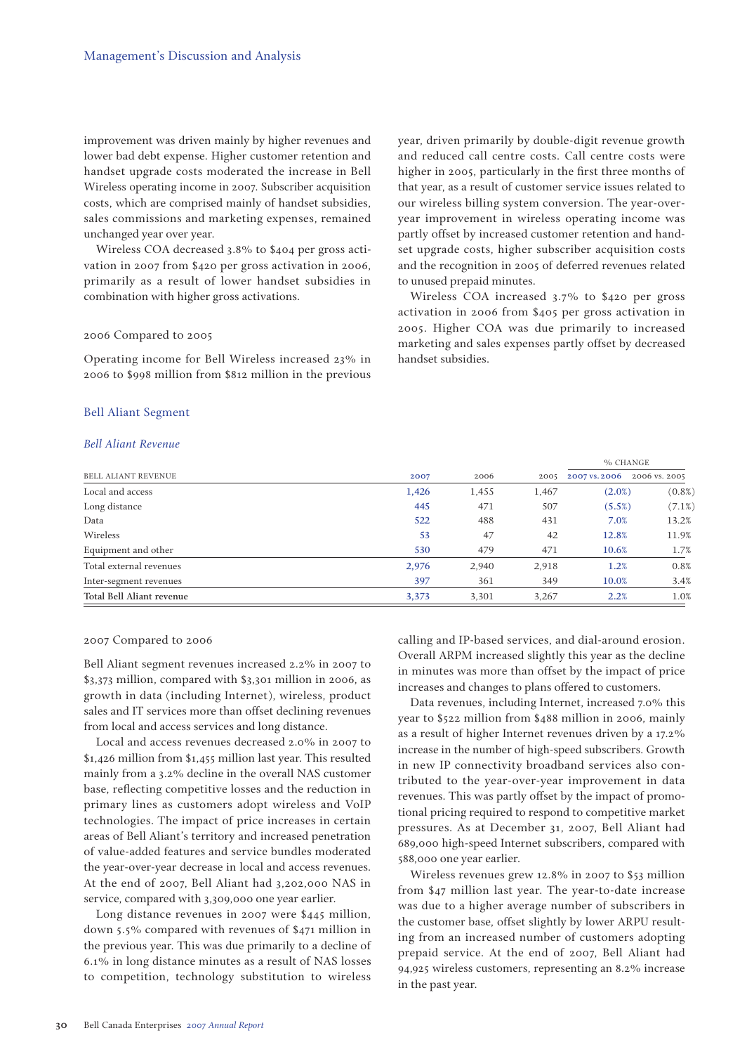improvement was driven mainly by higher revenues and lower bad debt expense. Higher customer retention and handset upgrade costs moderated the increase in Bell Wireless operating income in 2007. Subscriber acquisition costs, which are comprised mainly of handset subsidies, sales commissions and marketing expenses, remained unchanged year over year.

Wireless COA decreased 3.8% to $404 per gross activation in 2007 from $420 per gross activation in 2006, primarily as a result of lower handset subsidies in combination with higher gross activations.

### 2006 Compared to 2005

Operating income for Bell Wireless increased 23% in 2006 to $998 million from $812 million in the previous year, driven primarily by double-digit revenue growth and reduced call centre costs. Call centre costs were higher in 2005, particularly in the first three months of that year, as a result of customer service issues related to our wireless billing system conversion. The year-over-year improvement in wireless operating income was partly offset by increased customer retention and handset upgrade costs, higher subscriber acquisition costs and the recognition in 2005 of deferred revenues related to unused prepaid minutes.

Wireless COA increased 3.7% to $420 per gross activation in 2006 from $405 per gross activation in 2005. Higher COA was due primarily to increased marketing and sales expenses partly offset by decreased handset subsidies.

## Bell Aliant Segment

### *Bell Aliant Revenue*

| | | | | % CHANGE | |
|---|---|---|---|---|---|
| BELL ALIANT REVENUE | 2007 | 2006 | 2005 | 2007 vs. 2006 | 2006 vs. 2005 |
| Local and access | 1,426 | 1,455 | 1,467 | (2.0%) | (0.8%) |
| Long distance | 445 | 471 | 507 | (5.5%) | (7.1%) |
| Data | 522 | 488 | 431 | 7.0% | 13.2% |
| Wireless | 53 | 47 | 42 | 12.8% | 11.9% |
| Equipment and other | 530 | 479 | 471 | 10.6% | 1.7% |
| Total external revenues | 2,976 | 2,940 | 2,918 | 1.2% | 0.8% |
| Inter-segment revenues | 397 | 361 | 349 | 10.0% | 3.4% |
| **Total Bell Aliant revenue** | 3,373 | 3,301 | 3,267 | 2.2% | 1.0% |

### 2007 Compared to 2006

Bell Aliant segment revenues increased 2.2% in 2007 to $3,373 million, compared with $3,301 million in 2006, as growth in data (including Internet), wireless, product sales and IT services more than offset declining revenues from local and access services and long distance.

Local and access revenues decreased 2.0% in 2007 to $1,426 million from $1,455 million last year. This resulted mainly from a 3.2% decline in the overall NAS customer base, reflecting competitive losses and the reduction in primary lines as customers adopt wireless and VoIP technologies. The impact of price increases in certain areas of Bell Aliant's territory and increased penetration of value-added features and service bundles moderated the year-over-year decrease in local and access revenues. At the end of 2007, Bell Aliant had 3,202,000 NAS in service, compared with 3,309,000 one year earlier.

Long distance revenues in 2007 were $445 million, down 5.5% compared with revenues of $471 million in the previous year. This was due primarily to a decline of 6.1% in long distance minutes as a result of NAS losses to competition, technology substitution to wireless calling and IP-based services, and dial-around erosion. Overall ARPM increased slightly this year as the decline in minutes was more than offset by the impact of price increases and changes to plans offered to customers.

Data revenues, including Internet, increased 7.0% this year to $522 million from $488 million in 2006, mainly as a result of higher Internet revenues driven by a 17.2% increase in the number of high-speed subscribers. Growth in new IP connectivity broadband services also contributed to the year-over-year improvement in data revenues. This was partly offset by the impact of promotional pricing required to respond to competitive market pressures. As at December 31, 2007, Bell Aliant had 689,000 high-speed Internet subscribers, compared with 588,000 one year earlier.

Wireless revenues grew 12.8% in 2007 to $53 million from $47 million last year. The year-to-date increase was due to a higher average number of subscribers in the customer base, offset slightly by lower ARPU resulting from an increased number of customers adopting prepaid service. At the end of 2007, Bell Aliant had 94,925 wireless customers, representing an 8.2% increase in the past year.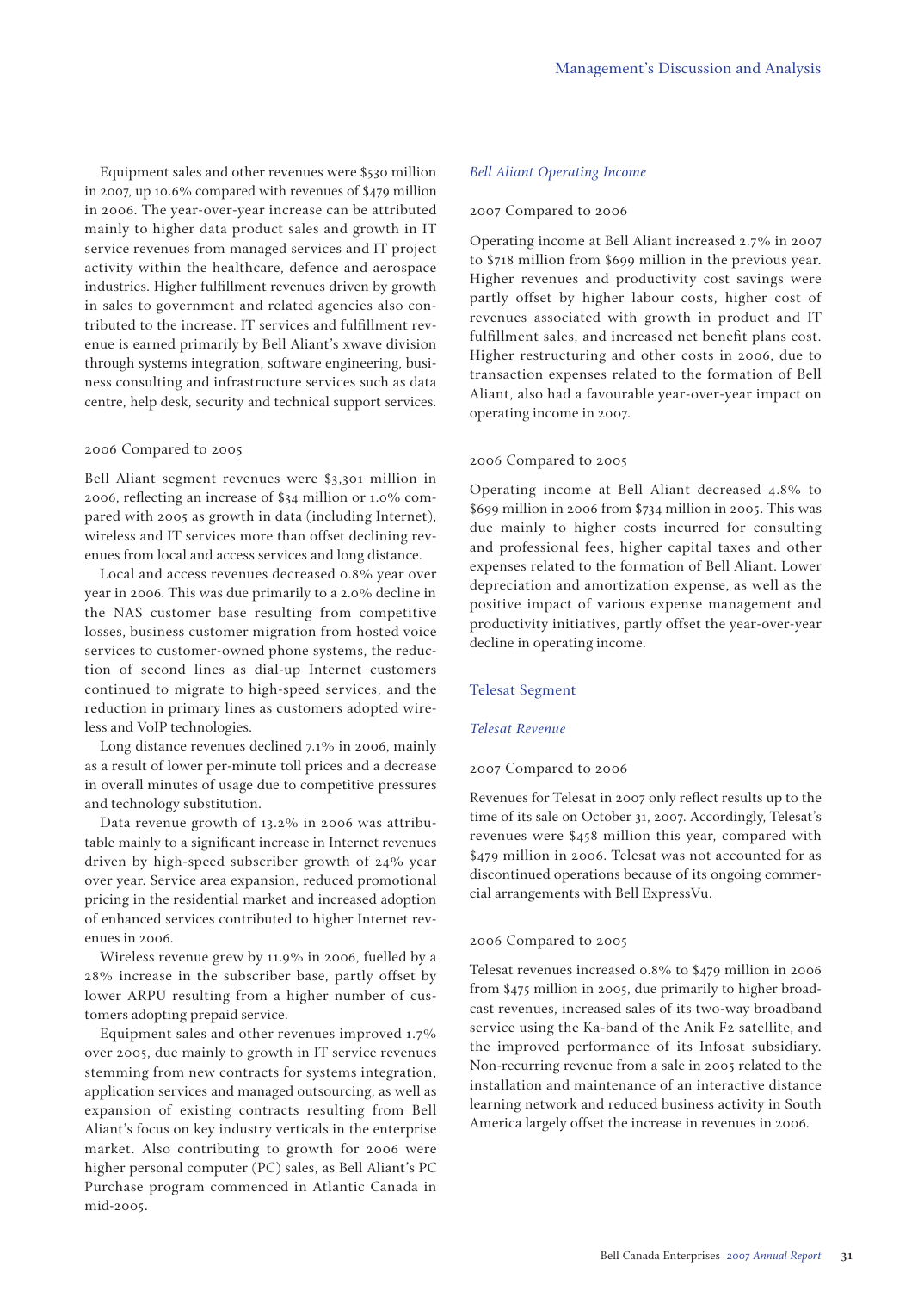Equipment sales and other revenues were $530 million in 2007, up 10.6% compared with revenues of $479 million in 2006. The year-over-year increase can be attributed mainly to higher data product sales and growth in IT service revenues from managed services and IT project activity within the healthcare, defence and aerospace industries. Higher fulfillment revenues driven by growth in sales to government and related agencies also contributed to the increase. IT services and fulfillment revenue is earned primarily by Bell Aliant's xwave division through systems integration, software engineering, business consulting and infrastructure services such as data centre, help desk, security and technical support services.

#### 2006 Compared to 2005

Bell Aliant segment revenues were $3,301 million in 2006, reflecting an increase of $34 million or 1.0% compared with 2005 as growth in data (including Internet), wireless and IT services more than offset declining revenues from local and access services and long distance.

Local and access revenues decreased 0.8% year over year in 2006. This was due primarily to a 2.0% decline in the NAS customer base resulting from competitive losses, business customer migration from hosted voice services to customer-owned phone systems, the reduction of second lines as dial-up Internet customers continued to migrate to high-speed services, and the reduction in primary lines as customers adopted wireless and VoIP technologies.

Long distance revenues declined 7.1% in 2006, mainly as a result of lower per-minute toll prices and a decrease in overall minutes of usage due to competitive pressures and technology substitution.

Data revenue growth of 13.2% in 2006 was attributable mainly to a significant increase in Internet revenues driven by high-speed subscriber growth of 24% year over year. Service area expansion, reduced promotional pricing in the residential market and increased adoption of enhanced services contributed to higher Internet revenues in 2006.

Wireless revenue grew by 11.9% in 2006, fuelled by a 28% increase in the subscriber base, partly offset by lower ARPU resulting from a higher number of customers adopting prepaid service.

Equipment sales and other revenues improved 1.7% over 2005, due mainly to growth in IT service revenues stemming from new contracts for systems integration, application services and managed outsourcing, as well as expansion of existing contracts resulting from Bell Aliant's focus on key industry verticals in the enterprise market. Also contributing to growth for 2006 were higher personal computer (PC) sales, as Bell Aliant's PC Purchase program commenced in Atlantic Canada in mid-2005.

### *Bell Aliant Operating Income*

#### 2007 Compared to 2006

Operating income at Bell Aliant increased 2.7% in 2007 to $718 million from $699 million in the previous year. Higher revenues and productivity cost savings were partly offset by higher labour costs, higher cost of revenues associated with growth in product and IT fulfillment sales, and increased net benefit plans cost. Higher restructuring and other costs in 2006, due to transaction expenses related to the formation of Bell Aliant, also had a favourable year-over-year impact on operating income in 2007.

#### 2006 Compared to 2005

Operating income at Bell Aliant decreased 4.8% to $699 million in 2006 from $734 million in 2005. This was due mainly to higher costs incurred for consulting and professional fees, higher capital taxes and other expenses related to the formation of Bell Aliant. Lower depreciation and amortization expense, as well as the positive impact of various expense management and productivity initiatives, partly offset the year-over-year decline in operating income.

## Telesat Segment

### *Telesat Revenue*

#### 2007 Compared to 2006

Revenues for Telesat in 2007 only reflect results up to the time of its sale on October 31, 2007. Accordingly, Telesat's revenues were $458 million this year, compared with $479 million in 2006. Telesat was not accounted for as discontinued operations because of its ongoing commercial arrangements with Bell ExpressVu.

#### 2006 Compared to 2005

Telesat revenues increased 0.8% to $479 million in 2006 from $475 million in 2005, due primarily to higher broadcast revenues, increased sales of its two-way broadband service using the Ka-band of the Anik F2 satellite, and the improved performance of its Infosat subsidiary. Non-recurring revenue from a sale in 2005 related to the installation and maintenance of an interactive distance learning network and reduced business activity in South America largely offset the increase in revenues in 2006.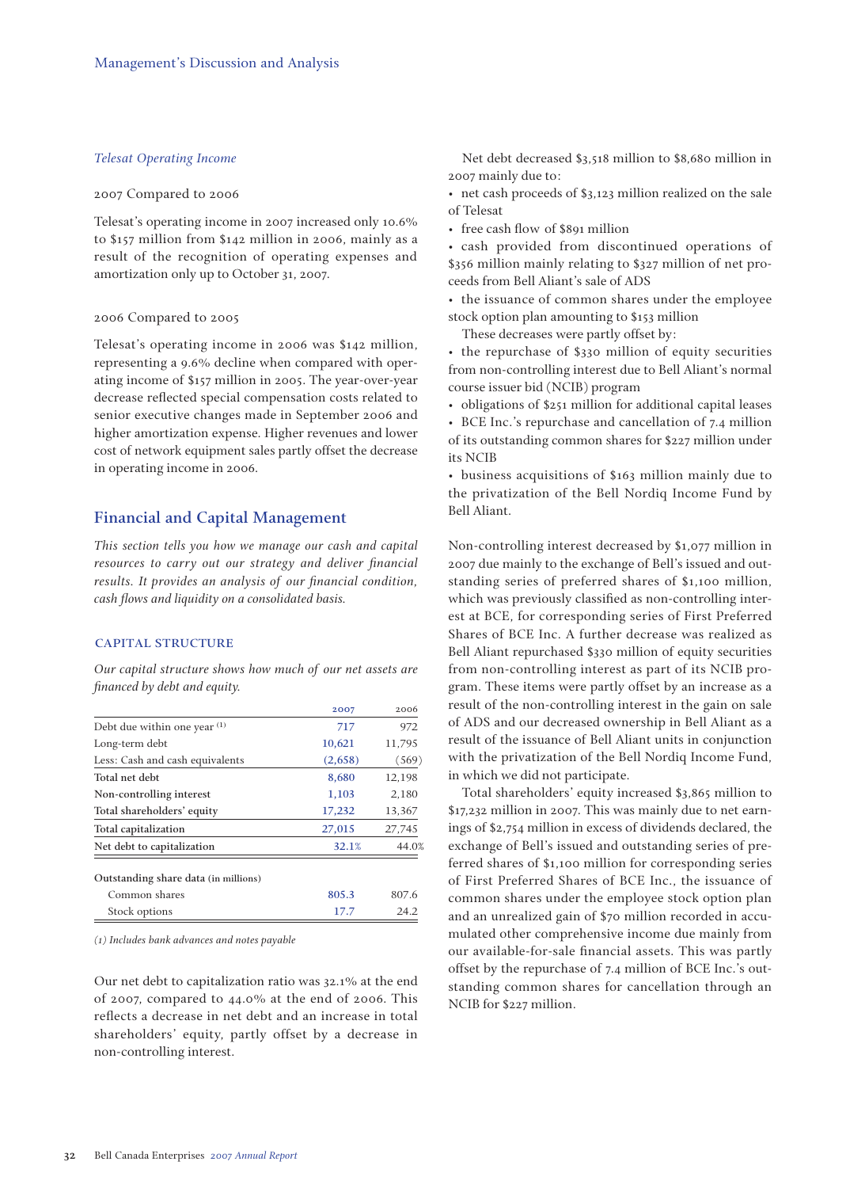*Telesat Operating Income*

2007 Compared to 2006

Telesat's operating income in 2007 increased only 10.6% to $157 million from $142 million in 2006, mainly as a result of the recognition of operating expenses and amortization only up to October 31, 2007.

2006 Compared to 2005

Telesat's operating income in 2006 was $142 million, representing a 9.6% decline when compared with operating income of $157 million in 2005. The year-over-year decrease reflected special compensation costs related to senior executive changes made in September 2006 and higher amortization expense. Higher revenues and lower cost of network equipment sales partly offset the decrease in operating income in 2006.

## Financial and Capital Management

*This section tells you how we manage our cash and capital resources to carry out our strategy and deliver financial results. It provides an analysis of our financial condition, cash flows and liquidity on a consolidated basis.*

### CAPITAL STRUCTURE

*Our capital structure shows how much of our net assets are financed by debt and equity.*

| | 2007 | 2006 |
|---|---|---|
| Debt due within one year (1) | 717 | 972 |
| Long-term debt | 10,621 | 11,795 |
| Less: Cash and cash equivalents | (2,658) | (569) |
| Total net debt | 8,680 | 12,198 |
| Non-controlling interest | 1,103 | 2,180 |
| Total shareholders' equity | 17,232 | 13,367 |
| Total capitalization | 27,015 | 27,745 |
| Net debt to capitalization | 32.1% | 44.0% |
| Outstanding share data (in millions) | | |
| Common shares | 805.3 | 807.6 |
| Stock options | 17.7 | 24.2 |

*(1) Includes bank advances and notes payable*

Our net debt to capitalization ratio was 32.1% at the end of 2007, compared to 44.0% at the end of 2006. This reflects a decrease in net debt and an increase in total shareholders' equity, partly offset by a decrease in non-controlling interest.

Net debt decreased $3,518 million to $8,680 million in 2007 mainly due to:

- net cash proceeds of $3,123 million realized on the sale of Telesat
- free cash flow of $891 million
- cash provided from discontinued operations of $356 million mainly relating to $327 million of net proceeds from Bell Aliant's sale of ADS
- the issuance of common shares under the employee stock option plan amounting to $153 million

These decreases were partly offset by:

- the repurchase of $330 million of equity securities from non-controlling interest due to Bell Aliant's normal course issuer bid (NCIB) program
- obligations of $251 million for additional capital leases
- BCE Inc.'s repurchase and cancellation of 7.4 million of its outstanding common shares for $227 million under its NCIB
- business acquisitions of $163 million mainly due to the privatization of the Bell Nordiq Income Fund by Bell Aliant.

Non-controlling interest decreased by $1,077 million in 2007 due mainly to the exchange of Bell's issued and outstanding series of preferred shares of $1,100 million, which was previously classified as non-controlling interest at BCE, for corresponding series of First Preferred Shares of BCE Inc. A further decrease was realized as Bell Aliant repurchased $330 million of equity securities from non-controlling interest as part of its NCIB program. These items were partly offset by an increase as a result of the non-controlling interest in the gain on sale of ADS and our decreased ownership in Bell Aliant as a result of the issuance of Bell Aliant units in conjunction with the privatization of the Bell Nordiq Income Fund, in which we did not participate.

Total shareholders' equity increased $3,865 million to $17,232 million in 2007. This was mainly due to net earnings of $2,754 million in excess of dividends declared, the exchange of Bell's issued and outstanding series of preferred shares of $1,100 million for corresponding series of First Preferred Shares of BCE Inc., the issuance of common shares under the employee stock option plan and an unrealized gain of $70 million recorded in accumulated other comprehensive income due mainly from our available-for-sale financial assets. This was partly offset by the repurchase of 7.4 million of BCE Inc.'s outstanding common shares for cancellation through an NCIB for $227 million.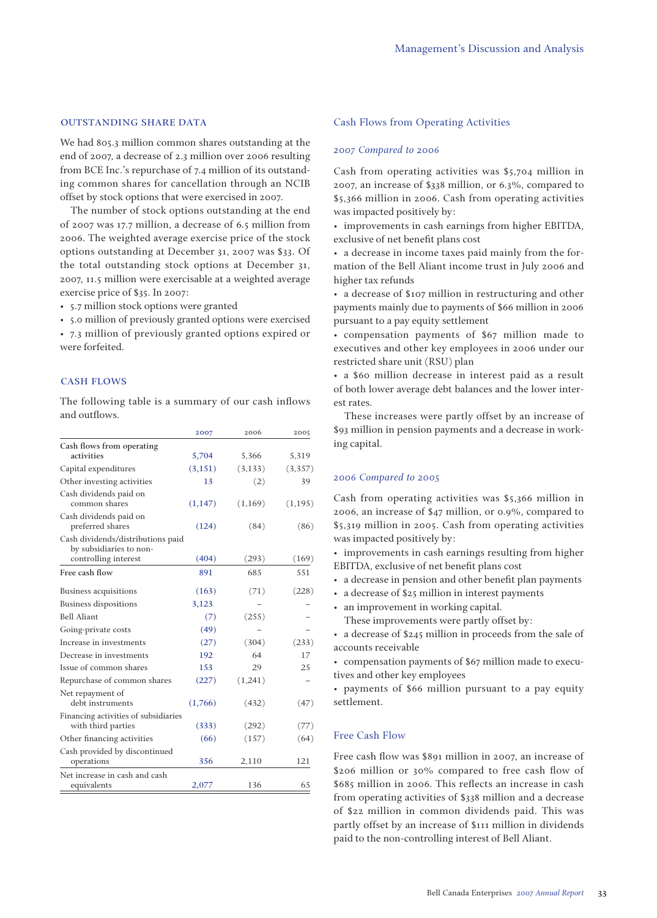## OUTSTANDING SHARE DATA

We had 805.3 million common shares outstanding at the end of 2007, a decrease of 2.3 million over 2006 resulting from BCE Inc.'s repurchase of 7.4 million of its outstanding common shares for cancellation through an NCIB offset by stock options that were exercised in 2007.

The number of stock options outstanding at the end of 2007 was 17.7 million, a decrease of 6.5 million from 2006. The weighted average exercise price of the stock options outstanding at December 31, 2007 was $33. Of the total outstanding stock options at December 31, 2007, 11.5 million were exercisable at a weighted average exercise price of $35. In 2007:

- 5.7 million stock options were granted
- 5.0 million of previously granted options were exercised
- 7.3 million of previously granted options expired or were forfeited.

## CASH FLOWS

The following table is a summary of our cash inflows and outflows.

| | 2007 | 2006 | 2005 |
|---|---|---|---|
| Cash flows from operating activities | 5,704 | 5,366 | 5,319 |
| Capital expenditures | (3,151) | (3,133) | (3,357) |
| Other investing activities | 13 | (2) | 39 |
| Cash dividends paid on common shares | (1,147) | (1,169) | (1,195) |
| Cash dividends paid on preferred shares | (124) | (84) | (86) |
| Cash dividends/distributions paid by subsidiaries to non-controlling interest | (404) | (293) | (169) |
| Free cash flow | 891 | 685 | 551 |
| Business acquisitions | (163) | (71) | (228) |
| Business dispositions | 3,123 | – | – |
| Bell Aliant | (7) | (255) | – |
| Going-private costs | (49) | – | – |
| Increase in investments | (27) | (304) | (233) |
| Decrease in investments | 192 | 64 | 17 |
| Issue of common shares | 153 | 29 | 25 |
| Repurchase of common shares | (227) | (1,241) | – |
| Net repayment of debt instruments | (1,766) | (432) | (47) |
| Financing activities of subsidiaries with third parties | (333) | (292) | (77) |
| Other financing activities | (66) | (157) | (64) |
| Cash provided by discontinued operations | 356 | 2,110 | 121 |
| Net increase in cash and cash equivalents | 2,077 | 136 | 65 |

### Cash Flows from Operating Activities

#### *2007 Compared to 2006*

Cash from operating activities was $5,704 million in 2007, an increase of $338 million, or 6.3%, compared to $5,366 million in 2006. Cash from operating activities was impacted positively by:

- improvements in cash earnings from higher EBITDA, exclusive of net benefit plans cost
- a decrease in income taxes paid mainly from the formation of the Bell Aliant income trust in July 2006 and higher tax refunds
- a decrease of $107 million in restructuring and other payments mainly due to payments of $66 million in 2006 pursuant to a pay equity settlement
- compensation payments of $67 million made to executives and other key employees in 2006 under our restricted share unit (RSU) plan
- a $60 million decrease in interest paid as a result of both lower average debt balances and the lower interest rates.

These increases were partly offset by an increase of $93 million in pension payments and a decrease in working capital.

#### *2006 Compared to 2005*

Cash from operating activities was $5,366 million in 2006, an increase of $47 million, or 0.9%, compared to $5,319 million in 2005. Cash from operating activities was impacted positively by:

- improvements in cash earnings resulting from higher EBITDA, exclusive of net benefit plans cost
- a decrease in pension and other benefit plan payments
- a decrease of $25 million in interest payments
- an improvement in working capital.

These improvements were partly offset by:

- a decrease of $245 million in proceeds from the sale of accounts receivable
- compensation payments of $67 million made to executives and other key employees
- payments of $66 million pursuant to a pay equity settlement.

### Free Cash Flow

Free cash flow was $891 million in 2007, an increase of $206 million or 30% compared to free cash flow of $685 million in 2006. This reflects an increase in cash from operating activities of $338 million and a decrease of $22 million in common dividends paid. This was partly offset by an increase of $111 million in dividends paid to the non-controlling interest of Bell Aliant.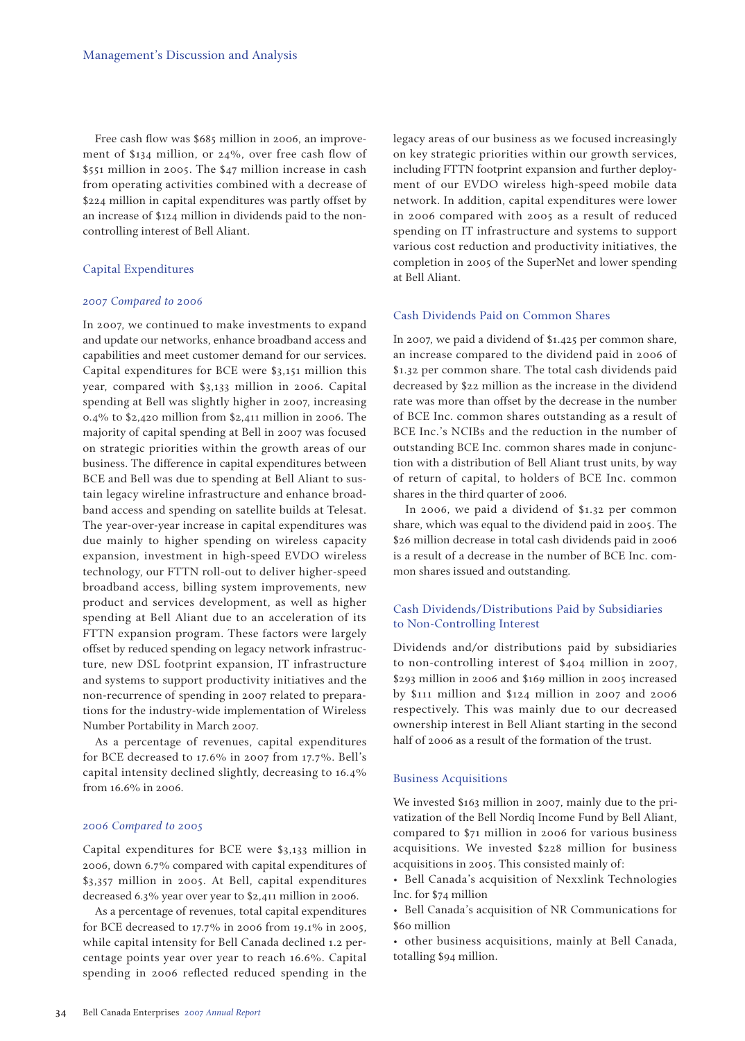Free cash flow was $685 million in 2006, an improvement of $134 million, or 24%, over free cash flow of $551 million in 2005. The $47 million increase in cash from operating activities combined with a decrease of $224 million in capital expenditures was partly offset by an increase of $124 million in dividends paid to the non-controlling interest of Bell Aliant.

## Capital Expenditures

### *2007 Compared to 2006*

In 2007, we continued to make investments to expand and update our networks, enhance broadband access and capabilities and meet customer demand for our services. Capital expenditures for BCE were $3,151 million this year, compared with $3,133 million in 2006. Capital spending at Bell was slightly higher in 2007, increasing 0.4% to $2,420 million from $2,411 million in 2006. The majority of capital spending at Bell in 2007 was focused on strategic priorities within the growth areas of our business. The difference in capital expenditures between BCE and Bell was due to spending at Bell Aliant to sustain legacy wireline infrastructure and enhance broadband access and spending on satellite builds at Telesat. The year-over-year increase in capital expenditures was due mainly to higher spending on wireless capacity expansion, investment in high-speed EVDO wireless technology, our FTTN roll-out to deliver higher-speed broadband access, billing system improvements, new product and services development, as well as higher spending at Bell Aliant due to an acceleration of its FTTN expansion program. These factors were largely offset by reduced spending on legacy network infrastructure, new DSL footprint expansion, IT infrastructure and systems to support productivity initiatives and the non-recurrence of spending in 2007 related to preparations for the industry-wide implementation of Wireless Number Portability in March 2007.

As a percentage of revenues, capital expenditures for BCE decreased to 17.6% in 2007 from 17.7%. Bell's capital intensity declined slightly, decreasing to 16.4% from 16.6% in 2006.

### *2006 Compared to 2005*

Capital expenditures for BCE were $3,133 million in 2006, down 6.7% compared with capital expenditures of $3,357 million in 2005. At Bell, capital expenditures decreased 6.3% year over year to $2,411 million in 2006.

As a percentage of revenues, total capital expenditures for BCE decreased to 17.7% in 2006 from 19.1% in 2005, while capital intensity for Bell Canada declined 1.2 percentage points year over year to reach 16.6%. Capital spending in 2006 reflected reduced spending in the legacy areas of our business as we focused increasingly on key strategic priorities within our growth services, including FTTN footprint expansion and further deployment of our EVDO wireless high-speed mobile data network. In addition, capital expenditures were lower in 2006 compared with 2005 as a result of reduced spending on IT infrastructure and systems to support various cost reduction and productivity initiatives, the completion in 2005 of the SuperNet and lower spending at Bell Aliant.

## Cash Dividends Paid on Common Shares

In 2007, we paid a dividend of $1.425 per common share, an increase compared to the dividend paid in 2006 of $1.32 per common share. The total cash dividends paid decreased by $22 million as the increase in the dividend rate was more than offset by the decrease in the number of BCE Inc. common shares outstanding as a result of BCE Inc.'s NCIBs and the reduction in the number of outstanding BCE Inc. common shares made in conjunction with a distribution of Bell Aliant trust units, by way of return of capital, to holders of BCE Inc. common shares in the third quarter of 2006.

In 2006, we paid a dividend of $1.32 per common share, which was equal to the dividend paid in 2005. The $26 million decrease in total cash dividends paid in 2006 is a result of a decrease in the number of BCE Inc. common shares issued and outstanding.

## Cash Dividends/Distributions Paid by Subsidiaries to Non-Controlling Interest

Dividends and/or distributions paid by subsidiaries to non-controlling interest of $404 million in 2007, $293 million in 2006 and $169 million in 2005 increased by $111 million and $124 million in 2007 and 2006 respectively. This was mainly due to our decreased ownership interest in Bell Aliant starting in the second half of 2006 as a result of the formation of the trust.

## Business Acquisitions

We invested $163 million in 2007, mainly due to the privatization of the Bell Nordiq Income Fund by Bell Aliant, compared to $71 million in 2006 for various business acquisitions. We invested $228 million for business acquisitions in 2005. This consisted mainly of:

- Bell Canada's acquisition of Nexxlink Technologies Inc. for $74 million
- Bell Canada's acquisition of NR Communications for $60 million
- other business acquisitions, mainly at Bell Canada, totalling $94 million.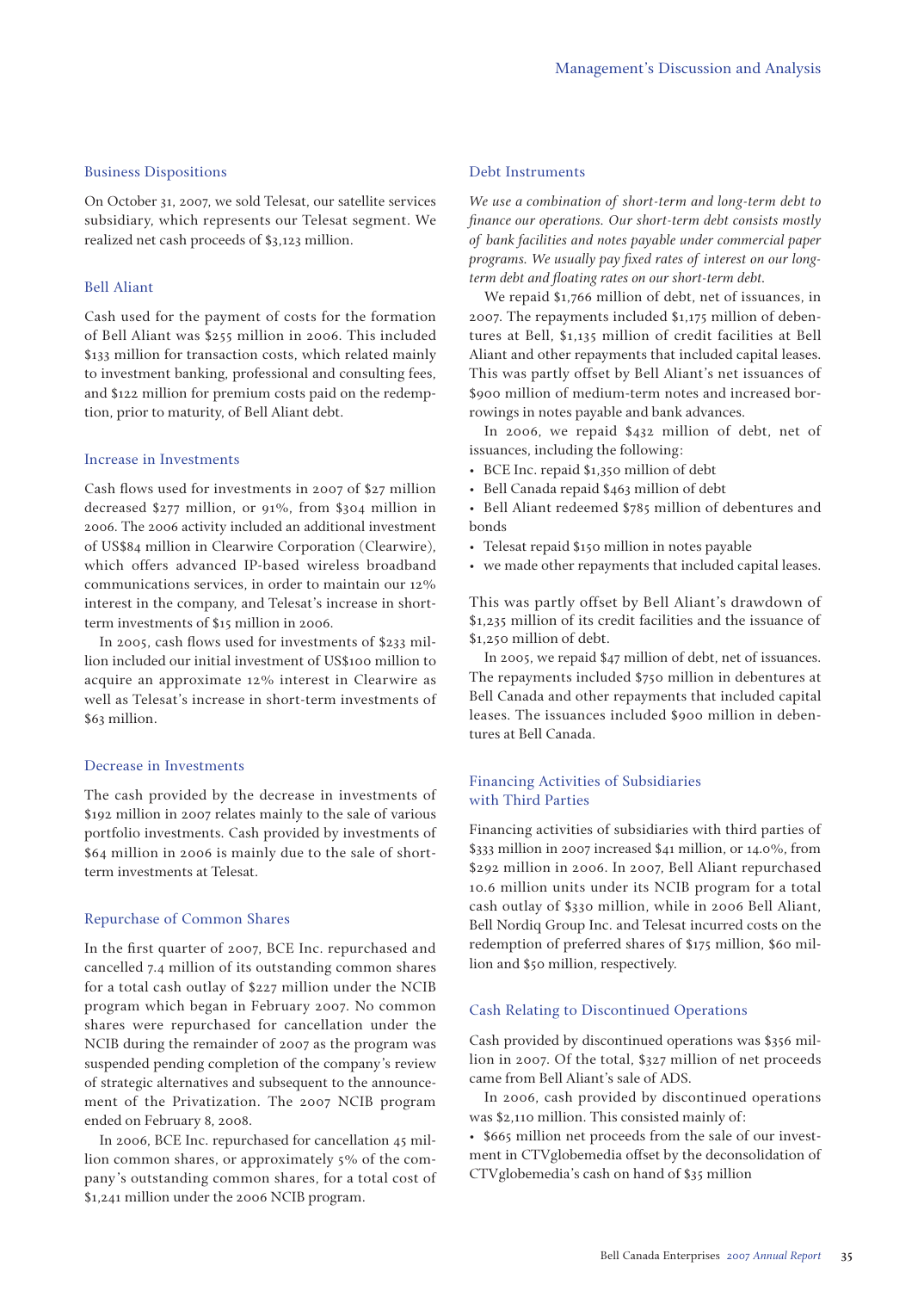### Business Dispositions

On October 31, 2007, we sold Telesat, our satellite services subsidiary, which represents our Telesat segment. We realized net cash proceeds of $3,123 million.

### Bell Aliant

Cash used for the payment of costs for the formation of Bell Aliant was $255 million in 2006. This included $133 million for transaction costs, which related mainly to investment banking, professional and consulting fees, and $122 million for premium costs paid on the redemption, prior to maturity, of Bell Aliant debt.

### Increase in Investments

Cash flows used for investments in 2007 of $27 million decreased $277 million, or 91%, from $304 million in 2006. The 2006 activity included an additional investment of US$84 million in Clearwire Corporation (Clearwire), which offers advanced IP-based wireless broadband communications services, in order to maintain our 12% interest in the company, and Telesat's increase in short-term investments of $15 million in 2006.

In 2005, cash flows used for investments of $233 million included our initial investment of US$100 million to acquire an approximate 12% interest in Clearwire as well as Telesat's increase in short-term investments of $63 million.

### Decrease in Investments

The cash provided by the decrease in investments of $192 million in 2007 relates mainly to the sale of various portfolio investments. Cash provided by investments of $64 million in 2006 is mainly due to the sale of short-term investments at Telesat.

### Repurchase of Common Shares

In the first quarter of 2007, BCE Inc. repurchased and cancelled 7.4 million of its outstanding common shares for a total cash outlay of $227 million under the NCIB program which began in February 2007. No common shares were repurchased for cancellation under the NCIB during the remainder of 2007 as the program was suspended pending completion of the company's review of strategic alternatives and subsequent to the announcement of the Privatization. The 2007 NCIB program ended on February 8, 2008.

In 2006, BCE Inc. repurchased for cancellation 45 million common shares, or approximately 5% of the company's outstanding common shares, for a total cost of $1,241 million under the 2006 NCIB program.

### Debt Instruments

*We use a combination of short-term and long-term debt to finance our operations. Our short-term debt consists mostly of bank facilities and notes payable under commercial paper programs. We usually pay fixed rates of interest on our long-term debt and floating rates on our short-term debt.*

We repaid $1,766 million of debt, net of issuances, in 2007. The repayments included $1,175 million of debentures at Bell, $1,135 million of credit facilities at Bell Aliant and other repayments that included capital leases. This was partly offset by Bell Aliant's net issuances of $900 million of medium-term notes and increased borrowings in notes payable and bank advances.

In 2006, we repaid $432 million of debt, net of issuances, including the following:

- BCE Inc. repaid $1,350 million of debt
- Bell Canada repaid $463 million of debt
- Bell Aliant redeemed $785 million of debentures and bonds
- Telesat repaid $150 million in notes payable
- we made other repayments that included capital leases.

This was partly offset by Bell Aliant's drawdown of $1,235 million of its credit facilities and the issuance of $1,250 million of debt.

In 2005, we repaid $47 million of debt, net of issuances. The repayments included $750 million in debentures at Bell Canada and other repayments that included capital leases. The issuances included $900 million in debentures at Bell Canada.

### Financing Activities of Subsidiaries with Third Parties

Financing activities of subsidiaries with third parties of $333 million in 2007 increased $41 million, or 14.0%, from $292 million in 2006. In 2007, Bell Aliant repurchased 10.6 million units under its NCIB program for a total cash outlay of $330 million, while in 2006 Bell Aliant, Bell Nordiq Group Inc. and Telesat incurred costs on the redemption of preferred shares of $175 million, $60 million and $50 million, respectively.

### Cash Relating to Discontinued Operations

Cash provided by discontinued operations was $356 million in 2007. Of the total, $327 million of net proceeds came from Bell Aliant's sale of ADS.

In 2006, cash provided by discontinued operations was $2,110 million. This consisted mainly of:

- $665 million net proceeds from the sale of our investment in CTVglobemedia offset by the deconsolidation of CTVglobemedia's cash on hand of $35 million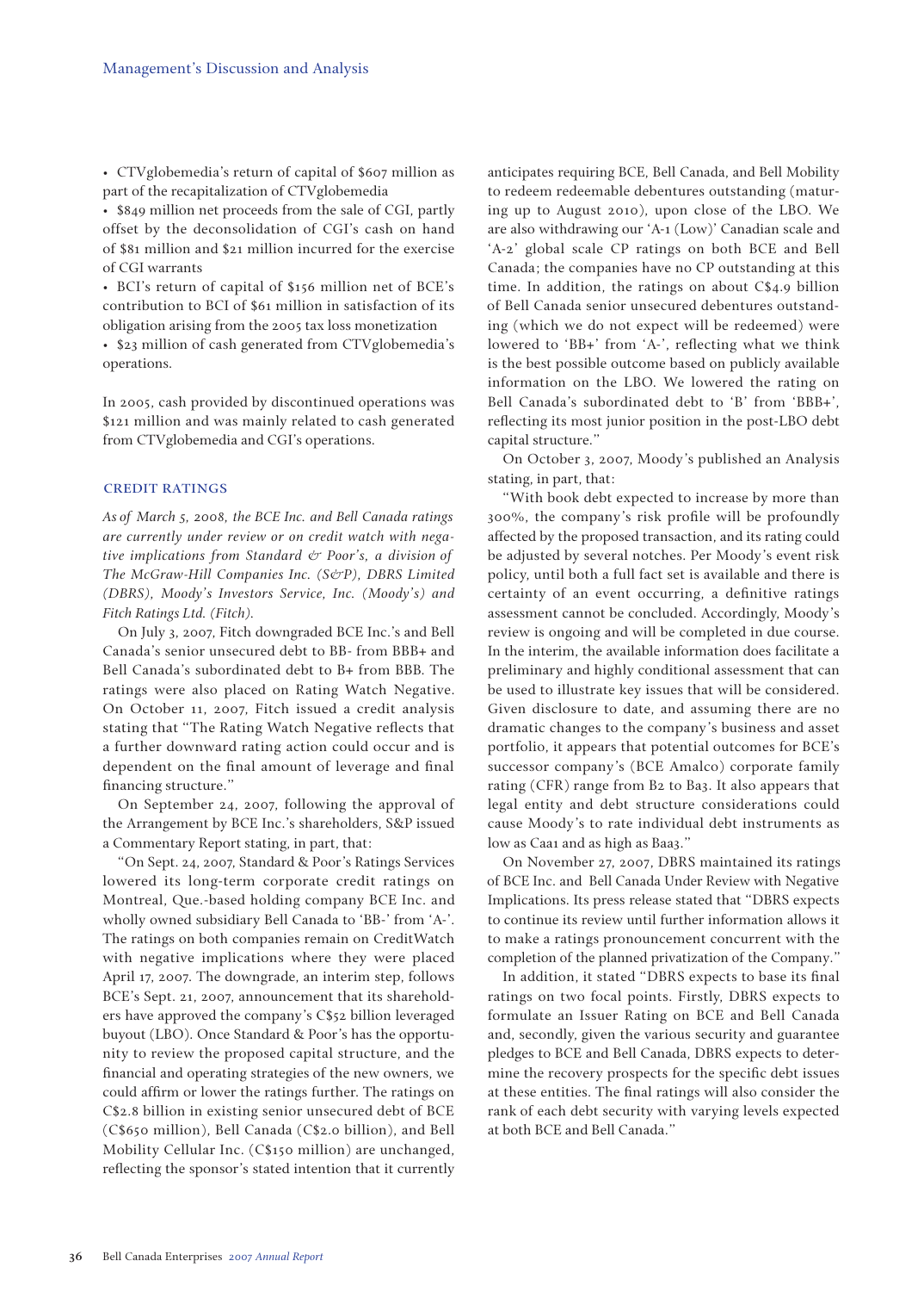- CTVglobemedia's return of capital of $607 million as part of the recapitalization of CTVglobemedia
- $849 million net proceeds from the sale of CGI, partly offset by the deconsolidation of CGI's cash on hand of $81 million and $21 million incurred for the exercise of CGI warrants
- BCI's return of capital of $156 million net of BCE's contribution to BCI of $61 million in satisfaction of its obligation arising from the 2005 tax loss monetization
- $23 million of cash generated from CTVglobemedia's operations.

In 2005, cash provided by discontinued operations was $121 million and was mainly related to cash generated from CTVglobemedia and CGI's operations.

## CREDIT RATINGS

*As of March 5, 2008, the BCE Inc. and Bell Canada ratings are currently under review or on credit watch with negative implications from Standard & Poor's, a division of The McGraw-Hill Companies Inc. (S&P), DBRS Limited (DBRS), Moody's Investors Service, Inc. (Moody's) and Fitch Ratings Ltd. (Fitch).*

On July 3, 2007, Fitch downgraded BCE Inc.'s and Bell Canada's senior unsecured debt to BB- from BBB+ and Bell Canada's subordinated debt to B+ from BBB. The ratings were also placed on Rating Watch Negative. On October 11, 2007, Fitch issued a credit analysis stating that "The Rating Watch Negative reflects that a further downward rating action could occur and is dependent on the final amount of leverage and final financing structure."

On September 24, 2007, following the approval of the Arrangement by BCE Inc.'s shareholders, S&P issued a Commentary Report stating, in part, that:

"On Sept. 24, 2007, Standard & Poor's Ratings Services lowered its long-term corporate credit ratings on Montreal, Que.-based holding company BCE Inc. and wholly owned subsidiary Bell Canada to 'BB-' from 'A-'. The ratings on both companies remain on CreditWatch with negative implications where they were placed April 17, 2007. The downgrade, an interim step, follows BCE's Sept. 21, 2007, announcement that its shareholders have approved the company's C$52 billion leveraged buyout (LBO). Once Standard & Poor's has the opportunity to review the proposed capital structure, and the financial and operating strategies of the new owners, we could affirm or lower the ratings further. The ratings on C$2.8 billion in existing senior unsecured debt of BCE (C$650 million), Bell Canada (C$2.0 billion), and Bell Mobility Cellular Inc. (C$150 million) are unchanged, reflecting the sponsor's stated intention that it currently anticipates requiring BCE, Bell Canada, and Bell Mobility to redeem redeemable debentures outstanding (maturing up to August 2010), upon close of the LBO. We are also withdrawing our 'A-1 (Low)' Canadian scale and 'A-2' global scale CP ratings on both BCE and Bell Canada; the companies have no CP outstanding at this time. In addition, the ratings on about C$4.9 billion of Bell Canada senior unsecured debentures outstanding (which we do not expect will be redeemed) were lowered to 'BB+' from 'A-', reflecting what we think is the best possible outcome based on publicly available information on the LBO. We lowered the rating on Bell Canada's subordinated debt to 'B' from 'BBB+', reflecting its most junior position in the post-LBO debt capital structure."

On October 3, 2007, Moody's published an Analysis stating, in part, that:

"With book debt expected to increase by more than 300%, the company's risk profile will be profoundly affected by the proposed transaction, and its rating could be adjusted by several notches. Per Moody's event risk policy, until both a full fact set is available and there is certainty of an event occurring, a definitive ratings assessment cannot be concluded. Accordingly, Moody's review is ongoing and will be completed in due course. In the interim, the available information does facilitate a preliminary and highly conditional assessment that can be used to illustrate key issues that will be considered. Given disclosure to date, and assuming there are no dramatic changes to the company's business and asset portfolio, it appears that potential outcomes for BCE's successor company's (BCE Amalco) corporate family rating (CFR) range from B2 to Ba3. It also appears that legal entity and debt structure considerations could cause Moody's to rate individual debt instruments as low as Caa1 and as high as Baa3."

On November 27, 2007, DBRS maintained its ratings of BCE Inc. and Bell Canada Under Review with Negative Implications. Its press release stated that "DBRS expects to continue its review until further information allows it to make a ratings pronouncement concurrent with the completion of the planned privatization of the Company."

In addition, it stated "DBRS expects to base its final ratings on two focal points. Firstly, DBRS expects to formulate an Issuer Rating on BCE and Bell Canada and, secondly, given the various security and guarantee pledges to BCE and Bell Canada, DBRS expects to determine the recovery prospects for the specific debt issues at these entities. The final ratings will also consider the rank of each debt security with varying levels expected at both BCE and Bell Canada."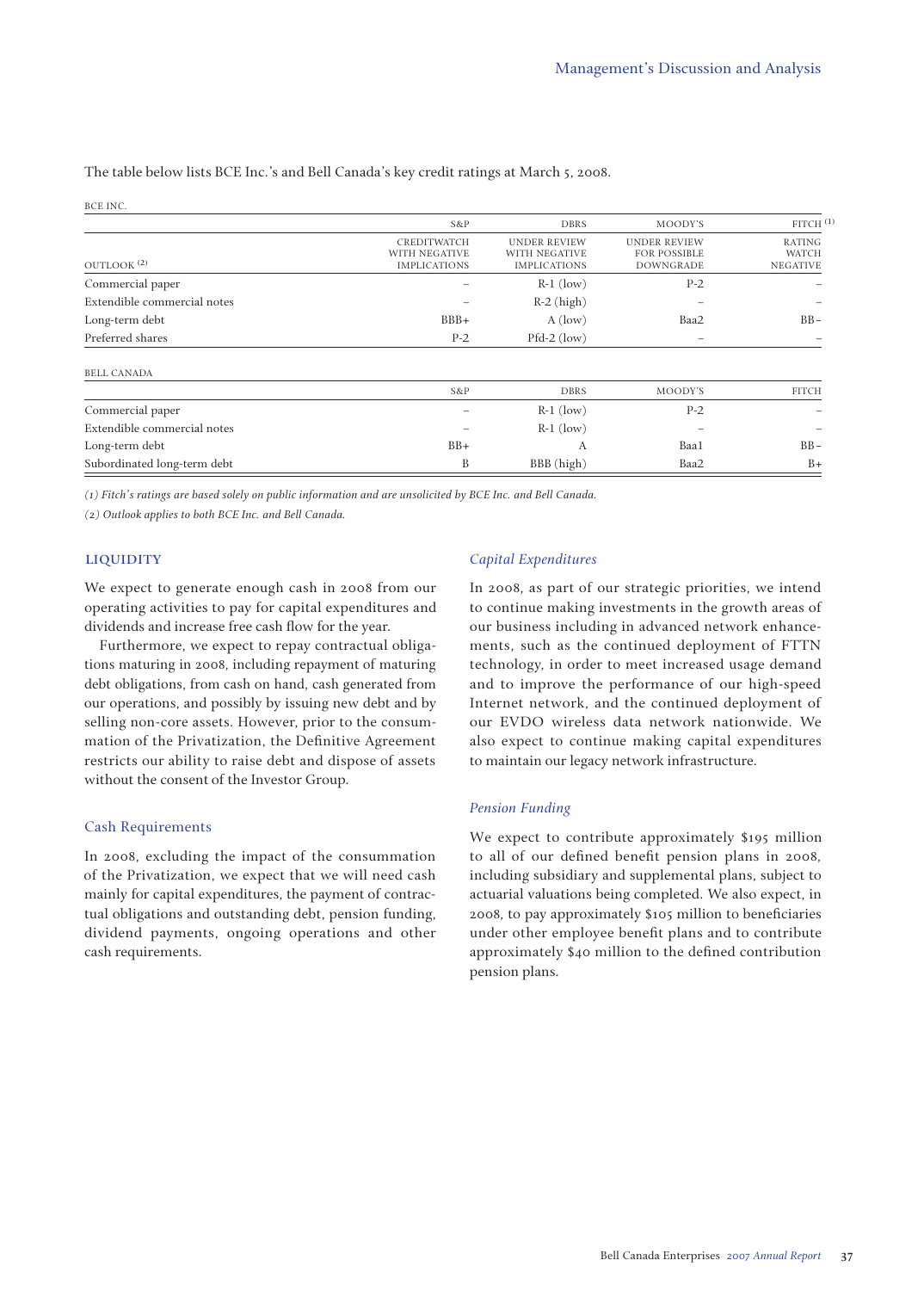The table below lists BCE Inc.'s and Bell Canada's key credit ratings at March 5, 2008.

BCE INC.

| | S&P | DBRS | MOODY'S | FITCH [1] |
|---|---|---|---|---|
| OUTLOOK [2] | CREDITWATCH WITH NEGATIVE IMPLICATIONS | UNDER REVIEW WITH NEGATIVE IMPLICATIONS | UNDER REVIEW FOR POSSIBLE DOWNGRADE | RATING WATCH NEGATIVE |
| Commercial paper | – | R-1 (low) | P-2 | – |
| Extendible commercial notes | – | R-2 (high) | – | – |
| Long-term debt | BBB+ | A (low) | Baa2 | BB– |
| Preferred shares | P-2 | Pfd-2 (low) | – | – |

BELL CANADA

| | S&P | DBRS | MOODY'S | FITCH |
|---|---|---|---|---|
| Commercial paper | – | R-1 (low) | P-2 | – |
| Extendible commercial notes | – | R-1 (low) | – | – |
| Long-term debt | BB+ | A | Baa1 | BB– |
| Subordinated long-term debt | B | BBB (high) | Baa2 | B+ |

*(1) Fitch's ratings are based solely on public information and are unsolicited by BCE Inc. and Bell Canada.*

*(2) Outlook applies to both BCE Inc. and Bell Canada.*

## LIQUIDITY

We expect to generate enough cash in 2008 from our operating activities to pay for capital expenditures and dividends and increase free cash flow for the year.

Furthermore, we expect to repay contractual obligations maturing in 2008, including repayment of maturing debt obligations, from cash on hand, cash generated from our operations, and possibly by issuing new debt and by selling non-core assets. However, prior to the consummation of the Privatization, the Definitive Agreement restricts our ability to raise debt and dispose of assets without the consent of the Investor Group.

### Cash Requirements

In 2008, excluding the impact of the consummation of the Privatization, we expect that we will need cash mainly for capital expenditures, the payment of contractual obligations and outstanding debt, pension funding, dividend payments, ongoing operations and other cash requirements.

#### *Capital Expenditures*

In 2008, as part of our strategic priorities, we intend to continue making investments in the growth areas of our business including in advanced network enhancements, such as the continued deployment of FTTN technology, in order to meet increased usage demand and to improve the performance of our high-speed Internet network, and the continued deployment of our EVDO wireless data network nationwide. We also expect to continue making capital expenditures to maintain our legacy network infrastructure.

#### *Pension Funding*

We expect to contribute approximately $195 million to all of our defined benefit pension plans in 2008, including subsidiary and supplemental plans, subject to actuarial valuations being completed. We also expect, in 2008, to pay approximately $105 million to beneficiaries under other employee benefit plans and to contribute approximately $40 million to the defined contribution pension plans.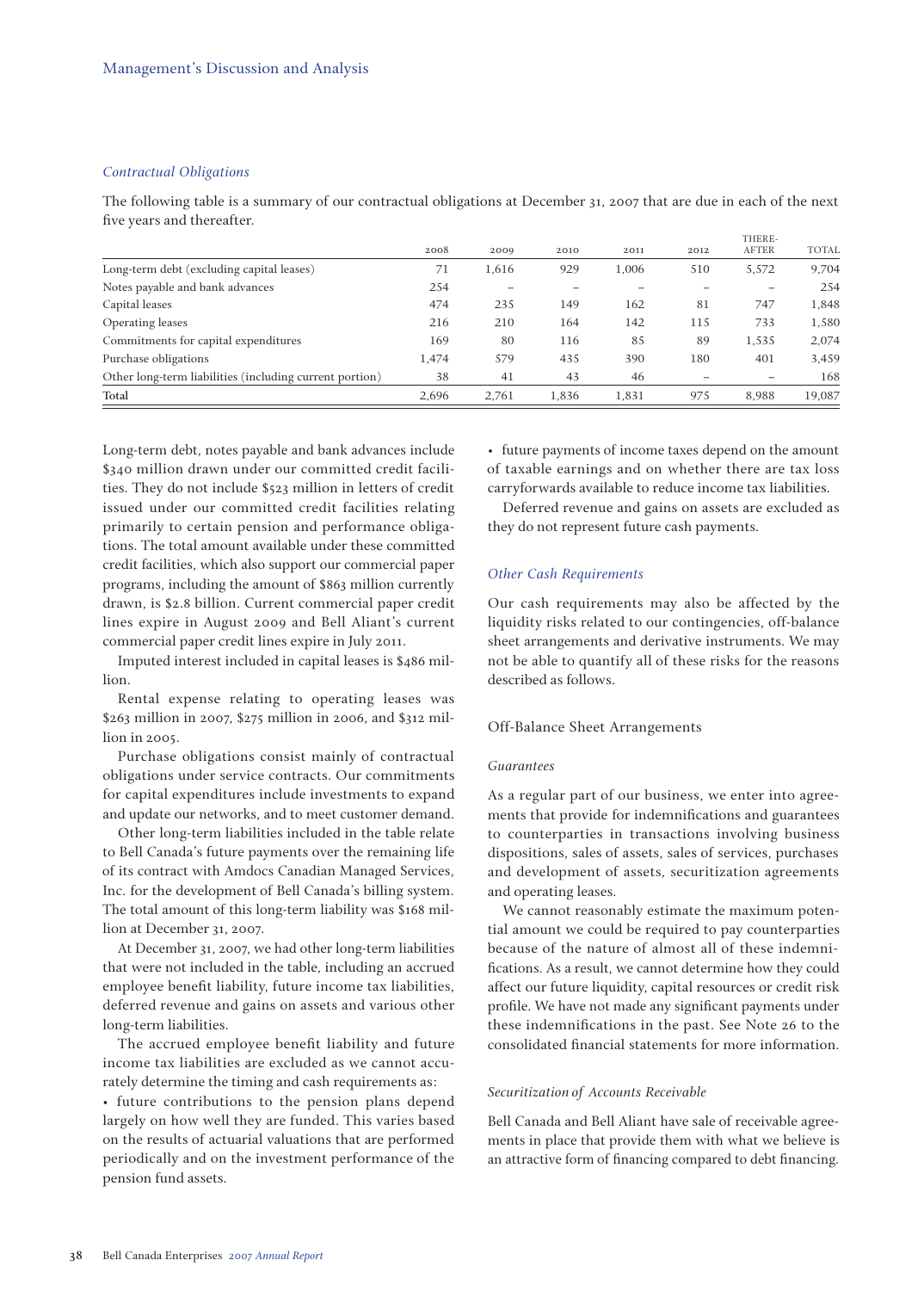*Contractual Obligations*

The following table is a summary of our contractual obligations at December 31, 2007 that are due in each of the next five years and thereafter.

| | 2008 | 2009 | 2010 | 2011 | 2012 | THERE-AFTER | TOTAL |
|---|---|---|---|---|---|---|---|
| Long-term debt (excluding capital leases) | 71 | 1,616 | 929 | 1,006 | 510 | 5,572 | 9,704 |
| Notes payable and bank advances | 254 | – | – | – | – | – | 254 |
| Capital leases | 474 | 235 | 149 | 162 | 81 | 747 | 1,848 |
| Operating leases | 216 | 210 | 164 | 142 | 115 | 733 | 1,580 |
| Commitments for capital expenditures | 169 | 80 | 116 | 85 | 89 | 1,535 | 2,074 |
| Purchase obligations | 1,474 | 579 | 435 | 390 | 180 | 401 | 3,459 |
| Other long-term liabilities (including current portion) | 38 | 41 | 43 | 46 | – | – | 168 |
| **Total** | 2,696 | 2,761 | 1,836 | 1,831 | 975 | 8,988 | 19,087 |

Long-term debt, notes payable and bank advances include $340 million drawn under our committed credit facilities. They do not include $523 million in letters of credit issued under our committed credit facilities relating primarily to certain pension and performance obligations. The total amount available under these committed credit facilities, which also support our commercial paper programs, including the amount of $863 million currently drawn, is $2.8 billion. Current commercial paper credit lines expire in August 2009 and Bell Aliant's current commercial paper credit lines expire in July 2011.

Imputed interest included in capital leases is $486 million.

Rental expense relating to operating leases was $263 million in 2007, $275 million in 2006, and $312 million in 2005.

Purchase obligations consist mainly of contractual obligations under service contracts. Our commitments for capital expenditures include investments to expand and update our networks, and to meet customer demand.

Other long-term liabilities included in the table relate to Bell Canada's future payments over the remaining life of its contract with Amdocs Canadian Managed Services, Inc. for the development of Bell Canada's billing system. The total amount of this long-term liability was $168 million at December 31, 2007.

At December 31, 2007, we had other long-term liabilities that were not included in the table, including an accrued employee benefit liability, future income tax liabilities, deferred revenue and gains on assets and various other long-term liabilities.

The accrued employee benefit liability and future income tax liabilities are excluded as we cannot accurately determine the timing and cash requirements as:

- future contributions to the pension plans depend largely on how well they are funded. This varies based on the results of actuarial valuations that are performed periodically and on the investment performance of the pension fund assets.
- future payments of income taxes depend on the amount of taxable earnings and on whether there are tax loss carryforwards available to reduce income tax liabilities.

Deferred revenue and gains on assets are excluded as they do not represent future cash payments.

*Other Cash Requirements*

Our cash requirements may also be affected by the liquidity risks related to our contingencies, off-balance sheet arrangements and derivative instruments. We may not be able to quantify all of these risks for the reasons described as follows.

### Off-Balance Sheet Arrangements

*Guarantees*

As a regular part of our business, we enter into agreements that provide for indemnifications and guarantees to counterparties in transactions involving business dispositions, sales of assets, sales of services, purchases and development of assets, securitization agreements and operating leases.

We cannot reasonably estimate the maximum potential amount we could be required to pay counterparties because of the nature of almost all of these indemnifications. As a result, we cannot determine how they could affect our future liquidity, capital resources or credit risk profile. We have not made any significant payments under these indemnifications in the past. See Note 26 to the consolidated financial statements for more information.

*Securitization of Accounts Receivable*

Bell Canada and Bell Aliant have sale of receivable agreements in place that provide them with what we believe is an attractive form of financing compared to debt financing.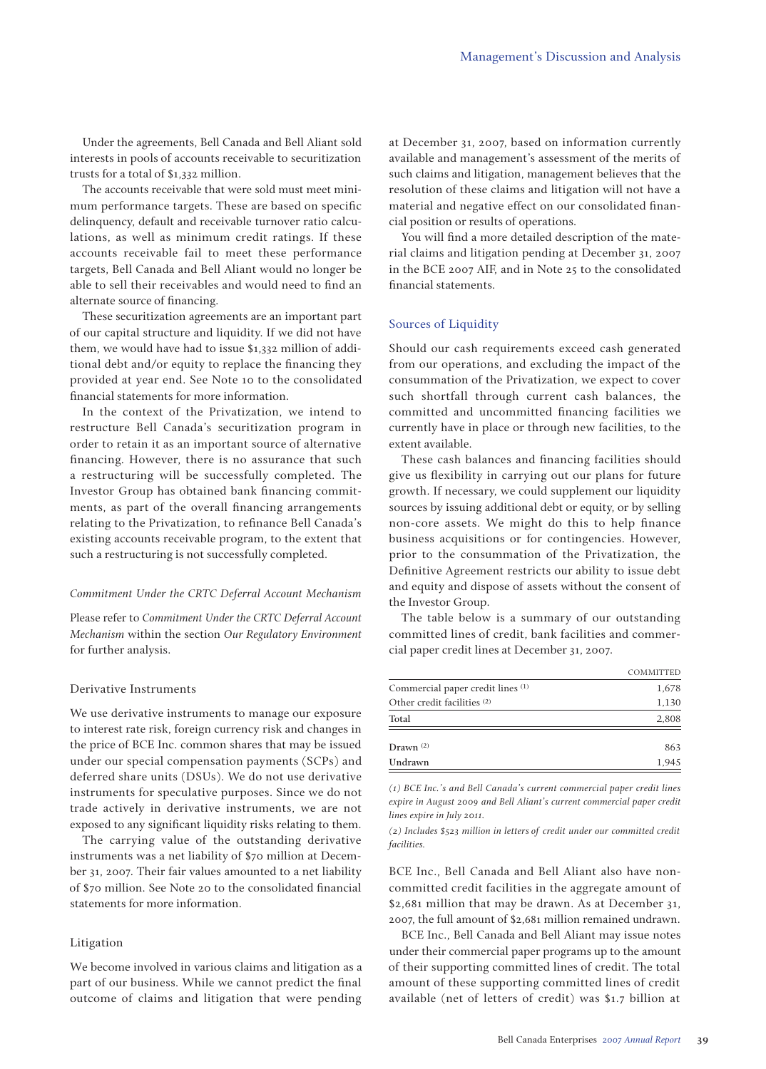Under the agreements, Bell Canada and Bell Aliant sold interests in pools of accounts receivable to securitization trusts for a total of $1,332 million.

The accounts receivable that were sold must meet minimum performance targets. These are based on specific delinquency, default and receivable turnover ratio calculations, as well as minimum credit ratings. If these accounts receivable fail to meet these performance targets, Bell Canada and Bell Aliant would no longer be able to sell their receivables and would need to find an alternate source of financing.

These securitization agreements are an important part of our capital structure and liquidity. If we did not have them, we would have had to issue $1,332 million of additional debt and/or equity to replace the financing they provided at year end. See Note 10 to the consolidated financial statements for more information.

In the context of the Privatization, we intend to restructure Bell Canada's securitization program in order to retain it as an important source of alternative financing. However, there is no assurance that such a restructuring will be successfully completed. The Investor Group has obtained bank financing commitments, as part of the overall financing arrangements relating to the Privatization, to refinance Bell Canada's existing accounts receivable program, to the extent that such a restructuring is not successfully completed.

#### *Commitment Under the CRTC Deferral Account Mechanism*

Please refer to *Commitment Under the CRTC Deferral Account Mechanism* within the section *Our Regulatory Environment* for further analysis.

### Derivative Instruments

We use derivative instruments to manage our exposure to interest rate risk, foreign currency risk and changes in the price of BCE Inc. common shares that may be issued under our special compensation payments (SCPs) and deferred share units (DSUs). We do not use derivative instruments for speculative purposes. Since we do not trade actively in derivative instruments, we are not exposed to any significant liquidity risks relating to them.

The carrying value of the outstanding derivative instruments was a net liability of $70 million at December 31, 2007. Their fair values amounted to a net liability of $70 million. See Note 20 to the consolidated financial statements for more information.

### Litigation

We become involved in various claims and litigation as a part of our business. While we cannot predict the final outcome of claims and litigation that were pending at December 31, 2007, based on information currently available and management's assessment of the merits of such claims and litigation, management believes that the resolution of these claims and litigation will not have a material and negative effect on our consolidated financial position or results of operations.

You will find a more detailed description of the material claims and litigation pending at December 31, 2007 in the BCE 2007 AIF, and in Note 25 to the consolidated financial statements.

## Sources of Liquidity

Should our cash requirements exceed cash generated from our operations, and excluding the impact of the consummation of the Privatization, we expect to cover such shortfall through current cash balances, the committed and uncommitted financing facilities we currently have in place or through new facilities, to the extent available.

These cash balances and financing facilities should give us flexibility in carrying out our plans for future growth. If necessary, we could supplement our liquidity sources by issuing additional debt or equity, or by selling non-core assets. We might do this to help finance business acquisitions or for contingencies. However, prior to the consummation of the Privatization, the Definitive Agreement restricts our ability to issue debt and equity and dispose of assets without the consent of the Investor Group.

The table below is a summary of our outstanding committed lines of credit, bank facilities and commercial paper credit lines at December 31, 2007.

| | COMMITTED |
|---|---|
| Commercial paper credit lines (1) | 1,678 |
| Other credit facilities (2) | 1,130 |
| Total | 2,808 |
| Drawn (2) | 863 |
| Undrawn | 1,945 |

*(1) BCE Inc.'s and Bell Canada's current commercial paper credit lines expire in August 2009 and Bell Aliant's current commercial paper credit lines expire in July 2011.*

*(2) Includes $523 million in letters of credit under our committed credit facilities.*

BCE Inc., Bell Canada and Bell Aliant also have non-committed credit facilities in the aggregate amount of $2,681 million that may be drawn. As at December 31, 2007, the full amount of $2,681 million remained undrawn.

BCE Inc., Bell Canada and Bell Aliant may issue notes under their commercial paper programs up to the amount of their supporting committed lines of credit. The total amount of these supporting committed lines of credit available (net of letters of credit) was $1.7 billion at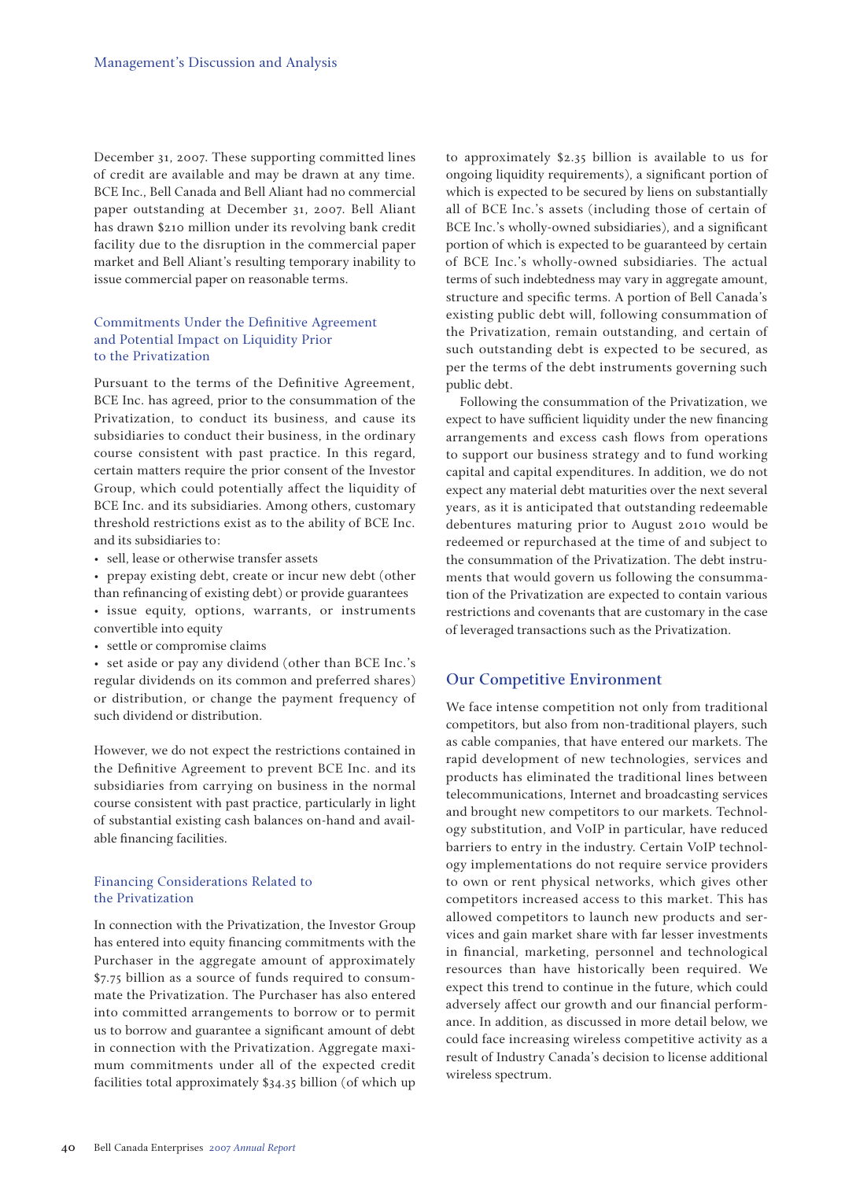December 31, 2007. These supporting committed lines of credit are available and may be drawn at any time. BCE Inc., Bell Canada and Bell Aliant had no commercial paper outstanding at December 31, 2007. Bell Aliant has drawn $210 million under its revolving bank credit facility due to the disruption in the commercial paper market and Bell Aliant's resulting temporary inability to issue commercial paper on reasonable terms.

### Commitments Under the Definitive Agreement and Potential Impact on Liquidity Prior to the Privatization

Pursuant to the terms of the Definitive Agreement, BCE Inc. has agreed, prior to the consummation of the Privatization, to conduct its business, and cause its subsidiaries to conduct their business, in the ordinary course consistent with past practice. In this regard, certain matters require the prior consent of the Investor Group, which could potentially affect the liquidity of BCE Inc. and its subsidiaries. Among others, customary threshold restrictions exist as to the ability of BCE Inc. and its subsidiaries to:

- sell, lease or otherwise transfer assets
- prepay existing debt, create or incur new debt (other than refinancing of existing debt) or provide guarantees
- issue equity, options, warrants, or instruments convertible into equity
- settle or compromise claims
- set aside or pay any dividend (other than BCE Inc.'s regular dividends on its common and preferred shares) or distribution, or change the payment frequency of such dividend or distribution.

However, we do not expect the restrictions contained in the Definitive Agreement to prevent BCE Inc. and its subsidiaries from carrying on business in the normal course consistent with past practice, particularly in light of substantial existing cash balances on-hand and available financing facilities.

### Financing Considerations Related to the Privatization

In connection with the Privatization, the Investor Group has entered into equity financing commitments with the Purchaser in the aggregate amount of approximately $7.75 billion as a source of funds required to consummate the Privatization. The Purchaser has also entered into committed arrangements to borrow or to permit us to borrow and guarantee a significant amount of debt in connection with the Privatization. Aggregate maximum commitments under all of the expected credit facilities total approximately $34.35 billion (of which up to approximately $2.35 billion is available to us for ongoing liquidity requirements), a significant portion of which is expected to be secured by liens on substantially all of BCE Inc.'s assets (including those of certain of BCE Inc.'s wholly-owned subsidiaries), and a significant portion of which is expected to be guaranteed by certain of BCE Inc.'s wholly-owned subsidiaries. The actual terms of such indebtedness may vary in aggregate amount, structure and specific terms. A portion of Bell Canada's existing public debt will, following consummation of the Privatization, remain outstanding, and certain of such outstanding debt is expected to be secured, as per the terms of the debt instruments governing such public debt.

Following the consummation of the Privatization, we expect to have sufficient liquidity under the new financing arrangements and excess cash flows from operations to support our business strategy and to fund working capital and capital expenditures. In addition, we do not expect any material debt maturities over the next several years, as it is anticipated that outstanding redeemable debentures maturing prior to August 2010 would be redeemed or repurchased at the time of and subject to the consummation of the Privatization. The debt instruments that would govern us following the consummation of the Privatization are expected to contain various restrictions and covenants that are customary in the case of leveraged transactions such as the Privatization.

## Our Competitive Environment

We face intense competition not only from traditional competitors, but also from non-traditional players, such as cable companies, that have entered our markets. The rapid development of new technologies, services and products has eliminated the traditional lines between telecommunications, Internet and broadcasting services and brought new competitors to our markets. Technology substitution, and VoIP in particular, have reduced barriers to entry in the industry. Certain VoIP technology implementations do not require service providers to own or rent physical networks, which gives other competitors increased access to this market. This has allowed competitors to launch new products and services and gain market share with far lesser investments in financial, marketing, personnel and technological resources than have historically been required. We expect this trend to continue in the future, which could adversely affect our growth and our financial performance. In addition, as discussed in more detail below, we could face increasing wireless competitive activity as a result of Industry Canada's decision to license additional wireless spectrum.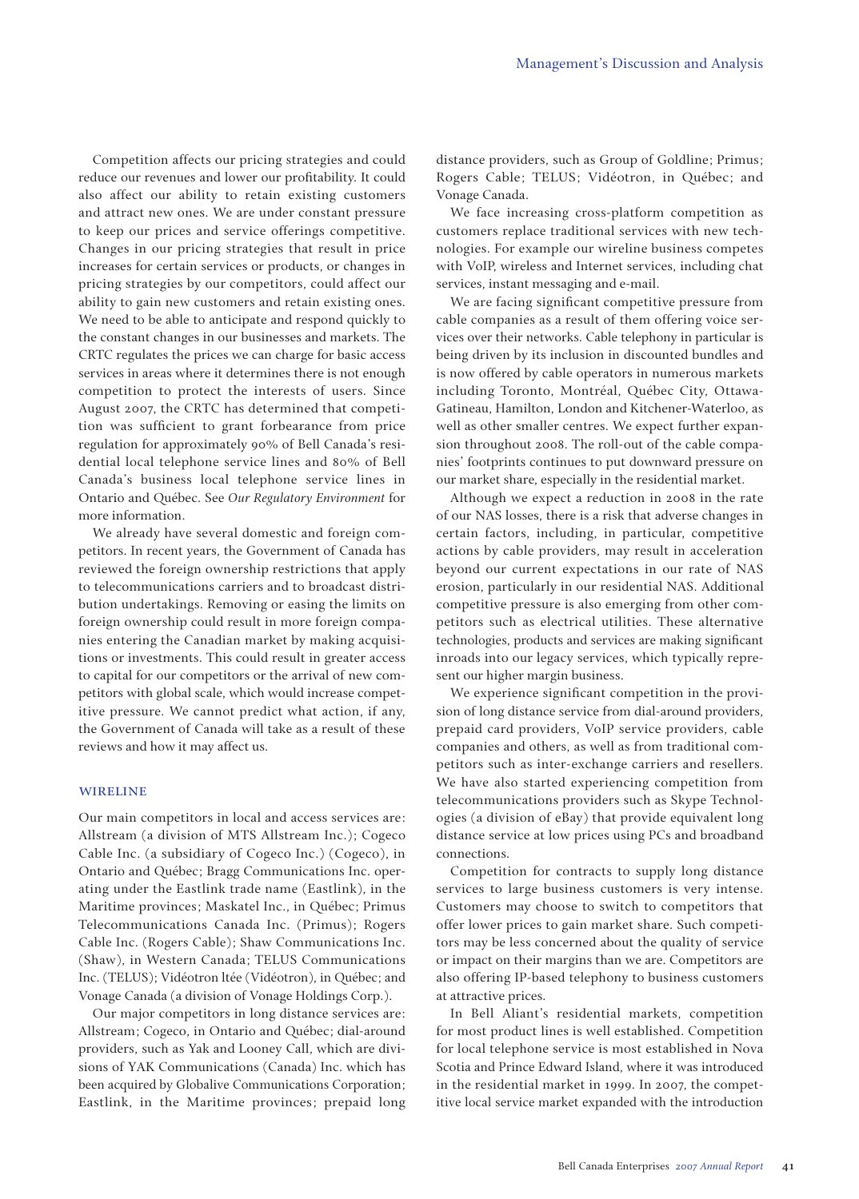Competition affects our pricing strategies and could reduce our revenues and lower our profitability. It could also affect our ability to retain existing customers and attract new ones. We are under constant pressure to keep our prices and service offerings competitive. Changes in our pricing strategies that result in price increases for certain services or products, or changes in pricing strategies by our competitors, could affect our ability to gain new customers and retain existing ones. We need to be able to anticipate and respond quickly to the constant changes in our businesses and markets. The CRTC regulates the prices we can charge for basic access services in areas where it determines there is not enough competition to protect the interests of users. Since August 2007, the CRTC has determined that competition was sufficient to grant forbearance from price regulation for approximately 90% of Bell Canada's residential local telephone service lines and 80% of Bell Canada's business local telephone service lines in Ontario and Québec. See *Our Regulatory Environment* for more information.

We already have several domestic and foreign competitors. In recent years, the Government of Canada has reviewed the foreign ownership restrictions that apply to telecommunications carriers and to broadcast distribution undertakings. Removing or easing the limits on foreign ownership could result in more foreign companies entering the Canadian market by making acquisitions or investments. This could result in greater access to capital for our competitors or the arrival of new competitors with global scale, which would increase competitive pressure. We cannot predict what action, if any, the Government of Canada will take as a result of these reviews and how it may affect us.

## WIRELINE

Our main competitors in local and access services are: Allstream (a division of MTS Allstream Inc.); Cogeco Cable Inc. (a subsidiary of Cogeco Inc.) (Cogeco), in Ontario and Québec; Bragg Communications Inc. operating under the Eastlink trade name (Eastlink), in the Maritime provinces; Maskatel Inc., in Québec; Primus Telecommunications Canada Inc. (Primus); Rogers Cable Inc. (Rogers Cable); Shaw Communications Inc. (Shaw), in Western Canada; TELUS Communications Inc. (TELUS); Vidéotron ltée (Vidéotron), in Québec; and Vonage Canada (a division of Vonage Holdings Corp.).

Our major competitors in long distance services are: Allstream; Cogeco, in Ontario and Québec; dial-around providers, such as Yak and Looney Call, which are divisions of YAK Communications (Canada) Inc. which has been acquired by Globalive Communications Corporation; Eastlink, in the Maritime provinces; prepaid long distance providers, such as Group of Goldline; Primus; Rogers Cable; TELUS; Vidéotron, in Québec; and Vonage Canada.

We face increasing cross-platform competition as customers replace traditional services with new technologies. For example our wireline business competes with VoIP, wireless and Internet services, including chat services, instant messaging and e-mail.

We are facing significant competitive pressure from cable companies as a result of them offering voice services over their networks. Cable telephony in particular is being driven by its inclusion in discounted bundles and is now offered by cable operators in numerous markets including Toronto, Montréal, Québec City, Ottawa-Gatineau, Hamilton, London and Kitchener-Waterloo, as well as other smaller centres. We expect further expansion throughout 2008. The roll-out of the cable companies' footprints continues to put downward pressure on our market share, especially in the residential market.

Although we expect a reduction in 2008 in the rate of our NAS losses, there is a risk that adverse changes in certain factors, including, in particular, competitive actions by cable providers, may result in acceleration beyond our current expectations in our rate of NAS erosion, particularly in our residential NAS. Additional competitive pressure is also emerging from other competitors such as electrical utilities. These alternative technologies, products and services are making significant inroads into our legacy services, which typically represent our higher margin business.

We experience significant competition in the provision of long distance service from dial-around providers, prepaid card providers, VoIP service providers, cable companies and others, as well as from traditional competitors such as inter-exchange carriers and resellers. We have also started experiencing competition from telecommunications providers such as Skype Technologies (a division of eBay) that provide equivalent long distance service at low prices using PCs and broadband connections.

Competition for contracts to supply long distance services to large business customers is very intense. Customers may choose to switch to competitors that offer lower prices to gain market share. Such competitors may be less concerned about the quality of service or impact on their margins than we are. Competitors are also offering IP-based telephony to business customers at attractive prices.

In Bell Aliant's residential markets, competition for most product lines is well established. Competition for local telephone service is most established in Nova Scotia and Prince Edward Island, where it was introduced in the residential market in 1999. In 2007, the competitive local service market expanded with the introduction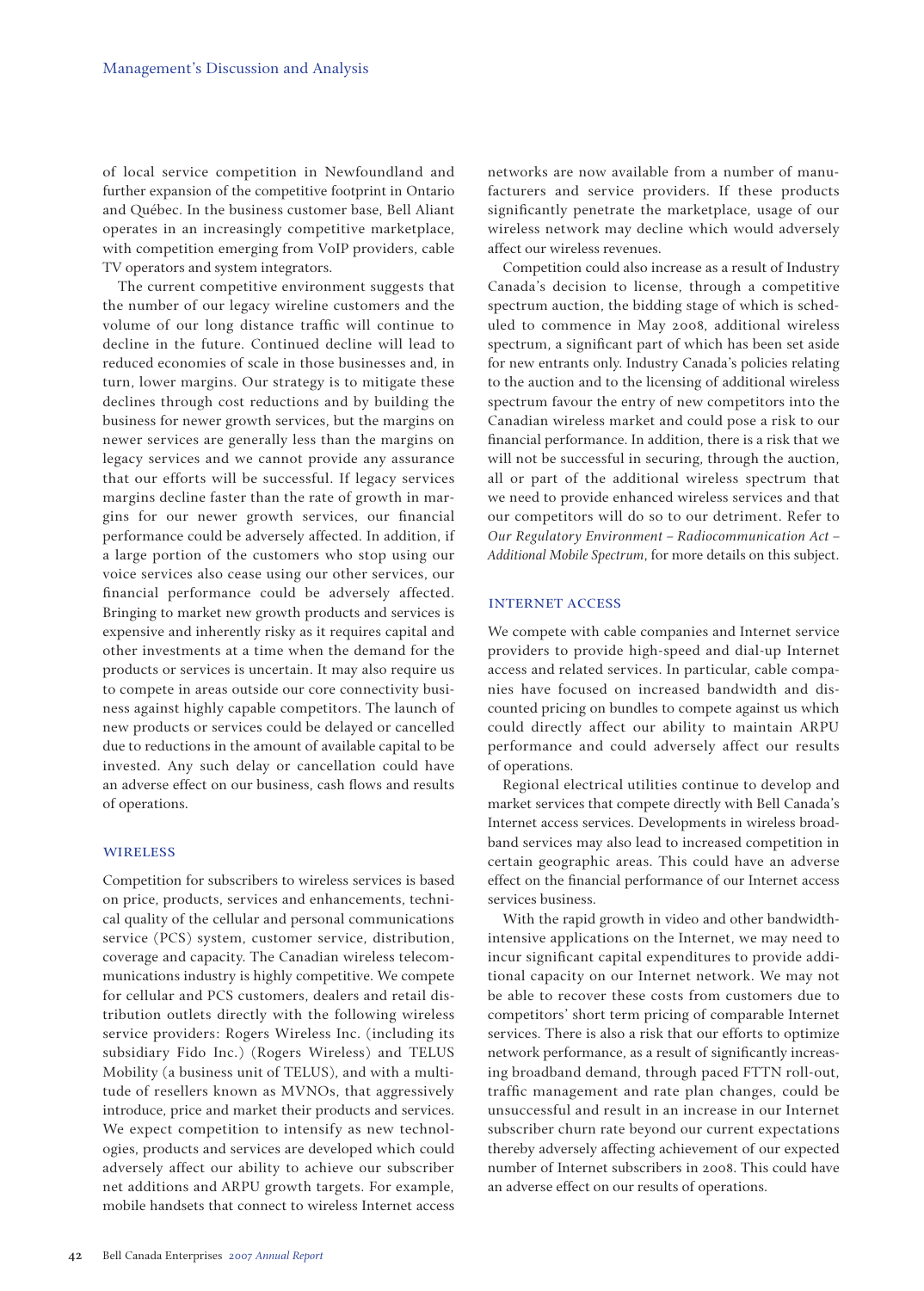of local service competition in Newfoundland and further expansion of the competitive footprint in Ontario and Québec. In the business customer base, Bell Aliant operates in an increasingly competitive marketplace, with competition emerging from VoIP providers, cable TV operators and system integrators.

The current competitive environment suggests that the number of our legacy wireline customers and the volume of our long distance traffic will continue to decline in the future. Continued decline will lead to reduced economies of scale in those businesses and, in turn, lower margins. Our strategy is to mitigate these declines through cost reductions and by building the business for newer growth services, but the margins on newer services are generally less than the margins on legacy services and we cannot provide any assurance that our efforts will be successful. If legacy services margins decline faster than the rate of growth in margins for our newer growth services, our financial performance could be adversely affected. In addition, if a large portion of the customers who stop using our voice services also cease using our other services, our financial performance could be adversely affected. Bringing to market new growth products and services is expensive and inherently risky as it requires capital and other investments at a time when the demand for the products or services is uncertain. It may also require us to compete in areas outside our core connectivity business against highly capable competitors. The launch of new products or services could be delayed or cancelled due to reductions in the amount of available capital to be invested. Any such delay or cancellation could have an adverse effect on our business, cash flows and results of operations.

## WIRELESS

Competition for subscribers to wireless services is based on price, products, services and enhancements, technical quality of the cellular and personal communications service (PCS) system, customer service, distribution, coverage and capacity. The Canadian wireless telecommunications industry is highly competitive. We compete for cellular and PCS customers, dealers and retail distribution outlets directly with the following wireless service providers: Rogers Wireless Inc. (including its subsidiary Fido Inc.) (Rogers Wireless) and TELUS Mobility (a business unit of TELUS), and with a multitude of resellers known as MVNOs, that aggressively introduce, price and market their products and services. We expect competition to intensify as new technologies, products and services are developed which could adversely affect our ability to achieve our subscriber net additions and ARPU growth targets. For example, mobile handsets that connect to wireless Internet access networks are now available from a number of manufacturers and service providers. If these products significantly penetrate the marketplace, usage of our wireless network may decline which would adversely affect our wireless revenues.

Competition could also increase as a result of Industry Canada's decision to license, through a competitive spectrum auction, the bidding stage of which is scheduled to commence in May 2008, additional wireless spectrum, a significant part of which has been set aside for new entrants only. Industry Canada's policies relating to the auction and to the licensing of additional wireless spectrum favour the entry of new competitors into the Canadian wireless market and could pose a risk to our financial performance. In addition, there is a risk that we will not be successful in securing, through the auction, all or part of the additional wireless spectrum that we need to provide enhanced wireless services and that our competitors will do so to our detriment. Refer to *Our Regulatory Environment – Radiocommunication Act – Additional Mobile Spectrum*, for more details on this subject.

## INTERNET ACCESS

We compete with cable companies and Internet service providers to provide high-speed and dial-up Internet access and related services. In particular, cable companies have focused on increased bandwidth and discounted pricing on bundles to compete against us which could directly affect our ability to maintain ARPU performance and could adversely affect our results of operations.

Regional electrical utilities continue to develop and market services that compete directly with Bell Canada's Internet access services. Developments in wireless broadband services may also lead to increased competition in certain geographic areas. This could have an adverse effect on the financial performance of our Internet access services business.

With the rapid growth in video and other bandwidth-intensive applications on the Internet, we may need to incur significant capital expenditures to provide additional capacity on our Internet network. We may not be able to recover these costs from customers due to competitors' short term pricing of comparable Internet services. There is also a risk that our efforts to optimize network performance, as a result of significantly increasing broadband demand, through paced FTTN roll-out, traffic management and rate plan changes, could be unsuccessful and result in an increase in our Internet subscriber churn rate beyond our current expectations thereby adversely affecting achievement of our expected number of Internet subscribers in 2008. This could have an adverse effect on our results of operations.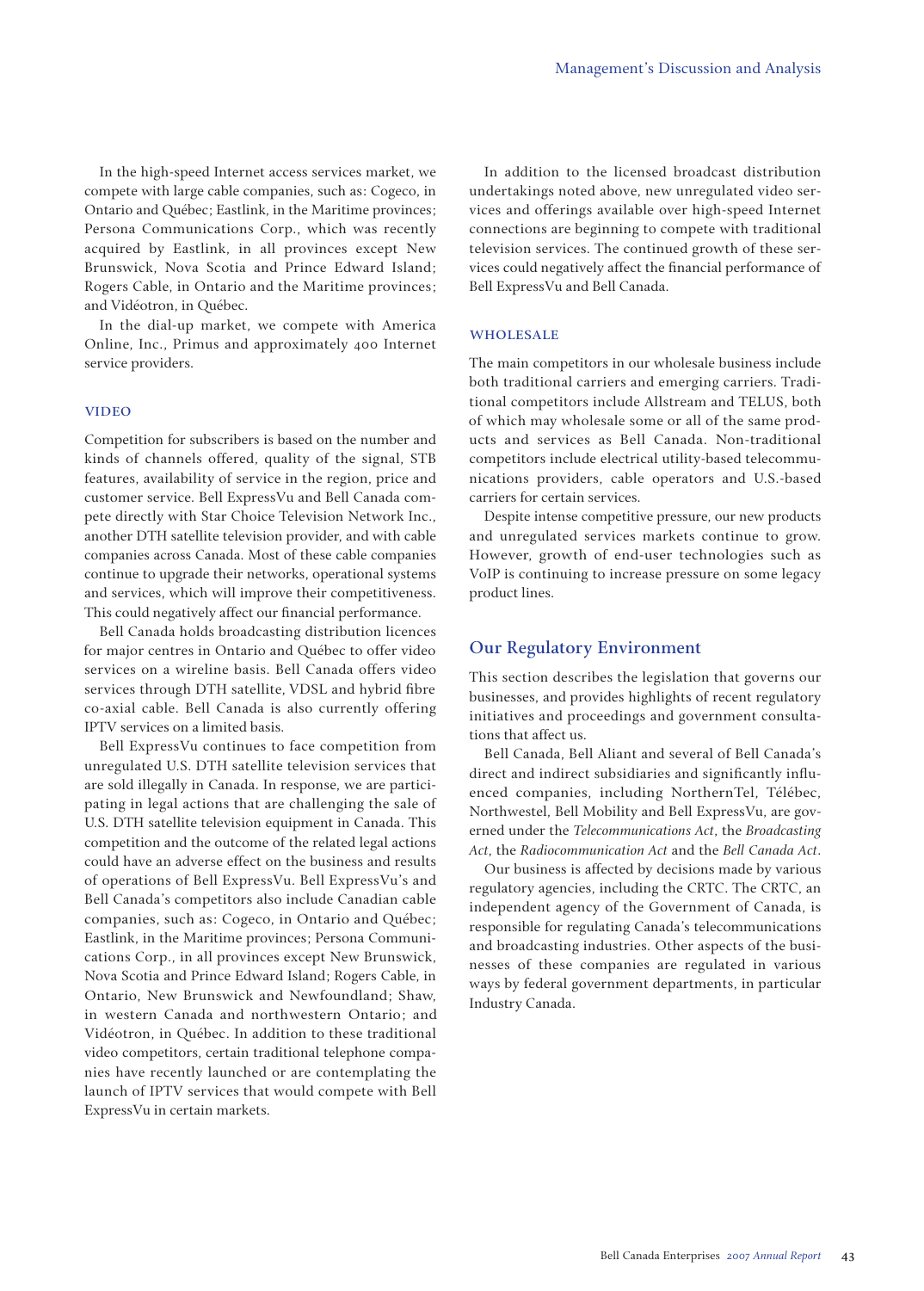In the high-speed Internet access services market, we compete with large cable companies, such as: Cogeco, in Ontario and Québec; Eastlink, in the Maritime provinces; Persona Communications Corp., which was recently acquired by Eastlink, in all provinces except New Brunswick, Nova Scotia and Prince Edward Island; Rogers Cable, in Ontario and the Maritime provinces; and Vidéotron, in Québec.

In the dial-up market, we compete with America Online, Inc., Primus and approximately 400 Internet service providers.

### VIDEO

Competition for subscribers is based on the number and kinds of channels offered, quality of the signal, STB features, availability of service in the region, price and customer service. Bell ExpressVu and Bell Canada compete directly with Star Choice Television Network Inc., another DTH satellite television provider, and with cable companies across Canada. Most of these cable companies continue to upgrade their networks, operational systems and services, which will improve their competitiveness. This could negatively affect our financial performance.

Bell Canada holds broadcasting distribution licences for major centres in Ontario and Québec to offer video services on a wireline basis. Bell Canada offers video services through DTH satellite, VDSL and hybrid fibre co-axial cable. Bell Canada is also currently offering IPTV services on a limited basis.

Bell ExpressVu continues to face competition from unregulated U.S. DTH satellite television services that are sold illegally in Canada. In response, we are participating in legal actions that are challenging the sale of U.S. DTH satellite television equipment in Canada. This competition and the outcome of the related legal actions could have an adverse effect on the business and results of operations of Bell ExpressVu. Bell ExpressVu's and Bell Canada's competitors also include Canadian cable companies, such as: Cogeco, in Ontario and Québec; Eastlink, in the Maritime provinces; Persona Communications Corp., in all provinces except New Brunswick, Nova Scotia and Prince Edward Island; Rogers Cable, in Ontario, New Brunswick and Newfoundland; Shaw, in western Canada and northwestern Ontario; and Vidéotron, in Québec. In addition to these traditional video competitors, certain traditional telephone companies have recently launched or are contemplating the launch of IPTV services that would compete with Bell ExpressVu in certain markets.

In addition to the licensed broadcast distribution undertakings noted above, new unregulated video services and offerings available over high-speed Internet connections are beginning to compete with traditional television services. The continued growth of these services could negatively affect the financial performance of Bell ExpressVu and Bell Canada.

### WHOLESALE

The main competitors in our wholesale business include both traditional carriers and emerging carriers. Traditional competitors include Allstream and TELUS, both of which may wholesale some or all of the same products and services as Bell Canada. Non-traditional competitors include electrical utility-based telecommunications providers, cable operators and U.S.-based carriers for certain services.

Despite intense competitive pressure, our new products and unregulated services markets continue to grow. However, growth of end-user technologies such as VoIP is continuing to increase pressure on some legacy product lines.

## Our Regulatory Environment

This section describes the legislation that governs our businesses, and provides highlights of recent regulatory initiatives and proceedings and government consultations that affect us.

Bell Canada, Bell Aliant and several of Bell Canada's direct and indirect subsidiaries and significantly influenced companies, including NorthernTel, Télébec, Northwestel, Bell Mobility and Bell ExpressVu, are governed under the *Telecommunications Act*, the *Broadcasting Act*, the *Radiocommunication Act* and the *Bell Canada Act*.

Our business is affected by decisions made by various regulatory agencies, including the CRTC. The CRTC, an independent agency of the Government of Canada, is responsible for regulating Canada's telecommunications and broadcasting industries. Other aspects of the businesses of these companies are regulated in various ways by federal government departments, in particular Industry Canada.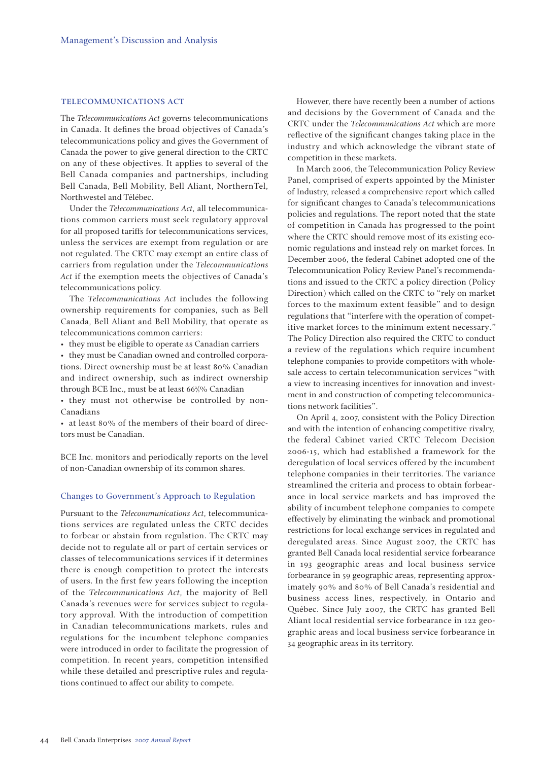## TELECOMMUNICATIONS ACT

The *Telecommunications Act* governs telecommunications in Canada. It defines the broad objectives of Canada's telecommunications policy and gives the Government of Canada the power to give general direction to the CRTC on any of these objectives. It applies to several of the Bell Canada companies and partnerships, including Bell Canada, Bell Mobility, Bell Aliant, NorthernTel, Northwestel and Télébec.

Under the *Telecommunications Act*, all telecommunications common carriers must seek regulatory approval for all proposed tariffs for telecommunications services, unless the services are exempt from regulation or are not regulated. The CRTC may exempt an entire class of carriers from regulation under the *Telecommunications Act* if the exemption meets the objectives of Canada's telecommunications policy.

The *Telecommunications Act* includes the following ownership requirements for companies, such as Bell Canada, Bell Aliant and Bell Mobility, that operate as telecommunications common carriers:

- they must be eligible to operate as Canadian carriers
- they must be Canadian owned and controlled corporations. Direct ownership must be at least 80% Canadian and indirect ownership, such as indirect ownership through BCE Inc., must be at least 66⅔% Canadian
- they must not otherwise be controlled by non-Canadians
- at least 80% of the members of their board of directors must be Canadian.

BCE Inc. monitors and periodically reports on the level of non-Canadian ownership of its common shares.

### Changes to Government's Approach to Regulation

Pursuant to the *Telecommunications Act*, telecommunications services are regulated unless the CRTC decides to forbear or abstain from regulation. The CRTC may decide not to regulate all or part of certain services or classes of telecommunications services if it determines there is enough competition to protect the interests of users. In the first few years following the inception of the *Telecommunications Act*, the majority of Bell Canada's revenues were for services subject to regulatory approval. With the introduction of competition in Canadian telecommunications markets, rules and regulations for the incumbent telephone companies were introduced in order to facilitate the progression of competition. In recent years, competition intensified while these detailed and prescriptive rules and regulations continued to affect our ability to compete.

However, there have recently been a number of actions and decisions by the Government of Canada and the CRTC under the *Telecommunications Act* which are more reflective of the significant changes taking place in the industry and which acknowledge the vibrant state of competition in these markets.

In March 2006, the Telecommunication Policy Review Panel, comprised of experts appointed by the Minister of Industry, released a comprehensive report which called for significant changes to Canada's telecommunications policies and regulations. The report noted that the state of competition in Canada has progressed to the point where the CRTC should remove most of its existing economic regulations and instead rely on market forces. In December 2006, the federal Cabinet adopted one of the Telecommunication Policy Review Panel's recommendations and issued to the CRTC a policy direction (Policy Direction) which called on the CRTC to "rely on market forces to the maximum extent feasible" and to design regulations that "interfere with the operation of competitive market forces to the minimum extent necessary." The Policy Direction also required the CRTC to conduct a review of the regulations which require incumbent telephone companies to provide competitors with wholesale access to certain telecommunication services "with a view to increasing incentives for innovation and investment in and construction of competing telecommunications network facilities".

On April 4, 2007, consistent with the Policy Direction and with the intention of enhancing competitive rivalry, the federal Cabinet varied CRTC Telecom Decision 2006-15, which had established a framework for the deregulation of local services offered by the incumbent telephone companies in their territories. The variance streamlined the criteria and process to obtain forbearance in local service markets and has improved the ability of incumbent telephone companies to compete effectively by eliminating the winback and promotional restrictions for local exchange services in regulated and deregulated areas. Since August 2007, the CRTC has granted Bell Canada local residential service forbearance in 193 geographic areas and local business service forbearance in 59 geographic areas, representing approximately 90% and 80% of Bell Canada's residential and business access lines, respectively, in Ontario and Québec. Since July 2007, the CRTC has granted Bell Aliant local residential service forbearance in 122 geographic areas and local business service forbearance in 34 geographic areas in its territory.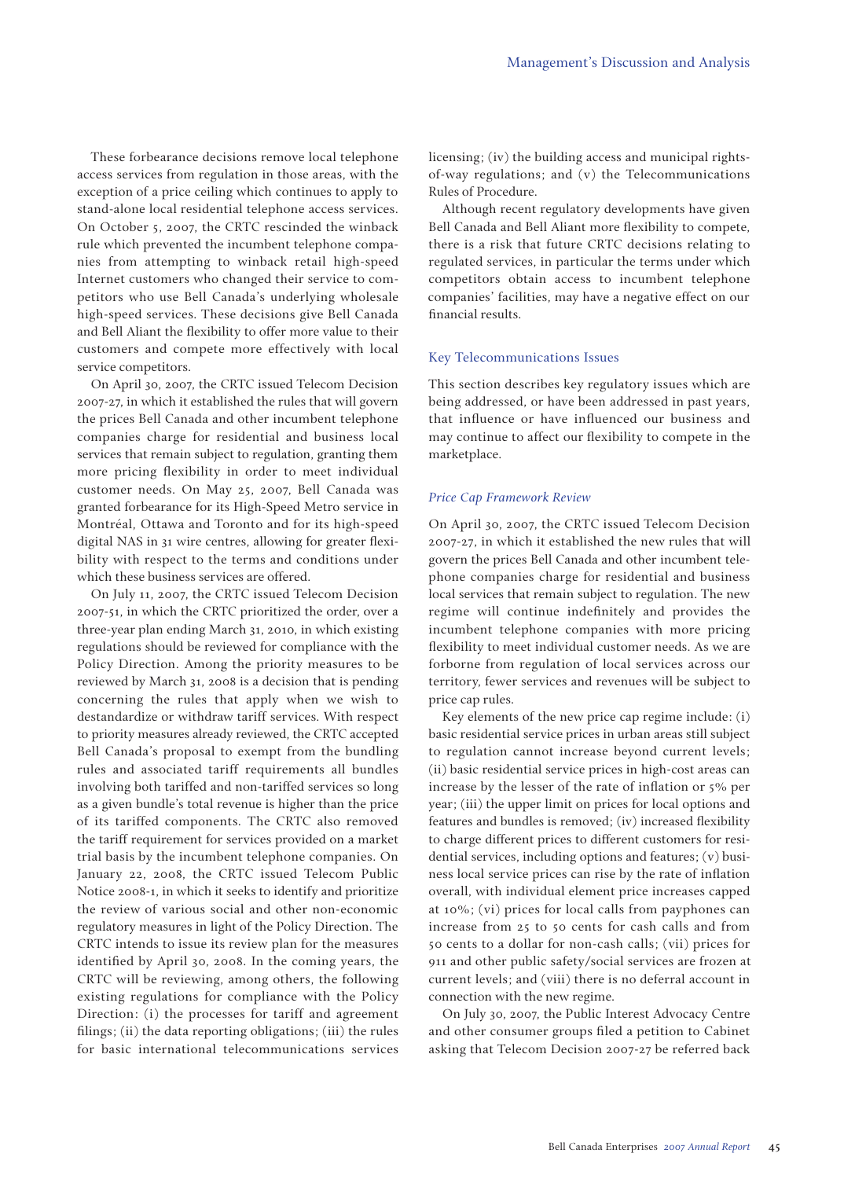These forbearance decisions remove local telephone access services from regulation in those areas, with the exception of a price ceiling which continues to apply to stand-alone local residential telephone access services. On October 5, 2007, the CRTC rescinded the winback rule which prevented the incumbent telephone companies from attempting to winback retail high-speed Internet customers who changed their service to competitors who use Bell Canada's underlying wholesale high-speed services. These decisions give Bell Canada and Bell Aliant the flexibility to offer more value to their customers and compete more effectively with local service competitors.

On April 30, 2007, the CRTC issued Telecom Decision 2007-27, in which it established the rules that will govern the prices Bell Canada and other incumbent telephone companies charge for residential and business local services that remain subject to regulation, granting them more pricing flexibility in order to meet individual customer needs. On May 25, 2007, Bell Canada was granted forbearance for its High-Speed Metro service in Montréal, Ottawa and Toronto and for its high-speed digital NAS in 31 wire centres, allowing for greater flexibility with respect to the terms and conditions under which these business services are offered.

On July 11, 2007, the CRTC issued Telecom Decision 2007-51, in which the CRTC prioritized the order, over a three-year plan ending March 31, 2010, in which existing regulations should be reviewed for compliance with the Policy Direction. Among the priority measures to be reviewed by March 31, 2008 is a decision that is pending concerning the rules that apply when we wish to destandardize or withdraw tariff services. With respect to priority measures already reviewed, the CRTC accepted Bell Canada's proposal to exempt from the bundling rules and associated tariff requirements all bundles involving both tariffed and non-tariffed services so long as a given bundle's total revenue is higher than the price of its tariffed components. The CRTC also removed the tariff requirement for services provided on a market trial basis by the incumbent telephone companies. On January 22, 2008, the CRTC issued Telecom Public Notice 2008-1, in which it seeks to identify and prioritize the review of various social and other non-economic regulatory measures in light of the Policy Direction. The CRTC intends to issue its review plan for the measures identified by April 30, 2008. In the coming years, the CRTC will be reviewing, among others, the following existing regulations for compliance with the Policy Direction: (i) the processes for tariff and agreement filings; (ii) the data reporting obligations; (iii) the rules for basic international telecommunications services licensing; (iv) the building access and municipal rights-of-way regulations; and (v) the Telecommunications Rules of Procedure.

Although recent regulatory developments have given Bell Canada and Bell Aliant more flexibility to compete, there is a risk that future CRTC decisions relating to regulated services, in particular the terms under which competitors obtain access to incumbent telephone companies' facilities, may have a negative effect on our financial results.

## Key Telecommunications Issues

This section describes key regulatory issues which are being addressed, or have been addressed in past years, that influence or have influenced our business and may continue to affect our flexibility to compete in the marketplace.

### *Price Cap Framework Review*

On April 30, 2007, the CRTC issued Telecom Decision 2007-27, in which it established the new rules that will govern the prices Bell Canada and other incumbent telephone companies charge for residential and business local services that remain subject to regulation. The new regime will continue indefinitely and provides the incumbent telephone companies with more pricing flexibility to meet individual customer needs. As we are forborne from regulation of local services across our territory, fewer services and revenues will be subject to price cap rules.

Key elements of the new price cap regime include: (i) basic residential service prices in urban areas still subject to regulation cannot increase beyond current levels; (ii) basic residential service prices in high-cost areas can increase by the lesser of the rate of inflation or 5% per year; (iii) the upper limit on prices for local options and features and bundles is removed; (iv) increased flexibility to charge different prices to different customers for residential services, including options and features; (v) business local service prices can rise by the rate of inflation overall, with individual element price increases capped at 10%; (vi) prices for local calls from payphones can increase from 25 to 50 cents for cash calls and from 50 cents to a dollar for non-cash calls; (vii) prices for 911 and other public safety/social services are frozen at current levels; and (viii) there is no deferral account in connection with the new regime.

On July 30, 2007, the Public Interest Advocacy Centre and other consumer groups filed a petition to Cabinet asking that Telecom Decision 2007-27 be referred back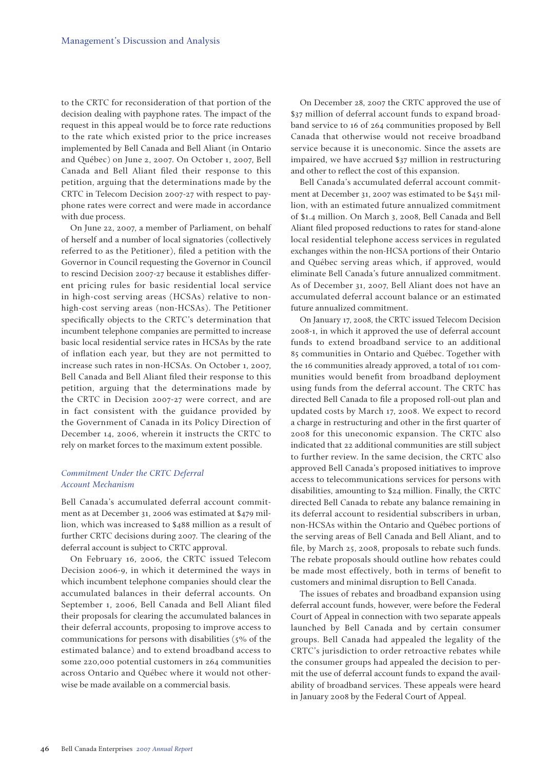to the CRTC for reconsideration of that portion of the decision dealing with payphone rates. The impact of the request in this appeal would be to force rate reductions to the rate which existed prior to the price increases implemented by Bell Canada and Bell Aliant (in Ontario and Québec) on June 2, 2007. On October 1, 2007, Bell Canada and Bell Aliant filed their response to this petition, arguing that the determinations made by the CRTC in Telecom Decision 2007-27 with respect to payphone rates were correct and were made in accordance with due process.

On June 22, 2007, a member of Parliament, on behalf of herself and a number of local signatories (collectively referred to as the Petitioner), filed a petition with the Governor in Council requesting the Governor in Council to rescind Decision 2007-27 because it establishes different pricing rules for basic residential local service in high-cost serving areas (HCSAs) relative to non-high-cost serving areas (non-HCSAs). The Petitioner specifically objects to the CRTC's determination that incumbent telephone companies are permitted to increase basic local residential service rates in HCSAs by the rate of inflation each year, but they are not permitted to increase such rates in non-HCSAs. On October 1, 2007, Bell Canada and Bell Aliant filed their response to this petition, arguing that the determinations made by the CRTC in Decision 2007-27 were correct, and are in fact consistent with the guidance provided by the Government of Canada in its Policy Direction of December 14, 2006, wherein it instructs the CRTC to rely on market forces to the maximum extent possible.

### *Commitment Under the CRTC Deferral Account Mechanism*

Bell Canada's accumulated deferral account commitment as at December 31, 2006 was estimated at $479 million, which was increased to $488 million as a result of further CRTC decisions during 2007. The clearing of the deferral account is subject to CRTC approval.

On February 16, 2006, the CRTC issued Telecom Decision 2006-9, in which it determined the ways in which incumbent telephone companies should clear the accumulated balances in their deferral accounts. On September 1, 2006, Bell Canada and Bell Aliant filed their proposals for clearing the accumulated balances in their deferral accounts, proposing to improve access to communications for persons with disabilities (5% of the estimated balance) and to extend broadband access to some 220,000 potential customers in 264 communities across Ontario and Québec where it would not otherwise be made available on a commercial basis.

On December 28, 2007 the CRTC approved the use of $37 million of deferral account funds to expand broadband service to 16 of 264 communities proposed by Bell Canada that otherwise would not receive broadband service because it is uneconomic. Since the assets are impaired, we have accrued $37 million in restructuring and other to reflect the cost of this expansion.

Bell Canada's accumulated deferral account commitment at December 31, 2007 was estimated to be $451 million, with an estimated future annualized commitment of $1.4 million. On March 3, 2008, Bell Canada and Bell Aliant filed proposed reductions to rates for stand-alone local residential telephone access services in regulated exchanges within the non-HCSA portions of their Ontario and Québec serving areas which, if approved, would eliminate Bell Canada's future annualized commitment. As of December 31, 2007, Bell Aliant does not have an accumulated deferral account balance or an estimated future annualized commitment.

On January 17, 2008, the CRTC issued Telecom Decision 2008-1, in which it approved the use of deferral account funds to extend broadband service to an additional 85 communities in Ontario and Québec. Together with the 16 communities already approved, a total of 101 communities would benefit from broadband deployment using funds from the deferral account. The CRTC has directed Bell Canada to file a proposed roll-out plan and updated costs by March 17, 2008. We expect to record a charge in restructuring and other in the first quarter of 2008 for this uneconomic expansion. The CRTC also indicated that 22 additional communities are still subject to further review. In the same decision, the CRTC also approved Bell Canada's proposed initiatives to improve access to telecommunications services for persons with disabilities, amounting to $24 million. Finally, the CRTC directed Bell Canada to rebate any balance remaining in its deferral account to residential subscribers in urban, non-HCSAs within the Ontario and Québec portions of the serving areas of Bell Canada and Bell Aliant, and to file, by March 25, 2008, proposals to rebate such funds. The rebate proposals should outline how rebates could be made most effectively, both in terms of benefit to customers and minimal disruption to Bell Canada.

The issues of rebates and broadband expansion using deferral account funds, however, were before the Federal Court of Appeal in connection with two separate appeals launched by Bell Canada and by certain consumer groups. Bell Canada had appealed the legality of the CRTC's jurisdiction to order retroactive rebates while the consumer groups had appealed the decision to permit the use of deferral account funds to expand the availability of broadband services. These appeals were heard in January 2008 by the Federal Court of Appeal.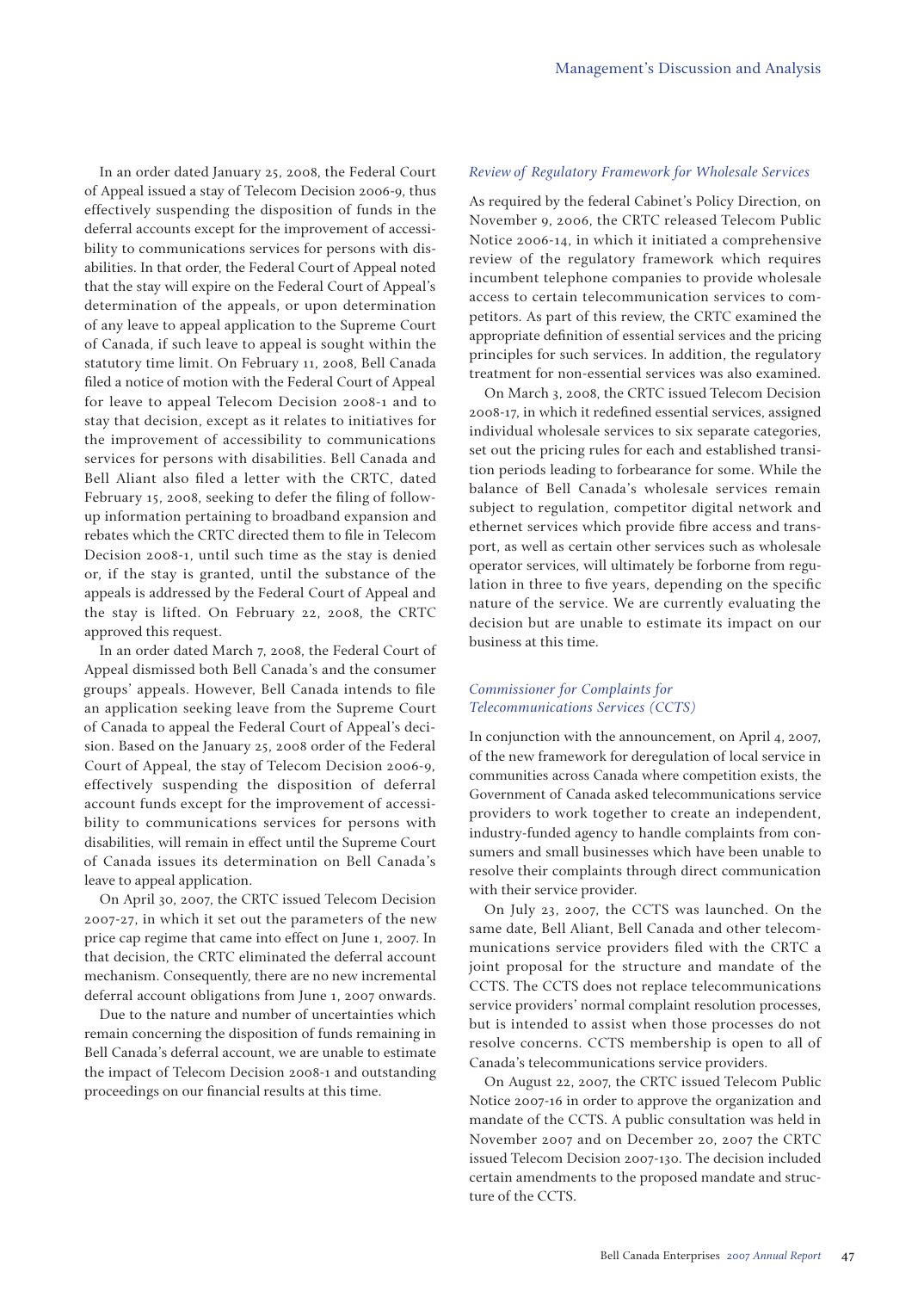In an order dated January 25, 2008, the Federal Court of Appeal issued a stay of Telecom Decision 2006-9, thus effectively suspending the disposition of funds in the deferral accounts except for the improvement of accessibility to communications services for persons with disabilities. In that order, the Federal Court of Appeal noted that the stay will expire on the Federal Court of Appeal's determination of the appeals, or upon determination of any leave to appeal application to the Supreme Court of Canada, if such leave to appeal is sought within the statutory time limit. On February 11, 2008, Bell Canada filed a notice of motion with the Federal Court of Appeal for leave to appeal Telecom Decision 2008-1 and to stay that decision, except as it relates to initiatives for the improvement of accessibility to communications services for persons with disabilities. Bell Canada and Bell Aliant also filed a letter with the CRTC, dated February 15, 2008, seeking to defer the filing of follow-up information pertaining to broadband expansion and rebates which the CRTC directed them to file in Telecom Decision 2008-1, until such time as the stay is denied or, if the stay is granted, until the substance of the appeals is addressed by the Federal Court of Appeal and the stay is lifted. On February 22, 2008, the CRTC approved this request.

In an order dated March 7, 2008, the Federal Court of Appeal dismissed both Bell Canada's and the consumer groups' appeals. However, Bell Canada intends to file an application seeking leave from the Supreme Court of Canada to appeal the Federal Court of Appeal's decision. Based on the January 25, 2008 order of the Federal Court of Appeal, the stay of Telecom Decision 2006-9, effectively suspending the disposition of deferral account funds except for the improvement of accessibility to communications services for persons with disabilities, will remain in effect until the Supreme Court of Canada issues its determination on Bell Canada's leave to appeal application.

On April 30, 2007, the CRTC issued Telecom Decision 2007-27, in which it set out the parameters of the new price cap regime that came into effect on June 1, 2007. In that decision, the CRTC eliminated the deferral account mechanism. Consequently, there are no new incremental deferral account obligations from June 1, 2007 onwards.

Due to the nature and number of uncertainties which remain concerning the disposition of funds remaining in Bell Canada's deferral account, we are unable to estimate the impact of Telecom Decision 2008-1 and outstanding proceedings on our financial results at this time.

*Review of Regulatory Framework for Wholesale Services*

As required by the federal Cabinet's Policy Direction, on November 9, 2006, the CRTC released Telecom Public Notice 2006-14, in which it initiated a comprehensive review of the regulatory framework which requires incumbent telephone companies to provide wholesale access to certain telecommunication services to competitors. As part of this review, the CRTC examined the appropriate definition of essential services and the pricing principles for such services. In addition, the regulatory treatment for non-essential services was also examined.

On March 3, 2008, the CRTC issued Telecom Decision 2008-17, in which it redefined essential services, assigned individual wholesale services to six separate categories, set out the pricing rules for each and established transition periods leading to forbearance for some. While the balance of Bell Canada's wholesale services remain subject to regulation, competitor digital network and ethernet services which provide fibre access and transport, as well as certain other services such as wholesale operator services, will ultimately be forborne from regulation in three to five years, depending on the specific nature of the service. We are currently evaluating the decision but are unable to estimate its impact on our business at this time.

*Commissioner for Complaints for Telecommunications Services (CCTS)*

In conjunction with the announcement, on April 4, 2007, of the new framework for deregulation of local service in communities across Canada where competition exists, the Government of Canada asked telecommunications service providers to work together to create an independent, industry-funded agency to handle complaints from consumers and small businesses which have been unable to resolve their complaints through direct communication with their service provider.

On July 23, 2007, the CCTS was launched. On the same date, Bell Aliant, Bell Canada and other telecommunications service providers filed with the CRTC a joint proposal for the structure and mandate of the CCTS. The CCTS does not replace telecommunications service providers' normal complaint resolution processes, but is intended to assist when those processes do not resolve concerns. CCTS membership is open to all of Canada's telecommunications service providers.

On August 22, 2007, the CRTC issued Telecom Public Notice 2007-16 in order to approve the organization and mandate of the CCTS. A public consultation was held in November 2007 and on December 20, 2007 the CRTC issued Telecom Decision 2007-130. The decision included certain amendments to the proposed mandate and structure of the CCTS.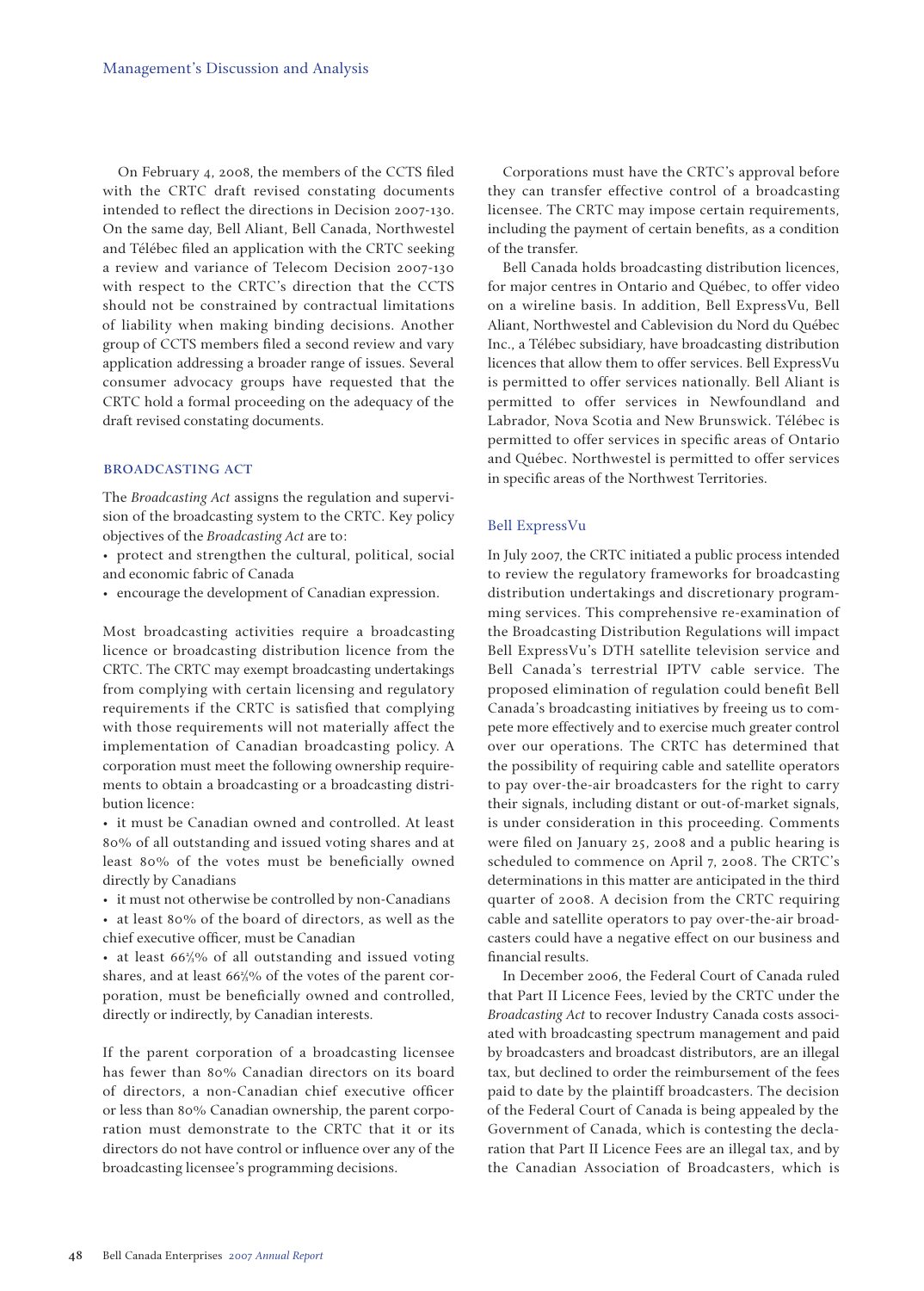On February 4, 2008, the members of the CCTS filed with the CRTC draft revised constating documents intended to reflect the directions in Decision 2007-130. On the same day, Bell Aliant, Bell Canada, Northwestel and Télébec filed an application with the CRTC seeking a review and variance of Telecom Decision 2007-130 with respect to the CRTC's direction that the CCTS should not be constrained by contractual limitations of liability when making binding decisions. Another group of CCTS members filed a second review and vary application addressing a broader range of issues. Several consumer advocacy groups have requested that the CRTC hold a formal proceeding on the adequacy of the draft revised constating documents.

### BROADCASTING ACT

The *Broadcasting Act* assigns the regulation and supervision of the broadcasting system to the CRTC. Key policy objectives of the *Broadcasting Act* are to:

- protect and strengthen the cultural, political, social and economic fabric of Canada
- encourage the development of Canadian expression.

Most broadcasting activities require a broadcasting licence or broadcasting distribution licence from the CRTC. The CRTC may exempt broadcasting undertakings from complying with certain licensing and regulatory requirements if the CRTC is satisfied that complying with those requirements will not materially affect the implementation of Canadian broadcasting policy. A corporation must meet the following ownership requirements to obtain a broadcasting or a broadcasting distribution licence:

- it must be Canadian owned and controlled. At least 80% of all outstanding and issued voting shares and at least 80% of the votes must be beneficially owned directly by Canadians
- it must not otherwise be controlled by non-Canadians
- at least 80% of the board of directors, as well as the chief executive officer, must be Canadian
- at least 66⅔% of all outstanding and issued voting shares, and at least 66⅔% of the votes of the parent corporation, must be beneficially owned and controlled, directly or indirectly, by Canadian interests.

If the parent corporation of a broadcasting licensee has fewer than 80% Canadian directors on its board of directors, a non-Canadian chief executive officer or less than 80% Canadian ownership, the parent corporation must demonstrate to the CRTC that it or its directors do not have control or influence over any of the broadcasting licensee's programming decisions.

Corporations must have the CRTC's approval before they can transfer effective control of a broadcasting licensee. The CRTC may impose certain requirements, including the payment of certain benefits, as a condition of the transfer.

Bell Canada holds broadcasting distribution licences, for major centres in Ontario and Québec, to offer video on a wireline basis. In addition, Bell ExpressVu, Bell Aliant, Northwestel and Cablevision du Nord du Québec Inc., a Télébec subsidiary, have broadcasting distribution licences that allow them to offer services. Bell ExpressVu is permitted to offer services nationally. Bell Aliant is permitted to offer services in Newfoundland and Labrador, Nova Scotia and New Brunswick. Télébec is permitted to offer services in specific areas of Ontario and Québec. Northwestel is permitted to offer services in specific areas of the Northwest Territories.

#### Bell ExpressVu

In July 2007, the CRTC initiated a public process intended to review the regulatory frameworks for broadcasting distribution undertakings and discretionary programming services. This comprehensive re-examination of the Broadcasting Distribution Regulations will impact Bell ExpressVu's DTH satellite television service and Bell Canada's terrestrial IPTV cable service. The proposed elimination of regulation could benefit Bell Canada's broadcasting initiatives by freeing us to compete more effectively and to exercise much greater control over our operations. The CRTC has determined that the possibility of requiring cable and satellite operators to pay over-the-air broadcasters for the right to carry their signals, including distant or out-of-market signals, is under consideration in this proceeding. Comments were filed on January 25, 2008 and a public hearing is scheduled to commence on April 7, 2008. The CRTC's determinations in this matter are anticipated in the third quarter of 2008. A decision from the CRTC requiring cable and satellite operators to pay over-the-air broadcasters could have a negative effect on our business and financial results.

In December 2006, the Federal Court of Canada ruled that Part II Licence Fees, levied by the CRTC under the *Broadcasting Act* to recover Industry Canada costs associated with broadcasting spectrum management and paid by broadcasters and broadcast distributors, are an illegal tax, but declined to order the reimbursement of the fees paid to date by the plaintiff broadcasters. The decision of the Federal Court of Canada is being appealed by the Government of Canada, which is contesting the declaration that Part II Licence Fees are an illegal tax, and by the Canadian Association of Broadcasters, which is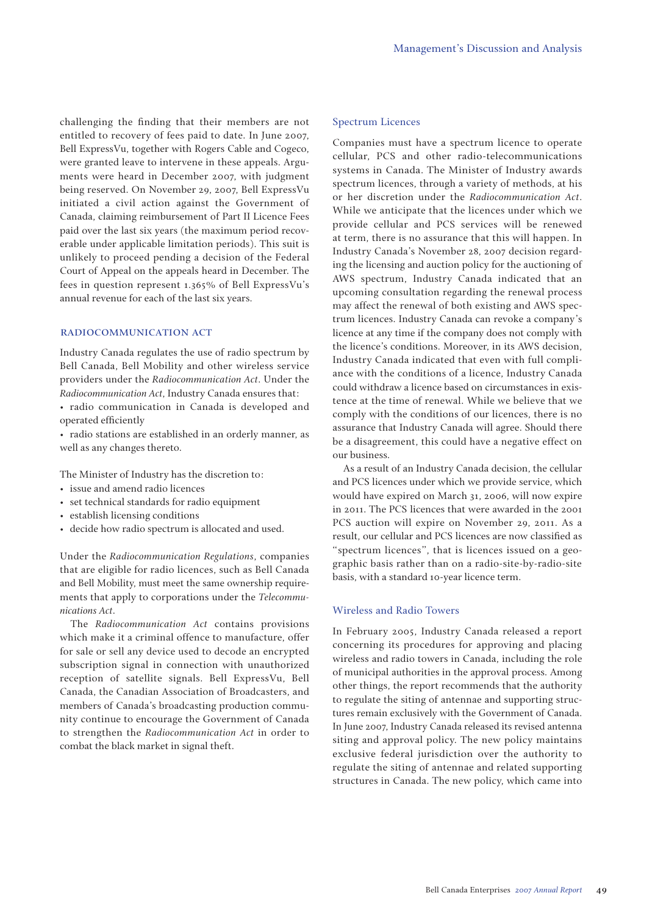challenging the finding that their members are not entitled to recovery of fees paid to date. In June 2007, Bell ExpressVu, together with Rogers Cable and Cogeco, were granted leave to intervene in these appeals. Arguments were heard in December 2007, with judgment being reserved. On November 29, 2007, Bell ExpressVu initiated a civil action against the Government of Canada, claiming reimbursement of Part II Licence Fees paid over the last six years (the maximum period recoverable under applicable limitation periods). This suit is unlikely to proceed pending a decision of the Federal Court of Appeal on the appeals heard in December. The fees in question represent 1.365% of Bell ExpressVu's annual revenue for each of the last six years.

## RADIOCOMMUNICATION ACT

Industry Canada regulates the use of radio spectrum by Bell Canada, Bell Mobility and other wireless service providers under the *Radiocommunication Act*. Under the *Radiocommunication Act*, Industry Canada ensures that:

- radio communication in Canada is developed and operated efficiently
- radio stations are established in an orderly manner, as well as any changes thereto.

The Minister of Industry has the discretion to:

- issue and amend radio licences
- set technical standards for radio equipment
- establish licensing conditions
- decide how radio spectrum is allocated and used.

Under the *Radiocommunication Regulations*, companies that are eligible for radio licences, such as Bell Canada and Bell Mobility, must meet the same ownership requirements that apply to corporations under the *Telecommunications Act*.

The *Radiocommunication Act* contains provisions which make it a criminal offence to manufacture, offer for sale or sell any device used to decode an encrypted subscription signal in connection with unauthorized reception of satellite signals. Bell ExpressVu, Bell Canada, the Canadian Association of Broadcasters, and members of Canada's broadcasting production community continue to encourage the Government of Canada to strengthen the *Radiocommunication Act* in order to combat the black market in signal theft.

### Spectrum Licences

Companies must have a spectrum licence to operate cellular, PCS and other radio-telecommunications systems in Canada. The Minister of Industry awards spectrum licences, through a variety of methods, at his or her discretion under the *Radiocommunication Act*. While we anticipate that the licences under which we provide cellular and PCS services will be renewed at term, there is no assurance that this will happen. In Industry Canada's November 28, 2007 decision regarding the licensing and auction policy for the auctioning of AWS spectrum, Industry Canada indicated that an upcoming consultation regarding the renewal process may affect the renewal of both existing and AWS spectrum licences. Industry Canada can revoke a company's licence at any time if the company does not comply with the licence's conditions. Moreover, in its AWS decision, Industry Canada indicated that even with full compliance with the conditions of a licence, Industry Canada could withdraw a licence based on circumstances in existence at the time of renewal. While we believe that we comply with the conditions of our licences, there is no assurance that Industry Canada will agree. Should there be a disagreement, this could have a negative effect on our business.

As a result of an Industry Canada decision, the cellular and PCS licences under which we provide service, which would have expired on March 31, 2006, will now expire in 2011. The PCS licences that were awarded in the 2001 PCS auction will expire on November 29, 2011. As a result, our cellular and PCS licences are now classified as "spectrum licences", that is licences issued on a geographic basis rather than on a radio-site-by-radio-site basis, with a standard 10-year licence term.

### Wireless and Radio Towers

In February 2005, Industry Canada released a report concerning its procedures for approving and placing wireless and radio towers in Canada, including the role of municipal authorities in the approval process. Among other things, the report recommends that the authority to regulate the siting of antennae and supporting structures remain exclusively with the Government of Canada. In June 2007, Industry Canada released its revised antenna siting and approval policy. The new policy maintains exclusive federal jurisdiction over the authority to regulate the siting of antennae and related supporting structures in Canada. The new policy, which came into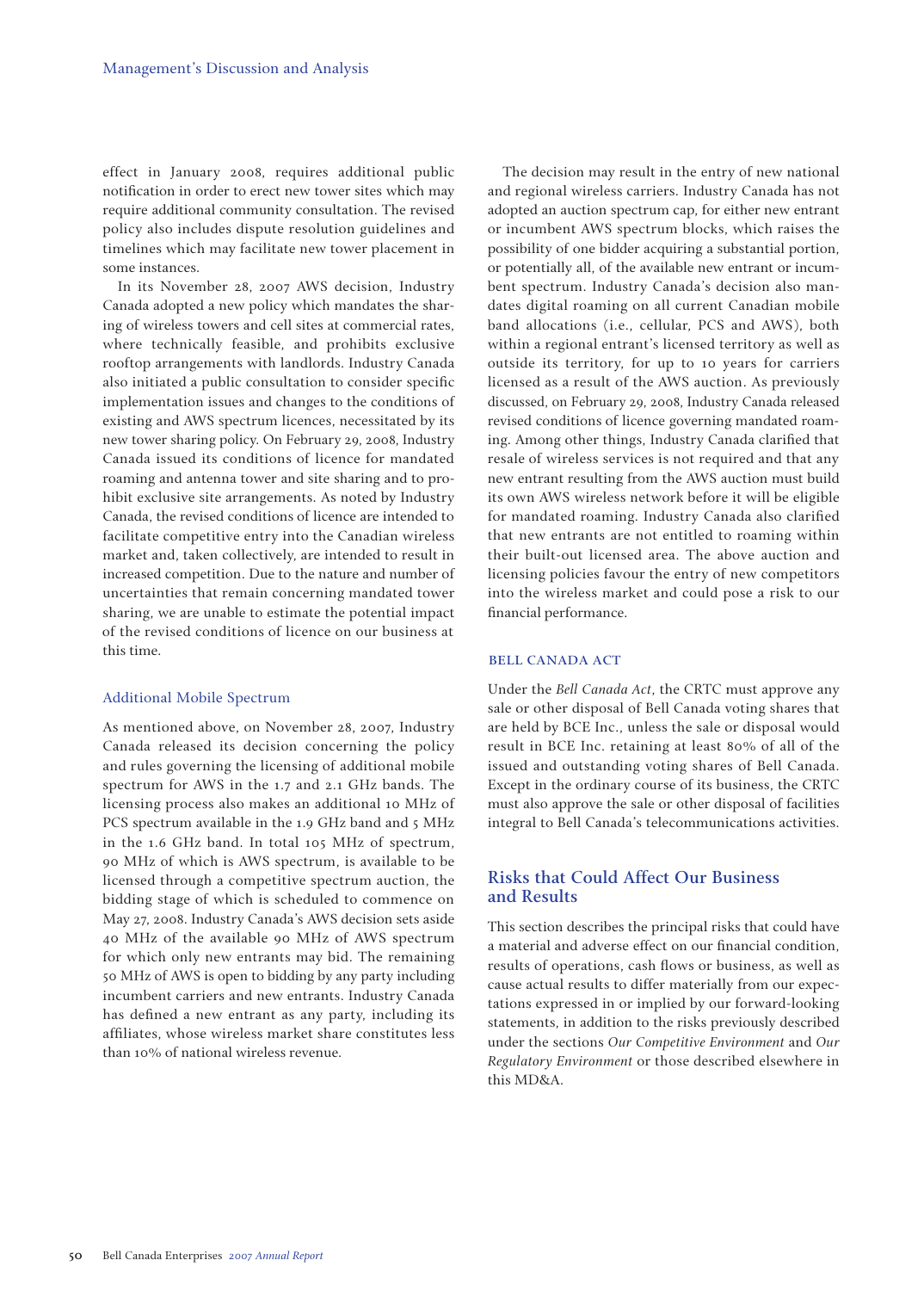effect in January 2008, requires additional public notification in order to erect new tower sites which may require additional community consultation. The revised policy also includes dispute resolution guidelines and timelines which may facilitate new tower placement in some instances.

In its November 28, 2007 AWS decision, Industry Canada adopted a new policy which mandates the sharing of wireless towers and cell sites at commercial rates, where technically feasible, and prohibits exclusive rooftop arrangements with landlords. Industry Canada also initiated a public consultation to consider specific implementation issues and changes to the conditions of existing and AWS spectrum licences, necessitated by its new tower sharing policy. On February 29, 2008, Industry Canada issued its conditions of licence for mandated roaming and antenna tower and site sharing and to prohibit exclusive site arrangements. As noted by Industry Canada, the revised conditions of licence are intended to facilitate competitive entry into the Canadian wireless market and, taken collectively, are intended to result in increased competition. Due to the nature and number of uncertainties that remain concerning mandated tower sharing, we are unable to estimate the potential impact of the revised conditions of licence on our business at this time.

### Additional Mobile Spectrum

As mentioned above, on November 28, 2007, Industry Canada released its decision concerning the policy and rules governing the licensing of additional mobile spectrum for AWS in the 1.7 and 2.1 GHz bands. The licensing process also makes an additional 10 MHz of PCS spectrum available in the 1.9 GHz band and 5 MHz in the 1.6 GHz band. In total 105 MHz of spectrum, 90 MHz of which is AWS spectrum, is available to be licensed through a competitive spectrum auction, the bidding stage of which is scheduled to commence on May 27, 2008. Industry Canada's AWS decision sets aside 40 MHz of the available 90 MHz of AWS spectrum for which only new entrants may bid. The remaining 50 MHz of AWS is open to bidding by any party including incumbent carriers and new entrants. Industry Canada has defined a new entrant as any party, including its affiliates, whose wireless market share constitutes less than 10% of national wireless revenue.

The decision may result in the entry of new national and regional wireless carriers. Industry Canada has not adopted an auction spectrum cap, for either new entrant or incumbent AWS spectrum blocks, which raises the possibility of one bidder acquiring a substantial portion, or potentially all, of the available new entrant or incumbent spectrum. Industry Canada's decision also mandates digital roaming on all current Canadian mobile band allocations (i.e., cellular, PCS and AWS), both within a regional entrant's licensed territory as well as outside its territory, for up to 10 years for carriers licensed as a result of the AWS auction. As previously discussed, on February 29, 2008, Industry Canada released revised conditions of licence governing mandated roaming. Among other things, Industry Canada clarified that resale of wireless services is not required and that any new entrant resulting from the AWS auction must build its own AWS wireless network before it will be eligible for mandated roaming. Industry Canada also clarified that new entrants are not entitled to roaming within their built-out licensed area. The above auction and licensing policies favour the entry of new competitors into the wireless market and could pose a risk to our financial performance.

### BELL CANADA ACT

Under the *Bell Canada Act*, the CRTC must approve any sale or other disposal of Bell Canada voting shares that are held by BCE Inc., unless the sale or disposal would result in BCE Inc. retaining at least 80% of all of the issued and outstanding voting shares of Bell Canada. Except in the ordinary course of its business, the CRTC must also approve the sale or other disposal of facilities integral to Bell Canada's telecommunications activities.

## Risks that Could Affect Our Business and Results

This section describes the principal risks that could have a material and adverse effect on our financial condition, results of operations, cash flows or business, as well as cause actual results to differ materially from our expectations expressed in or implied by our forward-looking statements, in addition to the risks previously described under the sections *Our Competitive Environment* and *Our Regulatory Environment* or those described elsewhere in this MD&A.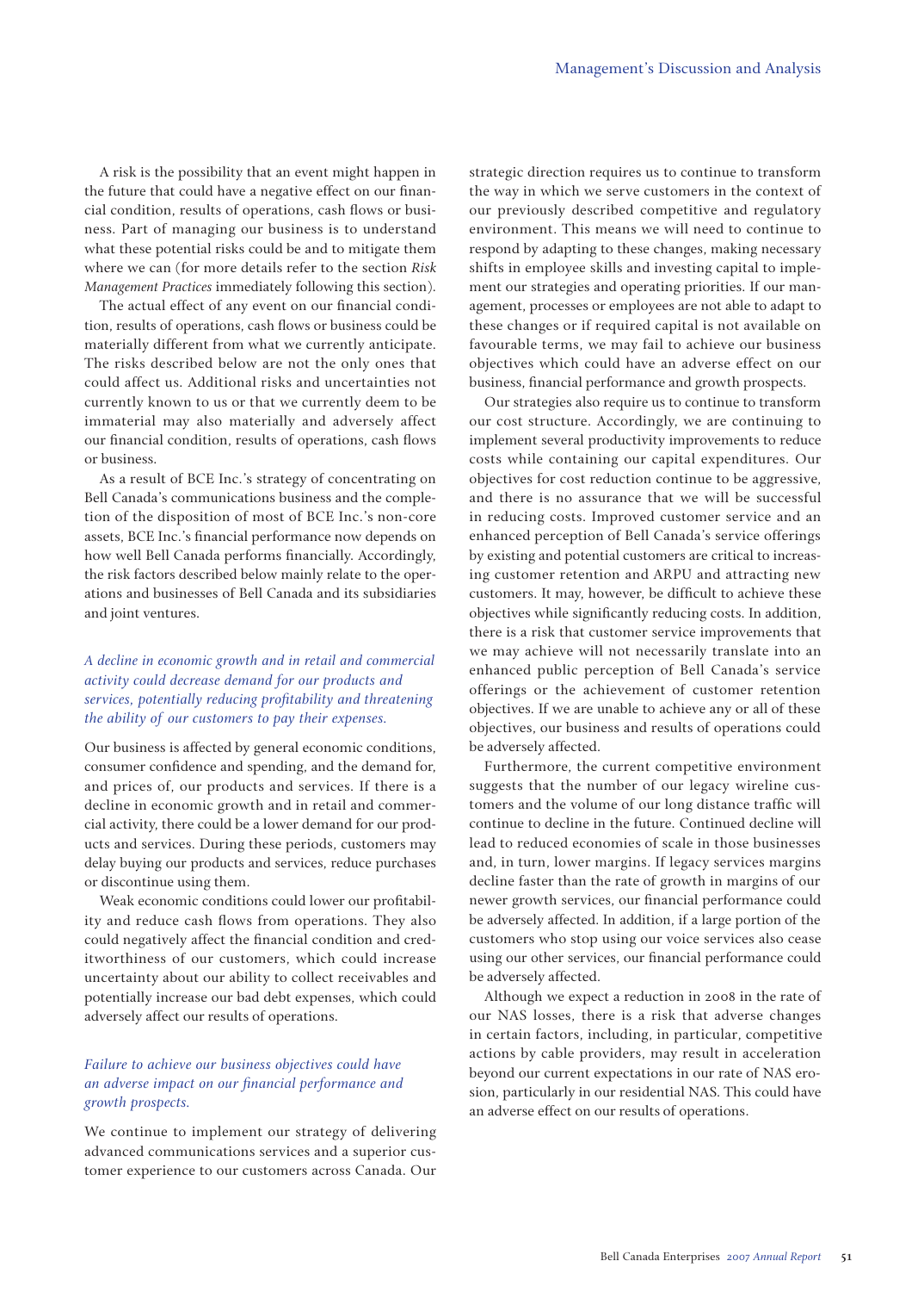A risk is the possibility that an event might happen in the future that could have a negative effect on our financial condition, results of operations, cash flows or business. Part of managing our business is to understand what these potential risks could be and to mitigate them where we can (for more details refer to the section *Risk Management Practices* immediately following this section).

The actual effect of any event on our financial condition, results of operations, cash flows or business could be materially different from what we currently anticipate. The risks described below are not the only ones that could affect us. Additional risks and uncertainties not currently known to us or that we currently deem to be immaterial may also materially and adversely affect our financial condition, results of operations, cash flows or business.

As a result of BCE Inc.'s strategy of concentrating on Bell Canada's communications business and the completion of the disposition of most of BCE Inc.'s non-core assets, BCE Inc.'s financial performance now depends on how well Bell Canada performs financially. Accordingly, the risk factors described below mainly relate to the operations and businesses of Bell Canada and its subsidiaries and joint ventures.

*A decline in economic growth and in retail and commercial activity could decrease demand for our products and services, potentially reducing profitability and threatening the ability of our customers to pay their expenses.*

Our business is affected by general economic conditions, consumer confidence and spending, and the demand for, and prices of, our products and services. If there is a decline in economic growth and in retail and commercial activity, there could be a lower demand for our products and services. During these periods, customers may delay buying our products and services, reduce purchases or discontinue using them.

Weak economic conditions could lower our profitability and reduce cash flows from operations. They also could negatively affect the financial condition and creditworthiness of our customers, which could increase uncertainty about our ability to collect receivables and potentially increase our bad debt expenses, which could adversely affect our results of operations.

*Failure to achieve our business objectives could have an adverse impact on our financial performance and growth prospects.*

We continue to implement our strategy of delivering advanced communications services and a superior customer experience to our customers across Canada. Our strategic direction requires us to continue to transform the way in which we serve customers in the context of our previously described competitive and regulatory environment. This means we will need to continue to respond by adapting to these changes, making necessary shifts in employee skills and investing capital to implement our strategies and operating priorities. If our management, processes or employees are not able to adapt to these changes or if required capital is not available on favourable terms, we may fail to achieve our business objectives which could have an adverse effect on our business, financial performance and growth prospects.

Our strategies also require us to continue to transform our cost structure. Accordingly, we are continuing to implement several productivity improvements to reduce costs while containing our capital expenditures. Our objectives for cost reduction continue to be aggressive, and there is no assurance that we will be successful in reducing costs. Improved customer service and an enhanced perception of Bell Canada's service offerings by existing and potential customers are critical to increasing customer retention and ARPU and attracting new customers. It may, however, be difficult to achieve these objectives while significantly reducing costs. In addition, there is a risk that customer service improvements that we may achieve will not necessarily translate into an enhanced public perception of Bell Canada's service offerings or the achievement of customer retention objectives. If we are unable to achieve any or all of these objectives, our business and results of operations could be adversely affected.

Furthermore, the current competitive environment suggests that the number of our legacy wireline customers and the volume of our long distance traffic will continue to decline in the future. Continued decline will lead to reduced economies of scale in those businesses and, in turn, lower margins. If legacy services margins decline faster than the rate of growth in margins of our newer growth services, our financial performance could be adversely affected. In addition, if a large portion of the customers who stop using our voice services also cease using our other services, our financial performance could be adversely affected.

Although we expect a reduction in 2008 in the rate of our NAS losses, there is a risk that adverse changes in certain factors, including, in particular, competitive actions by cable providers, may result in acceleration beyond our current expectations in our rate of NAS erosion, particularly in our residential NAS. This could have an adverse effect on our results of operations.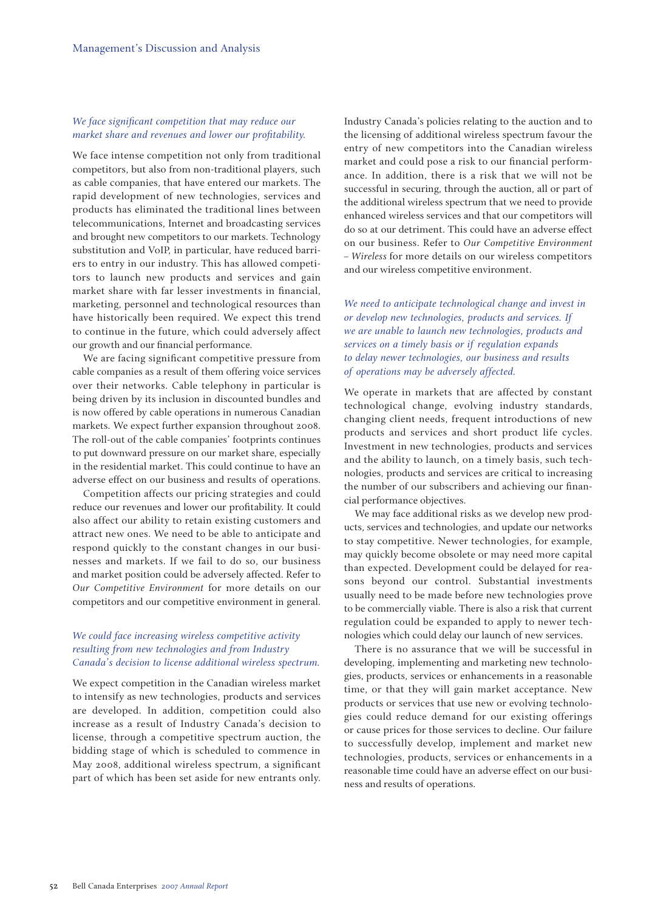### *We face significant competition that may reduce our market share and revenues and lower our profitability.*

We face intense competition not only from traditional competitors, but also from non-traditional players, such as cable companies, that have entered our markets. The rapid development of new technologies, services and products has eliminated the traditional lines between telecommunications, Internet and broadcasting services and brought new competitors to our markets. Technology substitution and VoIP, in particular, have reduced barriers to entry in our industry. This has allowed competitors to launch new products and services and gain market share with far lesser investments in financial, marketing, personnel and technological resources than have historically been required. We expect this trend to continue in the future, which could adversely affect our growth and our financial performance.

We are facing significant competitive pressure from cable companies as a result of them offering voice services over their networks. Cable telephony in particular is being driven by its inclusion in discounted bundles and is now offered by cable operations in numerous Canadian markets. We expect further expansion throughout 2008. The roll-out of the cable companies' footprints continues to put downward pressure on our market share, especially in the residential market. This could continue to have an adverse effect on our business and results of operations.

Competition affects our pricing strategies and could reduce our revenues and lower our profitability. It could also affect our ability to retain existing customers and attract new ones. We need to be able to anticipate and respond quickly to the constant changes in our businesses and markets. If we fail to do so, our business and market position could be adversely affected. Refer to *Our Competitive Environment* for more details on our competitors and our competitive environment in general.

### *We could face increasing wireless competitive activity resulting from new technologies and from Industry Canada's decision to license additional wireless spectrum.*

We expect competition in the Canadian wireless market to intensify as new technologies, products and services are developed. In addition, competition could also increase as a result of Industry Canada's decision to license, through a competitive spectrum auction, the bidding stage of which is scheduled to commence in May 2008, additional wireless spectrum, a significant part of which has been set aside for new entrants only. Industry Canada's policies relating to the auction and to the licensing of additional wireless spectrum favour the entry of new competitors into the Canadian wireless market and could pose a risk to our financial performance. In addition, there is a risk that we will not be successful in securing, through the auction, all or part of the additional wireless spectrum that we need to provide enhanced wireless services and that our competitors will do so at our detriment. This could have an adverse effect on our business. Refer to *Our Competitive Environment – Wireless* for more details on our wireless competitors and our wireless competitive environment.

### *We need to anticipate technological change and invest in or develop new technologies, products and services. If we are unable to launch new technologies, products and services on a timely basis or if regulation expands to delay newer technologies, our business and results of operations may be adversely affected.*

We operate in markets that are affected by constant technological change, evolving industry standards, changing client needs, frequent introductions of new products and services and short product life cycles. Investment in new technologies, products and services and the ability to launch, on a timely basis, such technologies, products and services are critical to increasing the number of our subscribers and achieving our financial performance objectives.

We may face additional risks as we develop new products, services and technologies, and update our networks to stay competitive. Newer technologies, for example, may quickly become obsolete or may need more capital than expected. Development could be delayed for reasons beyond our control. Substantial investments usually need to be made before new technologies prove to be commercially viable. There is also a risk that current regulation could be expanded to apply to newer technologies which could delay our launch of new services.

There is no assurance that we will be successful in developing, implementing and marketing new technologies, products, services or enhancements in a reasonable time, or that they will gain market acceptance. New products or services that use new or evolving technologies could reduce demand for our existing offerings or cause prices for those services to decline. Our failure to successfully develop, implement and market new technologies, products, services or enhancements in a reasonable time could have an adverse effect on our business and results of operations.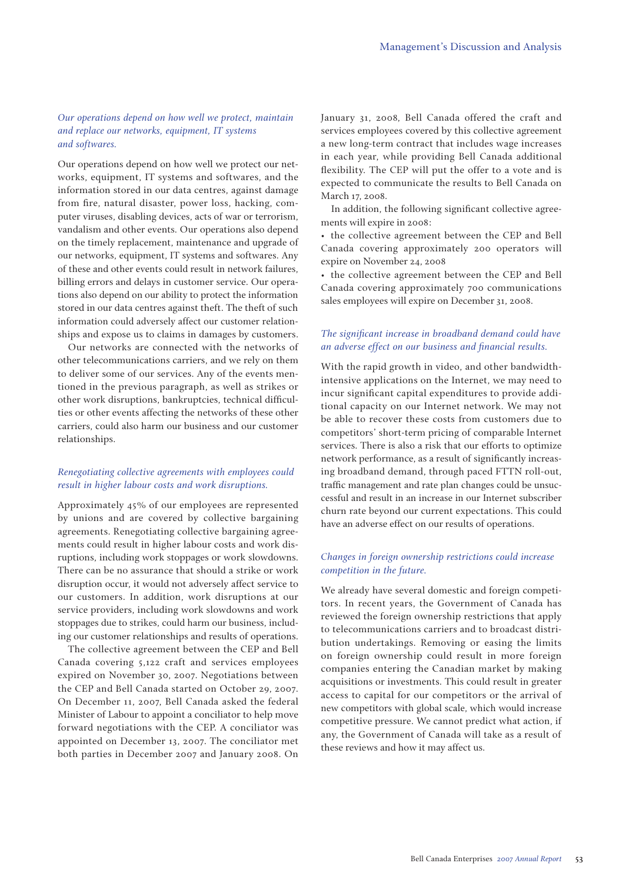*Our operations depend on how well we protect, maintain and replace our networks, equipment, IT systems and softwares.*

Our operations depend on how well we protect our networks, equipment, IT systems and softwares, and the information stored in our data centres, against damage from fire, natural disaster, power loss, hacking, computer viruses, disabling devices, acts of war or terrorism, vandalism and other events. Our operations also depend on the timely replacement, maintenance and upgrade of our networks, equipment, IT systems and softwares. Any of these and other events could result in network failures, billing errors and delays in customer service. Our operations also depend on our ability to protect the information stored in our data centres against theft. The theft of such information could adversely affect our customer relationships and expose us to claims in damages by customers.

Our networks are connected with the networks of other telecommunications carriers, and we rely on them to deliver some of our services. Any of the events mentioned in the previous paragraph, as well as strikes or other work disruptions, bankruptcies, technical difficulties or other events affecting the networks of these other carriers, could also harm our business and our customer relationships.

*Renegotiating collective agreements with employees could result in higher labour costs and work disruptions.*

Approximately 45% of our employees are represented by unions and are covered by collective bargaining agreements. Renegotiating collective bargaining agreements could result in higher labour costs and work disruptions, including work stoppages or work slowdowns. There can be no assurance that should a strike or work disruption occur, it would not adversely affect service to our customers. In addition, work disruptions at our service providers, including work slowdowns and work stoppages due to strikes, could harm our business, including our customer relationships and results of operations.

The collective agreement between the CEP and Bell Canada covering 5,122 craft and services employees expired on November 30, 2007. Negotiations between the CEP and Bell Canada started on October 29, 2007. On December 11, 2007, Bell Canada asked the federal Minister of Labour to appoint a conciliator to help move forward negotiations with the CEP. A conciliator was appointed on December 13, 2007. The conciliator met both parties in December 2007 and January 2008. On January 31, 2008, Bell Canada offered the craft and services employees covered by this collective agreement a new long-term contract that includes wage increases in each year, while providing Bell Canada additional flexibility. The CEP will put the offer to a vote and is expected to communicate the results to Bell Canada on March 17, 2008.

In addition, the following significant collective agreements will expire in 2008:

- the collective agreement between the CEP and Bell Canada covering approximately 200 operators will expire on November 24, 2008
- the collective agreement between the CEP and Bell Canada covering approximately 700 communications sales employees will expire on December 31, 2008.

*The significant increase in broadband demand could have an adverse effect on our business and financial results.*

With the rapid growth in video, and other bandwidth-intensive applications on the Internet, we may need to incur significant capital expenditures to provide additional capacity on our Internet network. We may not be able to recover these costs from customers due to competitors' short-term pricing of comparable Internet services. There is also a risk that our efforts to optimize network performance, as a result of significantly increasing broadband demand, through paced FTTN roll-out, traffic management and rate plan changes could be unsuccessful and result in an increase in our Internet subscriber churn rate beyond our current expectations. This could have an adverse effect on our results of operations.

*Changes in foreign ownership restrictions could increase competition in the future.*

We already have several domestic and foreign competitors. In recent years, the Government of Canada has reviewed the foreign ownership restrictions that apply to telecommunications carriers and to broadcast distribution undertakings. Removing or easing the limits on foreign ownership could result in more foreign companies entering the Canadian market by making acquisitions or investments. This could result in greater access to capital for our competitors or the arrival of new competitors with global scale, which would increase competitive pressure. We cannot predict what action, if any, the Government of Canada will take as a result of these reviews and how it may affect us.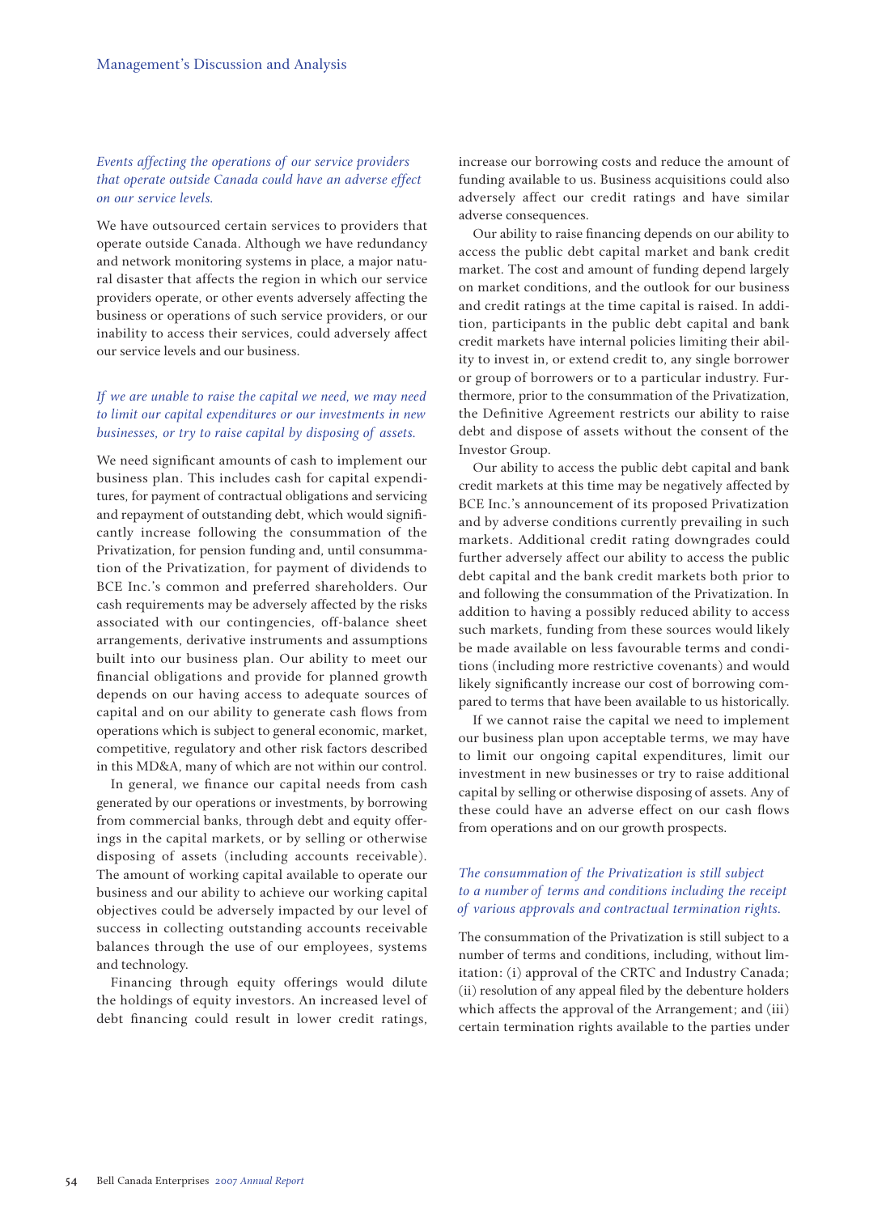*Events affecting the operations of our service providers that operate outside Canada could have an adverse effect on our service levels.*

We have outsourced certain services to providers that operate outside Canada. Although we have redundancy and network monitoring systems in place, a major natural disaster that affects the region in which our service providers operate, or other events adversely affecting the business or operations of such service providers, or our inability to access their services, could adversely affect our service levels and our business.

*If we are unable to raise the capital we need, we may need to limit our capital expenditures or our investments in new businesses, or try to raise capital by disposing of assets.*

We need significant amounts of cash to implement our business plan. This includes cash for capital expenditures, for payment of contractual obligations and servicing and repayment of outstanding debt, which would significantly increase following the consummation of the Privatization, for pension funding and, until consummation of the Privatization, for payment of dividends to BCE Inc.'s common and preferred shareholders. Our cash requirements may be adversely affected by the risks associated with our contingencies, off-balance sheet arrangements, derivative instruments and assumptions built into our business plan. Our ability to meet our financial obligations and provide for planned growth depends on our having access to adequate sources of capital and on our ability to generate cash flows from operations which is subject to general economic, market, competitive, regulatory and other risk factors described in this MD&A, many of which are not within our control.

In general, we finance our capital needs from cash generated by our operations or investments, by borrowing from commercial banks, through debt and equity offerings in the capital markets, or by selling or otherwise disposing of assets (including accounts receivable). The amount of working capital available to operate our business and our ability to achieve our working capital objectives could be adversely impacted by our level of success in collecting outstanding accounts receivable balances through the use of our employees, systems and technology.

Financing through equity offerings would dilute the holdings of equity investors. An increased level of debt financing could result in lower credit ratings, increase our borrowing costs and reduce the amount of funding available to us. Business acquisitions could also adversely affect our credit ratings and have similar adverse consequences.

Our ability to raise financing depends on our ability to access the public debt capital market and bank credit market. The cost and amount of funding depend largely on market conditions, and the outlook for our business and credit ratings at the time capital is raised. In addition, participants in the public debt capital and bank credit markets have internal policies limiting their ability to invest in, or extend credit to, any single borrower or group of borrowers or to a particular industry. Furthermore, prior to the consummation of the Privatization, the Definitive Agreement restricts our ability to raise debt and dispose of assets without the consent of the Investor Group.

Our ability to access the public debt capital and bank credit markets at this time may be negatively affected by BCE Inc.'s announcement of its proposed Privatization and by adverse conditions currently prevailing in such markets. Additional credit rating downgrades could further adversely affect our ability to access the public debt capital and the bank credit markets both prior to and following the consummation of the Privatization. In addition to having a possibly reduced ability to access such markets, funding from these sources would likely be made available on less favourable terms and conditions (including more restrictive covenants) and would likely significantly increase our cost of borrowing compared to terms that have been available to us historically.

If we cannot raise the capital we need to implement our business plan upon acceptable terms, we may have to limit our ongoing capital expenditures, limit our investment in new businesses or try to raise additional capital by selling or otherwise disposing of assets. Any of these could have an adverse effect on our cash flows from operations and on our growth prospects.

*The consummation of the Privatization is still subject to a number of terms and conditions including the receipt of various approvals and contractual termination rights.*

The consummation of the Privatization is still subject to a number of terms and conditions, including, without limitation: (i) approval of the CRTC and Industry Canada; (ii) resolution of any appeal filed by the debenture holders which affects the approval of the Arrangement; and (iii) certain termination rights available to the parties under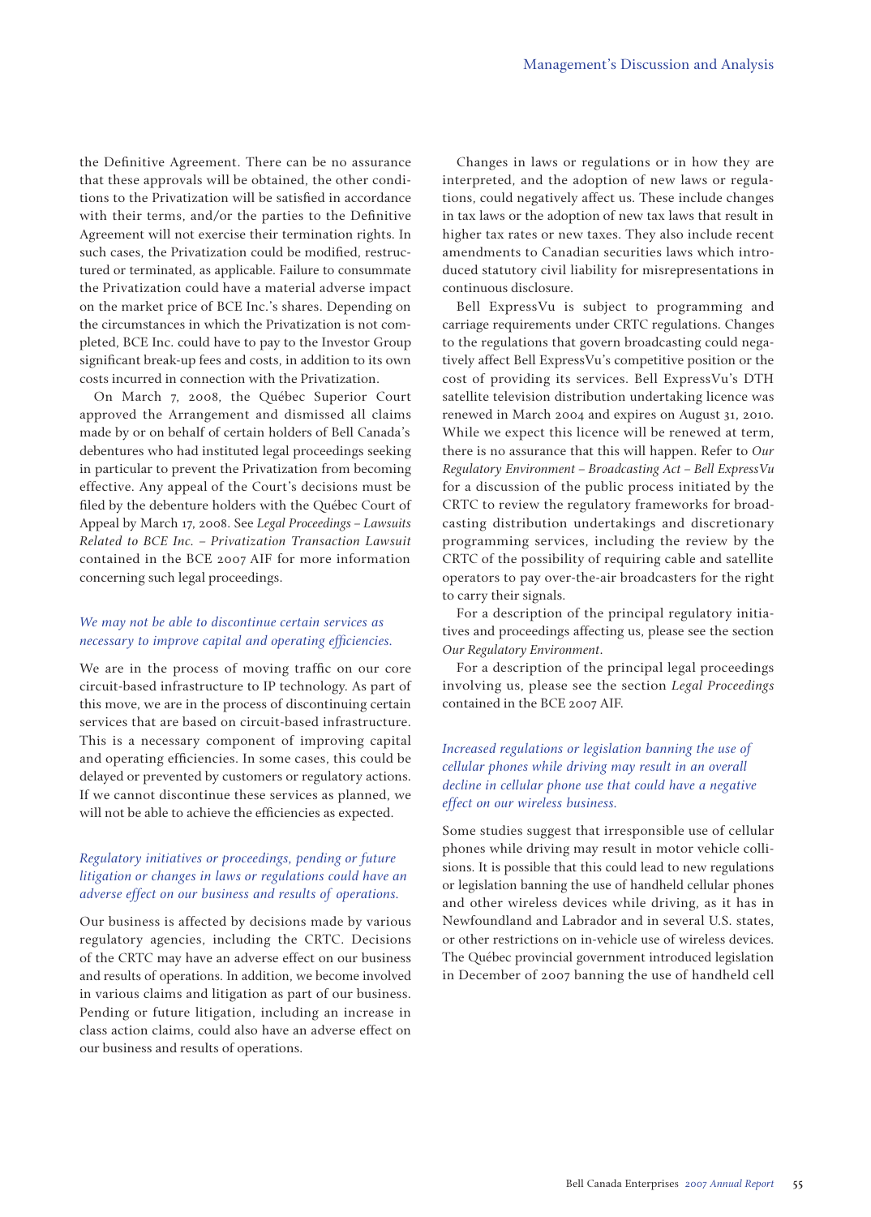the Definitive Agreement. There can be no assurance that these approvals will be obtained, the other conditions to the Privatization will be satisfied in accordance with their terms, and/or the parties to the Definitive Agreement will not exercise their termination rights. In such cases, the Privatization could be modified, restructured or terminated, as applicable. Failure to consummate the Privatization could have a material adverse impact on the market price of BCE Inc.'s shares. Depending on the circumstances in which the Privatization is not completed, BCE Inc. could have to pay to the Investor Group significant break-up fees and costs, in addition to its own costs incurred in connection with the Privatization.

On March 7, 2008, the Québec Superior Court approved the Arrangement and dismissed all claims made by or on behalf of certain holders of Bell Canada's debentures who had instituted legal proceedings seeking in particular to prevent the Privatization from becoming effective. Any appeal of the Court's decisions must be filed by the debenture holders with the Québec Court of Appeal by March 17, 2008. See *Legal Proceedings – Lawsuits Related to BCE Inc. – Privatization Transaction Lawsuit* contained in the BCE 2007 AIF for more information concerning such legal proceedings.

### *We may not be able to discontinue certain services as necessary to improve capital and operating efficiencies.*

We are in the process of moving traffic on our core circuit-based infrastructure to IP technology. As part of this move, we are in the process of discontinuing certain services that are based on circuit-based infrastructure. This is a necessary component of improving capital and operating efficiencies. In some cases, this could be delayed or prevented by customers or regulatory actions. If we cannot discontinue these services as planned, we will not be able to achieve the efficiencies as expected.

### *Regulatory initiatives or proceedings, pending or future litigation or changes in laws or regulations could have an adverse effect on our business and results of operations.*

Our business is affected by decisions made by various regulatory agencies, including the CRTC. Decisions of the CRTC may have an adverse effect on our business and results of operations. In addition, we become involved in various claims and litigation as part of our business. Pending or future litigation, including an increase in class action claims, could also have an adverse effect on our business and results of operations.

Changes in laws or regulations or in how they are interpreted, and the adoption of new laws or regulations, could negatively affect us. These include changes in tax laws or the adoption of new tax laws that result in higher tax rates or new taxes. They also include recent amendments to Canadian securities laws which introduced statutory civil liability for misrepresentations in continuous disclosure.

Bell ExpressVu is subject to programming and carriage requirements under CRTC regulations. Changes to the regulations that govern broadcasting could negatively affect Bell ExpressVu's competitive position or the cost of providing its services. Bell ExpressVu's DTH satellite television distribution undertaking licence was renewed in March 2004 and expires on August 31, 2010. While we expect this licence will be renewed at term, there is no assurance that this will happen. Refer to *Our Regulatory Environment – Broadcasting Act – Bell ExpressVu* for a discussion of the public process initiated by the CRTC to review the regulatory frameworks for broadcasting distribution undertakings and discretionary programming services, including the review by the CRTC of the possibility of requiring cable and satellite operators to pay over-the-air broadcasters for the right to carry their signals.

For a description of the principal regulatory initiatives and proceedings affecting us, please see the section *Our Regulatory Environment*.

For a description of the principal legal proceedings involving us, please see the section *Legal Proceedings* contained in the BCE 2007 AIF.

### *Increased regulations or legislation banning the use of cellular phones while driving may result in an overall decline in cellular phone use that could have a negative effect on our wireless business.*

Some studies suggest that irresponsible use of cellular phones while driving may result in motor vehicle collisions. It is possible that this could lead to new regulations or legislation banning the use of handheld cellular phones and other wireless devices while driving, as it has in Newfoundland and Labrador and in several U.S. states, or other restrictions on in-vehicle use of wireless devices. The Québec provincial government introduced legislation in December of 2007 banning the use of handheld cell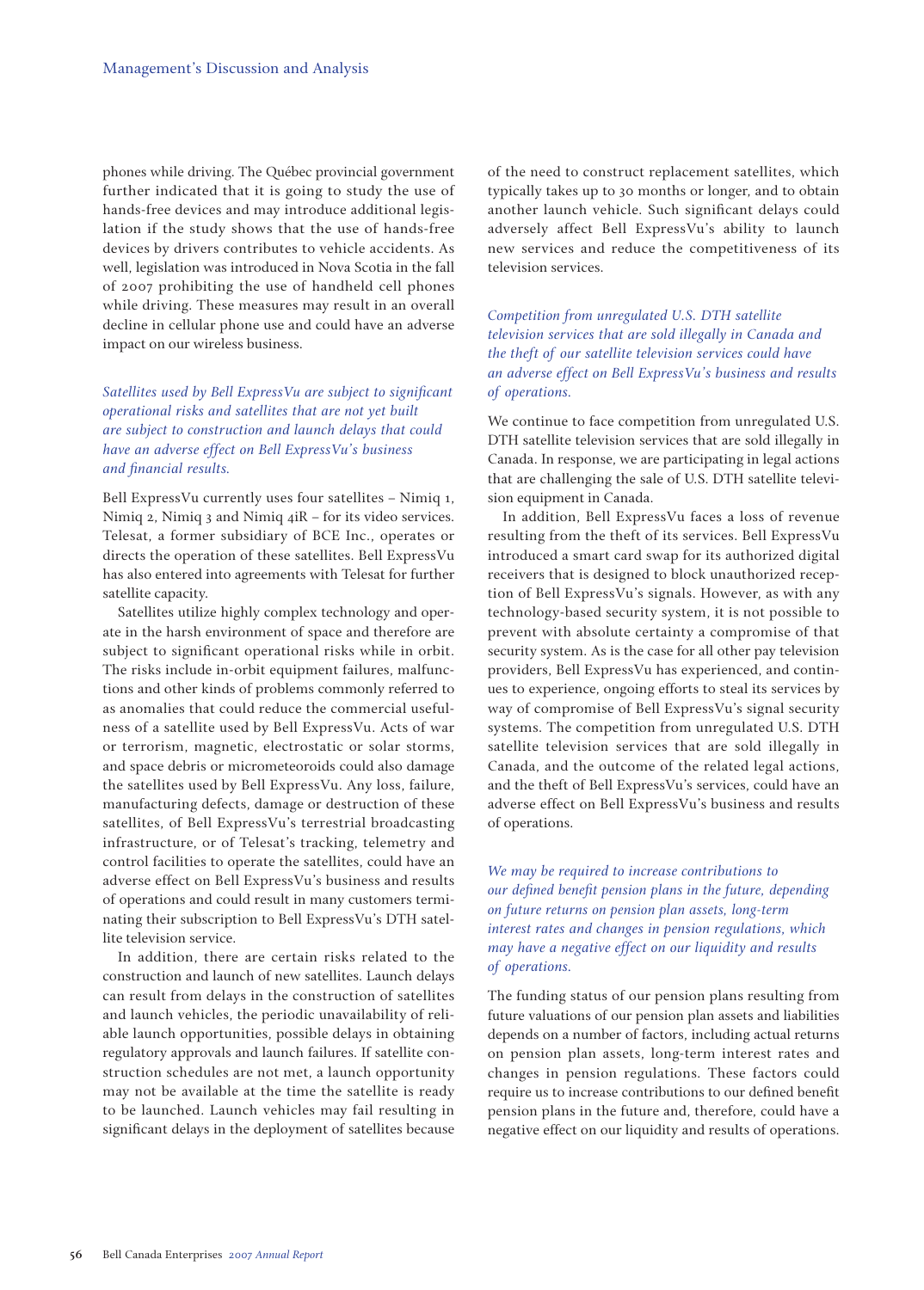phones while driving. The Québec provincial government further indicated that it is going to study the use of hands-free devices and may introduce additional legislation if the study shows that the use of hands-free devices by drivers contributes to vehicle accidents. As well, legislation was introduced in Nova Scotia in the fall of 2007 prohibiting the use of handheld cell phones while driving. These measures may result in an overall decline in cellular phone use and could have an adverse impact on our wireless business.

*Satellites used by Bell ExpressVu are subject to significant operational risks and satellites that are not yet built are subject to construction and launch delays that could have an adverse effect on Bell ExpressVu's business and financial results.*

Bell ExpressVu currently uses four satellites – Nimiq 1, Nimiq 2, Nimiq 3 and Nimiq 4iR – for its video services. Telesat, a former subsidiary of BCE Inc., operates or directs the operation of these satellites. Bell ExpressVu has also entered into agreements with Telesat for further satellite capacity.

Satellites utilize highly complex technology and operate in the harsh environment of space and therefore are subject to significant operational risks while in orbit. The risks include in-orbit equipment failures, malfunctions and other kinds of problems commonly referred to as anomalies that could reduce the commercial usefulness of a satellite used by Bell ExpressVu. Acts of war or terrorism, magnetic, electrostatic or solar storms, and space debris or micrometeoroids could also damage the satellites used by Bell ExpressVu. Any loss, failure, manufacturing defects, damage or destruction of these satellites, of Bell ExpressVu's terrestrial broadcasting infrastructure, or of Telesat's tracking, telemetry and control facilities to operate the satellites, could have an adverse effect on Bell ExpressVu's business and results of operations and could result in many customers terminating their subscription to Bell ExpressVu's DTH satellite television service.

In addition, there are certain risks related to the construction and launch of new satellites. Launch delays can result from delays in the construction of satellites and launch vehicles, the periodic unavailability of reliable launch opportunities, possible delays in obtaining regulatory approvals and launch failures. If satellite construction schedules are not met, a launch opportunity may not be available at the time the satellite is ready to be launched. Launch vehicles may fail resulting in significant delays in the deployment of satellites because of the need to construct replacement satellites, which typically takes up to 30 months or longer, and to obtain another launch vehicle. Such significant delays could adversely affect Bell ExpressVu's ability to launch new services and reduce the competitiveness of its television services.

*Competition from unregulated U.S. DTH satellite television services that are sold illegally in Canada and the theft of our satellite television services could have an adverse effect on Bell ExpressVu's business and results of operations.*

We continue to face competition from unregulated U.S. DTH satellite television services that are sold illegally in Canada. In response, we are participating in legal actions that are challenging the sale of U.S. DTH satellite television equipment in Canada.

In addition, Bell ExpressVu faces a loss of revenue resulting from the theft of its services. Bell ExpressVu introduced a smart card swap for its authorized digital receivers that is designed to block unauthorized reception of Bell ExpressVu's signals. However, as with any technology-based security system, it is not possible to prevent with absolute certainty a compromise of that security system. As is the case for all other pay television providers, Bell ExpressVu has experienced, and continues to experience, ongoing efforts to steal its services by way of compromise of Bell ExpressVu's signal security systems. The competition from unregulated U.S. DTH satellite television services that are sold illegally in Canada, and the outcome of the related legal actions, and the theft of Bell ExpressVu's services, could have an adverse effect on Bell ExpressVu's business and results of operations.

*We may be required to increase contributions to our defined benefit pension plans in the future, depending on future returns on pension plan assets, long-term interest rates and changes in pension regulations, which may have a negative effect on our liquidity and results of operations.*

The funding status of our pension plans resulting from future valuations of our pension plan assets and liabilities depends on a number of factors, including actual returns on pension plan assets, long-term interest rates and changes in pension regulations. These factors could require us to increase contributions to our defined benefit pension plans in the future and, therefore, could have a negative effect on our liquidity and results of operations.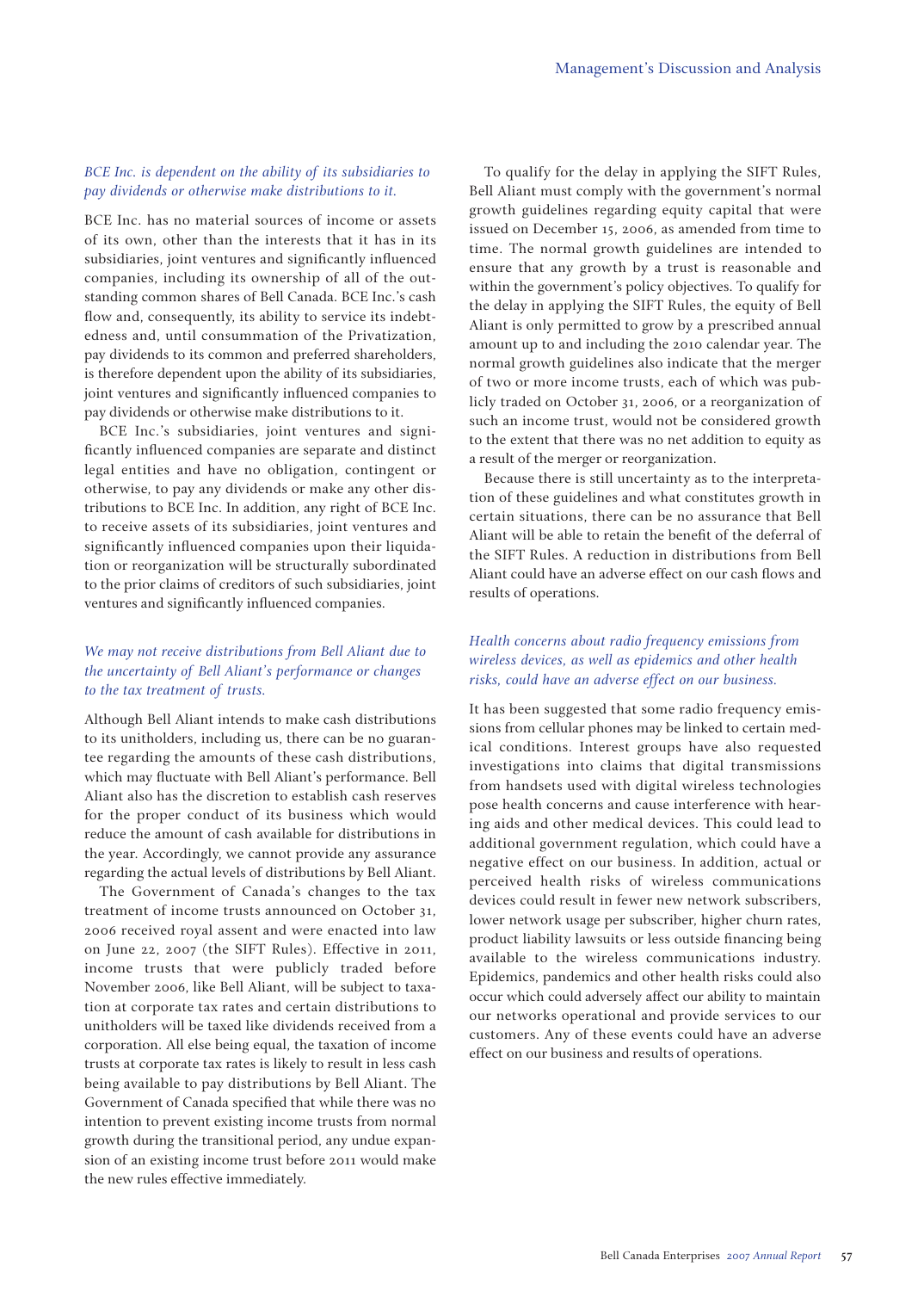*BCE Inc. is dependent on the ability of its subsidiaries to pay dividends or otherwise make distributions to it.*

BCE Inc. has no material sources of income or assets of its own, other than the interests that it has in its subsidiaries, joint ventures and significantly influenced companies, including its ownership of all of the outstanding common shares of Bell Canada. BCE Inc.'s cash flow and, consequently, its ability to service its indebtedness and, until consummation of the Privatization, pay dividends to its common and preferred shareholders, is therefore dependent upon the ability of its subsidiaries, joint ventures and significantly influenced companies to pay dividends or otherwise make distributions to it.

BCE Inc.'s subsidiaries, joint ventures and significantly influenced companies are separate and distinct legal entities and have no obligation, contingent or otherwise, to pay any dividends or make any other distributions to BCE Inc. In addition, any right of BCE Inc. to receive assets of its subsidiaries, joint ventures and significantly influenced companies upon their liquidation or reorganization will be structurally subordinated to the prior claims of creditors of such subsidiaries, joint ventures and significantly influenced companies.

*We may not receive distributions from Bell Aliant due to the uncertainty of Bell Aliant's performance or changes to the tax treatment of trusts.*

Although Bell Aliant intends to make cash distributions to its unitholders, including us, there can be no guarantee regarding the amounts of these cash distributions, which may fluctuate with Bell Aliant's performance. Bell Aliant also has the discretion to establish cash reserves for the proper conduct of its business which would reduce the amount of cash available for distributions in the year. Accordingly, we cannot provide any assurance regarding the actual levels of distributions by Bell Aliant.

The Government of Canada's changes to the tax treatment of income trusts announced on October 31, 2006 received royal assent and were enacted into law on June 22, 2007 (the SIFT Rules). Effective in 2011, income trusts that were publicly traded before November 2006, like Bell Aliant, will be subject to taxation at corporate tax rates and certain distributions to unitholders will be taxed like dividends received from a corporation. All else being equal, the taxation of income trusts at corporate tax rates is likely to result in less cash being available to pay distributions by Bell Aliant. The Government of Canada specified that while there was no intention to prevent existing income trusts from normal growth during the transitional period, any undue expansion of an existing income trust before 2011 would make the new rules effective immediately.

To qualify for the delay in applying the SIFT Rules, Bell Aliant must comply with the government's normal growth guidelines regarding equity capital that were issued on December 15, 2006, as amended from time to time. The normal growth guidelines are intended to ensure that any growth by a trust is reasonable and within the government's policy objectives. To qualify for the delay in applying the SIFT Rules, the equity of Bell Aliant is only permitted to grow by a prescribed annual amount up to and including the 2010 calendar year. The normal growth guidelines also indicate that the merger of two or more income trusts, each of which was publicly traded on October 31, 2006, or a reorganization of such an income trust, would not be considered growth to the extent that there was no net addition to equity as a result of the merger or reorganization.

Because there is still uncertainty as to the interpretation of these guidelines and what constitutes growth in certain situations, there can be no assurance that Bell Aliant will be able to retain the benefit of the deferral of the SIFT Rules. A reduction in distributions from Bell Aliant could have an adverse effect on our cash flows and results of operations.

*Health concerns about radio frequency emissions from wireless devices, as well as epidemics and other health risks, could have an adverse effect on our business.*

It has been suggested that some radio frequency emissions from cellular phones may be linked to certain medical conditions. Interest groups have also requested investigations into claims that digital transmissions from handsets used with digital wireless technologies pose health concerns and cause interference with hearing aids and other medical devices. This could lead to additional government regulation, which could have a negative effect on our business. In addition, actual or perceived health risks of wireless communications devices could result in fewer new network subscribers, lower network usage per subscriber, higher churn rates, product liability lawsuits or less outside financing being available to the wireless communications industry. Epidemics, pandemics and other health risks could also occur which could adversely affect our ability to maintain our networks operational and provide services to our customers. Any of these events could have an adverse effect on our business and results of operations.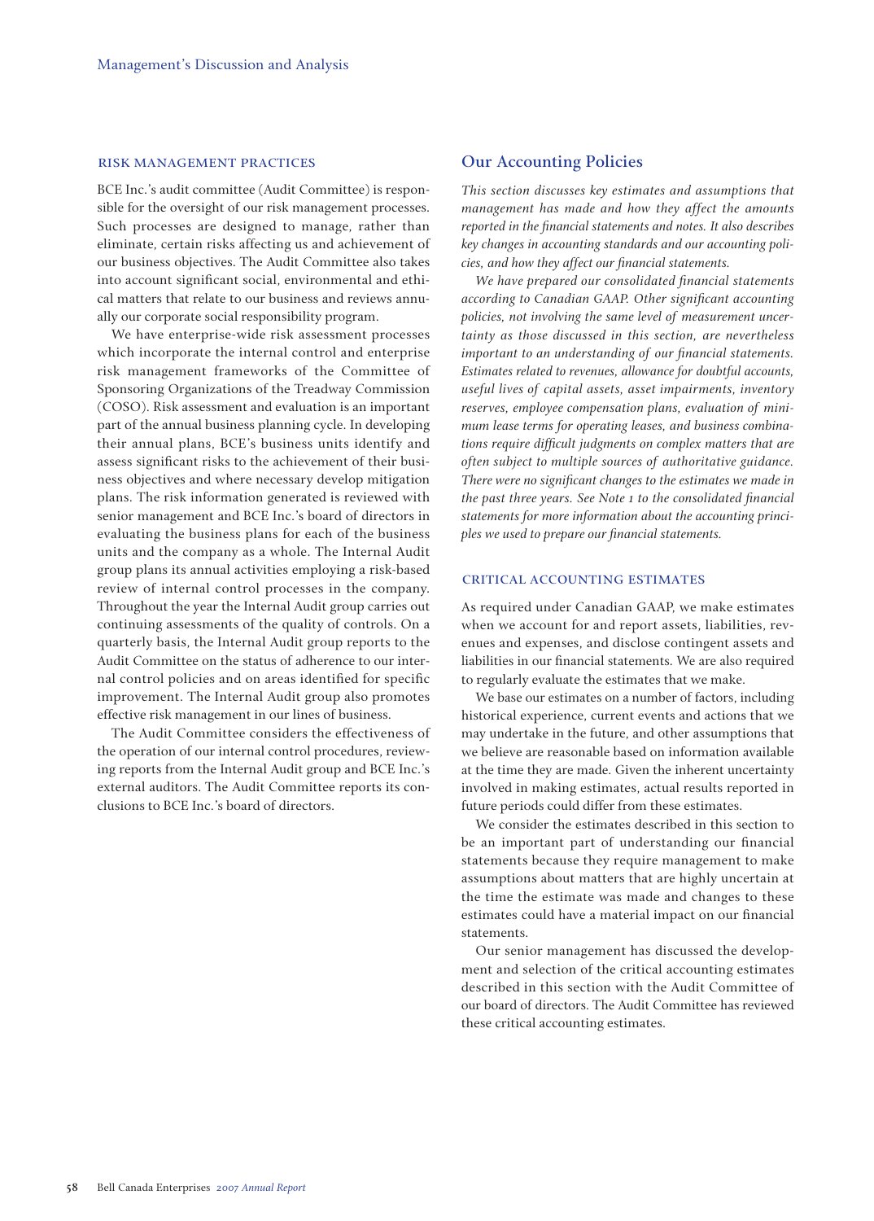## RISK MANAGEMENT PRACTICES

BCE Inc.'s audit committee (Audit Committee) is responsible for the oversight of our risk management processes. Such processes are designed to manage, rather than eliminate, certain risks affecting us and achievement of our business objectives. The Audit Committee also takes into account significant social, environmental and ethical matters that relate to our business and reviews annually our corporate social responsibility program.

We have enterprise-wide risk assessment processes which incorporate the internal control and enterprise risk management frameworks of the Committee of Sponsoring Organizations of the Treadway Commission (COSO). Risk assessment and evaluation is an important part of the annual business planning cycle. In developing their annual plans, BCE's business units identify and assess significant risks to the achievement of their business objectives and where necessary develop mitigation plans. The risk information generated is reviewed with senior management and BCE Inc.'s board of directors in evaluating the business plans for each of the business units and the company as a whole. The Internal Audit group plans its annual activities employing a risk-based review of internal control processes in the company. Throughout the year the Internal Audit group carries out continuing assessments of the quality of controls. On a quarterly basis, the Internal Audit group reports to the Audit Committee on the status of adherence to our internal control policies and on areas identified for specific improvement. The Internal Audit group also promotes effective risk management in our lines of business.

The Audit Committee considers the effectiveness of the operation of our internal control procedures, reviewing reports from the Internal Audit group and BCE Inc.'s external auditors. The Audit Committee reports its conclusions to BCE Inc.'s board of directors.

# Our Accounting Policies

*This section discusses key estimates and assumptions that management has made and how they affect the amounts reported in the financial statements and notes. It also describes key changes in accounting standards and our accounting policies, and how they affect our financial statements.*

*We have prepared our consolidated financial statements according to Canadian GAAP. Other significant accounting policies, not involving the same level of measurement uncertainty as those discussed in this section, are nevertheless important to an understanding of our financial statements. Estimates related to revenues, allowance for doubtful accounts, useful lives of capital assets, asset impairments, inventory reserves, employee compensation plans, evaluation of minimum lease terms for operating leases, and business combinations require difficult judgments on complex matters that are often subject to multiple sources of authoritative guidance. There were no significant changes to the estimates we made in the past three years. See Note 1 to the consolidated financial statements for more information about the accounting principles we used to prepare our financial statements.*

## CRITICAL ACCOUNTING ESTIMATES

As required under Canadian GAAP, we make estimates when we account for and report assets, liabilities, revenues and expenses, and disclose contingent assets and liabilities in our financial statements. We are also required to regularly evaluate the estimates that we make.

We base our estimates on a number of factors, including historical experience, current events and actions that we may undertake in the future, and other assumptions that we believe are reasonable based on information available at the time they are made. Given the inherent uncertainty involved in making estimates, actual results reported in future periods could differ from these estimates.

We consider the estimates described in this section to be an important part of understanding our financial statements because they require management to make assumptions about matters that are highly uncertain at the time the estimate was made and changes to these estimates could have a material impact on our financial statements.

Our senior management has discussed the development and selection of the critical accounting estimates described in this section with the Audit Committee of our board of directors. The Audit Committee has reviewed these critical accounting estimates.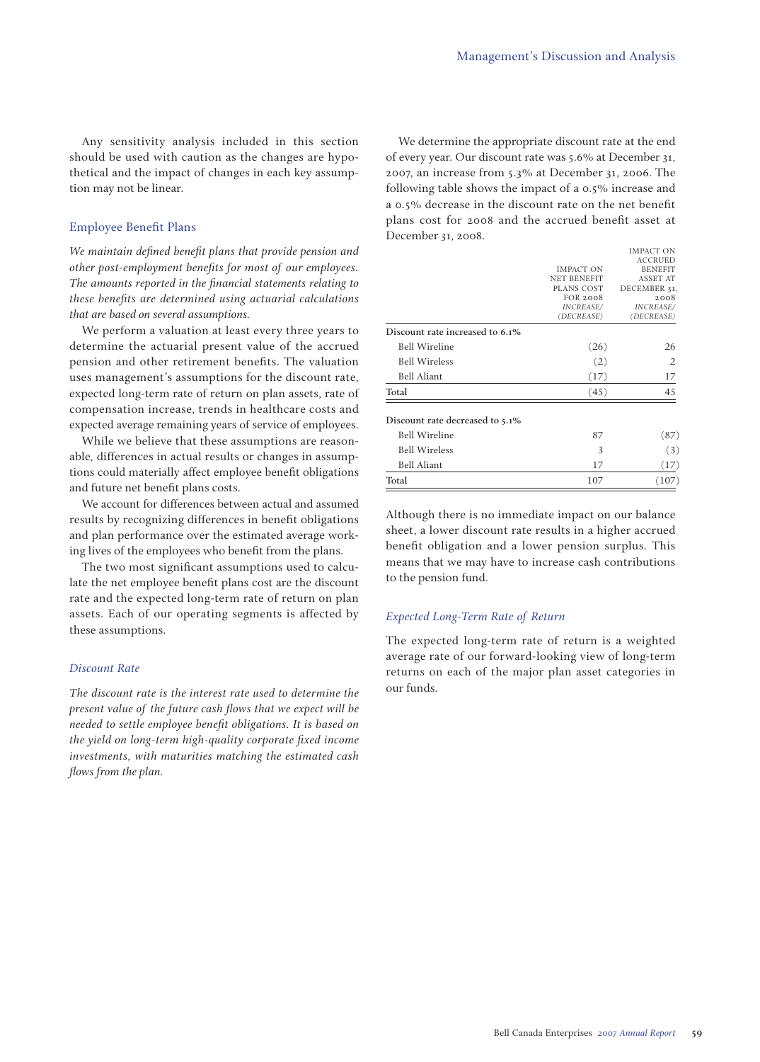Any sensitivity analysis included in this section should be used with caution as the changes are hypothetical and the impact of changes in each key assumption may not be linear.

## Employee Benefit Plans

*We maintain defined benefit plans that provide pension and other post-employment benefits for most of our employees. The amounts reported in the financial statements relating to these benefits are determined using actuarial calculations that are based on several assumptions.*

We perform a valuation at least every three years to determine the actuarial present value of the accrued pension and other retirement benefits. The valuation uses management's assumptions for the discount rate, expected long-term rate of return on plan assets, rate of compensation increase, trends in healthcare costs and expected average remaining years of service of employees.

While we believe that these assumptions are reasonable, differences in actual results or changes in assumptions could materially affect employee benefit obligations and future net benefit plans costs.

We account for differences between actual and assumed results by recognizing differences in benefit obligations and plan performance over the estimated average working lives of the employees who benefit from the plans.

The two most significant assumptions used to calculate the net employee benefit plans cost are the discount rate and the expected long-term rate of return on plan assets. Each of our operating segments is affected by these assumptions.

### Discount Rate

*The discount rate is the interest rate used to determine the present value of the future cash flows that we expect will be needed to settle employee benefit obligations. It is based on the yield on long-term high-quality corporate fixed income investments, with maturities matching the estimated cash flows from the plan.*

We determine the appropriate discount rate at the end of every year. Our discount rate was 5.6% at December 31, 2007, an increase from 5.3% at December 31, 2006. The following table shows the impact of a 0.5% increase and a 0.5% decrease in the discount rate on the net benefit plans cost for 2008 and the accrued benefit asset at December 31, 2008.

| | IMPACT ON NET BENEFIT PLANS COST FOR 2008 *INCREASE/ (DECREASE)* | IMPACT ON ACCRUED BENEFIT ASSET AT DECEMBER 31, 2008 *INCREASE/ (DECREASE)* |
|---|---|---|
| Discount rate increased to 6.1% | | |
| Bell Wireline | (26) | 26 |
| Bell Wireless | (2) | 2 |
| Bell Aliant | (17) | 17 |
| Total | (45) | 45 |
| Discount rate decreased to 5.1% | | |
| Bell Wireline | 87 | (87) |
| Bell Wireless | 3 | (3) |
| Bell Aliant | 17 | (17) |
| Total | 107 | (107) |

Although there is no immediate impact on our balance sheet, a lower discount rate results in a higher accrued benefit obligation and a lower pension surplus. This means that we may have to increase cash contributions to the pension fund.

### Expected Long-Term Rate of Return

The expected long-term rate of return is a weighted average rate of our forward-looking view of long-term returns on each of the major plan asset categories in our funds.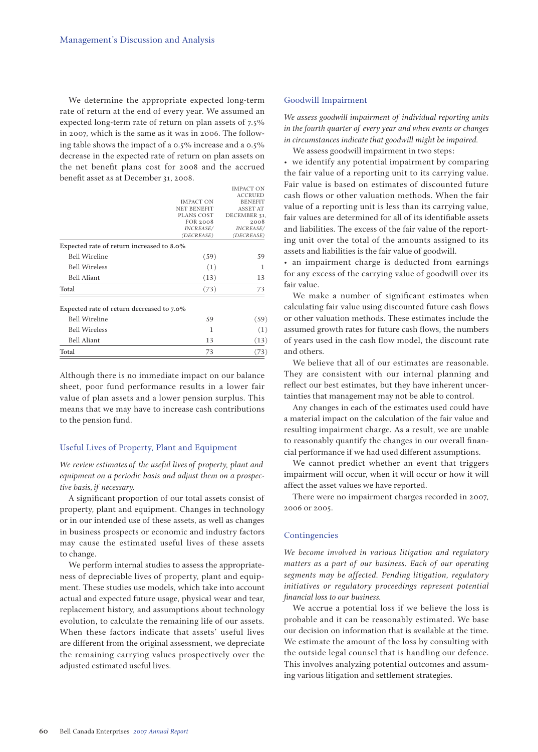We determine the appropriate expected long-term rate of return at the end of every year. We assumed an expected long-term rate of return on plan assets of 7.5% in 2007, which is the same as it was in 2006. The following table shows the impact of a 0.5% increase and a 0.5% decrease in the expected rate of return on plan assets on the net benefit plans cost for 2008 and the accrued benefit asset as at December 31, 2008.

| | IMPACT ON NET BENEFIT PLANS COST FOR 2008 *INCREASE/ (DECREASE)* | IMPACT ON ACCRUED BENEFIT ASSET AT DECEMBER 31, 2008 *INCREASE/ (DECREASE)* |
|---|---|---|
| Expected rate of return increased to 8.0% | | |
| Bell Wireline | (59) | 59 |
| Bell Wireless | (1) | 1 |
| Bell Aliant | (13) | 13 |
| Total | (73) | 73 |
| Expected rate of return decreased to 7.0% | | |
| Bell Wireline | 59 | (59) |
| Bell Wireless | 1 | (1) |
| Bell Aliant | 13 | (13) |
| Total | 73 | (73) |

Although there is no immediate impact on our balance sheet, poor fund performance results in a lower fair value of plan assets and a lower pension surplus. This means that we may have to increase cash contributions to the pension fund.

## Useful Lives of Property, Plant and Equipment

*We review estimates of the useful lives of property, plant and equipment on a periodic basis and adjust them on a prospective basis, if necessary.*

A significant proportion of our total assets consist of property, plant and equipment. Changes in technology or in our intended use of these assets, as well as changes in business prospects or economic and industry factors may cause the estimated useful lives of these assets to change.

We perform internal studies to assess the appropriateness of depreciable lives of property, plant and equipment. These studies use models, which take into account actual and expected future usage, physical wear and tear, replacement history, and assumptions about technology evolution, to calculate the remaining life of our assets. When these factors indicate that assets' useful lives are different from the original assessment, we depreciate the remaining carrying values prospectively over the adjusted estimated useful lives.

## Goodwill Impairment

*We assess goodwill impairment of individual reporting units in the fourth quarter of every year and when events or changes in circumstances indicate that goodwill might be impaired.*

We assess goodwill impairment in two steps:

- we identify any potential impairment by comparing the fair value of a reporting unit to its carrying value. Fair value is based on estimates of discounted future cash flows or other valuation methods. When the fair value of a reporting unit is less than its carrying value, fair values are determined for all of its identifiable assets and liabilities. The excess of the fair value of the reporting unit over the total of the amounts assigned to its assets and liabilities is the fair value of goodwill.
- an impairment charge is deducted from earnings for any excess of the carrying value of goodwill over its fair value.

We make a number of significant estimates when calculating fair value using discounted future cash flows or other valuation methods. These estimates include the assumed growth rates for future cash flows, the numbers of years used in the cash flow model, the discount rate and others.

We believe that all of our estimates are reasonable. They are consistent with our internal planning and reflect our best estimates, but they have inherent uncertainties that management may not be able to control.

Any changes in each of the estimates used could have a material impact on the calculation of the fair value and resulting impairment charge. As a result, we are unable to reasonably quantify the changes in our overall financial performance if we had used different assumptions.

We cannot predict whether an event that triggers impairment will occur, when it will occur or how it will affect the asset values we have reported.

There were no impairment charges recorded in 2007, 2006 or 2005.

## Contingencies

*We become involved in various litigation and regulatory matters as a part of our business. Each of our operating segments may be affected. Pending litigation, regulatory initiatives or regulatory proceedings represent potential financial loss to our business.*

We accrue a potential loss if we believe the loss is probable and it can be reasonably estimated. We base our decision on information that is available at the time. We estimate the amount of the loss by consulting with the outside legal counsel that is handling our defence. This involves analyzing potential outcomes and assuming various litigation and settlement strategies.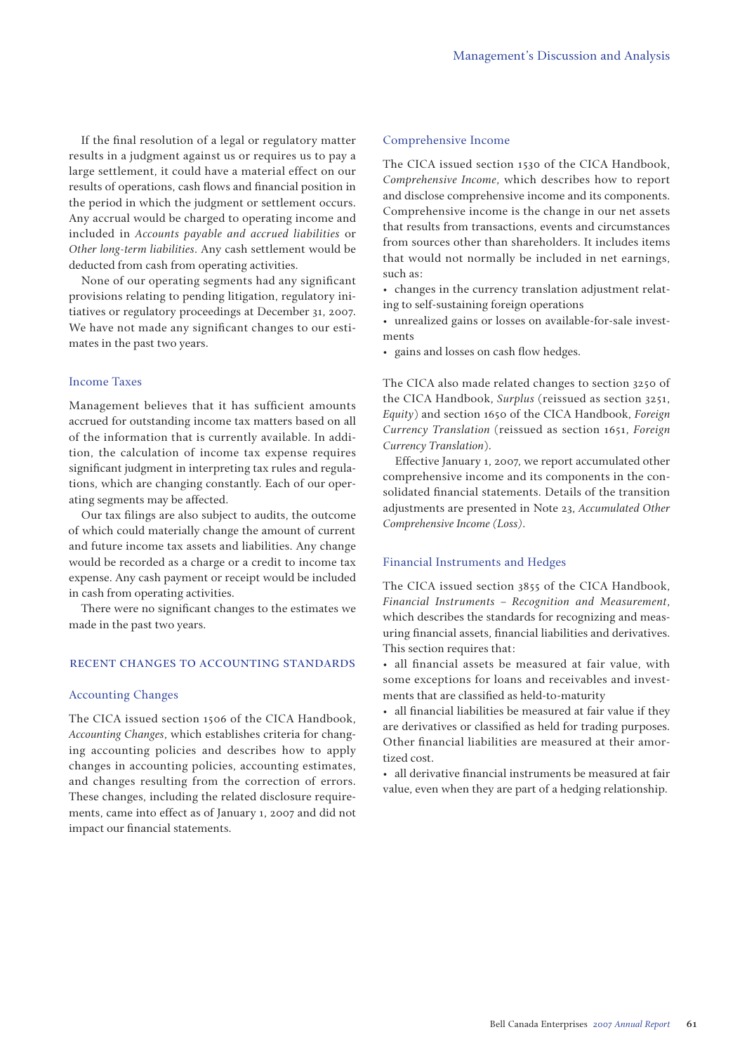If the final resolution of a legal or regulatory matter results in a judgment against us or requires us to pay a large settlement, it could have a material effect on our results of operations, cash flows and financial position in the period in which the judgment or settlement occurs. Any accrual would be charged to operating income and included in *Accounts payable and accrued liabilities* or *Other long-term liabilities*. Any cash settlement would be deducted from cash from operating activities.

None of our operating segments had any significant provisions relating to pending litigation, regulatory initiatives or regulatory proceedings at December 31, 2007. We have not made any significant changes to our estimates in the past two years.

### Income Taxes

Management believes that it has sufficient amounts accrued for outstanding income tax matters based on all of the information that is currently available. In addition, the calculation of income tax expense requires significant judgment in interpreting tax rules and regulations, which are changing constantly. Each of our operating segments may be affected.

Our tax filings are also subject to audits, the outcome of which could materially change the amount of current and future income tax assets and liabilities. Any change would be recorded as a charge or a credit to income tax expense. Any cash payment or receipt would be included in cash from operating activities.

There were no significant changes to the estimates we made in the past two years.

## RECENT CHANGES TO ACCOUNTING STANDARDS

### Accounting Changes

The CICA issued section 1506 of the CICA Handbook, *Accounting Changes*, which establishes criteria for changing accounting policies and describes how to apply changes in accounting policies, accounting estimates, and changes resulting from the correction of errors. These changes, including the related disclosure requirements, came into effect as of January 1, 2007 and did not impact our financial statements.

### Comprehensive Income

The CICA issued section 1530 of the CICA Handbook, *Comprehensive Income*, which describes how to report and disclose comprehensive income and its components. Comprehensive income is the change in our net assets that results from transactions, events and circumstances from sources other than shareholders. It includes items that would not normally be included in net earnings, such as:

- changes in the currency translation adjustment relating to self-sustaining foreign operations
- unrealized gains or losses on available-for-sale investments
- gains and losses on cash flow hedges.

The CICA also made related changes to section 3250 of the CICA Handbook, *Surplus* (reissued as section 3251, *Equity*) and section 1650 of the CICA Handbook, *Foreign Currency Translation* (reissued as section 1651, *Foreign Currency Translation*).

Effective January 1, 2007, we report accumulated other comprehensive income and its components in the consolidated financial statements. Details of the transition adjustments are presented in Note 23, *Accumulated Other Comprehensive Income (Loss)*.

### Financial Instruments and Hedges

The CICA issued section 3855 of the CICA Handbook, *Financial Instruments – Recognition and Measurement*, which describes the standards for recognizing and measuring financial assets, financial liabilities and derivatives. This section requires that:

- all financial assets be measured at fair value, with some exceptions for loans and receivables and investments that are classified as held-to-maturity
- all financial liabilities be measured at fair value if they are derivatives or classified as held for trading purposes. Other financial liabilities are measured at their amortized cost.
- all derivative financial instruments be measured at fair value, even when they are part of a hedging relationship.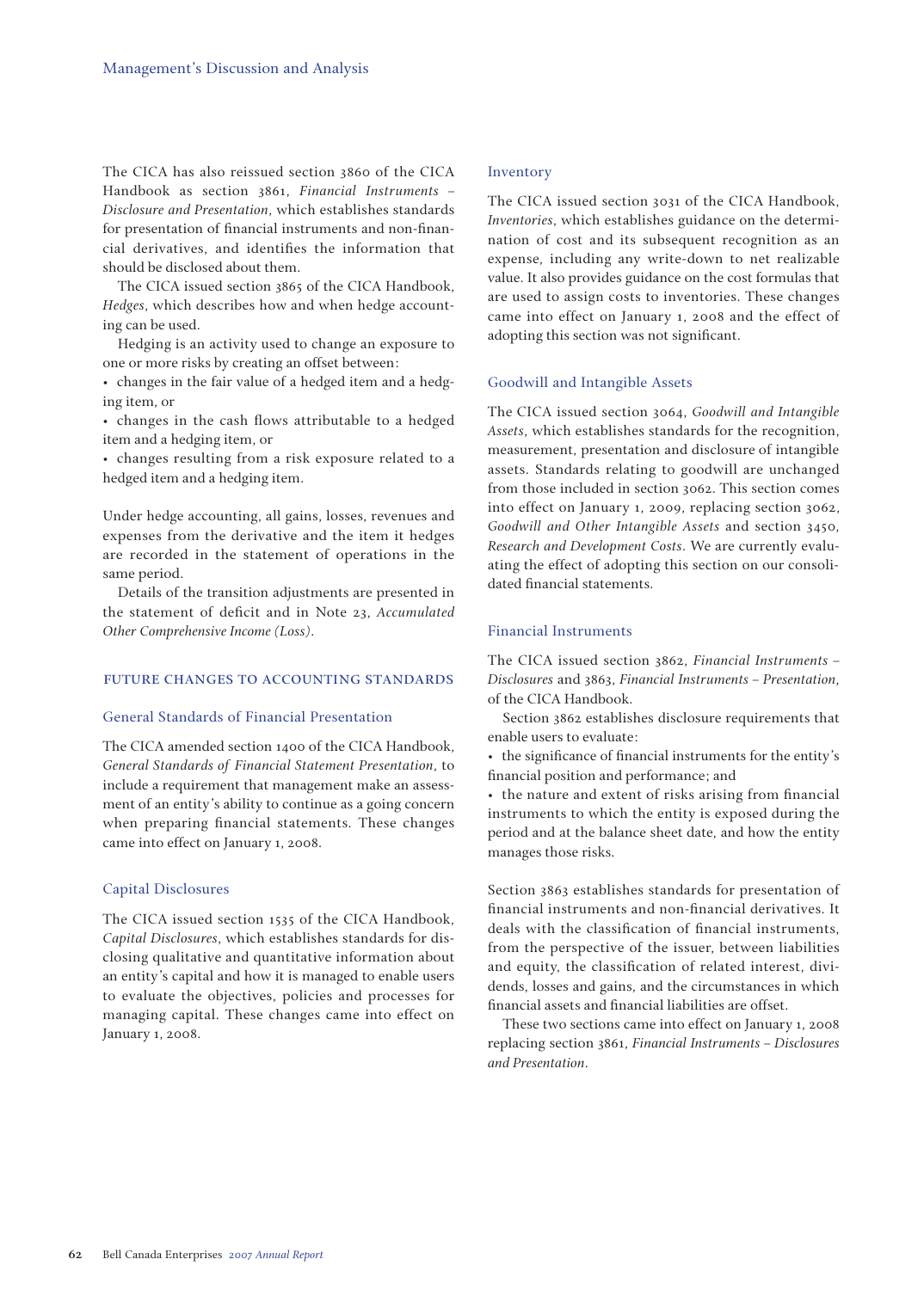The CICA has also reissued section 3860 of the CICA Handbook as section 3861, *Financial Instruments – Disclosure and Presentation*, which establishes standards for presentation of financial instruments and non-financial derivatives, and identifies the information that should be disclosed about them.

The CICA issued section 3865 of the CICA Handbook, *Hedges*, which describes how and when hedge accounting can be used.

Hedging is an activity used to change an exposure to one or more risks by creating an offset between:

- changes in the fair value of a hedged item and a hedging item, or
- changes in the cash flows attributable to a hedged item and a hedging item, or
- changes resulting from a risk exposure related to a hedged item and a hedging item.

Under hedge accounting, all gains, losses, revenues and expenses from the derivative and the item it hedges are recorded in the statement of operations in the same period.

Details of the transition adjustments are presented in the statement of deficit and in Note 23, *Accumulated Other Comprehensive Income (Loss)*.

## FUTURE CHANGES TO ACCOUNTING STANDARDS

### General Standards of Financial Presentation

The CICA amended section 1400 of the CICA Handbook, *General Standards of Financial Statement Presentation*, to include a requirement that management make an assessment of an entity's ability to continue as a going concern when preparing financial statements. These changes came into effect on January 1, 2008.

### Capital Disclosures

The CICA issued section 1535 of the CICA Handbook, *Capital Disclosures*, which establishes standards for disclosing qualitative and quantitative information about an entity's capital and how it is managed to enable users to evaluate the objectives, policies and processes for managing capital. These changes came into effect on January 1, 2008.

### Inventory

The CICA issued section 3031 of the CICA Handbook, *Inventories*, which establishes guidance on the determination of cost and its subsequent recognition as an expense, including any write-down to net realizable value. It also provides guidance on the cost formulas that are used to assign costs to inventories. These changes came into effect on January 1, 2008 and the effect of adopting this section was not significant.

### Goodwill and Intangible Assets

The CICA issued section 3064, *Goodwill and Intangible Assets*, which establishes standards for the recognition, measurement, presentation and disclosure of intangible assets. Standards relating to goodwill are unchanged from those included in section 3062. This section comes into effect on January 1, 2009, replacing section 3062, *Goodwill and Other Intangible Assets* and section 3450, *Research and Development Costs*. We are currently evaluating the effect of adopting this section on our consolidated financial statements.

### Financial Instruments

The CICA issued section 3862, *Financial Instruments – Disclosures* and 3863, *Financial Instruments – Presentation*, of the CICA Handbook.

Section 3862 establishes disclosure requirements that enable users to evaluate:

- the significance of financial instruments for the entity's financial position and performance; and
- the nature and extent of risks arising from financial instruments to which the entity is exposed during the period and at the balance sheet date, and how the entity manages those risks.

Section 3863 establishes standards for presentation of financial instruments and non-financial derivatives. It deals with the classification of financial instruments, from the perspective of the issuer, between liabilities and equity, the classification of related interest, dividends, losses and gains, and the circumstances in which financial assets and financial liabilities are offset.

These two sections came into effect on January 1, 2008 replacing section 3861, *Financial Instruments – Disclosures and Presentation*.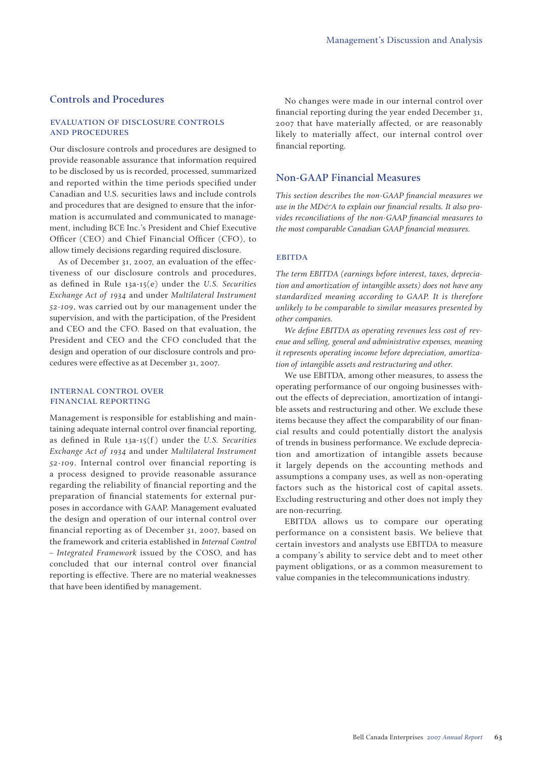## Controls and Procedures

### EVALUATION OF DISCLOSURE CONTROLS AND PROCEDURES

Our disclosure controls and procedures are designed to provide reasonable assurance that information required to be disclosed by us is recorded, processed, summarized and reported within the time periods specified under Canadian and U.S. securities laws and include controls and procedures that are designed to ensure that the information is accumulated and communicated to management, including BCE Inc.'s President and Chief Executive Officer (CEO) and Chief Financial Officer (CFO), to allow timely decisions regarding required disclosure.

As of December 31, 2007, an evaluation of the effectiveness of our disclosure controls and procedures, as defined in Rule 13a-15(e) under the *U.S. Securities Exchange Act of 1934* and under *Multilateral Instrument 52-109*, was carried out by our management under the supervision, and with the participation, of the President and CEO and the CFO. Based on that evaluation, the President and CEO and the CFO concluded that the design and operation of our disclosure controls and procedures were effective as at December 31, 2007.

### INTERNAL CONTROL OVER FINANCIAL REPORTING

Management is responsible for establishing and maintaining adequate internal control over financial reporting, as defined in Rule 13a-15(f) under the *U.S. Securities Exchange Act of 1934* and under *Multilateral Instrument 52-109*. Internal control over financial reporting is a process designed to provide reasonable assurance regarding the reliability of financial reporting and the preparation of financial statements for external purposes in accordance with GAAP. Management evaluated the design and operation of our internal control over financial reporting as of December 31, 2007, based on the framework and criteria established in *Internal Control – Integrated Framework* issued by the COSO, and has concluded that our internal control over financial reporting is effective. There are no material weaknesses that have been identified by management.

No changes were made in our internal control over financial reporting during the year ended December 31, 2007 that have materially affected, or are reasonably likely to materially affect, our internal control over financial reporting.

## Non-GAAP Financial Measures

*This section describes the non-GAAP financial measures we use in the MD&A to explain our financial results. It also provides reconciliations of the non-GAAP financial measures to the most comparable Canadian GAAP financial measures.*

### EBITDA

*The term EBITDA (earnings before interest, taxes, depreciation and amortization of intangible assets) does not have any standardized meaning according to GAAP. It is therefore unlikely to be comparable to similar measures presented by other companies.*

*We define EBITDA as operating revenues less cost of revenue and selling, general and administrative expenses, meaning it represents operating income before depreciation, amortization of intangible assets and restructuring and other.*

We use EBITDA, among other measures, to assess the operating performance of our ongoing businesses without the effects of depreciation, amortization of intangible assets and restructuring and other. We exclude these items because they affect the comparability of our financial results and could potentially distort the analysis of trends in business performance. We exclude depreciation and amortization of intangible assets because it largely depends on the accounting methods and assumptions a company uses, as well as non-operating factors such as the historical cost of capital assets. Excluding restructuring and other does not imply they are non-recurring.

EBITDA allows us to compare our operating performance on a consistent basis. We believe that certain investors and analysts use EBITDA to measure a company's ability to service debt and to meet other payment obligations, or as a common measurement to value companies in the telecommunications industry.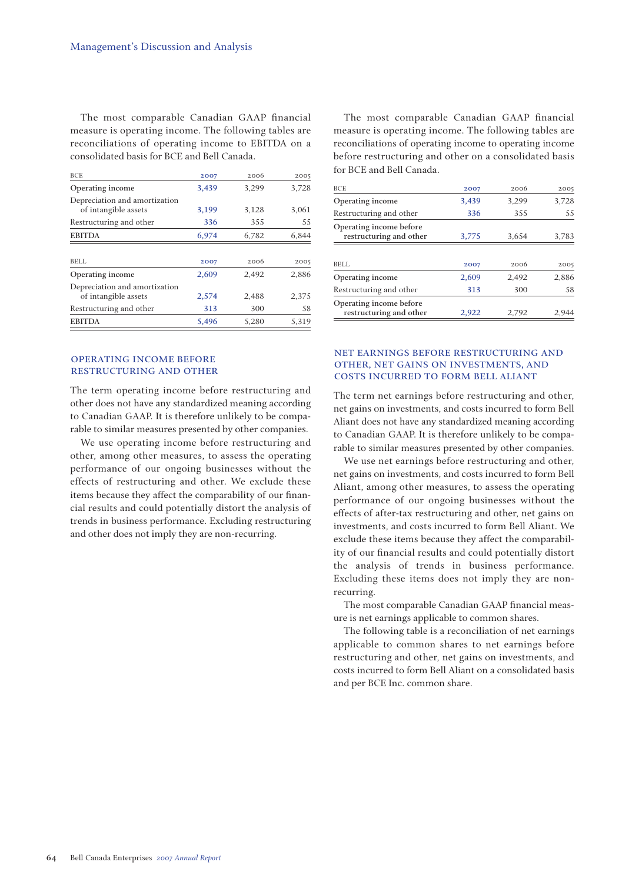The most comparable Canadian GAAP financial measure is operating income. The following tables are reconciliations of operating income to EBITDA on a consolidated basis for BCE and Bell Canada.

| BCE | 2007 | 2006 | 2005 |
|---|---|---|---|
| Operating income | 3,439 | 3,299 | 3,728 |
| Depreciation and amortization of intangible assets | 3,199 | 3,128 | 3,061 |
| Restructuring and other | 336 | 355 | 55 |
| EBITDA | 6,974 | 6,782 | 6,844 |

| BELL | 2007 | 2006 | 2005 |
|---|---|---|---|
| Operating income | 2,609 | 2,492 | 2,886 |
| Depreciation and amortization of intangible assets | 2,574 | 2,488 | 2,375 |
| Restructuring and other | 313 | 300 | 58 |
| EBITDA | 5,496 | 5,280 | 5,319 |

## OPERATING INCOME BEFORE RESTRUCTURING AND OTHER

The term operating income before restructuring and other does not have any standardized meaning according to Canadian GAAP. It is therefore unlikely to be comparable to similar measures presented by other companies.

We use operating income before restructuring and other, among other measures, to assess the operating performance of our ongoing businesses without the effects of restructuring and other. We exclude these items because they affect the comparability of our financial results and could potentially distort the analysis of trends in business performance. Excluding restructuring and other does not imply they are non-recurring.

The most comparable Canadian GAAP financial measure is operating income. The following tables are reconciliations of operating income to operating income before restructuring and other on a consolidated basis for BCE and Bell Canada.

| BCE | 2007 | 2006 | 2005 |
|---|---|---|---|
| Operating income | 3,439 | 3,299 | 3,728 |
| Restructuring and other | 336 | 355 | 55 |
| Operating income before restructuring and other | 3,775 | 3,654 | 3,783 |

| BELL | 2007 | 2006 | 2005 |
|---|---|---|---|
| Operating income | 2,609 | 2,492 | 2,886 |
| Restructuring and other | 313 | 300 | 58 |
| Operating income before restructuring and other | 2,922 | 2,792 | 2,944 |

## NET EARNINGS BEFORE RESTRUCTURING AND OTHER, NET GAINS ON INVESTMENTS, AND COSTS INCURRED TO FORM BELL ALIANT

The term net earnings before restructuring and other, net gains on investments, and costs incurred to form Bell Aliant does not have any standardized meaning according to Canadian GAAP. It is therefore unlikely to be comparable to similar measures presented by other companies.

We use net earnings before restructuring and other, net gains on investments, and costs incurred to form Bell Aliant, among other measures, to assess the operating performance of our ongoing businesses without the effects of after-tax restructuring and other, net gains on investments, and costs incurred to form Bell Aliant. We exclude these items because they affect the comparability of our financial results and could potentially distort the analysis of trends in business performance. Excluding these items does not imply they are non-recurring.

The most comparable Canadian GAAP financial measure is net earnings applicable to common shares.

The following table is a reconciliation of net earnings applicable to common shares to net earnings before restructuring and other, net gains on investments, and costs incurred to form Bell Aliant on a consolidated basis and per BCE Inc. common share.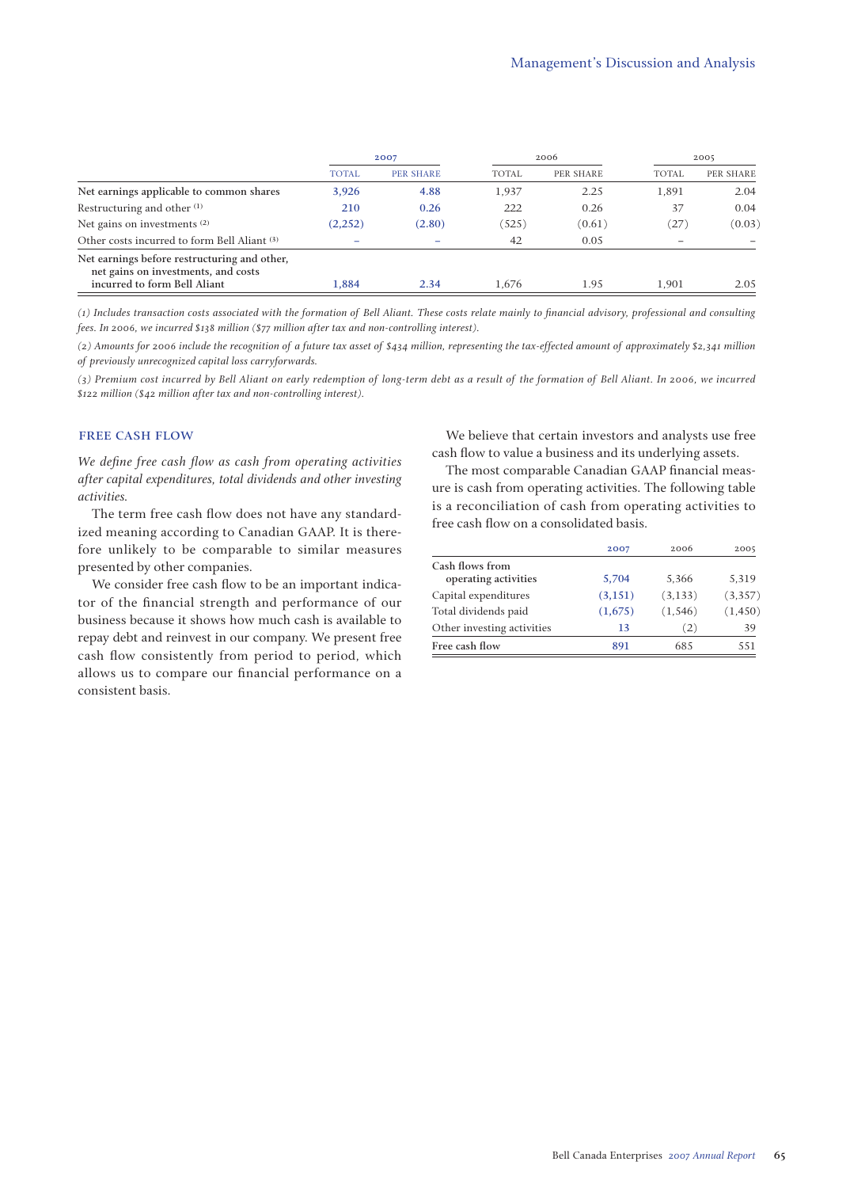| | 2007 | | 2006 | | 2005 | |
|---|---|---|---|---|---|---|
| | TOTAL | PER SHARE | TOTAL | PER SHARE | TOTAL | PER SHARE |
| Net earnings applicable to common shares | 3,926 | 4.88 | 1,937 | 2.25 | 1,891 | 2.04 |
| Restructuring and other [(1)] | 210 | 0.26 | 222 | 0.26 | 37 | 0.04 |
| Net gains on investments [(2)] | (2,252) | (2.80) | (525) | (0.61) | (27) | (0.03) |
| Other costs incurred to form Bell Aliant [(3)] | – | – | 42 | 0.05 | – | – |
| Net earnings before restructuring and other, net gains on investments, and costs incurred to form Bell Aliant | 1,884 | 2.34 | 1,676 | 1.95 | 1,901 | 2.05 |

*(1) Includes transaction costs associated with the formation of Bell Aliant. These costs relate mainly to financial advisory, professional and consulting fees. In 2006, we incurred $138 million ($77 million after tax and non-controlling interest).*

*(2) Amounts for 2006 include the recognition of a future tax asset of $434 million, representing the tax-effected amount of approximately $2,341 million of previously unrecognized capital loss carryforwards.*

*(3) Premium cost incurred by Bell Aliant on early redemption of long-term debt as a result of the formation of Bell Aliant. In 2006, we incurred $122 million ($42 million after tax and non-controlling interest).*

## FREE CASH FLOW

*We define free cash flow as cash from operating activities after capital expenditures, total dividends and other investing activities.*

The term free cash flow does not have any standardized meaning according to Canadian GAAP. It is therefore unlikely to be comparable to similar measures presented by other companies.

We consider free cash flow to be an important indicator of the financial strength and performance of our business because it shows how much cash is available to repay debt and reinvest in our company. We present free cash flow consistently from period to period, which allows us to compare our financial performance on a consistent basis.

We believe that certain investors and analysts use free cash flow to value a business and its underlying assets.

The most comparable Canadian GAAP financial measure is cash from operating activities. The following table is a reconciliation of cash from operating activities to free cash flow on a consolidated basis.

| | 2007 | 2006 | 2005 |
|---|---|---|---|
| Cash flows from operating activities | 5,704 | 5,366 | 5,319 |
| Capital expenditures | (3,151) | (3,133) | (3,357) |
| Total dividends paid | (1,675) | (1,546) | (1,450) |
| Other investing activities | 13 | (2) | 39 |
| Free cash flow | 891 | 685 | 551 |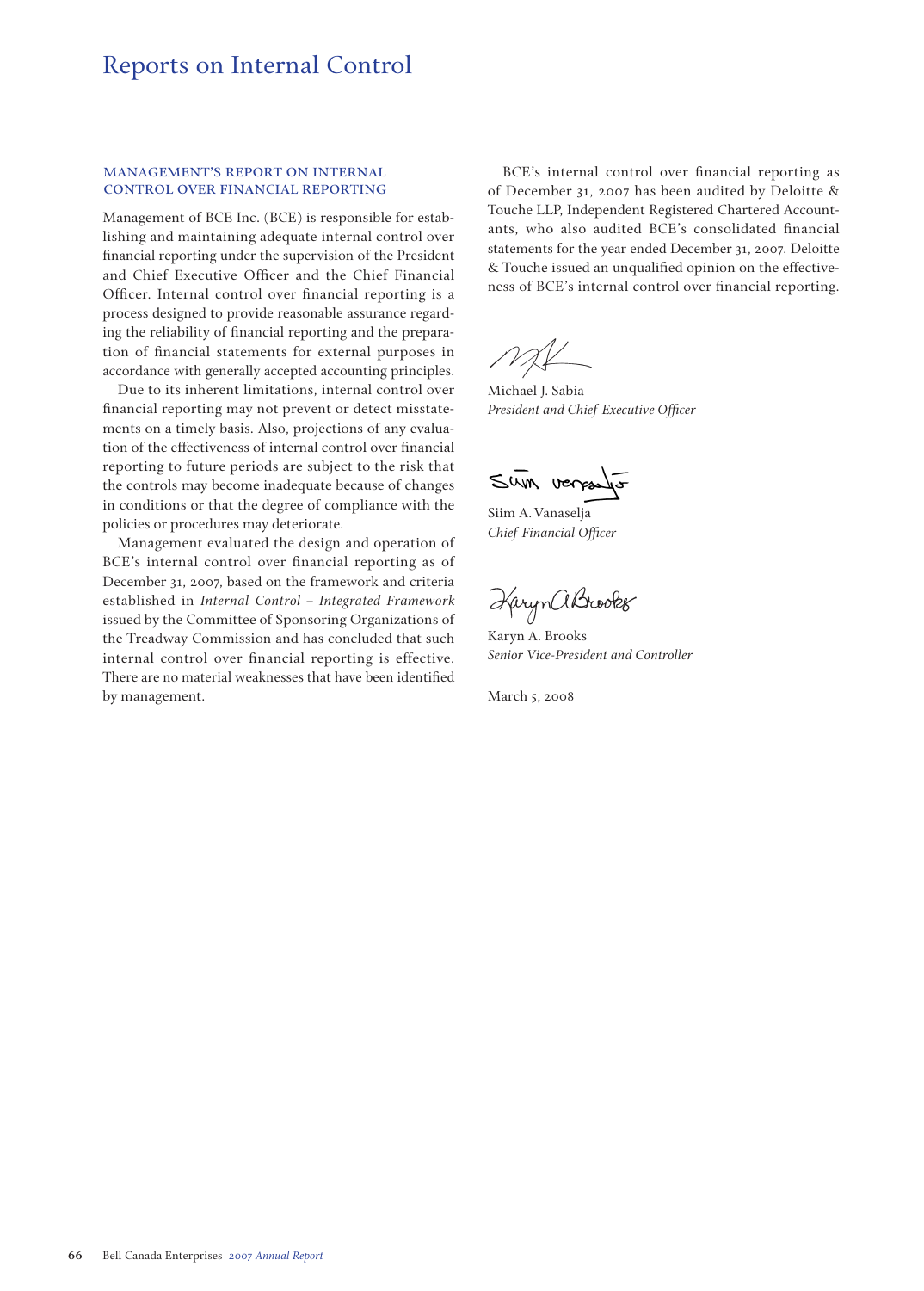# Reports on Internal Control

## MANAGEMENT'S REPORT ON INTERNAL CONTROL OVER FINANCIAL REPORTING

Management of BCE Inc. (BCE) is responsible for establishing and maintaining adequate internal control over financial reporting under the supervision of the President and Chief Executive Officer and the Chief Financial Officer. Internal control over financial reporting is a process designed to provide reasonable assurance regarding the reliability of financial reporting and the preparation of financial statements for external purposes in accordance with generally accepted accounting principles.

Due to its inherent limitations, internal control over financial reporting may not prevent or detect misstatements on a timely basis. Also, projections of any evaluation of the effectiveness of internal control over financial reporting to future periods are subject to the risk that the controls may become inadequate because of changes in conditions or that the degree of compliance with the policies or procedures may deteriorate.

Management evaluated the design and operation of BCE's internal control over financial reporting as of December 31, 2007, based on the framework and criteria established in *Internal Control – Integrated Framework* issued by the Committee of Sponsoring Organizations of the Treadway Commission and has concluded that such internal control over financial reporting is effective. There are no material weaknesses that have been identified by management.

BCE's internal control over financial reporting as of December 31, 2007 has been audited by Deloitte & Touche LLP, Independent Registered Chartered Accountants, who also audited BCE's consolidated financial statements for the year ended December 31, 2007. Deloitte & Touche issued an unqualified opinion on the effectiveness of BCE's internal control over financial reporting.

Michael J. Sabia
*President and Chief Executive Officer*

Siim A. Vanaselja
*Chief Financial Officer*

Karyn A. Brooks
*Senior Vice-President and Controller*

March 5, 2008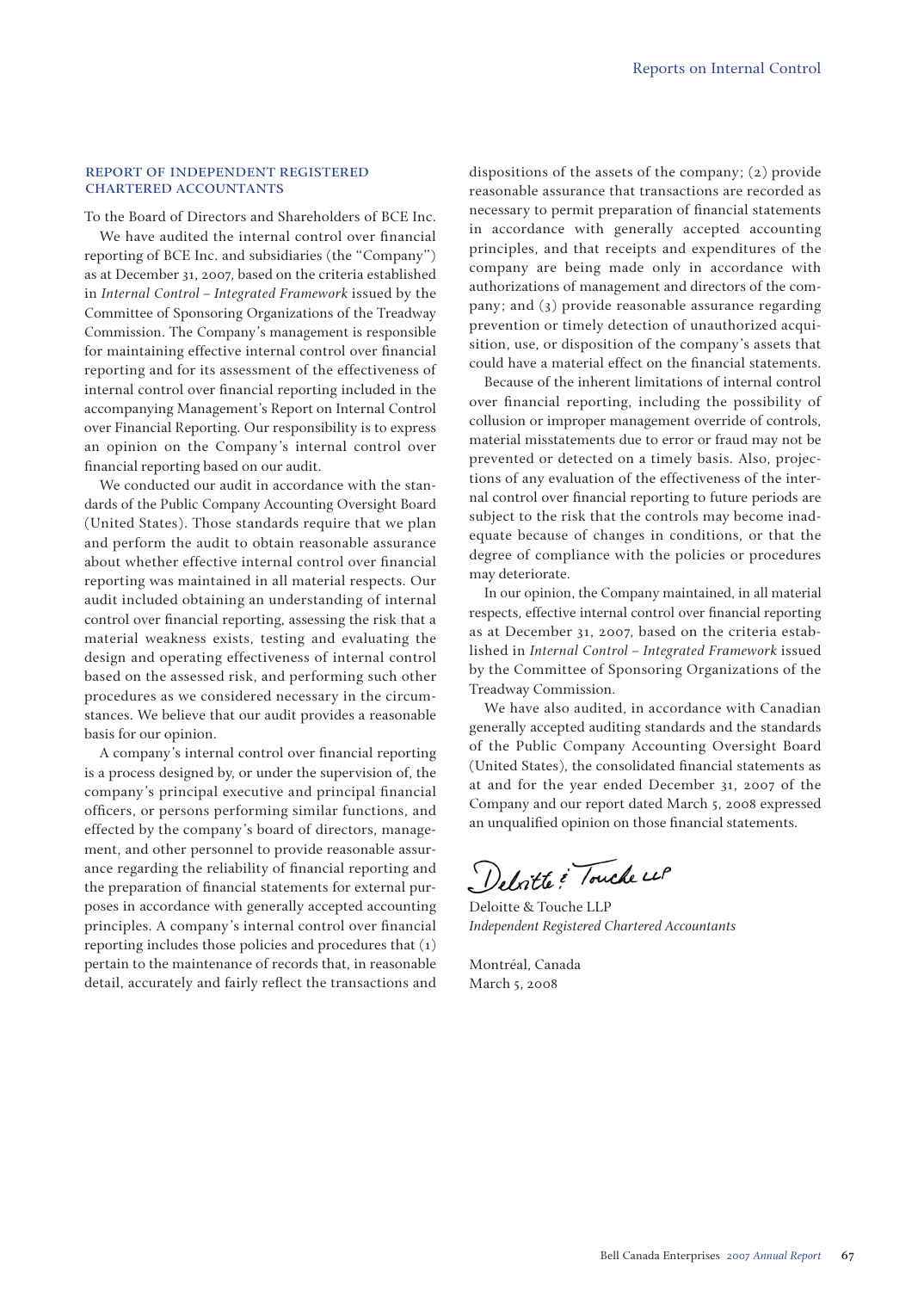## REPORT OF INDEPENDENT REGISTERED CHARTERED ACCOUNTANTS

To the Board of Directors and Shareholders of BCE Inc.

We have audited the internal control over financial reporting of BCE Inc. and subsidiaries (the "Company") as at December 31, 2007, based on the criteria established in *Internal Control – Integrated Framework* issued by the Committee of Sponsoring Organizations of the Treadway Commission. The Company's management is responsible for maintaining effective internal control over financial reporting and for its assessment of the effectiveness of internal control over financial reporting included in the accompanying Management's Report on Internal Control over Financial Reporting. Our responsibility is to express an opinion on the Company's internal control over financial reporting based on our audit.

We conducted our audit in accordance with the standards of the Public Company Accounting Oversight Board (United States). Those standards require that we plan and perform the audit to obtain reasonable assurance about whether effective internal control over financial reporting was maintained in all material respects. Our audit included obtaining an understanding of internal control over financial reporting, assessing the risk that a material weakness exists, testing and evaluating the design and operating effectiveness of internal control based on the assessed risk, and performing such other procedures as we considered necessary in the circumstances. We believe that our audit provides a reasonable basis for our opinion.

A company's internal control over financial reporting is a process designed by, or under the supervision of, the company's principal executive and principal financial officers, or persons performing similar functions, and effected by the company's board of directors, management, and other personnel to provide reasonable assurance regarding the reliability of financial reporting and the preparation of financial statements for external purposes in accordance with generally accepted accounting principles. A company's internal control over financial reporting includes those policies and procedures that (1) pertain to the maintenance of records that, in reasonable detail, accurately and fairly reflect the transactions and dispositions of the assets of the company; (2) provide reasonable assurance that transactions are recorded as necessary to permit preparation of financial statements in accordance with generally accepted accounting principles, and that receipts and expenditures of the company are being made only in accordance with authorizations of management and directors of the company; and (3) provide reasonable assurance regarding prevention or timely detection of unauthorized acquisition, use, or disposition of the company's assets that could have a material effect on the financial statements.

Because of the inherent limitations of internal control over financial reporting, including the possibility of collusion or improper management override of controls, material misstatements due to error or fraud may not be prevented or detected on a timely basis. Also, projections of any evaluation of the effectiveness of the internal control over financial reporting to future periods are subject to the risk that the controls may become inadequate because of changes in conditions, or that the degree of compliance with the policies or procedures may deteriorate.

In our opinion, the Company maintained, in all material respects, effective internal control over financial reporting as at December 31, 2007, based on the criteria established in *Internal Control – Integrated Framework* issued by the Committee of Sponsoring Organizations of the Treadway Commission.

We have also audited, in accordance with Canadian generally accepted auditing standards and the standards of the Public Company Accounting Oversight Board (United States), the consolidated financial statements as at and for the year ended December 31, 2007 of the Company and our report dated March 5, 2008 expressed an unqualified opinion on those financial statements.

Deloitte & Touche LLP

Deloitte & Touche LLP
*Independent Registered Chartered Accountants*

Montréal, Canada
March 5, 2008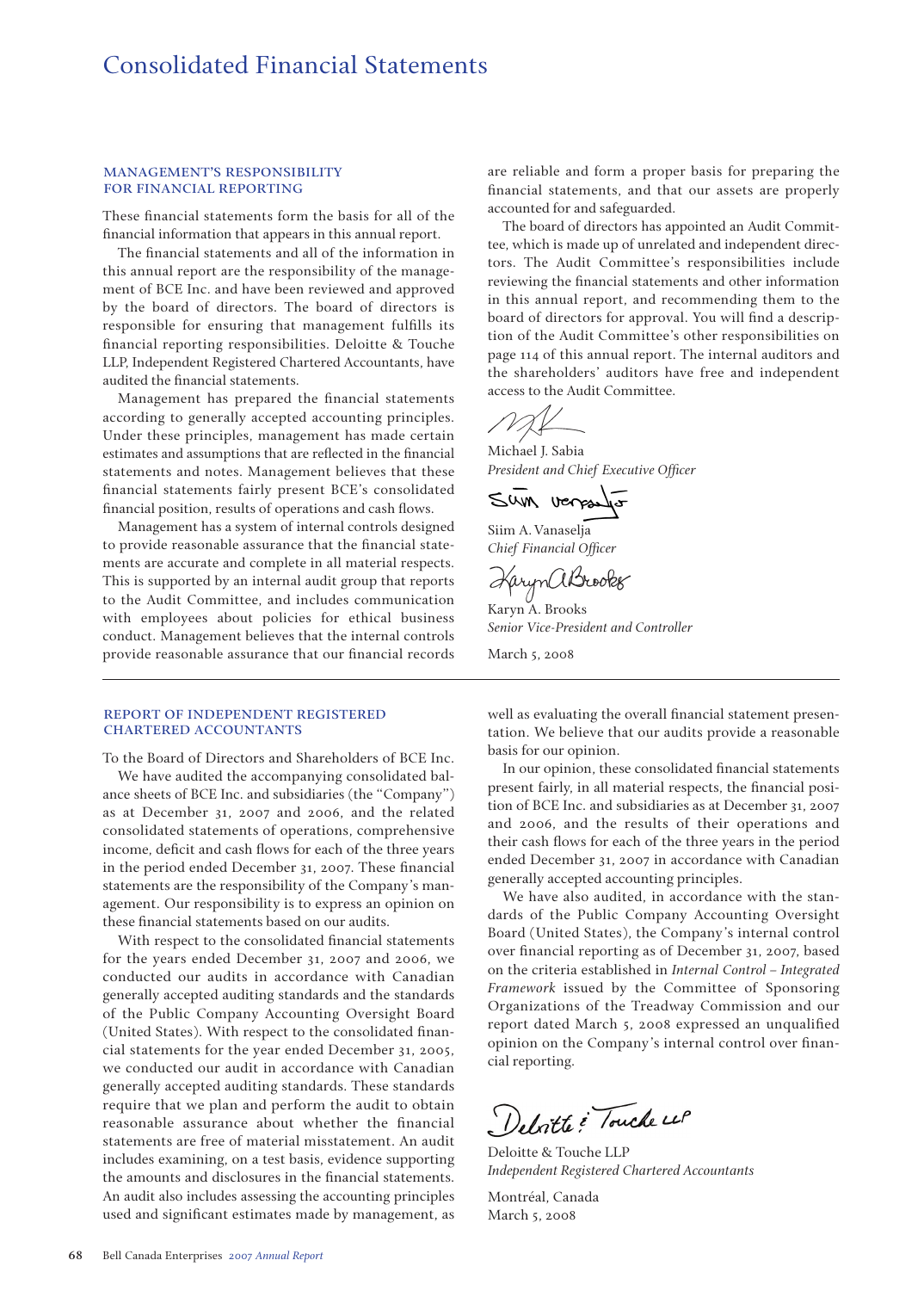# Consolidated Financial Statements

## MANAGEMENT'S RESPONSIBILITY FOR FINANCIAL REPORTING

These financial statements form the basis for all of the financial information that appears in this annual report.

The financial statements and all of the information in this annual report are the responsibility of the management of BCE Inc. and have been reviewed and approved by the board of directors. The board of directors is responsible for ensuring that management fulfills its financial reporting responsibilities. Deloitte & Touche LLP, Independent Registered Chartered Accountants, have audited the financial statements.

Management has prepared the financial statements according to generally accepted accounting principles. Under these principles, management has made certain estimates and assumptions that are reflected in the financial statements and notes. Management believes that these financial statements fairly present BCE's consolidated financial position, results of operations and cash flows.

Management has a system of internal controls designed to provide reasonable assurance that the financial statements are accurate and complete in all material respects. This is supported by an internal audit group that reports to the Audit Committee, and includes communication with employees about policies for ethical business conduct. Management believes that the internal controls provide reasonable assurance that our financial records are reliable and form a proper basis for preparing the financial statements, and that our assets are properly accounted for and safeguarded.

The board of directors has appointed an Audit Committee, which is made up of unrelated and independent directors. The Audit Committee's responsibilities include reviewing the financial statements and other information in this annual report, and recommending them to the board of directors for approval. You will find a description of the Audit Committee's other responsibilities on page 114 of this annual report. The internal auditors and the shareholders' auditors have free and independent access to the Audit Committee.

Michael J. Sabia
*President and Chief Executive Officer*

Siim A. Vanaselja
*Chief Financial Officer*

Karyn A. Brooks
*Senior Vice-President and Controller*

March 5, 2008

## REPORT OF INDEPENDENT REGISTERED CHARTERED ACCOUNTANTS

To the Board of Directors and Shareholders of BCE Inc.

We have audited the accompanying consolidated balance sheets of BCE Inc. and subsidiaries (the "Company") as at December 31, 2007 and 2006, and the related consolidated statements of operations, comprehensive income, deficit and cash flows for each of the three years in the period ended December 31, 2007. These financial statements are the responsibility of the Company's management. Our responsibility is to express an opinion on these financial statements based on our audits.

With respect to the consolidated financial statements for the years ended December 31, 2007 and 2006, we conducted our audits in accordance with Canadian generally accepted auditing standards and the standards of the Public Company Accounting Oversight Board (United States). With respect to the consolidated financial statements for the year ended December 31, 2005, we conducted our audit in accordance with Canadian generally accepted auditing standards. These standards require that we plan and perform the audit to obtain reasonable assurance about whether the financial statements are free of material misstatement. An audit includes examining, on a test basis, evidence supporting the amounts and disclosures in the financial statements. An audit also includes assessing the accounting principles used and significant estimates made by management, as well as evaluating the overall financial statement presentation. We believe that our audits provide a reasonable basis for our opinion.

In our opinion, these consolidated financial statements present fairly, in all material respects, the financial position of BCE Inc. and subsidiaries as at December 31, 2007 and 2006, and the results of their operations and their cash flows for each of the three years in the period ended December 31, 2007 in accordance with Canadian generally accepted accounting principles.

We have also audited, in accordance with the standards of the Public Company Accounting Oversight Board (United States), the Company's internal control over financial reporting as of December 31, 2007, based on the criteria established in *Internal Control – Integrated Framework* issued by the Committee of Sponsoring Organizations of the Treadway Commission and our report dated March 5, 2008 expressed an unqualified opinion on the Company's internal control over financial reporting.

Deloitte & Touche LLP
*Independent Registered Chartered Accountants*

Montréal, Canada
March 5, 2008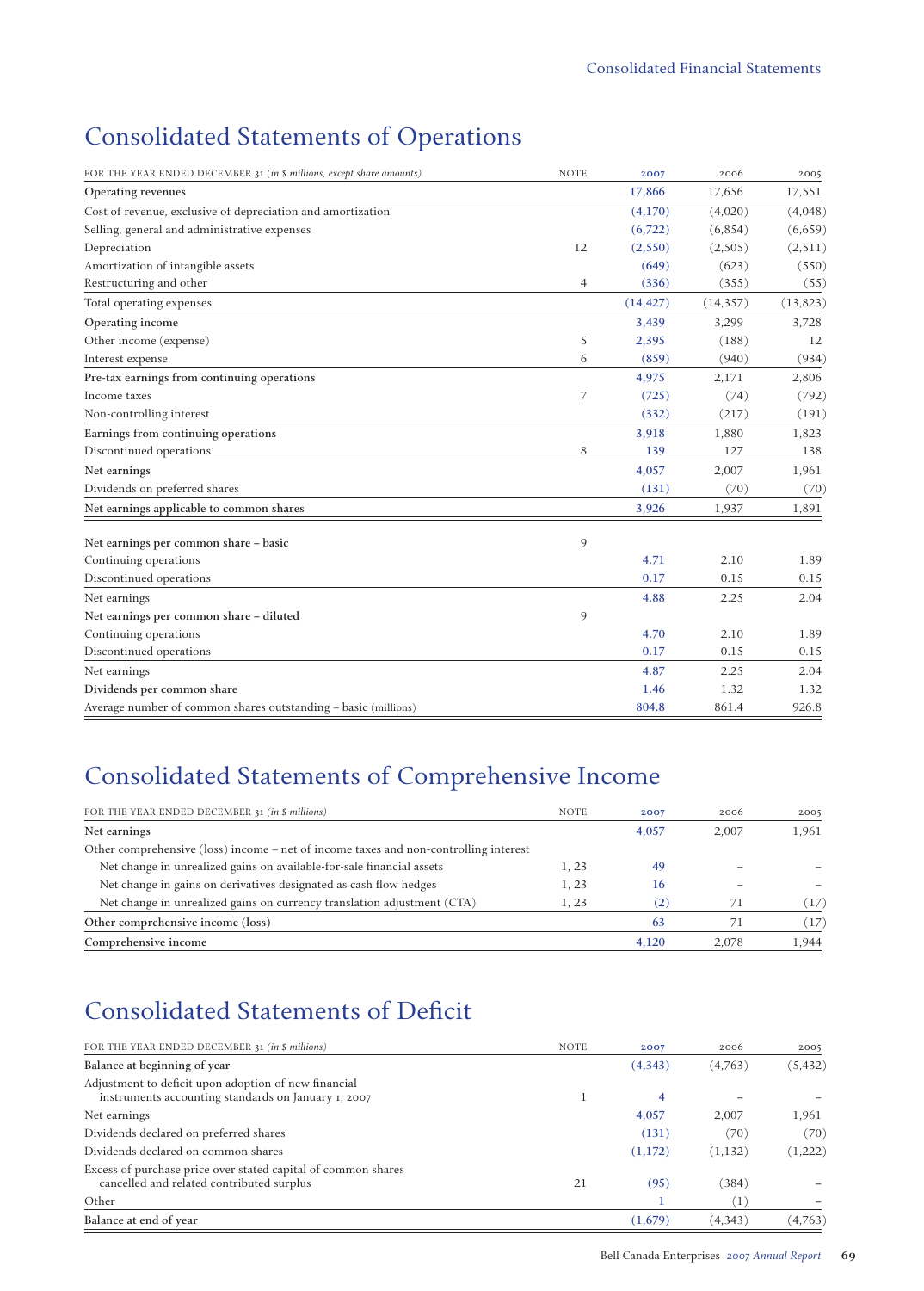# Consolidated Statements of Operations

| FOR THE YEAR ENDED DECEMBER 31 *(in $ millions, except share amounts)* | NOTE | 2007 | 2006 | 2005 |
|---|---|---|---|---|
| Operating revenues | | 17,866 | 17,656 | 17,551 |
| Cost of revenue, exclusive of depreciation and amortization | | (4,170) | (4,020) | (4,048) |
| Selling, general and administrative expenses | | (6,722) | (6,854) | (6,659) |
| Depreciation | 12 | (2,550) | (2,505) | (2,511) |
| Amortization of intangible assets | | (649) | (623) | (550) |
| Restructuring and other | 4 | (336) | (355) | (55) |
| Total operating expenses | | (14,427) | (14,357) | (13,823) |
| Operating income | | 3,439 | 3,299 | 3,728 |
| Other income (expense) | 5 | 2,395 | (188) | 12 |
| Interest expense | 6 | (859) | (940) | (934) |
| Pre-tax earnings from continuing operations | | 4,975 | 2,171 | 2,806 |
| Income taxes | 7 | (725) | (74) | (792) |
| Non-controlling interest | | (332) | (217) | (191) |
| Earnings from continuing operations | | 3,918 | 1,880 | 1,823 |
| Discontinued operations | 8 | 139 | 127 | 138 |
| Net earnings | | 4,057 | 2,007 | 1,961 |
| Dividends on preferred shares | | (131) | (70) | (70) |
| Net earnings applicable to common shares | | 3,926 | 1,937 | 1,891 |
| Net earnings per common share – basic | 9 | | | |
| Continuing operations | | 4.71 | 2.10 | 1.89 |
| Discontinued operations | | 0.17 | 0.15 | 0.15 |
| Net earnings | | 4.88 | 2.25 | 2.04 |
| Net earnings per common share – diluted | 9 | | | |
| Continuing operations | | 4.70 | 2.10 | 1.89 |
| Discontinued operations | | 0.17 | 0.15 | 0.15 |
| Net earnings | | 4.87 | 2.25 | 2.04 |
| Dividends per common share | | 1.46 | 1.32 | 1.32 |
| Average number of common shares outstanding – basic (millions) | | 804.8 | 861.4 | 926.8 |

# Consolidated Statements of Comprehensive Income

| FOR THE YEAR ENDED DECEMBER 31 *(in $ millions)* | NOTE | 2007 | 2006 | 2005 |
|---|---|---|---|---|
| Net earnings | | 4,057 | 2,007 | 1,961 |
| Other comprehensive (loss) income – net of income taxes and non-controlling interest | | | | |
| Net change in unrealized gains on available-for-sale financial assets | 1, 23 | 49 | – | – |
| Net change in gains on derivatives designated as cash flow hedges | 1, 23 | 16 | – | – |
| Net change in unrealized gains on currency translation adjustment (CTA) | 1, 23 | (2) | 71 | (17) |
| Other comprehensive income (loss) | | 63 | 71 | (17) |
| Comprehensive income | | 4,120 | 2,078 | 1,944 |

# Consolidated Statements of Deficit

| FOR THE YEAR ENDED DECEMBER 31 *(in $ millions)* | NOTE | 2007 | 2006 | 2005 |
|---|---|---|---|---|
| Balance at beginning of year | | (4,343) | (4,763) | (5,432) |
| Adjustment to deficit upon adoption of new financial instruments accounting standards on January 1, 2007 | 1 | 4 | – | – |
| Net earnings | | 4,057 | 2,007 | 1,961 |
| Dividends declared on preferred shares | | (131) | (70) | (70) |
| Dividends declared on common shares | | (1,172) | (1,132) | (1,222) |
| Excess of purchase price over stated capital of common shares cancelled and related contributed surplus | 21 | (95) | (384) | – |
| Other | | 1 | (1) | – |
| Balance at end of year | | (1,679) | (4,343) | (4,763) |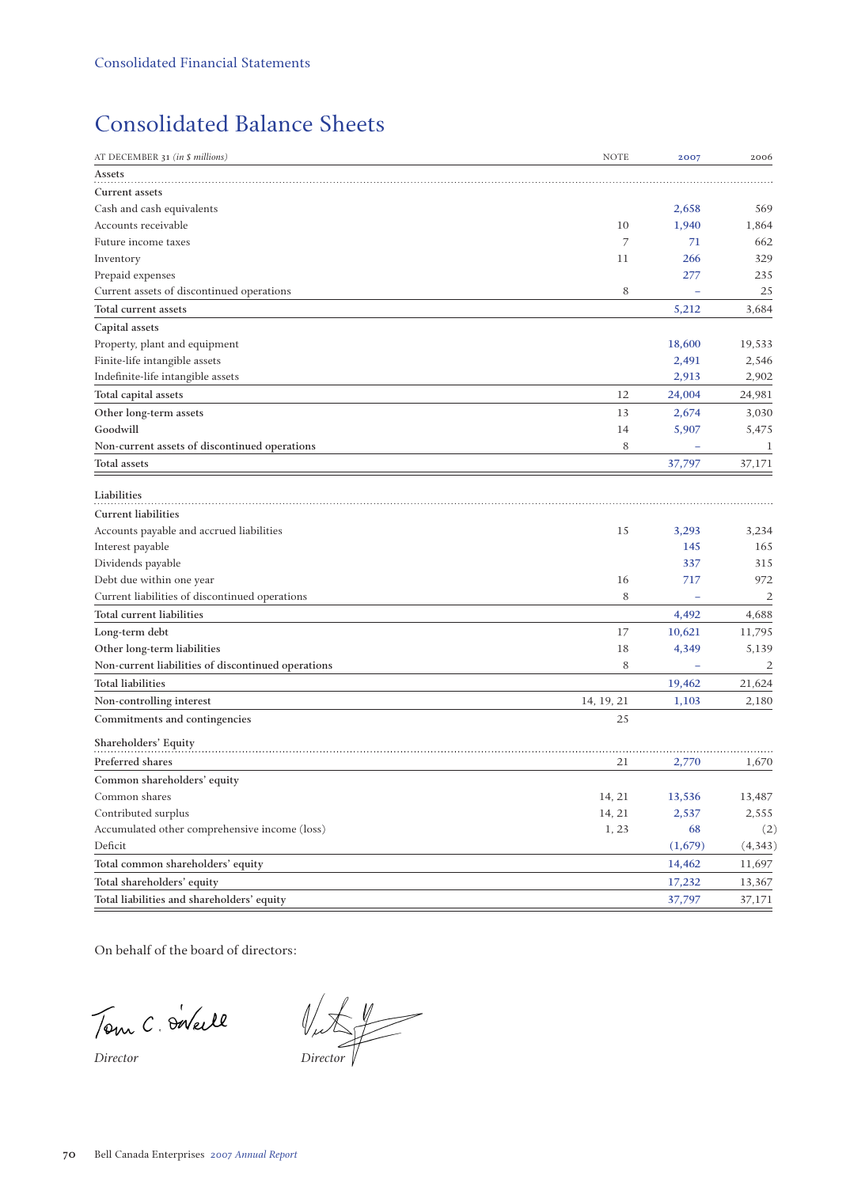Consolidated Financial Statements

# Consolidated Balance Sheets

| AT DECEMBER 31 *(in $ millions)* | NOTE | 2007 | 2006 |
|---|---|---|---|
| **Assets** | | | |
| Current assets | | | |
| Cash and cash equivalents | | 2,658 | 569 |
| Accounts receivable | 10 | 1,940 | 1,864 |
| Future income taxes | 7 | 71 | 662 |
| Inventory | 11 | 266 | 329 |
| Prepaid expenses | | 277 | 235 |
| Current assets of discontinued operations | 8 | – | 25 |
| Total current assets | | 5,212 | 3,684 |
| Capital assets | | | |
| Property, plant and equipment | | 18,600 | 19,533 |
| Finite-life intangible assets | | 2,491 | 2,546 |
| Indefinite-life intangible assets | | 2,913 | 2,902 |
| Total capital assets | 12 | 24,004 | 24,981 |
| Other long-term assets | 13 | 2,674 | 3,030 |
| Goodwill | 14 | 5,907 | 5,475 |
| Non-current assets of discontinued operations | 8 | – | 1 |
| Total assets | | 37,797 | 37,171 |
| **Liabilities** | | | |
| Current liabilities | | | |
| Accounts payable and accrued liabilities | 15 | 3,293 | 3,234 |
| Interest payable | | 145 | 165 |
| Dividends payable | | 337 | 315 |
| Debt due within one year | 16 | 717 | 972 |
| Current liabilities of discontinued operations | 8 | – | 2 |
| Total current liabilities | | 4,492 | 4,688 |
| Long-term debt | 17 | 10,621 | 11,795 |
| Other long-term liabilities | 18 | 4,349 | 5,139 |
| Non-current liabilities of discontinued operations | 8 | – | 2 |
| Total liabilities | | 19,462 | 21,624 |
| Non-controlling interest | 14, 19, 21 | 1,103 | 2,180 |
| Commitments and contingencies | 25 | | |
| **Shareholders' Equity** | | | |
| Preferred shares | 21 | 2,770 | 1,670 |
| Common shareholders' equity | | | |
| Common shares | 14, 21 | 13,536 | 13,487 |
| Contributed surplus | 14, 21 | 2,537 | 2,555 |
| Accumulated other comprehensive income (loss) | 1, 23 | 68 | (2) |
| Deficit | | (1,679) | (4,343) |
| Total common shareholders' equity | | 14,462 | 11,697 |
| Total shareholders' equity | | 17,232 | 13,367 |
| Total liabilities and shareholders' equity | | 37,797 | 37,171 |

On behalf of the board of directors:

*Director* *Director*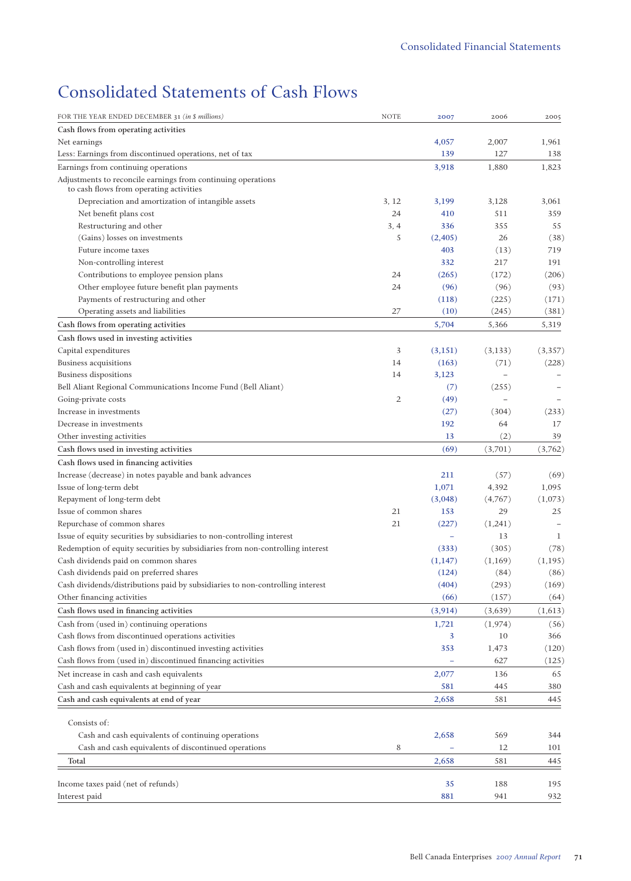# Consolidated Statements of Cash Flows

| FOR THE YEAR ENDED DECEMBER 31 *(in $ millions)* | NOTE | 2007 | 2006 | 2005 |
|---|---|---|---|---|
| **Cash flows from operating activities** | | | | |
| Net earnings | | 4,057 | 2,007 | 1,961 |
| Less: Earnings from discontinued operations, net of tax | | 139 | 127 | 138 |
| Earnings from continuing operations | | 3,918 | 1,880 | 1,823 |
| Adjustments to reconcile earnings from continuing operations to cash flows from operating activities | | | | |
| Depreciation and amortization of intangible assets | 3, 12 | 3,199 | 3,128 | 3,061 |
| Net benefit plans cost | 24 | 410 | 511 | 359 |
| Restructuring and other | 3, 4 | 336 | 355 | 55 |
| (Gains) losses on investments | 5 | (2,405) | 26 | (38) |
| Future income taxes | | 403 | (13) | 719 |
| Non-controlling interest | | 332 | 217 | 191 |
| Contributions to employee pension plans | 24 | (265) | (172) | (206) |
| Other employee future benefit plan payments | 24 | (96) | (96) | (93) |
| Payments of restructuring and other | | (118) | (225) | (171) |
| Operating assets and liabilities | 27 | (10) | (245) | (381) |
| **Cash flows from operating activities** | | 5,704 | 5,366 | 5,319 |
| **Cash flows used in investing activities** | | | | |
| Capital expenditures | 3 | (3,151) | (3,133) | (3,357) |
| Business acquisitions | 14 | (163) | (71) | (228) |
| Business dispositions | 14 | 3,123 | – | – |
| Bell Aliant Regional Communications Income Fund (Bell Aliant) | | (7) | (255) | – |
| Going-private costs | 2 | (49) | – | – |
| Increase in investments | | (27) | (304) | (233) |
| Decrease in investments | | 192 | 64 | 17 |
| Other investing activities | | 13 | (2) | 39 |
| **Cash flows used in investing activities** | | (69) | (3,701) | (3,762) |
| **Cash flows used in financing activities** | | | | |
| Increase (decrease) in notes payable and bank advances | | 211 | (57) | (69) |
| Issue of long-term debt | | 1,071 | 4,392 | 1,095 |
| Repayment of long-term debt | | (3,048) | (4,767) | (1,073) |
| Issue of common shares | 21 | 153 | 29 | 25 |
| Repurchase of common shares | 21 | (227) | (1,241) | – |
| Issue of equity securities by subsidiaries to non-controlling interest | | – | 13 | 1 |
| Redemption of equity securities by subsidiaries from non-controlling interest | | (333) | (305) | (78) |
| Cash dividends paid on common shares | | (1,147) | (1,169) | (1,195) |
| Cash dividends paid on preferred shares | | (124) | (84) | (86) |
| Cash dividends/distributions paid by subsidiaries to non-controlling interest | | (404) | (293) | (169) |
| Other financing activities | | (66) | (157) | (64) |
| **Cash flows used in financing activities** | | (3,914) | (3,639) | (1,613) |
| Cash from (used in) continuing operations | | 1,721 | (1,974) | (56) |
| Cash flows from discontinued operations activities | | 3 | 10 | 366 |
| Cash flows from (used in) discontinued investing activities | | 353 | 1,473 | (120) |
| Cash flows from (used in) discontinued financing activities | | – | 627 | (125) |
| Net increase in cash and cash equivalents | | 2,077 | 136 | 65 |
| Cash and cash equivalents at beginning of year | | 581 | 445 | 380 |
| **Cash and cash equivalents at end of year** | | 2,658 | 581 | 445 |
| Consists of: | | | | |
| Cash and cash equivalents of continuing operations | | 2,658 | 569 | 344 |
| Cash and cash equivalents of discontinued operations | 8 | – | 12 | 101 |
| Total | | 2,658 | 581 | 445 |
| Income taxes paid (net of refunds) | | 35 | 188 | 195 |
| Interest paid | | 881 | 941 | 932 |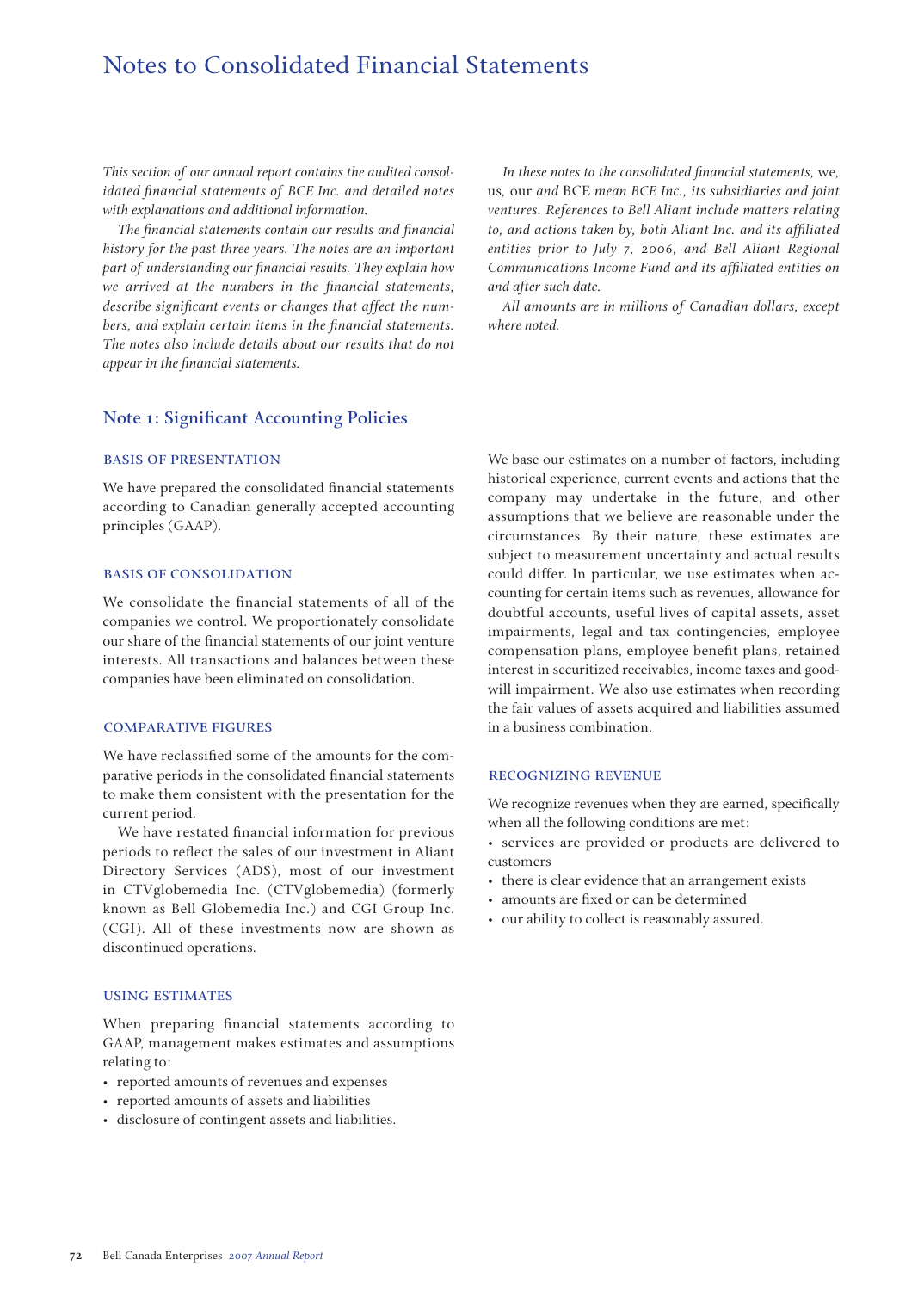# Notes to Consolidated Financial Statements

*This section of our annual report contains the audited consolidated financial statements of BCE Inc. and detailed notes with explanations and additional information.*

*The financial statements contain our results and financial history for the past three years. The notes are an important part of understanding our financial results. They explain how we arrived at the numbers in the financial statements, describe significant events or changes that affect the numbers, and explain certain items in the financial statements. The notes also include details about our results that do not appear in the financial statements.*

*In these notes to the consolidated financial statements,* we, us, our *and* BCE *mean BCE Inc., its subsidiaries and joint ventures. References to Bell Aliant include matters relating to, and actions taken by, both Aliant Inc. and its affiliated entities prior to July 7, 2006, and Bell Aliant Regional Communications Income Fund and its affiliated entities on and after such date.*

*All amounts are in millions of Canadian dollars, except where noted.*

## Note 1: Significant Accounting Policies

### BASIS OF PRESENTATION

We have prepared the consolidated financial statements according to Canadian generally accepted accounting principles (GAAP).

### BASIS OF CONSOLIDATION

We consolidate the financial statements of all of the companies we control. We proportionately consolidate our share of the financial statements of our joint venture interests. All transactions and balances between these companies have been eliminated on consolidation.

### COMPARATIVE FIGURES

We have reclassified some of the amounts for the comparative periods in the consolidated financial statements to make them consistent with the presentation for the current period.

We have restated financial information for previous periods to reflect the sales of our investment in Aliant Directory Services (ADS), most of our investment in CTVglobemedia Inc. (CTVglobemedia) (formerly known as Bell Globemedia Inc.) and CGI Group Inc. (CGI). All of these investments now are shown as discontinued operations.

### USING ESTIMATES

When preparing financial statements according to GAAP, management makes estimates and assumptions relating to:

- reported amounts of revenues and expenses
- reported amounts of assets and liabilities
- disclosure of contingent assets and liabilities.

We base our estimates on a number of factors, including historical experience, current events and actions that the company may undertake in the future, and other assumptions that we believe are reasonable under the circumstances. By their nature, these estimates are subject to measurement uncertainty and actual results could differ. In particular, we use estimates when accounting for certain items such as revenues, allowance for doubtful accounts, useful lives of capital assets, asset impairments, legal and tax contingencies, employee compensation plans, employee benefit plans, retained interest in securitized receivables, income taxes and goodwill impairment. We also use estimates when recording the fair values of assets acquired and liabilities assumed in a business combination.

### RECOGNIZING REVENUE

We recognize revenues when they are earned, specifically when all the following conditions are met:

- services are provided or products are delivered to customers
- there is clear evidence that an arrangement exists
- amounts are fixed or can be determined
- our ability to collect is reasonably assured.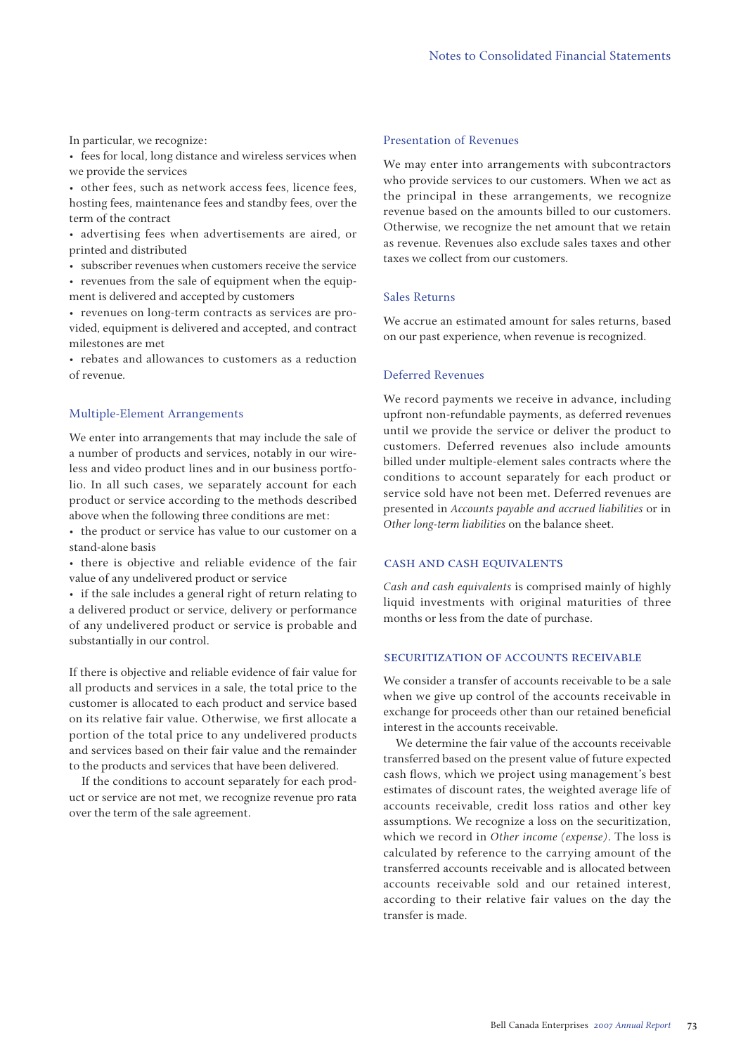In particular, we recognize:

- fees for local, long distance and wireless services when we provide the services
- other fees, such as network access fees, licence fees, hosting fees, maintenance fees and standby fees, over the term of the contract
- advertising fees when advertisements are aired, or printed and distributed
- subscriber revenues when customers receive the service
- revenues from the sale of equipment when the equipment is delivered and accepted by customers
- revenues on long-term contracts as services are provided, equipment is delivered and accepted, and contract milestones are met
- rebates and allowances to customers as a reduction of revenue.

### Multiple-Element Arrangements

We enter into arrangements that may include the sale of a number of products and services, notably in our wireless and video product lines and in our business portfolio. In all such cases, we separately account for each product or service according to the methods described above when the following three conditions are met:

- the product or service has value to our customer on a stand-alone basis
- there is objective and reliable evidence of the fair value of any undelivered product or service
- if the sale includes a general right of return relating to a delivered product or service, delivery or performance of any undelivered product or service is probable and substantially in our control.

If there is objective and reliable evidence of fair value for all products and services in a sale, the total price to the customer is allocated to each product and service based on its relative fair value. Otherwise, we first allocate a portion of the total price to any undelivered products and services based on their fair value and the remainder to the products and services that have been delivered.

If the conditions to account separately for each product or service are not met, we recognize revenue pro rata over the term of the sale agreement.

### Presentation of Revenues

We may enter into arrangements with subcontractors who provide services to our customers. When we act as the principal in these arrangements, we recognize revenue based on the amounts billed to our customers. Otherwise, we recognize the net amount that we retain as revenue. Revenues also exclude sales taxes and other taxes we collect from our customers.

### Sales Returns

We accrue an estimated amount for sales returns, based on our past experience, when revenue is recognized.

### Deferred Revenues

We record payments we receive in advance, including upfront non-refundable payments, as deferred revenues until we provide the service or deliver the product to customers. Deferred revenues also include amounts billed under multiple-element sales contracts where the conditions to account separately for each product or service sold have not been met. Deferred revenues are presented in *Accounts payable and accrued liabilities* or in *Other long-term liabilities* on the balance sheet.

## CASH AND CASH EQUIVALENTS

*Cash and cash equivalents* is comprised mainly of highly liquid investments with original maturities of three months or less from the date of purchase.

## SECURITIZATION OF ACCOUNTS RECEIVABLE

We consider a transfer of accounts receivable to be a sale when we give up control of the accounts receivable in exchange for proceeds other than our retained beneficial interest in the accounts receivable.

We determine the fair value of the accounts receivable transferred based on the present value of future expected cash flows, which we project using management's best estimates of discount rates, the weighted average life of accounts receivable, credit loss ratios and other key assumptions. We recognize a loss on the securitization, which we record in *Other income (expense)*. The loss is calculated by reference to the carrying amount of the transferred accounts receivable and is allocated between accounts receivable sold and our retained interest, according to their relative fair values on the day the transfer is made.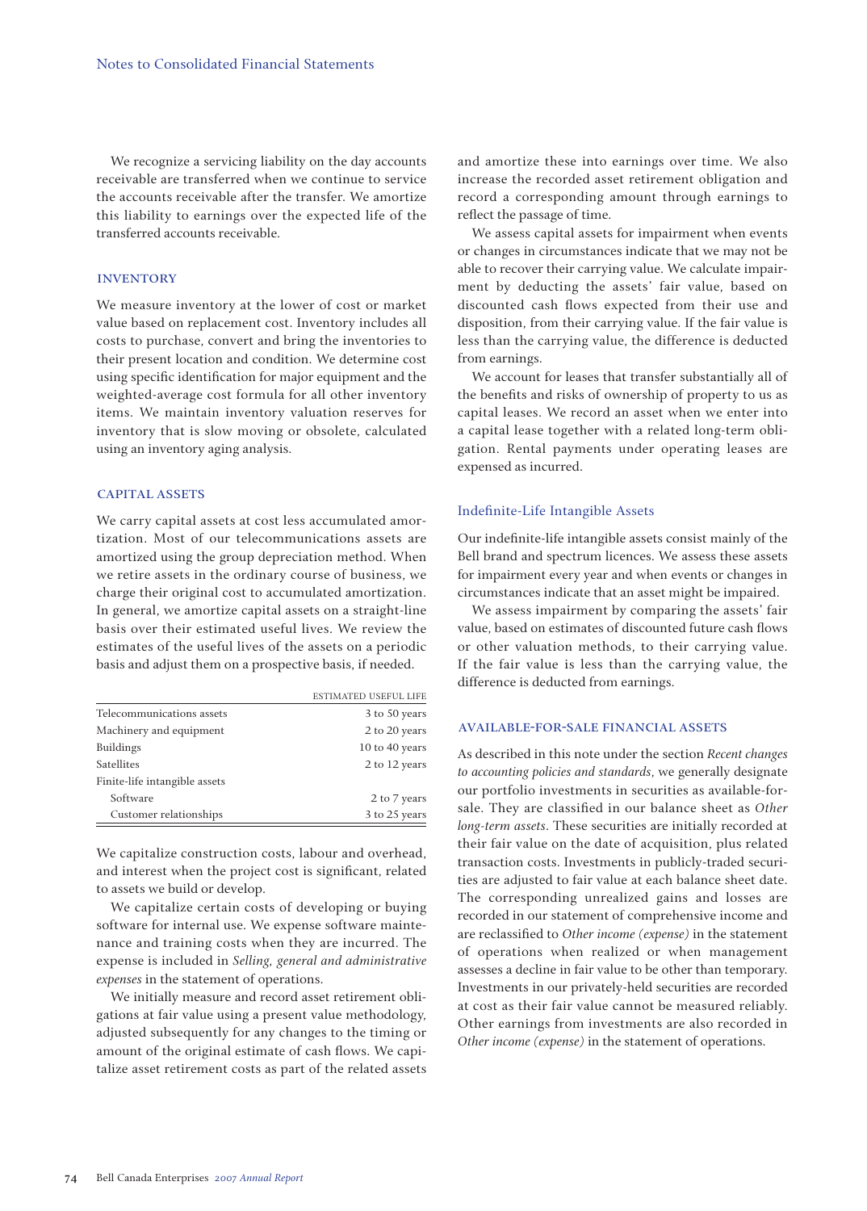We recognize a servicing liability on the day accounts receivable are transferred when we continue to service the accounts receivable after the transfer. We amortize this liability to earnings over the expected life of the transferred accounts receivable.

## INVENTORY

We measure inventory at the lower of cost or market value based on replacement cost. Inventory includes all costs to purchase, convert and bring the inventories to their present location and condition. We determine cost using specific identification for major equipment and the weighted-average cost formula for all other inventory items. We maintain inventory valuation reserves for inventory that is slow moving or obsolete, calculated using an inventory aging analysis.

## CAPITAL ASSETS

We carry capital assets at cost less accumulated amortization. Most of our telecommunications assets are amortized using the group depreciation method. When we retire assets in the ordinary course of business, we charge their original cost to accumulated amortization. In general, we amortize capital assets on a straight-line basis over their estimated useful lives. We review the estimates of the useful lives of the assets on a periodic basis and adjust them on a prospective basis, if needed.

| | ESTIMATED USEFUL LIFE |
|---|---|
| Telecommunications assets | 3 to 50 years |
| Machinery and equipment | 2 to 20 years |
| Buildings | 10 to 40 years |
| Satellites | 2 to 12 years |
| Finite-life intangible assets | |
| Software | 2 to 7 years |
| Customer relationships | 3 to 25 years |

We capitalize construction costs, labour and overhead, and interest when the project cost is significant, related to assets we build or develop.

We capitalize certain costs of developing or buying software for internal use. We expense software maintenance and training costs when they are incurred. The expense is included in *Selling, general and administrative expenses* in the statement of operations.

We initially measure and record asset retirement obligations at fair value using a present value methodology, adjusted subsequently for any changes to the timing or amount of the original estimate of cash flows. We capitalize asset retirement costs as part of the related assets and amortize these into earnings over time. We also increase the recorded asset retirement obligation and record a corresponding amount through earnings to reflect the passage of time.

We assess capital assets for impairment when events or changes in circumstances indicate that we may not be able to recover their carrying value. We calculate impairment by deducting the assets' fair value, based on discounted cash flows expected from their use and disposition, from their carrying value. If the fair value is less than the carrying value, the difference is deducted from earnings.

We account for leases that transfer substantially all of the benefits and risks of ownership of property to us as capital leases. We record an asset when we enter into a capital lease together with a related long-term obligation. Rental payments under operating leases are expensed as incurred.

### Indefinite-Life Intangible Assets

Our indefinite-life intangible assets consist mainly of the Bell brand and spectrum licences. We assess these assets for impairment every year and when events or changes in circumstances indicate that an asset might be impaired.

We assess impairment by comparing the assets' fair value, based on estimates of discounted future cash flows or other valuation methods, to their carrying value. If the fair value is less than the carrying value, the difference is deducted from earnings.

## AVAILABLE-FOR-SALE FINANCIAL ASSETS

As described in this note under the section *Recent changes to accounting policies and standards*, we generally designate our portfolio investments in securities as available-for-sale. They are classified in our balance sheet as *Other long-term assets*. These securities are initially recorded at their fair value on the date of acquisition, plus related transaction costs. Investments in publicly-traded securities are adjusted to fair value at each balance sheet date. The corresponding unrealized gains and losses are recorded in our statement of comprehensive income and are reclassified to *Other income (expense)* in the statement of operations when realized or when management assesses a decline in fair value to be other than temporary. Investments in our privately-held securities are recorded at cost as their fair value cannot be measured reliably. Other earnings from investments are also recorded in *Other income (expense)* in the statement of operations.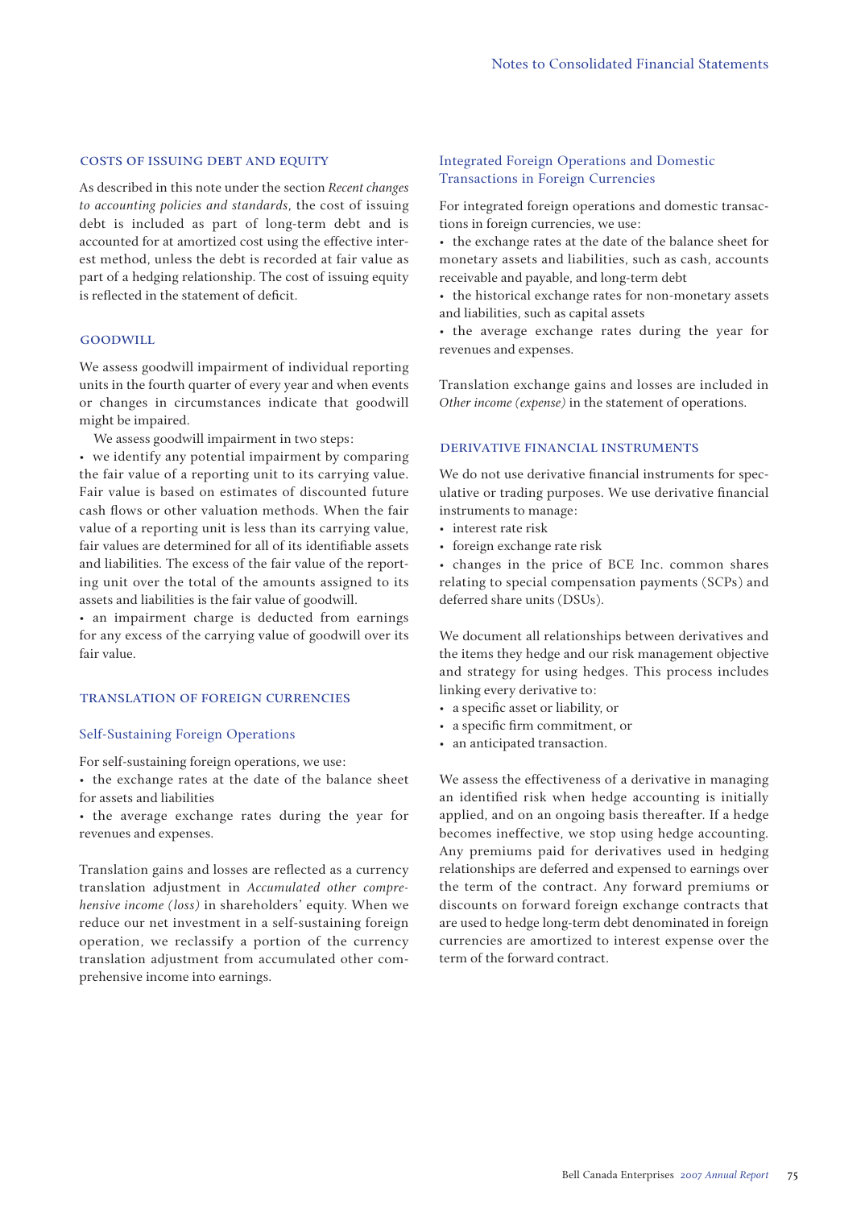## COSTS OF ISSUING DEBT AND EQUITY

As described in this note under the section *Recent changes to accounting policies and standards*, the cost of issuing debt is included as part of long-term debt and is accounted for at amortized cost using the effective interest method, unless the debt is recorded at fair value as part of a hedging relationship. The cost of issuing equity is reflected in the statement of deficit.

## GOODWILL

We assess goodwill impairment of individual reporting units in the fourth quarter of every year and when events or changes in circumstances indicate that goodwill might be impaired.

We assess goodwill impairment in two steps:

- we identify any potential impairment by comparing the fair value of a reporting unit to its carrying value. Fair value is based on estimates of discounted future cash flows or other valuation methods. When the fair value of a reporting unit is less than its carrying value, fair values are determined for all of its identifiable assets and liabilities. The excess of the fair value of the reporting unit over the total of the amounts assigned to its assets and liabilities is the fair value of goodwill.
- an impairment charge is deducted from earnings for any excess of the carrying value of goodwill over its fair value.

## TRANSLATION OF FOREIGN CURRENCIES

### Self-Sustaining Foreign Operations

For self-sustaining foreign operations, we use:

- the exchange rates at the date of the balance sheet for assets and liabilities
- the average exchange rates during the year for revenues and expenses.

Translation gains and losses are reflected as a currency translation adjustment in *Accumulated other comprehensive income (loss)* in shareholders' equity. When we reduce our net investment in a self-sustaining foreign operation, we reclassify a portion of the currency translation adjustment from accumulated other comprehensive income into earnings.

### Integrated Foreign Operations and Domestic Transactions in Foreign Currencies

For integrated foreign operations and domestic transactions in foreign currencies, we use:

- the exchange rates at the date of the balance sheet for monetary assets and liabilities, such as cash, accounts receivable and payable, and long-term debt
- the historical exchange rates for non-monetary assets and liabilities, such as capital assets
- the average exchange rates during the year for revenues and expenses.

Translation exchange gains and losses are included in *Other income (expense)* in the statement of operations.

## DERIVATIVE FINANCIAL INSTRUMENTS

We do not use derivative financial instruments for speculative or trading purposes. We use derivative financial instruments to manage:

- interest rate risk
- foreign exchange rate risk
- changes in the price of BCE Inc. common shares relating to special compensation payments (SCPs) and deferred share units (DSUs).

We document all relationships between derivatives and the items they hedge and our risk management objective and strategy for using hedges. This process includes linking every derivative to:

- a specific asset or liability, or
- a specific firm commitment, or
- an anticipated transaction.

We assess the effectiveness of a derivative in managing an identified risk when hedge accounting is initially applied, and on an ongoing basis thereafter. If a hedge becomes ineffective, we stop using hedge accounting. Any premiums paid for derivatives used in hedging relationships are deferred and expensed to earnings over the term of the contract. Any forward premiums or discounts on forward foreign exchange contracts that are used to hedge long-term debt denominated in foreign currencies are amortized to interest expense over the term of the forward contract.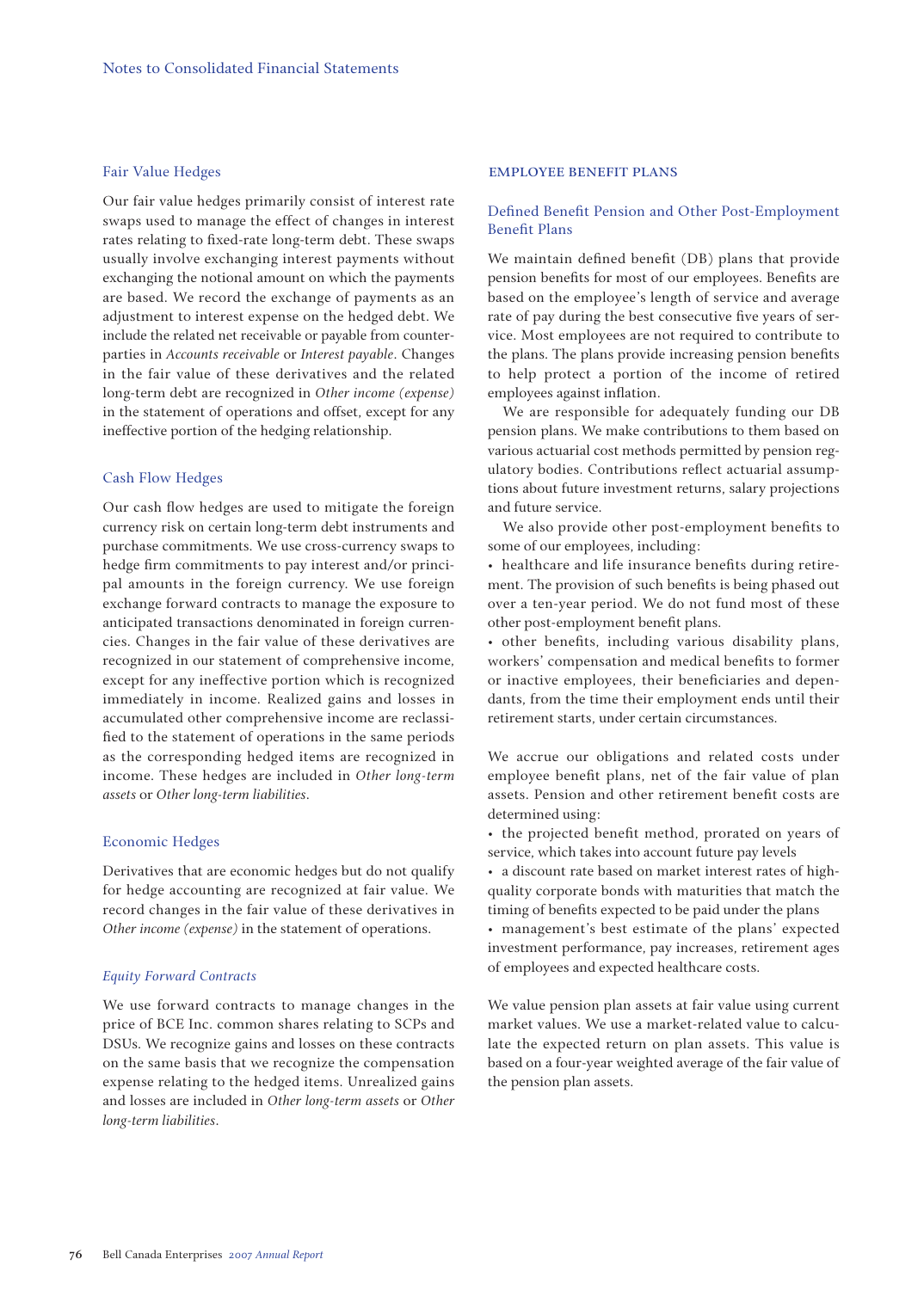### Fair Value Hedges

Our fair value hedges primarily consist of interest rate swaps used to manage the effect of changes in interest rates relating to fixed-rate long-term debt. These swaps usually involve exchanging interest payments without exchanging the notional amount on which the payments are based. We record the exchange of payments as an adjustment to interest expense on the hedged debt. We include the related net receivable or payable from counterparties in *Accounts receivable* or *Interest payable*. Changes in the fair value of these derivatives and the related long-term debt are recognized in *Other income (expense)* in the statement of operations and offset, except for any ineffective portion of the hedging relationship.

### Cash Flow Hedges

Our cash flow hedges are used to mitigate the foreign currency risk on certain long-term debt instruments and purchase commitments. We use cross-currency swaps to hedge firm commitments to pay interest and/or principal amounts in the foreign currency. We use foreign exchange forward contracts to manage the exposure to anticipated transactions denominated in foreign currencies. Changes in the fair value of these derivatives are recognized in our statement of comprehensive income, except for any ineffective portion which is recognized immediately in income. Realized gains and losses in accumulated other comprehensive income are reclassified to the statement of operations in the same periods as the corresponding hedged items are recognized in income. These hedges are included in *Other long-term assets* or *Other long-term liabilities*.

### Economic Hedges

Derivatives that are economic hedges but do not qualify for hedge accounting are recognized at fair value. We record changes in the fair value of these derivatives in *Other income (expense)* in the statement of operations.

#### *Equity Forward Contracts*

We use forward contracts to manage changes in the price of BCE Inc. common shares relating to SCPs and DSUs. We recognize gains and losses on these contracts on the same basis that we recognize the compensation expense relating to the hedged items. Unrealized gains and losses are included in *Other long-term assets* or *Other long-term liabilities*.

## EMPLOYEE BENEFIT PLANS

### Defined Benefit Pension and Other Post-Employment Benefit Plans

We maintain defined benefit (DB) plans that provide pension benefits for most of our employees. Benefits are based on the employee's length of service and average rate of pay during the best consecutive five years of service. Most employees are not required to contribute to the plans. The plans provide increasing pension benefits to help protect a portion of the income of retired employees against inflation.

We are responsible for adequately funding our DB pension plans. We make contributions to them based on various actuarial cost methods permitted by pension regulatory bodies. Contributions reflect actuarial assumptions about future investment returns, salary projections and future service.

We also provide other post-employment benefits to some of our employees, including:

- healthcare and life insurance benefits during retirement. The provision of such benefits is being phased out over a ten-year period. We do not fund most of these other post-employment benefit plans.
- other benefits, including various disability plans, workers' compensation and medical benefits to former or inactive employees, their beneficiaries and dependants, from the time their employment ends until their retirement starts, under certain circumstances.

We accrue our obligations and related costs under employee benefit plans, net of the fair value of plan assets. Pension and other retirement benefit costs are determined using:

- the projected benefit method, prorated on years of service, which takes into account future pay levels
- a discount rate based on market interest rates of high-quality corporate bonds with maturities that match the timing of benefits expected to be paid under the plans
- management's best estimate of the plans' expected investment performance, pay increases, retirement ages of employees and expected healthcare costs.

We value pension plan assets at fair value using current market values. We use a market-related value to calculate the expected return on plan assets. This value is based on a four-year weighted average of the fair value of the pension plan assets.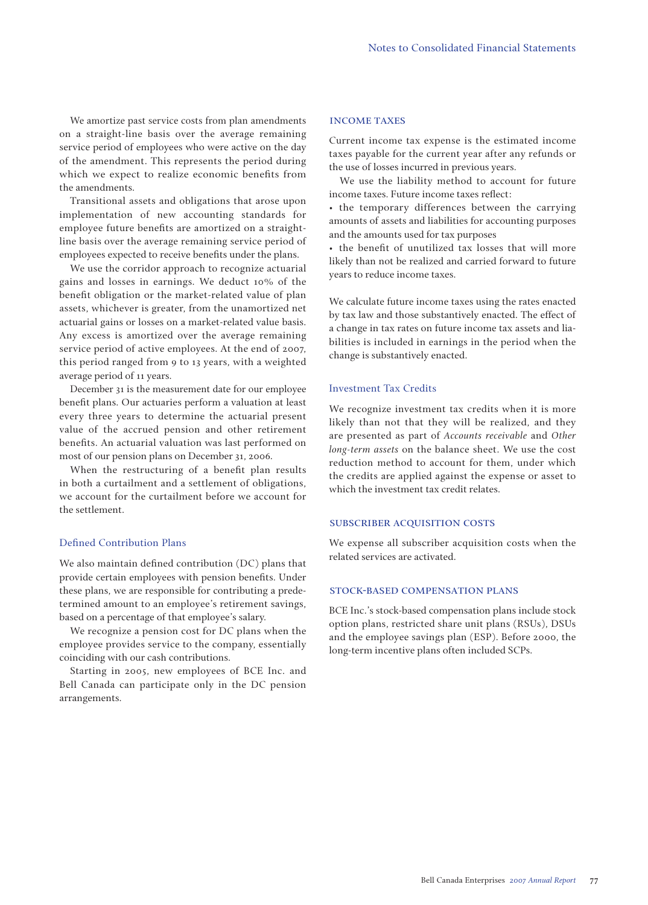We amortize past service costs from plan amendments on a straight-line basis over the average remaining service period of employees who were active on the day of the amendment. This represents the period during which we expect to realize economic benefits from the amendments.

Transitional assets and obligations that arose upon implementation of new accounting standards for employee future benefits are amortized on a straight-line basis over the average remaining service period of employees expected to receive benefits under the plans.

We use the corridor approach to recognize actuarial gains and losses in earnings. We deduct 10% of the benefit obligation or the market-related value of plan assets, whichever is greater, from the unamortized net actuarial gains or losses on a market-related value basis. Any excess is amortized over the average remaining service period of active employees. At the end of 2007, this period ranged from 9 to 13 years, with a weighted average period of 11 years.

December 31 is the measurement date for our employee benefit plans. Our actuaries perform a valuation at least every three years to determine the actuarial present value of the accrued pension and other retirement benefits. An actuarial valuation was last performed on most of our pension plans on December 31, 2006.

When the restructuring of a benefit plan results in both a curtailment and a settlement of obligations, we account for the curtailment before we account for the settlement.

### Defined Contribution Plans

We also maintain defined contribution (DC) plans that provide certain employees with pension benefits. Under these plans, we are responsible for contributing a predetermined amount to an employee's retirement savings, based on a percentage of that employee's salary.

We recognize a pension cost for DC plans when the employee provides service to the company, essentially coinciding with our cash contributions.

Starting in 2005, new employees of BCE Inc. and Bell Canada can participate only in the DC pension arrangements.

## INCOME TAXES

Current income tax expense is the estimated income taxes payable for the current year after any refunds or the use of losses incurred in previous years.

We use the liability method to account for future income taxes. Future income taxes reflect:

- the temporary differences between the carrying amounts of assets and liabilities for accounting purposes and the amounts used for tax purposes
- the benefit of unutilized tax losses that will more likely than not be realized and carried forward to future years to reduce income taxes.

We calculate future income taxes using the rates enacted by tax law and those substantively enacted. The effect of a change in tax rates on future income tax assets and liabilities is included in earnings in the period when the change is substantively enacted.

### Investment Tax Credits

We recognize investment tax credits when it is more likely than not that they will be realized, and they are presented as part of *Accounts receivable* and *Other long-term assets* on the balance sheet. We use the cost reduction method to account for them, under which the credits are applied against the expense or asset to which the investment tax credit relates.

## SUBSCRIBER ACQUISITION COSTS

We expense all subscriber acquisition costs when the related services are activated.

## STOCK-BASED COMPENSATION PLANS

BCE Inc.'s stock-based compensation plans include stock option plans, restricted share unit plans (RSUs), DSUs and the employee savings plan (ESP). Before 2000, the long-term incentive plans often included SCPs.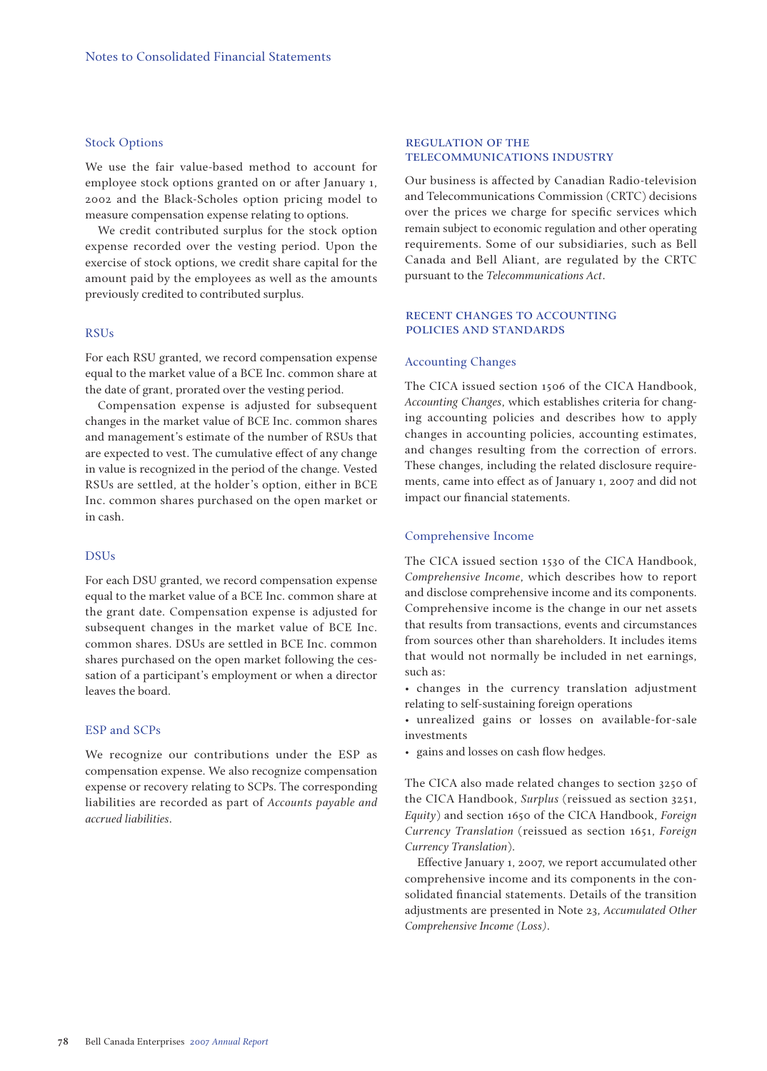### Stock Options

We use the fair value-based method to account for employee stock options granted on or after January 1, 2002 and the Black-Scholes option pricing model to measure compensation expense relating to options.

We credit contributed surplus for the stock option expense recorded over the vesting period. Upon the exercise of stock options, we credit share capital for the amount paid by the employees as well as the amounts previously credited to contributed surplus.

### RSUs

For each RSU granted, we record compensation expense equal to the market value of a BCE Inc. common share at the date of grant, prorated over the vesting period.

Compensation expense is adjusted for subsequent changes in the market value of BCE Inc. common shares and management's estimate of the number of RSUs that are expected to vest. The cumulative effect of any change in value is recognized in the period of the change. Vested RSUs are settled, at the holder's option, either in BCE Inc. common shares purchased on the open market or in cash.

### DSUs

For each DSU granted, we record compensation expense equal to the market value of a BCE Inc. common share at the grant date. Compensation expense is adjusted for subsequent changes in the market value of BCE Inc. common shares. DSUs are settled in BCE Inc. common shares purchased on the open market following the cessation of a participant's employment or when a director leaves the board.

### ESP and SCPs

We recognize our contributions under the ESP as compensation expense. We also recognize compensation expense or recovery relating to SCPs. The corresponding liabilities are recorded as part of *Accounts payable and accrued liabilities*.

## REGULATION OF THE TELECOMMUNICATIONS INDUSTRY

Our business is affected by Canadian Radio-television and Telecommunications Commission (CRTC) decisions over the prices we charge for specific services which remain subject to economic regulation and other operating requirements. Some of our subsidiaries, such as Bell Canada and Bell Aliant, are regulated by the CRTC pursuant to the *Telecommunications Act*.

## RECENT CHANGES TO ACCOUNTING POLICIES AND STANDARDS

### Accounting Changes

The CICA issued section 1506 of the CICA Handbook, *Accounting Changes*, which establishes criteria for changing accounting policies and describes how to apply changes in accounting policies, accounting estimates, and changes resulting from the correction of errors. These changes, including the related disclosure requirements, came into effect as of January 1, 2007 and did not impact our financial statements.

### Comprehensive Income

The CICA issued section 1530 of the CICA Handbook, *Comprehensive Income*, which describes how to report and disclose comprehensive income and its components. Comprehensive income is the change in our net assets that results from transactions, events and circumstances from sources other than shareholders. It includes items that would not normally be included in net earnings, such as:

- changes in the currency translation adjustment relating to self-sustaining foreign operations
- unrealized gains or losses on available-for-sale investments
- gains and losses on cash flow hedges.

The CICA also made related changes to section 3250 of the CICA Handbook, *Surplus* (reissued as section 3251, *Equity*) and section 1650 of the CICA Handbook, *Foreign Currency Translation* (reissued as section 1651, *Foreign Currency Translation*).

Effective January 1, 2007, we report accumulated other comprehensive income and its components in the consolidated financial statements. Details of the transition adjustments are presented in Note 23, *Accumulated Other Comprehensive Income (Loss)*.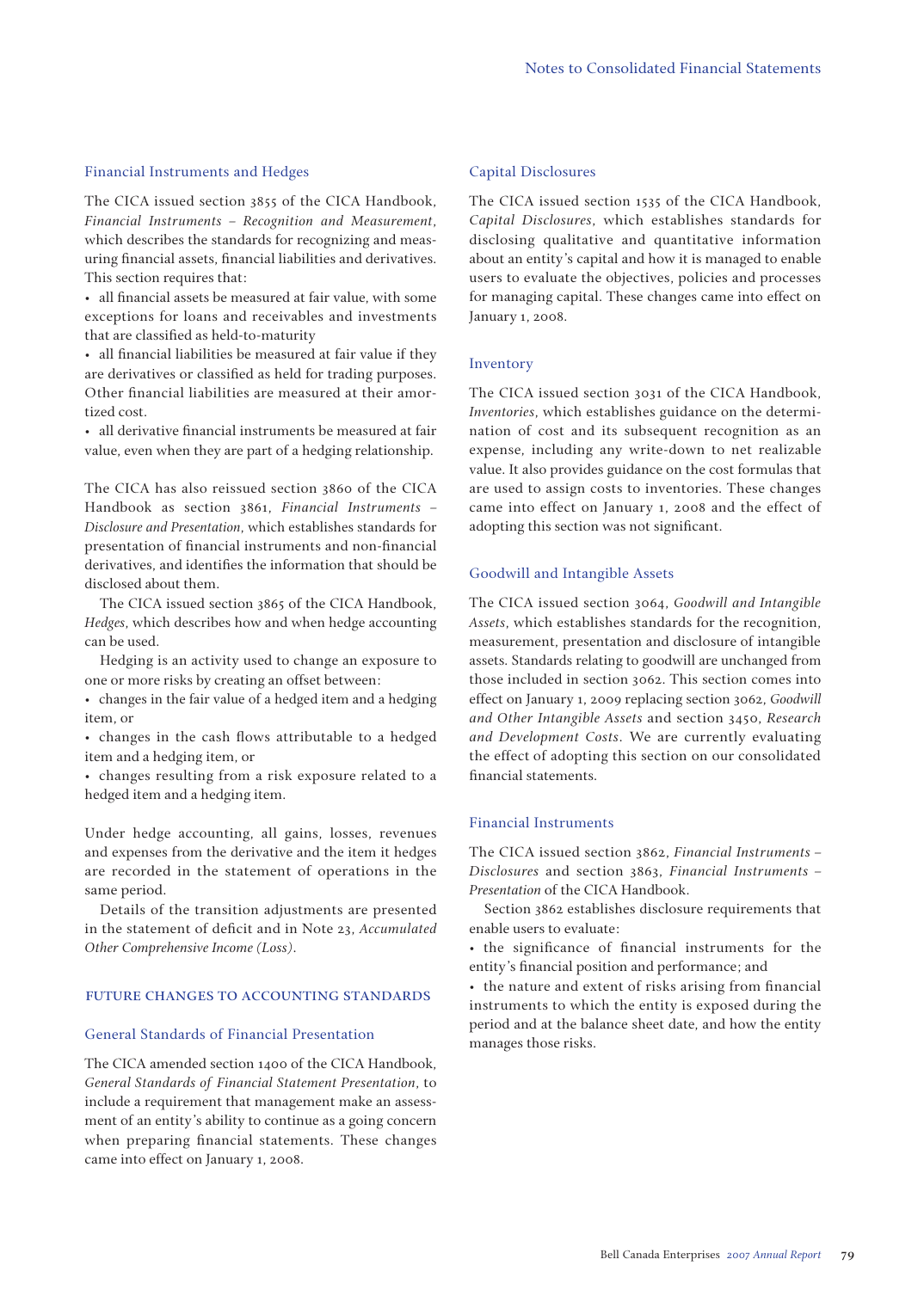### Financial Instruments and Hedges

The CICA issued section 3855 of the CICA Handbook, *Financial Instruments – Recognition and Measurement*, which describes the standards for recognizing and measuring financial assets, financial liabilities and derivatives. This section requires that:

- all financial assets be measured at fair value, with some exceptions for loans and receivables and investments that are classified as held-to-maturity
- all financial liabilities be measured at fair value if they are derivatives or classified as held for trading purposes. Other financial liabilities are measured at their amortized cost.
- all derivative financial instruments be measured at fair value, even when they are part of a hedging relationship.

The CICA has also reissued section 3860 of the CICA Handbook as section 3861, *Financial Instruments – Disclosure and Presentation*, which establishes standards for presentation of financial instruments and non-financial derivatives, and identifies the information that should be disclosed about them.

The CICA issued section 3865 of the CICA Handbook, *Hedges*, which describes how and when hedge accounting can be used.

Hedging is an activity used to change an exposure to one or more risks by creating an offset between:

- changes in the fair value of a hedged item and a hedging item, or
- changes in the cash flows attributable to a hedged item and a hedging item, or
- changes resulting from a risk exposure related to a hedged item and a hedging item.

Under hedge accounting, all gains, losses, revenues and expenses from the derivative and the item it hedges are recorded in the statement of operations in the same period.

Details of the transition adjustments are presented in the statement of deficit and in Note 23, *Accumulated Other Comprehensive Income (Loss)*.

## FUTURE CHANGES TO ACCOUNTING STANDARDS

### General Standards of Financial Presentation

The CICA amended section 1400 of the CICA Handbook, *General Standards of Financial Statement Presentation*, to include a requirement that management make an assessment of an entity's ability to continue as a going concern when preparing financial statements. These changes came into effect on January 1, 2008.

### Capital Disclosures

The CICA issued section 1535 of the CICA Handbook, *Capital Disclosures*, which establishes standards for disclosing qualitative and quantitative information about an entity's capital and how it is managed to enable users to evaluate the objectives, policies and processes for managing capital. These changes came into effect on January 1, 2008.

### Inventory

The CICA issued section 3031 of the CICA Handbook, *Inventories*, which establishes guidance on the determination of cost and its subsequent recognition as an expense, including any write-down to net realizable value. It also provides guidance on the cost formulas that are used to assign costs to inventories. These changes came into effect on January 1, 2008 and the effect of adopting this section was not significant.

### Goodwill and Intangible Assets

The CICA issued section 3064, *Goodwill and Intangible Assets*, which establishes standards for the recognition, measurement, presentation and disclosure of intangible assets. Standards relating to goodwill are unchanged from those included in section 3062. This section comes into effect on January 1, 2009 replacing section 3062, *Goodwill and Other Intangible Assets* and section 3450, *Research and Development Costs*. We are currently evaluating the effect of adopting this section on our consolidated financial statements.

### Financial Instruments

The CICA issued section 3862, *Financial Instruments – Disclosures* and section 3863, *Financial Instruments – Presentation* of the CICA Handbook.

Section 3862 establishes disclosure requirements that enable users to evaluate:

- the significance of financial instruments for the entity's financial position and performance; and
- the nature and extent of risks arising from financial instruments to which the entity is exposed during the period and at the balance sheet date, and how the entity manages those risks.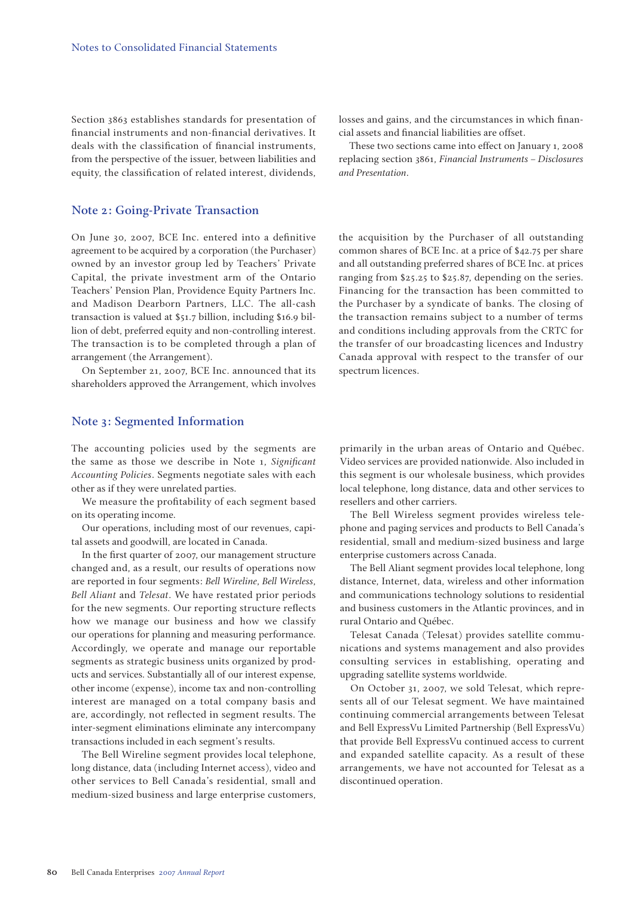Section 3863 establishes standards for presentation of financial instruments and non-financial derivatives. It deals with the classification of financial instruments, from the perspective of the issuer, between liabilities and equity, the classification of related interest, dividends, losses and gains, and the circumstances in which financial assets and financial liabilities are offset.

These two sections came into effect on January 1, 2008 replacing section 3861, *Financial Instruments – Disclosures and Presentation*.

## Note 2: Going-Private Transaction

On June 30, 2007, BCE Inc. entered into a definitive agreement to be acquired by a corporation (the Purchaser) owned by an investor group led by Teachers' Private Capital, the private investment arm of the Ontario Teachers' Pension Plan, Providence Equity Partners Inc. and Madison Dearborn Partners, LLC. The all-cash transaction is valued at $51.7 billion, including $16.9 billion of debt, preferred equity and non-controlling interest. The transaction is to be completed through a plan of arrangement (the Arrangement).

On September 21, 2007, BCE Inc. announced that its shareholders approved the Arrangement, which involves the acquisition by the Purchaser of all outstanding common shares of BCE Inc. at a price of $42.75 per share and all outstanding preferred shares of BCE Inc. at prices ranging from $25.25 to $25.87, depending on the series. Financing for the transaction has been committed to the Purchaser by a syndicate of banks. The closing of the transaction remains subject to a number of terms and conditions including approvals from the CRTC for the transfer of our broadcasting licences and Industry Canada approval with respect to the transfer of our spectrum licences.

## Note 3: Segmented Information

The accounting policies used by the segments are the same as those we describe in Note 1, *Significant Accounting Policies*. Segments negotiate sales with each other as if they were unrelated parties.

We measure the profitability of each segment based on its operating income.

Our operations, including most of our revenues, capital assets and goodwill, are located in Canada.

In the first quarter of 2007, our management structure changed and, as a result, our results of operations now are reported in four segments: *Bell Wireline*, *Bell Wireless*, *Bell Aliant* and *Telesat*. We have restated prior periods for the new segments. Our reporting structure reflects how we manage our business and how we classify our operations for planning and measuring performance. Accordingly, we operate and manage our reportable segments as strategic business units organized by products and services. Substantially all of our interest expense, other income (expense), income tax and non-controlling interest are managed on a total company basis and are, accordingly, not reflected in segment results. The inter-segment eliminations eliminate any intercompany transactions included in each segment's results.

The Bell Wireline segment provides local telephone, long distance, data (including Internet access), video and other services to Bell Canada's residential, small and medium-sized business and large enterprise customers, primarily in the urban areas of Ontario and Québec. Video services are provided nationwide. Also included in this segment is our wholesale business, which provides local telephone, long distance, data and other services to resellers and other carriers.

The Bell Wireless segment provides wireless telephone and paging services and products to Bell Canada's residential, small and medium-sized business and large enterprise customers across Canada.

The Bell Aliant segment provides local telephone, long distance, Internet, data, wireless and other information and communications technology solutions to residential and business customers in the Atlantic provinces, and in rural Ontario and Québec.

Telesat Canada (Telesat) provides satellite communications and systems management and also provides consulting services in establishing, operating and upgrading satellite systems worldwide.

On October 31, 2007, we sold Telesat, which represents all of our Telesat segment. We have maintained continuing commercial arrangements between Telesat and Bell ExpressVu Limited Partnership (Bell ExpressVu) that provide Bell ExpressVu continued access to current and expanded satellite capacity. As a result of these arrangements, we have not accounted for Telesat as a discontinued operation.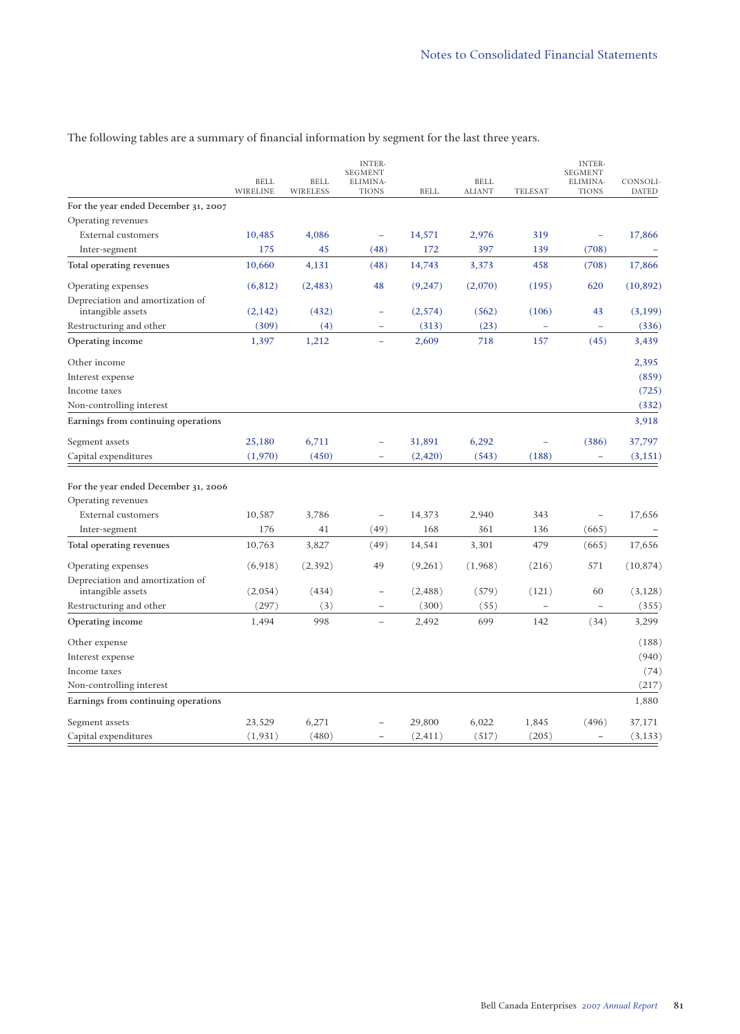The following tables are a summary of financial information by segment for the last three years.

| | BELL WIRELINE | BELL WIRELESS | INTER-SEGMENT ELIMINATIONS | BELL | BELL ALIANT | TELESAT | INTER-SEGMENT ELIMINATIONS | CONSOLIDATED |
|---|---|---|---|---|---|---|---|---|
| **For the year ended December 31, 2007** | | | | | | | | |
| Operating revenues | | | | | | | | |
| External customers | 10,485 | 4,086 | – | 14,571 | 2,976 | 319 | – | 17,866 |
| Inter-segment | 175 | 45 | (48) | 172 | 397 | 139 | (708) | – |
| **Total operating revenues** | 10,660 | 4,131 | (48) | 14,743 | 3,373 | 458 | (708) | 17,866 |
| Operating expenses | (6,812) | (2,483) | 48 | (9,247) | (2,070) | (195) | 620 | (10,892) |
| Depreciation and amortization of intangible assets | (2,142) | (432) | – | (2,574) | (562) | (106) | 43 | (3,199) |
| Restructuring and other | (309) | (4) | – | (313) | (23) | – | – | (336) |
| **Operating income** | 1,397 | 1,212 | – | 2,609 | 718 | 157 | (45) | 3,439 |
| Other income | | | | | | | | 2,395 |
| Interest expense | | | | | | | | (859) |
| Income taxes | | | | | | | | (725) |
| Non-controlling interest | | | | | | | | (332) |
| **Earnings from continuing operations** | | | | | | | | 3,918 |
| Segment assets | 25,180 | 6,711 | – | 31,891 | 6,292 | – | (386) | 37,797 |
| Capital expenditures | (1,970) | (450) | – | (2,420) | (543) | (188) | – | (3,151) |
| **For the year ended December 31, 2006** | | | | | | | | |
| Operating revenues | | | | | | | | |
| External customers | 10,587 | 3,786 | – | 14,373 | 2,940 | 343 | – | 17,656 |
| Inter-segment | 176 | 41 | (49) | 168 | 361 | 136 | (665) | – |
| **Total operating revenues** | 10,763 | 3,827 | (49) | 14,541 | 3,301 | 479 | (665) | 17,656 |
| Operating expenses | (6,918) | (2,392) | 49 | (9,261) | (1,968) | (216) | 571 | (10,874) |
| Depreciation and amortization of intangible assets | (2,054) | (434) | – | (2,488) | (579) | (121) | 60 | (3,128) |
| Restructuring and other | (297) | (3) | – | (300) | (55) | – | – | (355) |
| **Operating income** | 1,494 | 998 | – | 2,492 | 699 | 142 | (34) | 3,299 |
| Other expense | | | | | | | | (188) |
| Interest expense | | | | | | | | (940) |
| Income taxes | | | | | | | | (74) |
| Non-controlling interest | | | | | | | | (217) |
| **Earnings from continuing operations** | | | | | | | | 1,880 |
| Segment assets | 23,529 | 6,271 | – | 29,800 | 6,022 | 1,845 | (496) | 37,171 |
| Capital expenditures | (1,931) | (480) | – | (2,411) | (517) | (205) | – | (3,133) |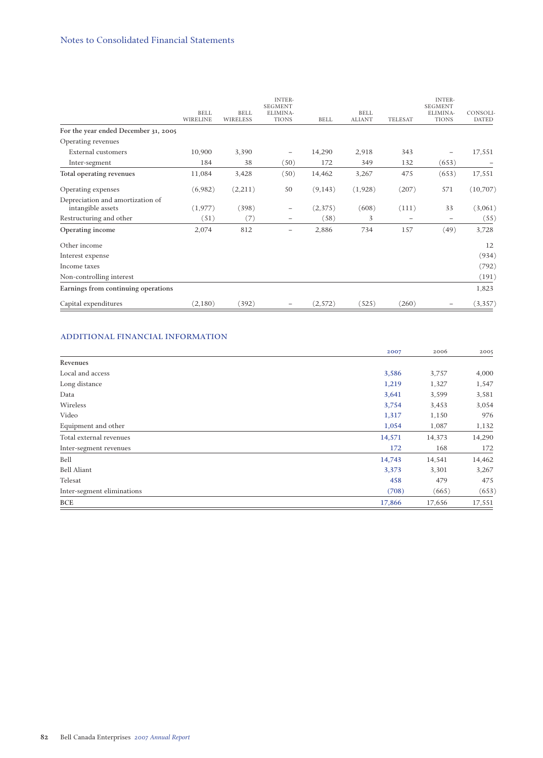## Notes to Consolidated Financial Statements

| | BELL WIRELINE | BELL WIRELESS | INTER-SEGMENT ELIMINATIONS | BELL | BELL ALIANT | TELESAT | INTER-SEGMENT ELIMINATIONS | CONSOLIDATED |
|---|---|---|---|---|---|---|---|---|
| **For the year ended December 31, 2005** | | | | | | | | |
| Operating revenues | | | | | | | | |
| External customers | 10,900 | 3,390 | – | 14,290 | 2,918 | 343 | – | 17,551 |
| Inter-segment | 184 | 38 | (50) | 172 | 349 | 132 | (653) | – |
| **Total operating revenues** | 11,084 | 3,428 | (50) | 14,462 | 3,267 | 475 | (653) | 17,551 |
| Operating expenses | (6,982) | (2,211) | 50 | (9,143) | (1,928) | (207) | 571 | (10,707) |
| Depreciation and amortization of intangible assets | (1,977) | (398) | – | (2,375) | (608) | (111) | 33 | (3,061) |
| Restructuring and other | (51) | (7) | – | (58) | 3 | – | – | (55) |
| **Operating income** | 2,074 | 812 | – | 2,886 | 734 | 157 | (49) | 3,728 |
| Other income | | | | | | | | 12 |
| Interest expense | | | | | | | | (934) |
| Income taxes | | | | | | | | (792) |
| Non-controlling interest | | | | | | | | (191) |
| **Earnings from continuing operations** | | | | | | | | 1,823 |
| Capital expenditures | (2,180) | (392) | – | (2,572) | (525) | (260) | – | (3,357) |

### ADDITIONAL FINANCIAL INFORMATION

| | 2007 | 2006 | 2005 |
|---|---|---|---|
| Revenues | | | |
| Local and access | 3,586 | 3,757 | 4,000 |
| Long distance | 1,219 | 1,327 | 1,547 |
| Data | 3,641 | 3,599 | 3,581 |
| Wireless | 3,754 | 3,453 | 3,054 |
| Video | 1,317 | 1,150 | 976 |
| Equipment and other | 1,054 | 1,087 | 1,132 |
| Total external revenues | 14,571 | 14,373 | 14,290 |
| Inter-segment revenues | 172 | 168 | 172 |
| Bell | 14,743 | 14,541 | 14,462 |
| Bell Aliant | 3,373 | 3,301 | 3,267 |
| Telesat | 458 | 479 | 475 |
| Inter-segment eliminations | (708) | (665) | (653) |
| BCE | 17,866 | 17,656 | 17,551 |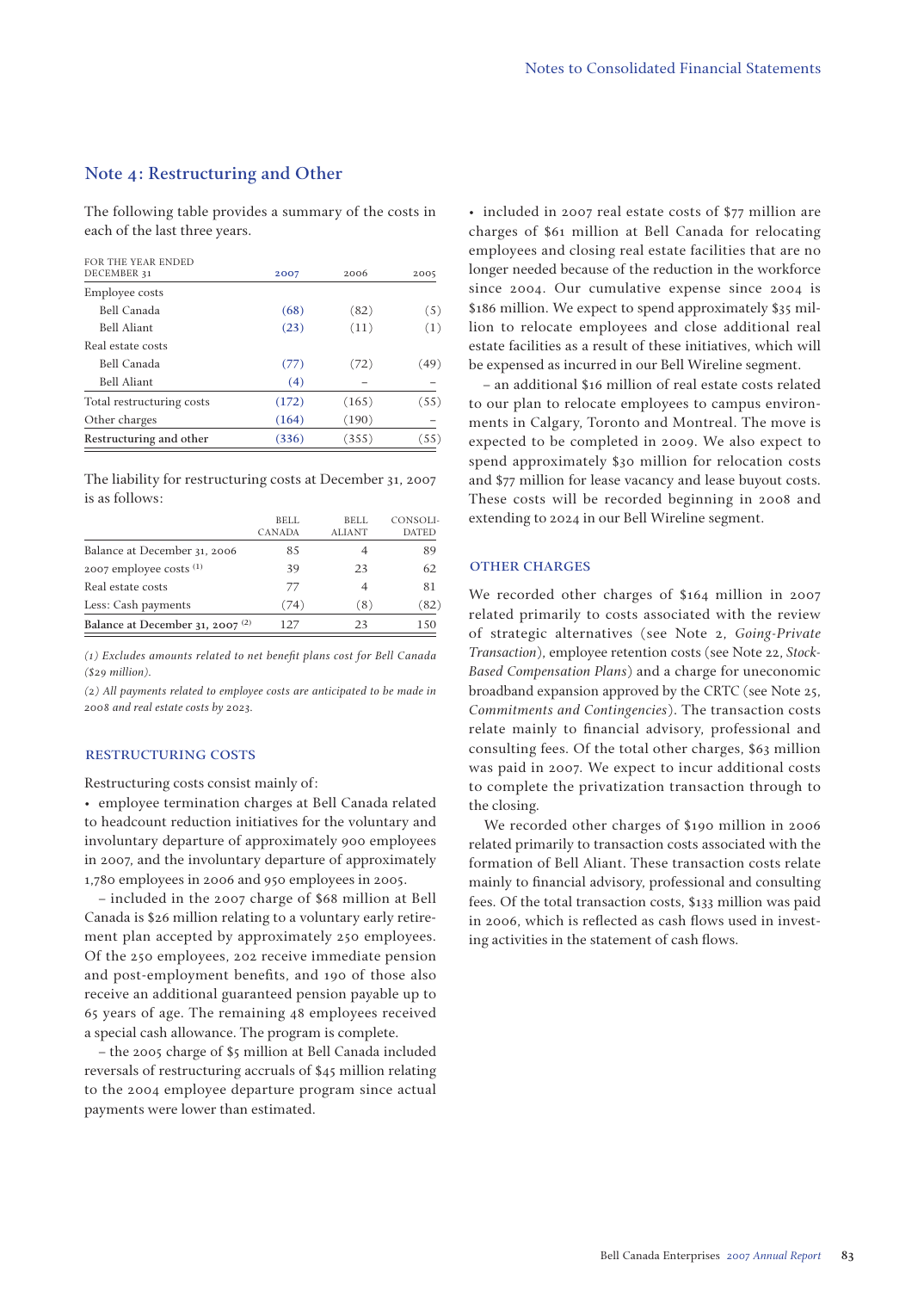## Note 4: Restructuring and Other

The following table provides a summary of the costs in each of the last three years.

| FOR THE YEAR ENDED DECEMBER 31 | 2007 | 2006 | 2005 |
|---|---|---|---|
| Employee costs | | | |
| Bell Canada | (68) | (82) | (5) |
| Bell Aliant | (23) | (11) | (1) |
| Real estate costs | | | |
| Bell Canada | (77) | (72) | (49) |
| Bell Aliant | (4) | – | – |
| Total restructuring costs | (172) | (165) | (55) |
| Other charges | (164) | (190) | – |
| **Restructuring and other** | **(336)** | **(355)** | **(55)** |

The liability for restructuring costs at December 31, 2007 is as follows:

| | BELL CANADA | BELL ALIANT | CONSOLIDATED |
|---|---|---|---|
| Balance at December 31, 2006 | 85 | 4 | 89 |
| 2007 employee costs [1] | 39 | 23 | 62 |
| Real estate costs | 77 | 4 | 81 |
| Less: Cash payments | (74) | (8) | (82) |
| **Balance at December 31, 2007** [2] | **127** | **23** | **150** |

*(1) Excludes amounts related to net benefit plans cost for Bell Canada ($29 million).*

*(2) All payments related to employee costs are anticipated to be made in 2008 and real estate costs by 2023.*

### RESTRUCTURING COSTS

Restructuring costs consist mainly of:

- employee termination charges at Bell Canada related to headcount reduction initiatives for the voluntary and involuntary departure of approximately 900 employees in 2007, and the involuntary departure of approximately 1,780 employees in 2006 and 950 employees in 2005.
  - included in the 2007 charge of $68 million at Bell Canada is $26 million relating to a voluntary early retirement plan accepted by approximately 250 employees. Of the 250 employees, 202 receive immediate pension and post-employment benefits, and 190 of those also receive an additional guaranteed pension payable up to 65 years of age. The remaining 48 employees received a special cash allowance. The program is complete.
  - the 2005 charge of $5 million at Bell Canada included reversals of restructuring accruals of $45 million relating to the 2004 employee departure program since actual payments were lower than estimated.
- included in 2007 real estate costs of $77 million are charges of $61 million at Bell Canada for relocating employees and closing real estate facilities that are no longer needed because of the reduction in the workforce since 2004. Our cumulative expense since 2004 is $186 million. We expect to spend approximately $35 million to relocate employees and close additional real estate facilities as a result of these initiatives, which will be expensed as incurred in our Bell Wireline segment.
  - an additional $16 million of real estate costs related to our plan to relocate employees to campus environments in Calgary, Toronto and Montreal. The move is expected to be completed in 2009. We also expect to spend approximately $30 million for relocation costs and $77 million for lease vacancy and lease buyout costs. These costs will be recorded beginning in 2008 and extending to 2024 in our Bell Wireline segment.

### OTHER CHARGES

We recorded other charges of $164 million in 2007 related primarily to costs associated with the review of strategic alternatives (see Note 2, *Going-Private Transaction*), employee retention costs (see Note 22, *Stock-Based Compensation Plans*) and a charge for uneconomic broadband expansion approved by the CRTC (see Note 25, *Commitments and Contingencies*). The transaction costs relate mainly to financial advisory, professional and consulting fees. Of the total other charges, $63 million was paid in 2007. We expect to incur additional costs to complete the privatization transaction through to the closing.

We recorded other charges of $190 million in 2006 related primarily to transaction costs associated with the formation of Bell Aliant. These transaction costs relate mainly to financial advisory, professional and consulting fees. Of the total transaction costs, $133 million was paid in 2006, which is reflected as cash flows used in investing activities in the statement of cash flows.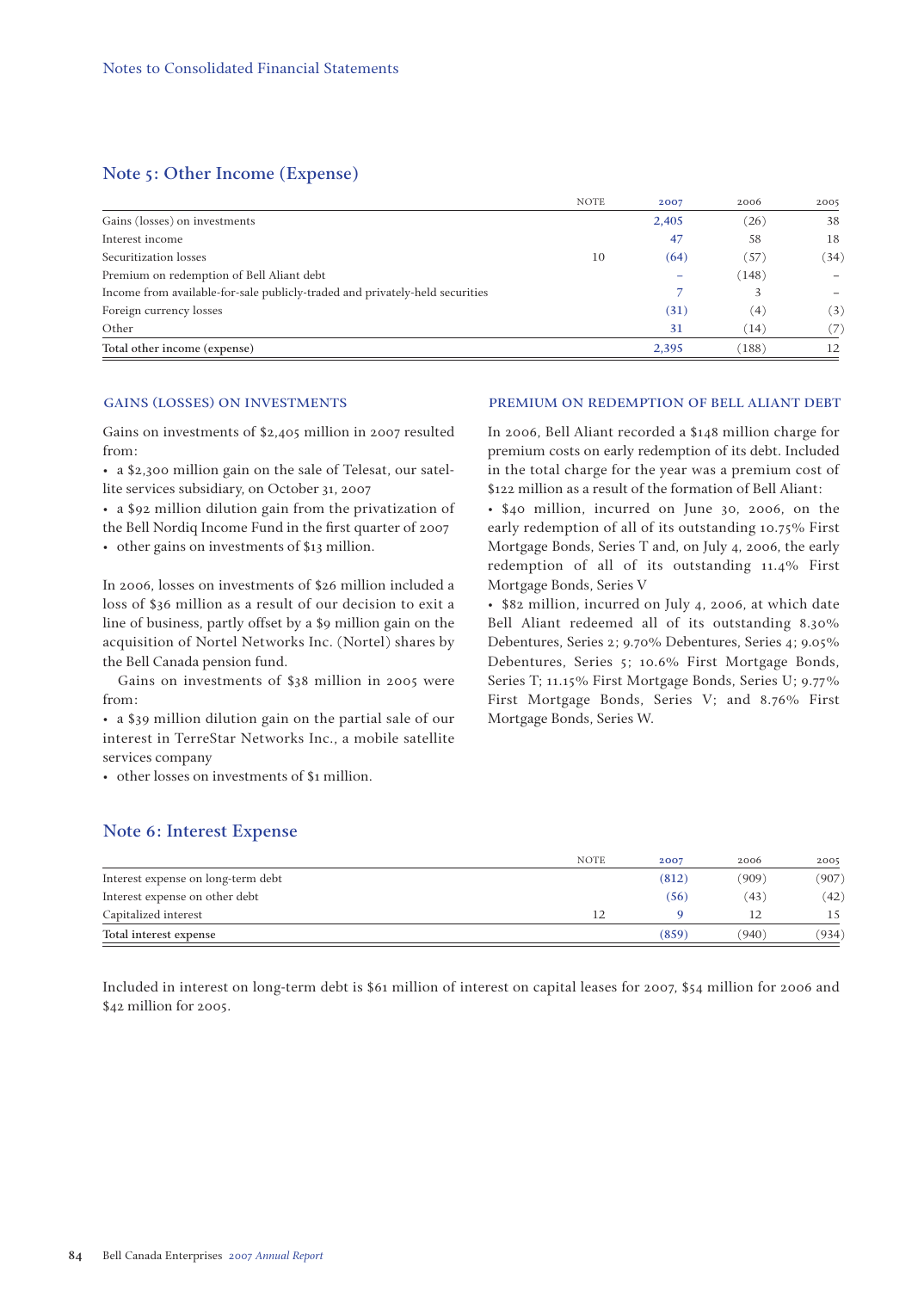## Note 5: Other Income (Expense)

| | NOTE | 2007 | 2006 | 2005 |
|---|---|---|---|---|
| Gains (losses) on investments | | 2,405 | (26) | 38 |
| Interest income | | 47 | 58 | 18 |
| Securitization losses | 10 | (64) | (57) | (34) |
| Premium on redemption of Bell Aliant debt | | – | (148) | – |
| Income from available-for-sale publicly-traded and privately-held securities | | 7 | 3 | – |
| Foreign currency losses | | (31) | (4) | (3) |
| Other | | 31 | (14) | (7) |
| Total other income (expense) | | 2,395 | (188) | 12 |

### GAINS (LOSSES) ON INVESTMENTS

Gains on investments of $2,405 million in 2007 resulted from:

- a $2,300 million gain on the sale of Telesat, our satellite services subsidiary, on October 31, 2007
- a $92 million dilution gain from the privatization of the Bell Nordiq Income Fund in the first quarter of 2007
- other gains on investments of $13 million.

In 2006, losses on investments of $26 million included a loss of $36 million as a result of our decision to exit a line of business, partly offset by a $9 million gain on the acquisition of Nortel Networks Inc. (Nortel) shares by the Bell Canada pension fund.

Gains on investments of $38 million in 2005 were from:

- a $39 million dilution gain on the partial sale of our interest in TerreStar Networks Inc., a mobile satellite services company
- other losses on investments of $1 million.

### PREMIUM ON REDEMPTION OF BELL ALIANT DEBT

In 2006, Bell Aliant recorded a $148 million charge for premium costs on early redemption of its debt. Included in the total charge for the year was a premium cost of $122 million as a result of the formation of Bell Aliant:

- $40 million, incurred on June 30, 2006, on the early redemption of all of its outstanding 10.75% First Mortgage Bonds, Series T and, on July 4, 2006, the early redemption of all of its outstanding 11.4% First Mortgage Bonds, Series V
- $82 million, incurred on July 4, 2006, at which date Bell Aliant redeemed all of its outstanding 8.30% Debentures, Series 2; 9.70% Debentures, Series 4; 9.05% Debentures, Series 5; 10.6% First Mortgage Bonds, Series T; 11.15% First Mortgage Bonds, Series U; 9.77% First Mortgage Bonds, Series V; and 8.76% First Mortgage Bonds, Series W.

## Note 6: Interest Expense

| | NOTE | 2007 | 2006 | 2005 |
|---|---|---|---|---|
| Interest expense on long-term debt | | (812) | (909) | (907) |
| Interest expense on other debt | | (56) | (43) | (42) |
| Capitalized interest | 12 | 9 | 12 | 15 |
| Total interest expense | | (859) | (940) | (934) |

Included in interest on long-term debt is $61 million of interest on capital leases for 2007, $54 million for 2006 and $42 million for 2005.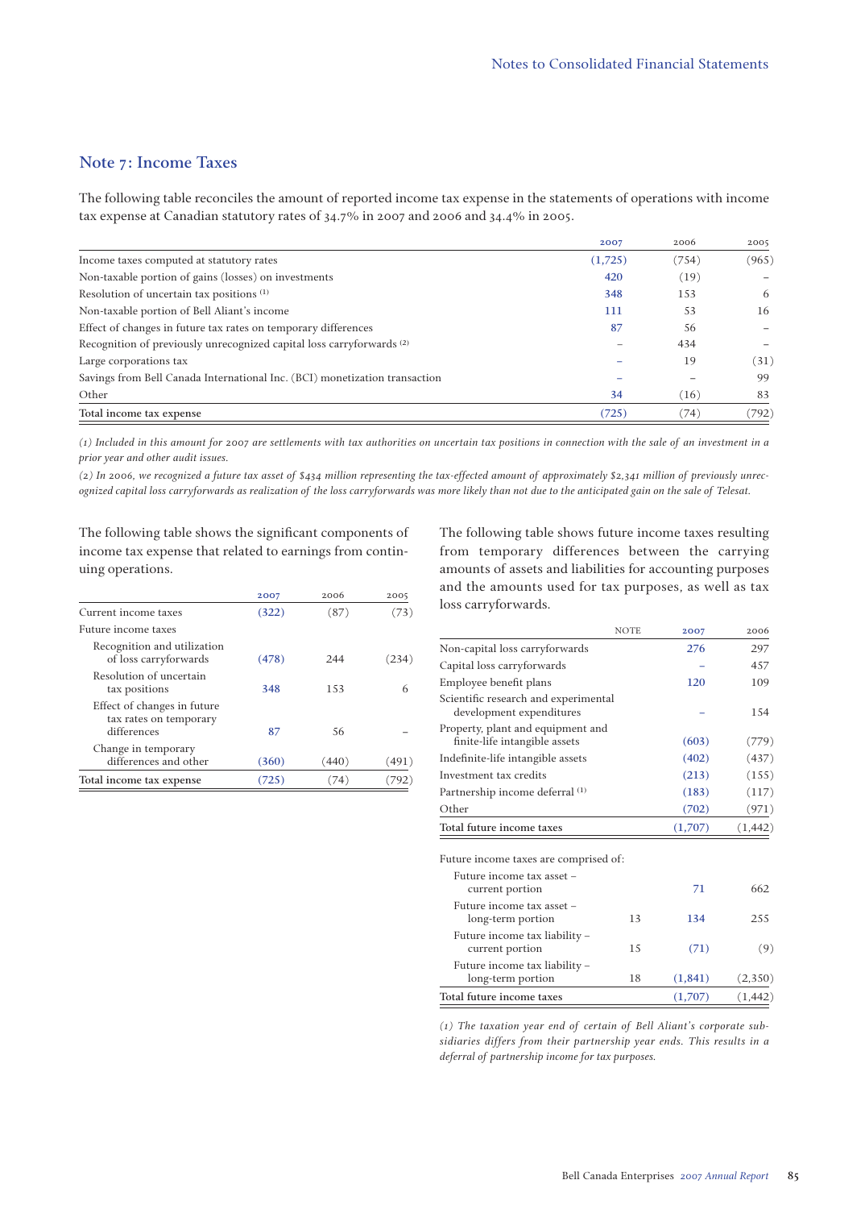## Note 7: Income Taxes

The following table reconciles the amount of reported income tax expense in the statements of operations with income tax expense at Canadian statutory rates of 34.7% in 2007 and 2006 and 34.4% in 2005.

| | 2007 | 2006 | 2005 |
|---|---|---|---|
| Income taxes computed at statutory rates | (1,725) | (754) | (965) |
| Non-taxable portion of gains (losses) on investments | 420 | (19) | – |
| Resolution of uncertain tax positions (1) | 348 | 153 | 6 |
| Non-taxable portion of Bell Aliant's income | 111 | 53 | 16 |
| Effect of changes in future tax rates on temporary differences | 87 | 56 | – |
| Recognition of previously unrecognized capital loss carryforwards (2) | – | 434 | – |
| Large corporations tax | – | 19 | (31) |
| Savings from Bell Canada International Inc. (BCI) monetization transaction | – | – | 99 |
| Other | 34 | (16) | 83 |
| Total income tax expense | (725) | (74) | (792) |

*(1) Included in this amount for 2007 are settlements with tax authorities on uncertain tax positions in connection with the sale of an investment in a prior year and other audit issues.*

*(2) In 2006, we recognized a future tax asset of $434 million representing the tax-effected amount of approximately $2,341 million of previously unrecognized capital loss carryforwards as realization of the loss carryforwards was more likely than not due to the anticipated gain on the sale of Telesat.*

The following table shows the significant components of income tax expense that related to earnings from continuing operations.

| | 2007 | 2006 | 2005 |
|---|---|---|---|
| Current income taxes | (322) | (87) | (73) |
| Future income taxes | | | |
| Recognition and utilization of loss carryforwards | (478) | 244 | (234) |
| Resolution of uncertain tax positions | 348 | 153 | 6 |
| Effect of changes in future tax rates on temporary differences | 87 | 56 | – |
| Change in temporary differences and other | (360) | (440) | (491) |
| Total income tax expense | (725) | (74) | (792) |

The following table shows future income taxes resulting from temporary differences between the carrying amounts of assets and liabilities for accounting purposes and the amounts used for tax purposes, as well as tax loss carryforwards.

| | NOTE | 2007 | 2006 |
|---|---|---|---|
| Non-capital loss carryforwards | | 276 | 297 |
| Capital loss carryforwards | | – | 457 |
| Employee benefit plans | | 120 | 109 |
| Scientific research and experimental development expenditures | | – | 154 |
| Property, plant and equipment and finite-life intangible assets | | (603) | (779) |
| Indefinite-life intangible assets | | (402) | (437) |
| Investment tax credits | | (213) | (155) |
| Partnership income deferral (1) | | (183) | (117) |
| Other | | (702) | (971) |
| Total future income taxes | | (1,707) | (1,442) |
| Future income taxes are comprised of: | | | |
| Future income tax asset – current portion | | 71 | 662 |
| Future income tax asset – long-term portion | 13 | 134 | 255 |
| Future income tax liability – current portion | 15 | (71) | (9) |
| Future income tax liability – long-term portion | 18 | (1,841) | (2,350) |
| Total future income taxes | | (1,707) | (1,442) |

*(1) The taxation year end of certain of Bell Aliant's corporate subsidiaries differs from their partnership year ends. This results in a deferral of partnership income for tax purposes.*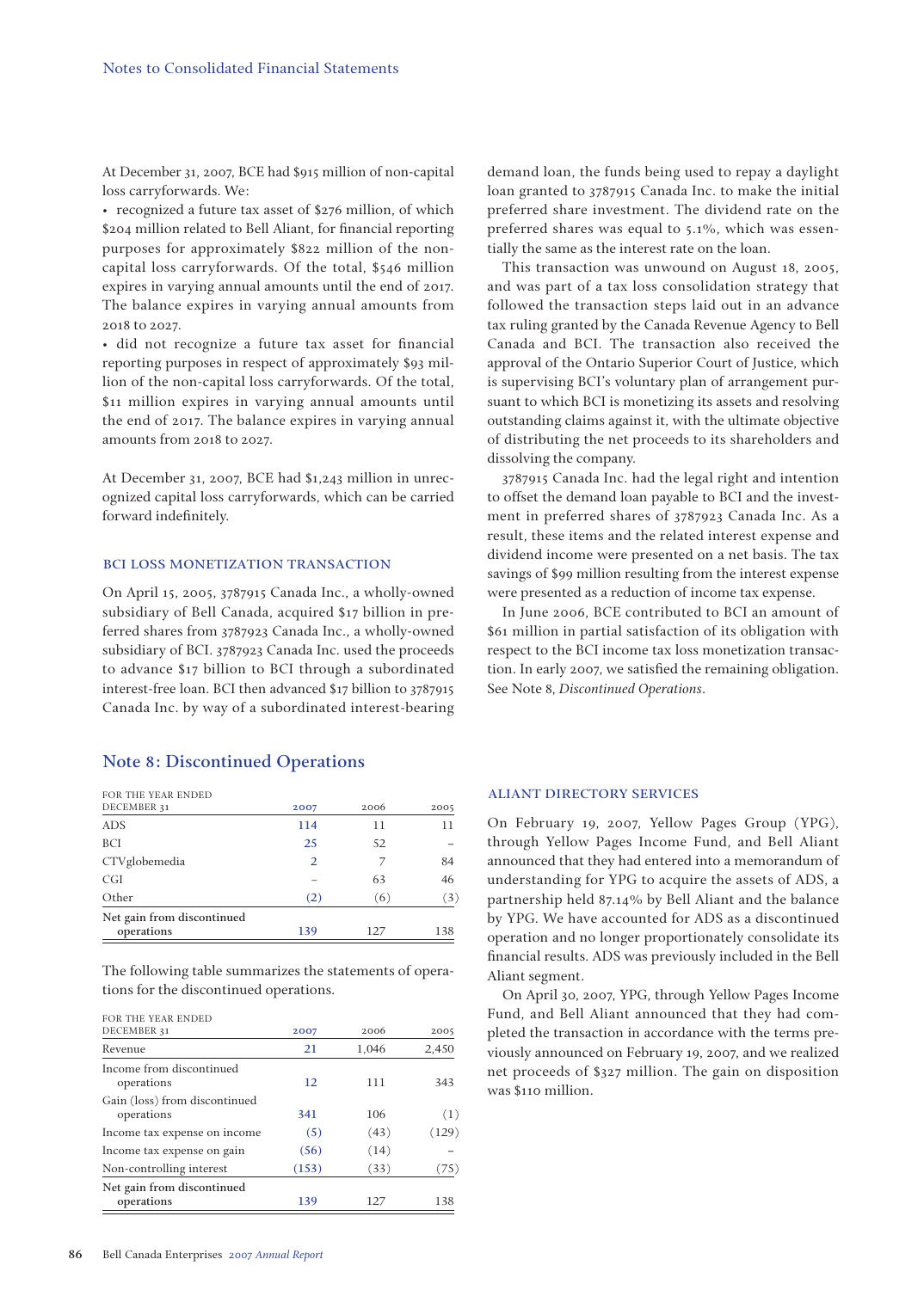At December 31, 2007, BCE had $915 million of non-capital loss carryforwards. We:

- recognized a future tax asset of $276 million, of which $204 million related to Bell Aliant, for financial reporting purposes for approximately $822 million of the non-capital loss carryforwards. Of the total, $546 million expires in varying annual amounts until the end of 2017. The balance expires in varying annual amounts from 2018 to 2027.
- did not recognize a future tax asset for financial reporting purposes in respect of approximately $93 million of the non-capital loss carryforwards. Of the total, $11 million expires in varying annual amounts until the end of 2017. The balance expires in varying annual amounts from 2018 to 2027.

At December 31, 2007, BCE had $1,243 million in unrecognized capital loss carryforwards, which can be carried forward indefinitely.

### BCI LOSS MONETIZATION TRANSACTION

On April 15, 2005, 3787915 Canada Inc., a wholly-owned subsidiary of Bell Canada, acquired $17 billion in preferred shares from 3787923 Canada Inc., a wholly-owned subsidiary of BCI. 3787923 Canada Inc. used the proceeds to advance $17 billion to BCI through a subordinated interest-free loan. BCI then advanced $17 billion to 3787915 Canada Inc. by way of a subordinated interest-bearing demand loan, the funds being used to repay a daylight loan granted to 3787915 Canada Inc. to make the initial preferred share investment. The dividend rate on the preferred shares was equal to 5.1%, which was essentially the same as the interest rate on the loan.

This transaction was unwound on August 18, 2005, and was part of a tax loss consolidation strategy that followed the transaction steps laid out in an advance tax ruling granted by the Canada Revenue Agency to Bell Canada and BCI. The transaction also received the approval of the Ontario Superior Court of Justice, which is supervising BCI's voluntary plan of arrangement pursuant to which BCI is monetizing its assets and resolving outstanding claims against it, with the ultimate objective of distributing the net proceeds to its shareholders and dissolving the company.

3787915 Canada Inc. had the legal right and intention to offset the demand loan payable to BCI and the investment in preferred shares of 3787923 Canada Inc. As a result, these items and the related interest expense and dividend income were presented on a net basis. The tax savings of $99 million resulting from the interest expense were presented as a reduction of income tax expense.

In June 2006, BCE contributed to BCI an amount of $61 million in partial satisfaction of its obligation with respect to the BCI income tax loss monetization transaction. In early 2007, we satisfied the remaining obligation. See Note 8, *Discontinued Operations*.

## Note 8: Discontinued Operations

| FOR THE YEAR ENDED DECEMBER 31 | 2007 | 2006 | 2005 |
|---|---|---|---|
| ADS | 114 | 11 | 11 |
| BCI | 25 | 52 | – |
| CTVglobemedia | 2 | 7 | 84 |
| CGI | – | 63 | 46 |
| Other | (2) | (6) | (3) |
| Net gain from discontinued operations | 139 | 127 | 138 |

The following table summarizes the statements of operations for the discontinued operations.

| FOR THE YEAR ENDED DECEMBER 31 | 2007 | 2006 | 2005 |
|---|---|---|---|
| Revenue | 21 | 1,046 | 2,450 |
| Income from discontinued operations | 12 | 111 | 343 |
| Gain (loss) from discontinued operations | 341 | 106 | (1) |
| Income tax expense on income | (5) | (43) | (129) |
| Income tax expense on gain | (56) | (14) | – |
| Non-controlling interest | (153) | (33) | (75) |
| Net gain from discontinued operations | 139 | 127 | 138 |

### ALIANT DIRECTORY SERVICES

On February 19, 2007, Yellow Pages Group (YPG), through Yellow Pages Income Fund, and Bell Aliant announced that they had entered into a memorandum of understanding for YPG to acquire the assets of ADS, a partnership held 87.14% by Bell Aliant and the balance by YPG. We have accounted for ADS as a discontinued operation and no longer proportionately consolidate its financial results. ADS was previously included in the Bell Aliant segment.

On April 30, 2007, YPG, through Yellow Pages Income Fund, and Bell Aliant announced that they had completed the transaction in accordance with the terms previously announced on February 19, 2007, and we realized net proceeds of $327 million. The gain on disposition was $110 million.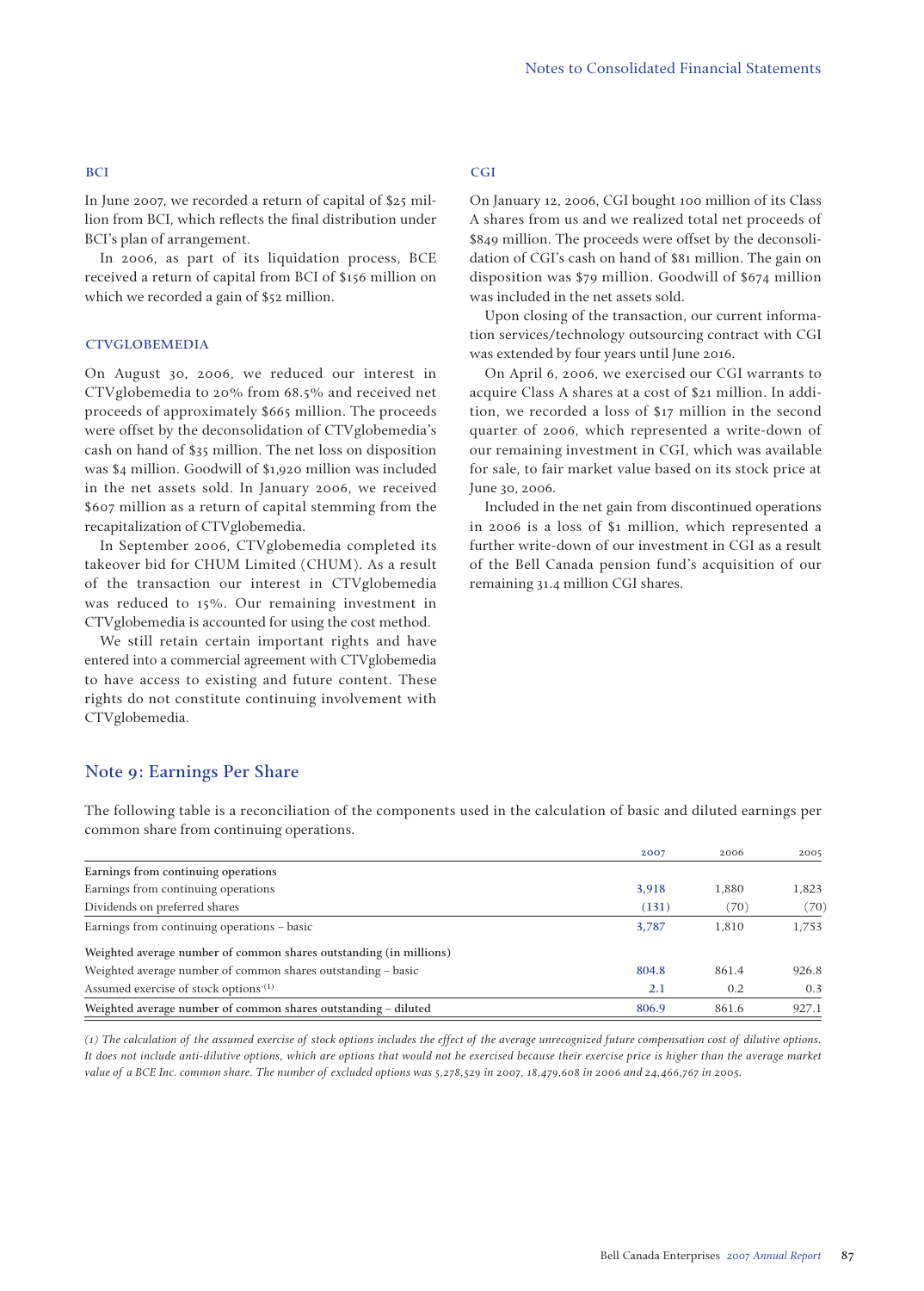### BCI

In June 2007, we recorded a return of capital of $25 million from BCI, which reflects the final distribution under BCI's plan of arrangement.

In 2006, as part of its liquidation process, BCE received a return of capital from BCI of $156 million on which we recorded a gain of $52 million.

### CTVGLOBEMEDIA

On August 30, 2006, we reduced our interest in CTVglobemedia to 20% from 68.5% and received net proceeds of approximately $665 million. The proceeds were offset by the deconsolidation of CTVglobemedia's cash on hand of $35 million. The net loss on disposition was $4 million. Goodwill of $1,920 million was included in the net assets sold. In January 2006, we received $607 million as a return of capital stemming from the recapitalization of CTVglobemedia.

In September 2006, CTVglobemedia completed its takeover bid for CHUM Limited (CHUM). As a result of the transaction our interest in CTVglobemedia was reduced to 15%. Our remaining investment in CTVglobemedia is accounted for using the cost method.

We still retain certain important rights and have entered into a commercial agreement with CTVglobemedia to have access to existing and future content. These rights do not constitute continuing involvement with CTVglobemedia.

### CGI

On January 12, 2006, CGI bought 100 million of its Class A shares from us and we realized total net proceeds of $849 million. The proceeds were offset by the deconsolidation of CGI's cash on hand of $81 million. The gain on disposition was $79 million. Goodwill of $674 million was included in the net assets sold.

Upon closing of the transaction, our current information services/technology outsourcing contract with CGI was extended by four years until June 2016.

On April 6, 2006, we exercised our CGI warrants to acquire Class A shares at a cost of $21 million. In addition, we recorded a loss of $17 million in the second quarter of 2006, which represented a write-down of our remaining investment in CGI, which was available for sale, to fair market value based on its stock price at June 30, 2006.

Included in the net gain from discontinued operations in 2006 is a loss of $1 million, which represented a further write-down of our investment in CGI as a result of the Bell Canada pension fund's acquisition of our remaining 31.4 million CGI shares.

## Note 9: Earnings Per Share

The following table is a reconciliation of the components used in the calculation of basic and diluted earnings per common share from continuing operations.

| | 2007 | 2006 | 2005 |
|---|---|---|---|
| **Earnings from continuing operations** | | | |
| Earnings from continuing operations | 3,918 | 1,880 | 1,823 |
| Dividends on preferred shares | (131) | (70) | (70) |
| Earnings from continuing operations – basic | 3,787 | 1,810 | 1,753 |
| **Weighted average number of common shares outstanding (in millions)** | | | |
| Weighted average number of common shares outstanding – basic | 804.8 | 861.4 | 926.8 |
| Assumed exercise of stock options [(1)] | 2.1 | 0.2 | 0.3 |
| Weighted average number of common shares outstanding – diluted | 806.9 | 861.6 | 927.1 |

*(1) The calculation of the assumed exercise of stock options includes the effect of the average unrecognized future compensation cost of dilutive options. It does not include anti-dilutive options, which are options that would not be exercised because their exercise price is higher than the average market value of a BCE Inc. common share. The number of excluded options was 5,278,529 in 2007, 18,479,608 in 2006 and 24,466,767 in 2005.*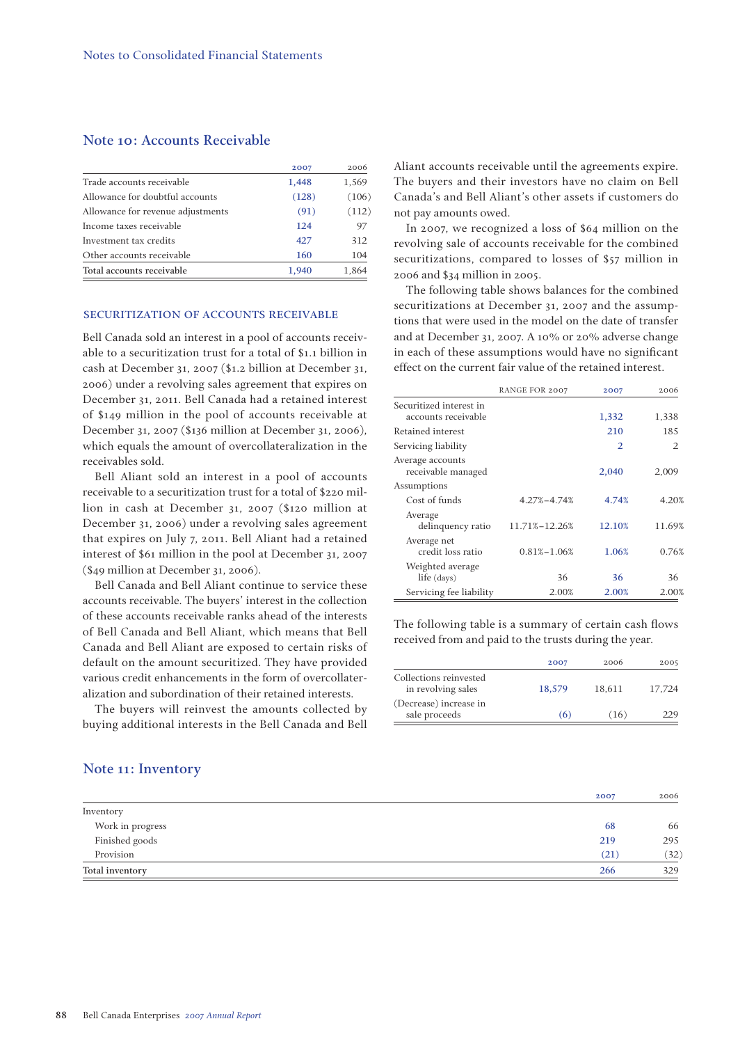## Note 10: Accounts Receivable

| | 2007 | 2006 |
|---|---|---|
| Trade accounts receivable | 1,448 | 1,569 |
| Allowance for doubtful accounts | (128) | (106) |
| Allowance for revenue adjustments | (91) | (112) |
| Income taxes receivable | 124 | 97 |
| Investment tax credits | 427 | 312 |
| Other accounts receivable | 160 | 104 |
| Total accounts receivable | 1,940 | 1,864 |

### SECURITIZATION OF ACCOUNTS RECEIVABLE

Bell Canada sold an interest in a pool of accounts receivable to a securitization trust for a total of $1.1 billion in cash at December 31, 2007 ($1.2 billion at December 31, 2006) under a revolving sales agreement that expires on December 31, 2011. Bell Canada had a retained interest of $149 million in the pool of accounts receivable at December 31, 2007 ($136 million at December 31, 2006), which equals the amount of overcollateralization in the receivables sold.

Bell Aliant sold an interest in a pool of accounts receivable to a securitization trust for a total of $220 million in cash at December 31, 2007 ($120 million at December 31, 2006) under a revolving sales agreement that expires on July 7, 2011. Bell Aliant had a retained interest of $61 million in the pool at December 31, 2007 ($49 million at December 31, 2006).

Bell Canada and Bell Aliant continue to service these accounts receivable. The buyers' interest in the collection of these accounts receivable ranks ahead of the interests of Bell Canada and Bell Aliant, which means that Bell Canada and Bell Aliant are exposed to certain risks of default on the amount securitized. They have provided various credit enhancements in the form of overcollateralization and subordination of their retained interests.

The buyers will reinvest the amounts collected by buying additional interests in the Bell Canada and Bell Aliant accounts receivable until the agreements expire. The buyers and their investors have no claim on Bell Canada's and Bell Aliant's other assets if customers do not pay amounts owed.

In 2007, we recognized a loss of $64 million on the revolving sale of accounts receivable for the combined securitizations, compared to losses of $57 million in 2006 and $34 million in 2005.

The following table shows balances for the combined securitizations at December 31, 2007 and the assumptions that were used in the model on the date of transfer and at December 31, 2007. A 10% or 20% adverse change in each of these assumptions would have no significant effect on the current fair value of the retained interest.

| | RANGE FOR 2007 | 2007 | 2006 |
|---|---|---|---|
| Securitized interest in accounts receivable | | 1,332 | 1,338 |
| Retained interest | | 210 | 185 |
| Servicing liability | | 2 | 2 |
| Average accounts receivable managed | | 2,040 | 2,009 |
| Assumptions | | | |
| Cost of funds | 4.27%–4.74% | 4.74% | 4.20% |
| Average delinquency ratio | 11.71%–12.26% | 12.10% | 11.69% |
| Average net credit loss ratio | 0.81%–1.06% | 1.06% | 0.76% |
| Weighted average life (days) | 36 | 36 | 36 |
| Servicing fee liability | 2.00% | 2.00% | 2.00% |

The following table is a summary of certain cash flows received from and paid to the trusts during the year.

| | 2007 | 2006 | 2005 |
|---|---|---|---|
| Collections reinvested in revolving sales | 18,579 | 18,611 | 17,724 |
| (Decrease) increase in sale proceeds | (6) | (16) | 229 |

## Note 11: Inventory

| | 2007 | 2006 |
|---|---|---|
| Inventory | | |
| Work in progress | 68 | 66 |
| Finished goods | 219 | 295 |
| Provision | (21) | (32) |
| Total inventory | 266 | 329 |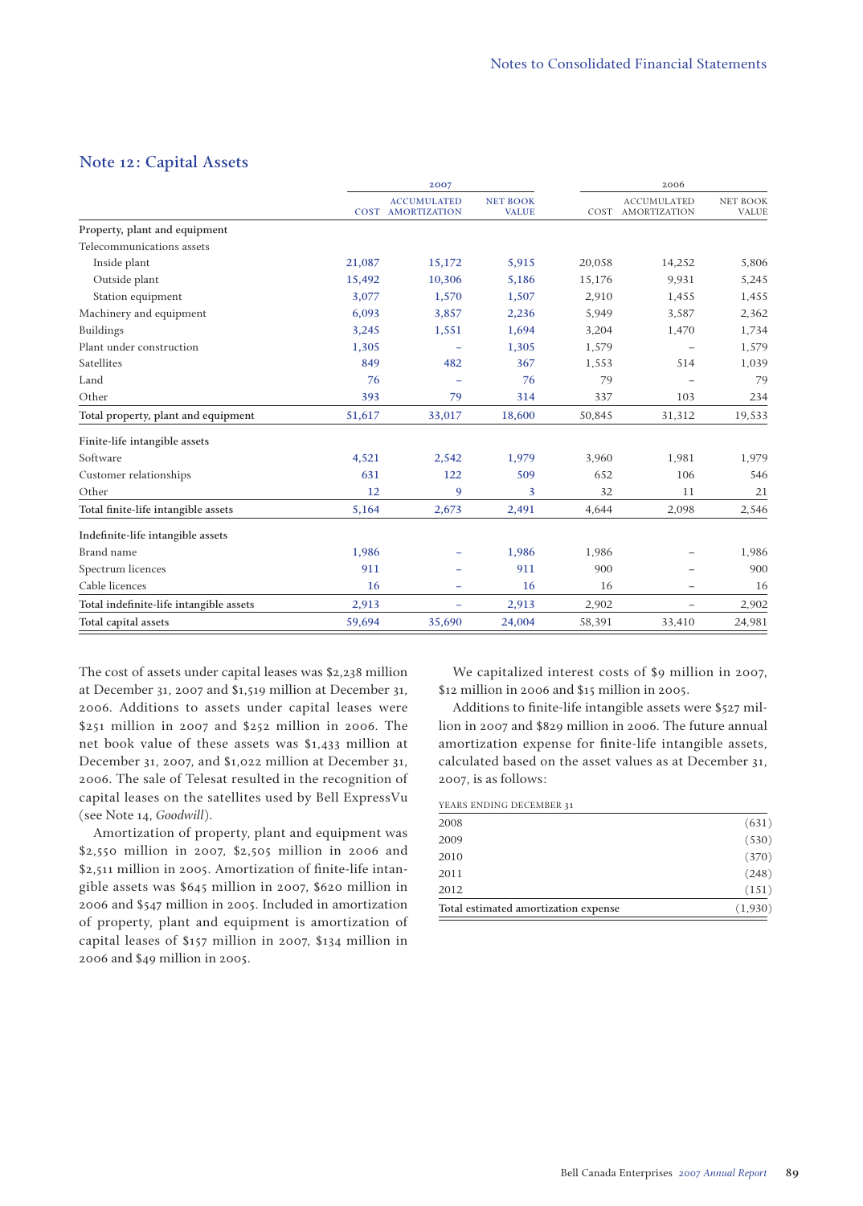## Note 12: Capital Assets

| | 2007 | | | 2006 | | |
|---|---|---|---|---|---|---|
| | COST | ACCUMULATED AMORTIZATION | NET BOOK VALUE | COST | ACCUMULATED AMORTIZATION | NET BOOK VALUE |
| **Property, plant and equipment** | | | | | | |
| Telecommunications assets | | | | | | |
| Inside plant | 21,087 | 15,172 | 5,915 | 20,058 | 14,252 | 5,806 |
| Outside plant | 15,492 | 10,306 | 5,186 | 15,176 | 9,931 | 5,245 |
| Station equipment | 3,077 | 1,570 | 1,507 | 2,910 | 1,455 | 1,455 |
| Machinery and equipment | 6,093 | 3,857 | 2,236 | 5,949 | 3,587 | 2,362 |
| Buildings | 3,245 | 1,551 | 1,694 | 3,204 | 1,470 | 1,734 |
| Plant under construction | 1,305 | – | 1,305 | 1,579 | – | 1,579 |
| Satellites | 849 | 482 | 367 | 1,553 | 514 | 1,039 |
| Land | 76 | – | 76 | 79 | – | 79 |
| Other | 393 | 79 | 314 | 337 | 103 | 234 |
| **Total property, plant and equipment** | 51,617 | 33,017 | 18,600 | 50,845 | 31,312 | 19,533 |
| **Finite-life intangible assets** | | | | | | |
| Software | 4,521 | 2,542 | 1,979 | 3,960 | 1,981 | 1,979 |
| Customer relationships | 631 | 122 | 509 | 652 | 106 | 546 |
| Other | 12 | 9 | 3 | 32 | 11 | 21 |
| **Total finite-life intangible assets** | 5,164 | 2,673 | 2,491 | 4,644 | 2,098 | 2,546 |
| **Indefinite-life intangible assets** | | | | | | |
| Brand name | 1,986 | – | 1,986 | 1,986 | – | 1,986 |
| Spectrum licences | 911 | – | 911 | 900 | – | 900 |
| Cable licences | 16 | – | 16 | 16 | – | 16 |
| **Total indefinite-life intangible assets** | 2,913 | – | 2,913 | 2,902 | – | 2,902 |
| **Total capital assets** | 59,694 | 35,690 | 24,004 | 58,391 | 33,410 | 24,981 |

The cost of assets under capital leases was $2,238 million at December 31, 2007 and $1,519 million at December 31, 2006. Additions to assets under capital leases were $251 million in 2007 and $252 million in 2006. The net book value of these assets was $1,433 million at December 31, 2007, and $1,022 million at December 31, 2006. The sale of Telesat resulted in the recognition of capital leases on the satellites used by Bell ExpressVu (see Note 14, *Goodwill*).

Amortization of property, plant and equipment was $2,550 million in 2007, $2,505 million in 2006 and $2,511 million in 2005. Amortization of finite-life intangible assets was $645 million in 2007, $620 million in 2006 and $547 million in 2005. Included in amortization of property, plant and equipment is amortization of capital leases of $157 million in 2007, $134 million in 2006 and $49 million in 2005.

We capitalized interest costs of $9 million in 2007, $12 million in 2006 and $15 million in 2005.

Additions to finite-life intangible assets were $527 million in 2007 and $829 million in 2006. The future annual amortization expense for finite-life intangible assets, calculated based on the asset values as at December 31, 2007, is as follows:

| YEARS ENDING DECEMBER 31 | |
|---|---|
| 2008 | (631) |
| 2009 | (530) |
| 2010 | (370) |
| 2011 | (248) |
| 2012 | (151) |
| Total estimated amortization expense | (1,930) |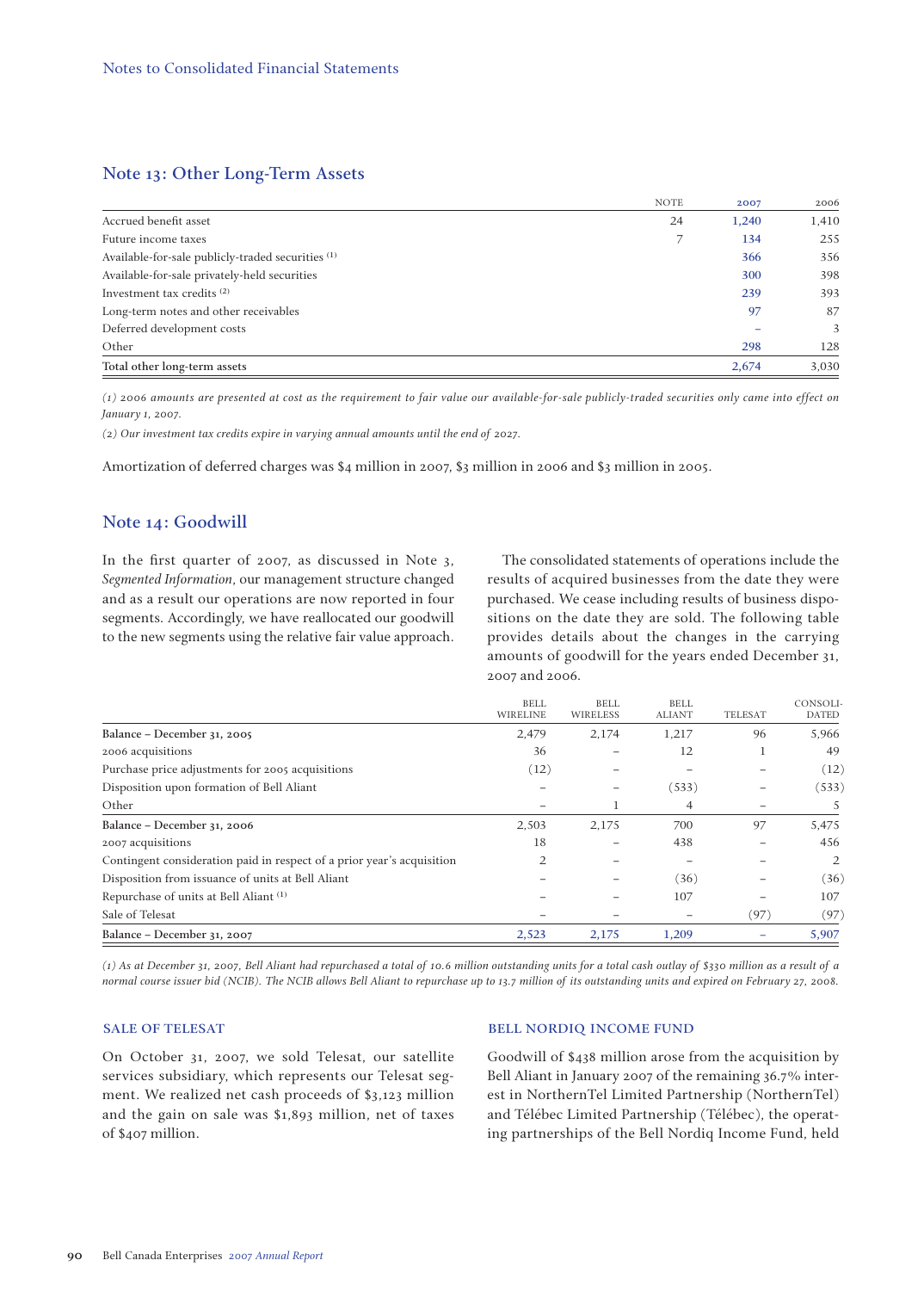## Note 13: Other Long-Term Assets

| | NOTE | 2007 | 2006 |
|---|---|---|---|
| Accrued benefit asset | 24 | 1,240 | 1,410 |
| Future income taxes | 7 | 134 | 255 |
| Available-for-sale publicly-traded securities [1] | | 366 | 356 |
| Available-for-sale privately-held securities | | 300 | 398 |
| Investment tax credits [2] | | 239 | 393 |
| Long-term notes and other receivables | | 97 | 87 |
| Deferred development costs | | – | 3 |
| Other | | 298 | 128 |
| Total other long-term assets | | 2,674 | 3,030 |

*(1) 2006 amounts are presented at cost as the requirement to fair value our available-for-sale publicly-traded securities only came into effect on January 1, 2007.*

*(2) Our investment tax credits expire in varying annual amounts until the end of 2027.*

Amortization of deferred charges was $4 million in 2007, $3 million in 2006 and $3 million in 2005.

## Note 14: Goodwill

In the first quarter of 2007, as discussed in Note 3, *Segmented Information*, our management structure changed and as a result our operations are now reported in four segments. Accordingly, we have reallocated our goodwill to the new segments using the relative fair value approach.

The consolidated statements of operations include the results of acquired businesses from the date they were purchased. We cease including results of business dispositions on the date they are sold. The following table provides details about the changes in the carrying amounts of goodwill for the years ended December 31, 2007 and 2006.

| | BELL WIRELINE | BELL WIRELESS | BELL ALIANT | TELESAT | CONSOLIDATED |
|---|---|---|---|---|---|
| **Balance – December 31, 2005** | 2,479 | 2,174 | 1,217 | 96 | 5,966 |
| 2006 acquisitions | 36 | – | 12 | 1 | 49 |
| Purchase price adjustments for 2005 acquisitions | (12) | – | – | – | (12) |
| Disposition upon formation of Bell Aliant | – | – | (533) | – | (533) |
| Other | – | 1 | 4 | – | 5 |
| **Balance – December 31, 2006** | 2,503 | 2,175 | 700 | 97 | 5,475 |
| 2007 acquisitions | 18 | – | 438 | – | 456 |
| Contingent consideration paid in respect of a prior year's acquisition | 2 | – | – | – | 2 |
| Disposition from issuance of units at Bell Aliant | – | – | (36) | – | (36) |
| Repurchase of units at Bell Aliant [1] | – | – | 107 | – | 107 |
| Sale of Telesat | – | – | – | (97) | (97) |
| **Balance – December 31, 2007** | 2,523 | 2,175 | 1,209 | – | 5,907 |

*(1) As at December 31, 2007, Bell Aliant had repurchased a total of 10.6 million outstanding units for a total cash outlay of $330 million as a result of a normal course issuer bid (NCIB). The NCIB allows Bell Aliant to repurchase up to 13.7 million of its outstanding units and expired on February 27, 2008.*

### SALE OF TELESAT

On October 31, 2007, we sold Telesat, our satellite services subsidiary, which represents our Telesat segment. We realized net cash proceeds of $3,123 million and the gain on sale was $1,893 million, net of taxes of $407 million.

### BELL NORDIQ INCOME FUND

Goodwill of $438 million arose from the acquisition by Bell Aliant in January 2007 of the remaining 36.7% interest in NorthernTel Limited Partnership (NorthernTel) and Télébec Limited Partnership (Télébec), the operating partnerships of the Bell Nordiq Income Fund, held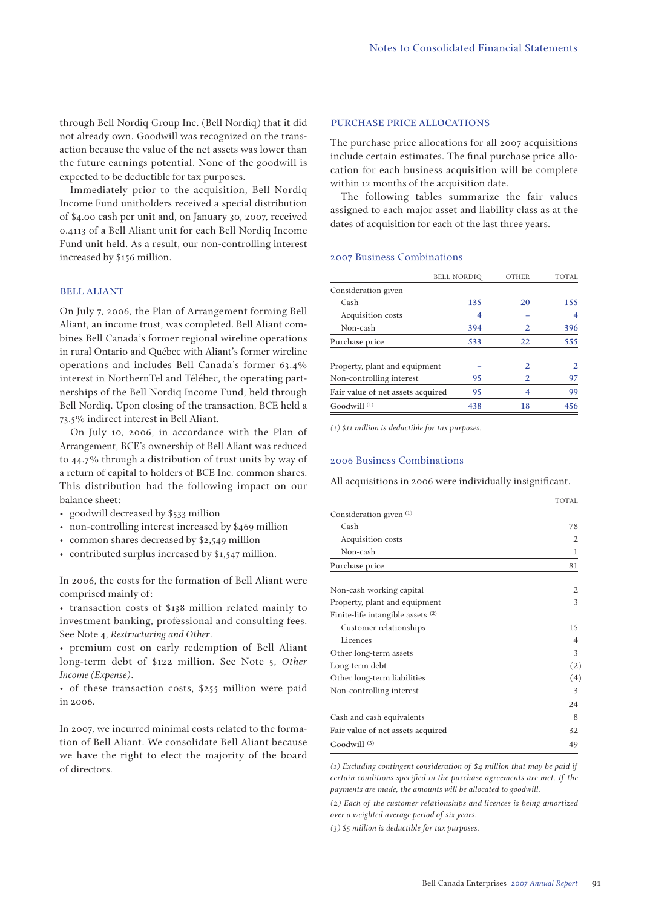through Bell Nordiq Group Inc. (Bell Nordiq) that it did not already own. Goodwill was recognized on the transaction because the value of the net assets was lower than the future earnings potential. None of the goodwill is expected to be deductible for tax purposes.

Immediately prior to the acquisition, Bell Nordiq Income Fund unitholders received a special distribution of $4.00 cash per unit and, on January 30, 2007, received 0.4113 of a Bell Aliant unit for each Bell Nordiq Income Fund unit held. As a result, our non-controlling interest increased by $156 million.

### BELL ALIANT

On July 7, 2006, the Plan of Arrangement forming Bell Aliant, an income trust, was completed. Bell Aliant combines Bell Canada's former regional wireline operations in rural Ontario and Québec with Aliant's former wireline operations and includes Bell Canada's former 63.4% interest in NorthernTel and Télébec, the operating partnerships of the Bell Nordiq Income Fund, held through Bell Nordiq. Upon closing of the transaction, BCE held a 73.5% indirect interest in Bell Aliant.

On July 10, 2006, in accordance with the Plan of Arrangement, BCE's ownership of Bell Aliant was reduced to 44.7% through a distribution of trust units by way of a return of capital to holders of BCE Inc. common shares. This distribution had the following impact on our balance sheet:

- goodwill decreased by $533 million
- non-controlling interest increased by $469 million
- common shares decreased by $2,549 million
- contributed surplus increased by $1,547 million.

In 2006, the costs for the formation of Bell Aliant were comprised mainly of:

- transaction costs of $138 million related mainly to investment banking, professional and consulting fees. See Note 4, *Restructuring and Other*.
- premium cost on early redemption of Bell Aliant long-term debt of $122 million. See Note 5, *Other Income (Expense)*.
- of these transaction costs, $255 million were paid in 2006.

In 2007, we incurred minimal costs related to the formation of Bell Aliant. We consolidate Bell Aliant because we have the right to elect the majority of the board of directors.

### PURCHASE PRICE ALLOCATIONS

The purchase price allocations for all 2007 acquisitions include certain estimates. The final purchase price allocation for each business acquisition will be complete within 12 months of the acquisition date.

The following tables summarize the fair values assigned to each major asset and liability class as at the dates of acquisition for each of the last three years.

#### 2007 Business Combinations

| | BELL NORDIQ | OTHER | TOTAL |
|---|---|---|---|
| Consideration given | | | |
| Cash | 135 | 20 | 155 |
| Acquisition costs | 4 | – | 4 |
| Non-cash | 394 | 2 | 396 |
| Purchase price | 533 | 22 | 555 |
| Property, plant and equipment | – | 2 | 2 |
| Non-controlling interest | 95 | 2 | 97 |
| Fair value of net assets acquired | 95 | 4 | 99 |
| Goodwill (1) | 438 | 18 | 456 |

*(1) $11 million is deductible for tax purposes.*

#### 2006 Business Combinations

All acquisitions in 2006 were individually insignificant.

| | TOTAL |
|---|---|
| Consideration given (1) | |
| Cash | 78 |
| Acquisition costs | 2 |
| Non-cash | 1 |
| Purchase price | 81 |
| Non-cash working capital | 2 |
| Property, plant and equipment | 3 |
| Finite-life intangible assets (2) | |
| Customer relationships | 15 |
| Licences | 4 |
| Other long-term assets | 3 |
| Long-term debt | (2) |
| Other long-term liabilities | (4) |
| Non-controlling interest | 3 |
| | 24 |
| Cash and cash equivalents | 8 |
| Fair value of net assets acquired | 32 |
| Goodwill (3) | 49 |

*(1) Excluding contingent consideration of $4 million that may be paid if certain conditions specified in the purchase agreements are met. If the payments are made, the amounts will be allocated to goodwill.*

*(2) Each of the customer relationships and licences is being amortized over a weighted average period of six years.*

*(3) $5 million is deductible for tax purposes.*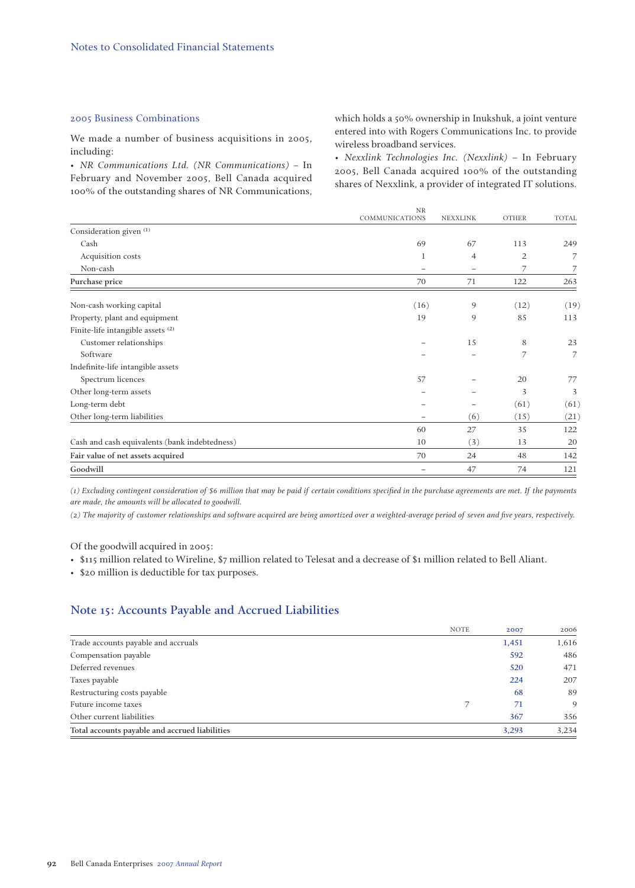### 2005 Business Combinations

We made a number of business acquisitions in 2005, including:

- *NR Communications Ltd. (NR Communications)* – In February and November 2005, Bell Canada acquired 100% of the outstanding shares of NR Communications, which holds a 50% ownership in Inukshuk, a joint venture entered into with Rogers Communications Inc. to provide wireless broadband services.
- *Nexxlink Technologies Inc. (Nexxlink)* – In February 2005, Bell Canada acquired 100% of the outstanding shares of Nexxlink, a provider of integrated IT solutions.

| | NR COMMUNICATIONS | NEXXLINK | OTHER | TOTAL |
|---|---|---|---|---|
| Consideration given (1) | | | | |
| Cash | 69 | 67 | 113 | 249 |
| Acquisition costs | 1 | 4 | 2 | 7 |
| Non-cash | – | – | 7 | 7 |
| **Purchase price** | 70 | 71 | 122 | 263 |
| Non-cash working capital | (16) | 9 | (12) | (19) |
| Property, plant and equipment | 19 | 9 | 85 | 113 |
| Finite-life intangible assets (2) | | | | |
| Customer relationships | – | 15 | 8 | 23 |
| Software | – | – | 7 | 7 |
| Indefinite-life intangible assets | | | | |
| Spectrum licences | 57 | – | 20 | 77 |
| Other long-term assets | – | – | 3 | 3 |
| Long-term debt | – | – | (61) | (61) |
| Other long-term liabilities | – | (6) | (15) | (21) |
| | 60 | 27 | 35 | 122 |
| Cash and cash equivalents (bank indebtedness) | 10 | (3) | 13 | 20 |
| **Fair value of net assets acquired** | 70 | 24 | 48 | 142 |
| **Goodwill** | – | 47 | 74 | 121 |

*(1) Excluding contingent consideration of $6 million that may be paid if certain conditions specified in the purchase agreements are met. If the payments are made, the amounts will be allocated to goodwill.*

*(2) The majority of customer relationships and software acquired are being amortized over a weighted-average period of seven and five years, respectively.*

Of the goodwill acquired in 2005:

- $115 million related to Wireline, $7 million related to Telesat and a decrease of $1 million related to Bell Aliant.
- $20 million is deductible for tax purposes.

## Note 15: Accounts Payable and Accrued Liabilities

| | NOTE | 2007 | 2006 |
|---|---|---|---|
| Trade accounts payable and accruals | | 1,451 | 1,616 |
| Compensation payable | | 592 | 486 |
| Deferred revenues | | 520 | 471 |
| Taxes payable | | 224 | 207 |
| Restructuring costs payable | | 68 | 89 |
| Future income taxes | 7 | 71 | 9 |
| Other current liabilities | | 367 | 356 |
| **Total accounts payable and accrued liabilities** | | 3,293 | 3,234 |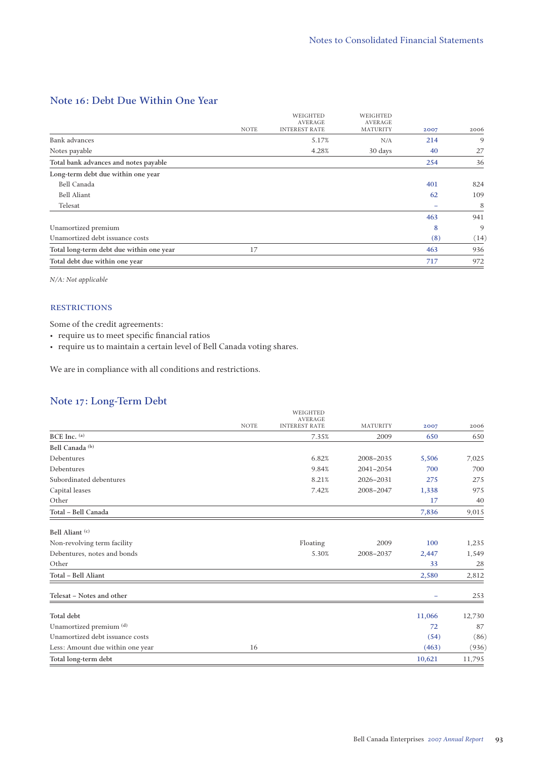## Note 16: Debt Due Within One Year

| | NOTE | WEIGHTED AVERAGE INTEREST RATE | WEIGHTED AVERAGE MATURITY | 2007 | 2006 |
|---|---|---|---|---|---|
| Bank advances | | 5.17% | N/A | 214 | 9 |
| Notes payable | | 4.28% | 30 days | 40 | 27 |
| **Total bank advances and notes payable** | | | | 254 | 36 |
| Long-term debt due within one year | | | | | |
| Bell Canada | | | | 401 | 824 |
| Bell Aliant | | | | 62 | 109 |
| Telesat | | | | – | 8 |
| | | | | 463 | 941 |
| Unamortized premium | | | | 8 | 9 |
| Unamortized debt issuance costs | | | | (8) | (14) |
| **Total long-term debt due within one year** | 17 | | | 463 | 936 |
| **Total debt due within one year** | | | | 717 | 972 |

*N/A: Not applicable*

### RESTRICTIONS

Some of the credit agreements:

- require us to meet specific financial ratios
- require us to maintain a certain level of Bell Canada voting shares.

We are in compliance with all conditions and restrictions.

## Note 17: Long-Term Debt

| | NOTE | WEIGHTED AVERAGE INTEREST RATE | MATURITY | 2007 | 2006 |
|---|---|---|---|---|---|
| BCE Inc. [(a)] | | 7.35% | 2009 | 650 | 650 |
| Bell Canada [(b)] | | | | | |
| Debentures | | 6.82% | 2008–2035 | 5,506 | 7,025 |
| Debentures | | 9.84% | 2041–2054 | 700 | 700 |
| Subordinated debentures | | 8.21% | 2026–2031 | 275 | 275 |
| Capital leases | | 7.42% | 2008–2047 | 1,338 | 975 |
| Other | | | | 17 | 40 |
| **Total – Bell Canada** | | | | 7,836 | 9,015 |
| Bell Aliant [(c)] | | | | | |
| Non-revolving term facility | | Floating | 2009 | 100 | 1,235 |
| Debentures, notes and bonds | | 5.30% | 2008–2037 | 2,447 | 1,549 |
| Other | | | | 33 | 28 |
| **Total – Bell Aliant** | | | | 2,580 | 2,812 |
| **Telesat – Notes and other** | | | | – | 253 |
| Total debt | | | | 11,066 | 12,730 |
| Unamortized premium [(d)] | | | | 72 | 87 |
| Unamortized debt issuance costs | | | | (54) | (86) |
| Less: Amount due within one year | 16 | | | (463) | (936) |
| **Total long-term debt** | | | | 10,621 | 11,795 |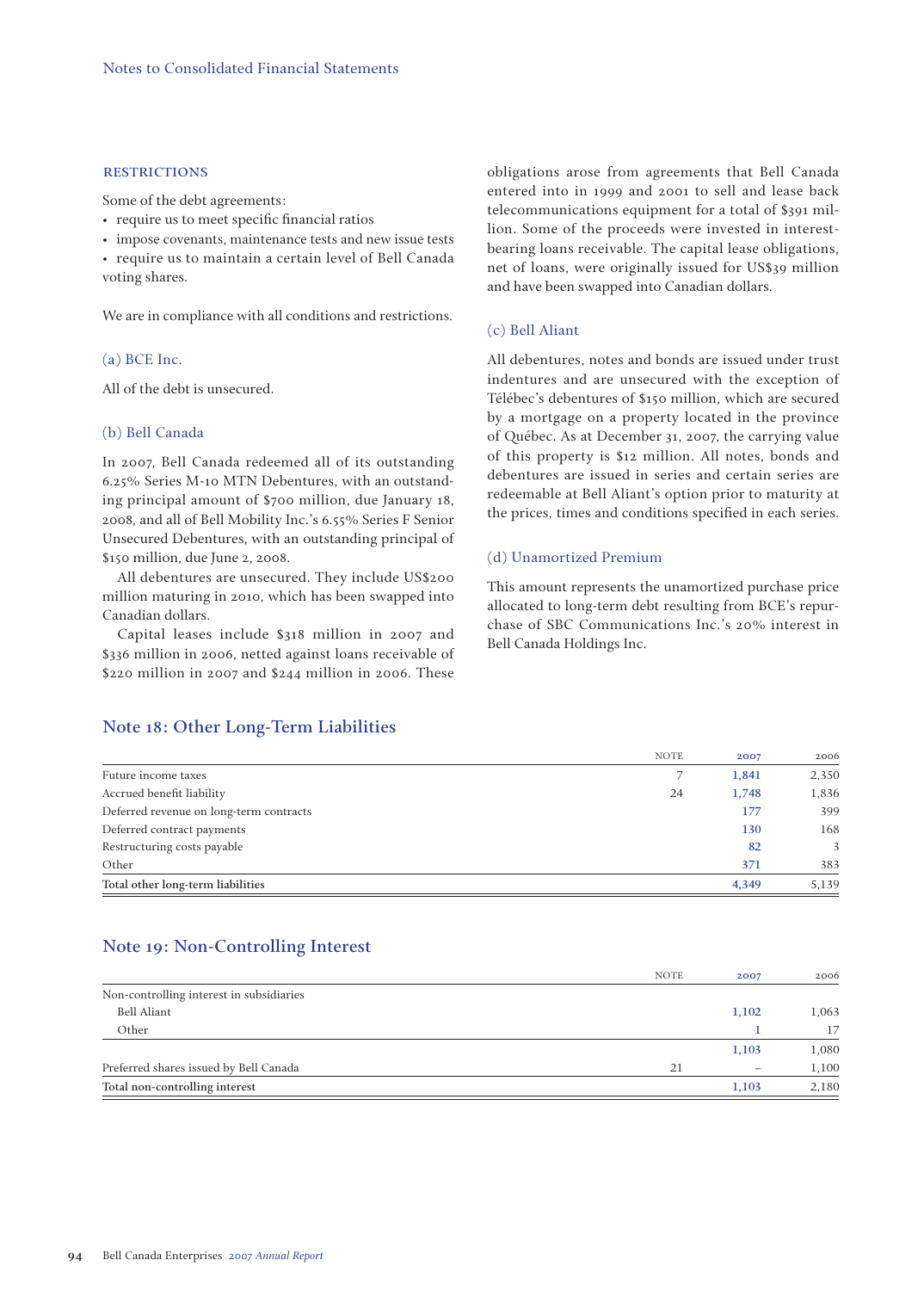### RESTRICTIONS

Some of the debt agreements:

- require us to meet specific financial ratios
- impose covenants, maintenance tests and new issue tests
- require us to maintain a certain level of Bell Canada voting shares.

We are in compliance with all conditions and restrictions.

#### (a) BCE Inc.

All of the debt is unsecured.

#### (b) Bell Canada

In 2007, Bell Canada redeemed all of its outstanding 6.25% Series M-10 MTN Debentures, with an outstanding principal amount of $700 million, due January 18, 2008, and all of Bell Mobility Inc.'s 6.55% Series F Senior Unsecured Debentures, with an outstanding principal of $150 million, due June 2, 2008.

All debentures are unsecured. They include US$200 million maturing in 2010, which has been swapped into Canadian dollars.

Capital leases include $318 million in 2007 and $336 million in 2006, netted against loans receivable of $220 million in 2007 and $244 million in 2006. These obligations arose from agreements that Bell Canada entered into in 1999 and 2001 to sell and lease back telecommunications equipment for a total of $391 million. Some of the proceeds were invested in interest-bearing loans receivable. The capital lease obligations, net of loans, were originally issued for US$39 million and have been swapped into Canadian dollars.

#### (c) Bell Aliant

All debentures, notes and bonds are issued under trust indentures and are unsecured with the exception of Télébec's debentures of $150 million, which are secured by a mortgage on a property located in the province of Québec. As at December 31, 2007, the carrying value of this property is $12 million. All notes, bonds and debentures are issued in series and certain series are redeemable at Bell Aliant's option prior to maturity at the prices, times and conditions specified in each series.

#### (d) Unamortized Premium

This amount represents the unamortized purchase price allocated to long-term debt resulting from BCE's repurchase of SBC Communications Inc.'s 20% interest in Bell Canada Holdings Inc.

## Note 18: Other Long-Term Liabilities

| | NOTE | 2007 | 2006 |
|---|---|---|---|
| Future income taxes | 7 | 1,841 | 2,350 |
| Accrued benefit liability | 24 | 1,748 | 1,836 |
| Deferred revenue on long-term contracts | | 177 | 399 |
| Deferred contract payments | | 130 | 168 |
| Restructuring costs payable | | 82 | 3 |
| Other | | 371 | 383 |
| Total other long-term liabilities | | 4,349 | 5,139 |

## Note 19: Non-Controlling Interest

| | NOTE | 2007 | 2006 |
|---|---|---|---|
| Non-controlling interest in subsidiaries | | | |
| Bell Aliant | | 1,102 | 1,063 |
| Other | | 1 | 17 |
| | | 1,103 | 1,080 |
| Preferred shares issued by Bell Canada | 21 | – | 1,100 |
| Total non-controlling interest | | 1,103 | 2,180 |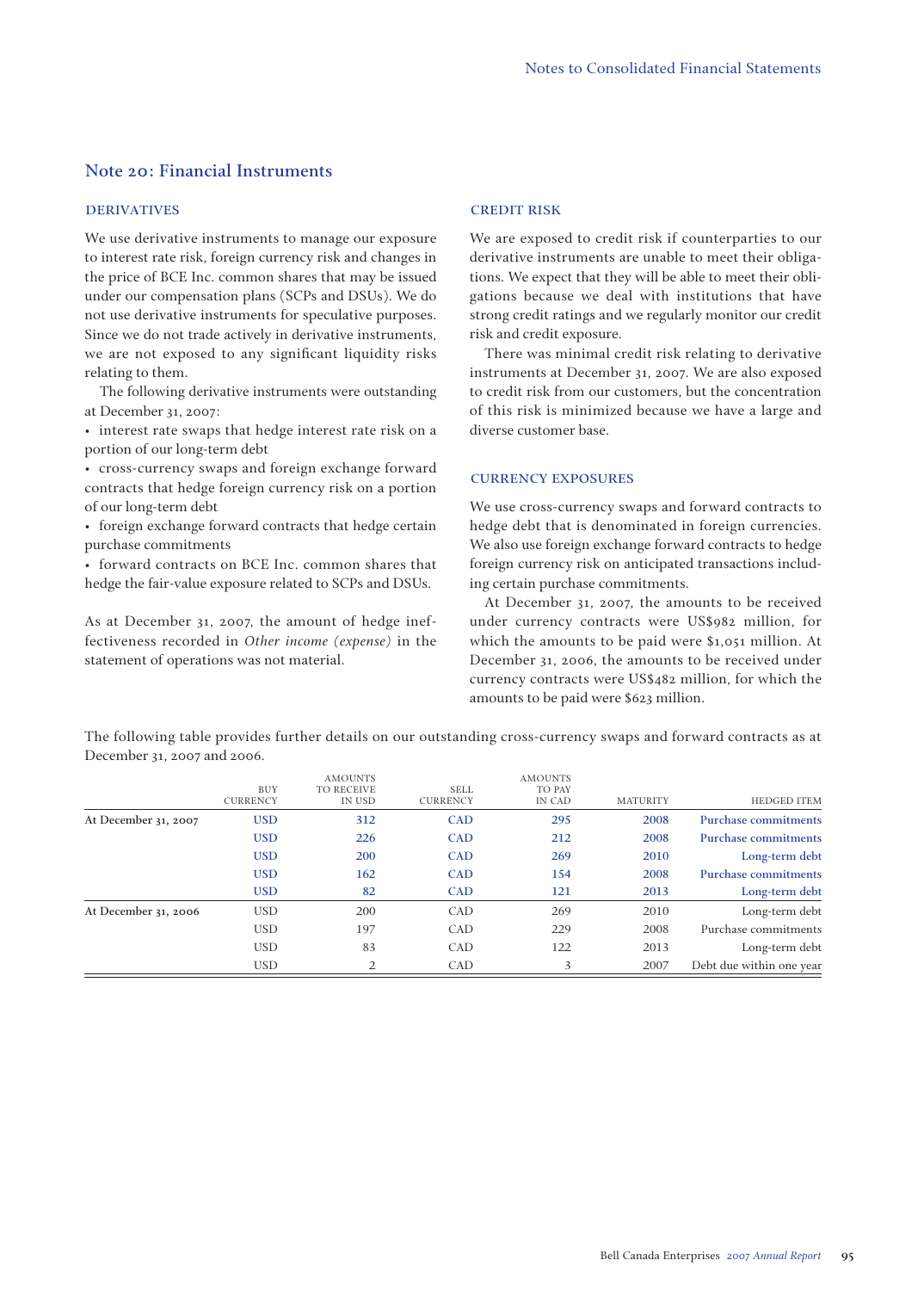## Note 20: Financial Instruments

### DERIVATIVES

We use derivative instruments to manage our exposure to interest rate risk, foreign currency risk and changes in the price of BCE Inc. common shares that may be issued under our compensation plans (SCPs and DSUs). We do not use derivative instruments for speculative purposes. Since we do not trade actively in derivative instruments, we are not exposed to any significant liquidity risks relating to them.

The following derivative instruments were outstanding at December 31, 2007:

- interest rate swaps that hedge interest rate risk on a portion of our long-term debt
- cross-currency swaps and foreign exchange forward contracts that hedge foreign currency risk on a portion of our long-term debt
- foreign exchange forward contracts that hedge certain purchase commitments
- forward contracts on BCE Inc. common shares that hedge the fair-value exposure related to SCPs and DSUs.

As at December 31, 2007, the amount of hedge ineffectiveness recorded in *Other income (expense)* in the statement of operations was not material.

### CREDIT RISK

We are exposed to credit risk if counterparties to our derivative instruments are unable to meet their obligations. We expect that they will be able to meet their obligations because we deal with institutions that have strong credit ratings and we regularly monitor our credit risk and credit exposure.

There was minimal credit risk relating to derivative instruments at December 31, 2007. We are also exposed to credit risk from our customers, but the concentration of this risk is minimized because we have a large and diverse customer base.

### CURRENCY EXPOSURES

We use cross-currency swaps and forward contracts to hedge debt that is denominated in foreign currencies. We also use foreign exchange forward contracts to hedge foreign currency risk on anticipated transactions including certain purchase commitments.

At December 31, 2007, the amounts to be received under currency contracts were US$982 million, for which the amounts to be paid were $1,051 million. At December 31, 2006, the amounts to be received under currency contracts were US$482 million, for which the amounts to be paid were $623 million.

The following table provides further details on our outstanding cross-currency swaps and forward contracts as at December 31, 2007 and 2006.

| | BUY CURRENCY | AMOUNTS TO RECEIVE IN USD | SELL CURRENCY | AMOUNTS TO PAY IN CAD | MATURITY | HEDGED ITEM |
|---|---|---|---|---|---|---|
| At December 31, 2007 | USD | 312 | CAD | 295 | 2008 | Purchase commitments |
| | USD | 226 | CAD | 212 | 2008 | Purchase commitments |
| | USD | 200 | CAD | 269 | 2010 | Long-term debt |
| | USD | 162 | CAD | 154 | 2008 | Purchase commitments |
| | USD | 82 | CAD | 121 | 2013 | Long-term debt |
| At December 31, 2006 | USD | 200 | CAD | 269 | 2010 | Long-term debt |
| | USD | 197 | CAD | 229 | 2008 | Purchase commitments |
| | USD | 83 | CAD | 122 | 2013 | Long-term debt |
| | USD | 2 | CAD | 3 | 2007 | Debt due within one year |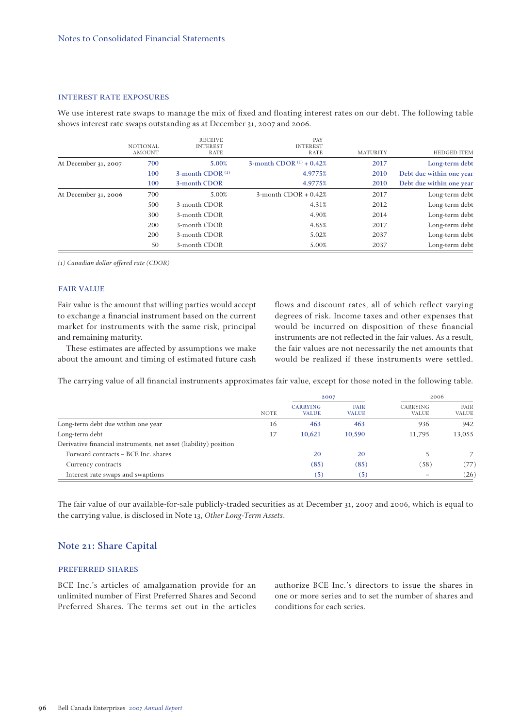Notes to Consolidated Financial Statements

### INTEREST RATE EXPOSURES

We use interest rate swaps to manage the mix of fixed and floating interest rates on our debt. The following table shows interest rate swaps outstanding as at December 31, 2007 and 2006.

| | NOTIONAL AMOUNT | RECEIVE INTEREST RATE | PAY INTEREST RATE | MATURITY | HEDGED ITEM |
|---|---|---|---|---|---|
| At December 31, 2007 | 700 | 5.00% | 3-month CDOR [(1)] + 0.42% | 2017 | Long-term debt |
| | 100 | 3-month CDOR [(1)] | 4.9775% | 2010 | Debt due within one year |
| | 100 | 3-month CDOR | 4.9775% | 2010 | Debt due within one year |
| At December 31, 2006 | 700 | 5.00% | 3-month CDOR + 0.42% | 2017 | Long-term debt |
| | 500 | 3-month CDOR | 4.31% | 2012 | Long-term debt |
| | 300 | 3-month CDOR | 4.90% | 2014 | Long-term debt |
| | 200 | 3-month CDOR | 4.85% | 2017 | Long-term debt |
| | 200 | 3-month CDOR | 5.02% | 2037 | Long-term debt |
| | 50 | 3-month CDOR | 5.00% | 2037 | Long-term debt |

*(1) Canadian dollar offered rate (CDOR)*

### FAIR VALUE

Fair value is the amount that willing parties would accept to exchange a financial instrument based on the current market for instruments with the same risk, principal and remaining maturity.

These estimates are affected by assumptions we make about the amount and timing of estimated future cash flows and discount rates, all of which reflect varying degrees of risk. Income taxes and other expenses that would be incurred on disposition of these financial instruments are not reflected in the fair values. As a result, the fair values are not necessarily the net amounts that would be realized if these instruments were settled.

The carrying value of all financial instruments approximates fair value, except for those noted in the following table.

| | | 2007 | | 2006 | |
|---|---|---|---|---|---|
| | NOTE | CARRYING VALUE | FAIR VALUE | CARRYING VALUE | FAIR VALUE |
| Long-term debt due within one year | 16 | 463 | 463 | 936 | 942 |
| Long-term debt | 17 | 10,621 | 10,590 | 11,795 | 13,055 |
| Derivative financial instruments, net asset (liability) position | | | | | |
| Forward contracts – BCE Inc. shares | | 20 | 20 | 5 | 7 |
| Currency contracts | | (85) | (85) | (58) | (77) |
| Interest rate swaps and swaptions | | (5) | (5) | – | (26) |

The fair value of our available-for-sale publicly-traded securities as at December 31, 2007 and 2006, which is equal to the carrying value, is disclosed in Note 13, *Other Long-Term Assets*.

## Note 21: Share Capital

### PREFERRED SHARES

BCE Inc.'s articles of amalgamation provide for an unlimited number of First Preferred Shares and Second Preferred Shares. The terms set out in the articles authorize BCE Inc.'s directors to issue the shares in one or more series and to set the number of shares and conditions for each series.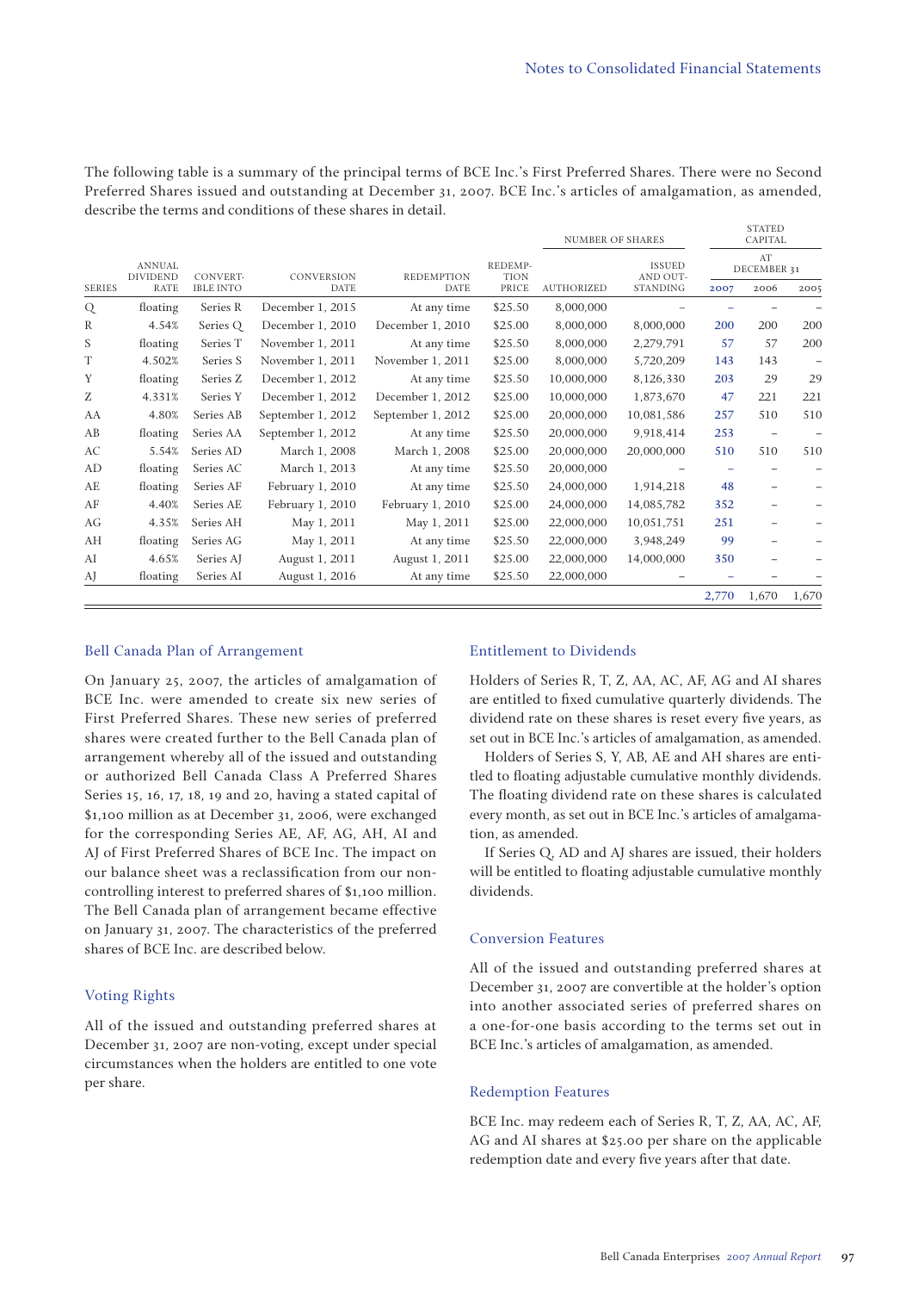The following table is a summary of the principal terms of BCE Inc.'s First Preferred Shares. There were no Second Preferred Shares issued and outstanding at December 31, 2007. BCE Inc.'s articles of amalgamation, as amended, describe the terms and conditions of these shares in detail.

| SERIES | ANNUAL DIVIDEND RATE | CONVERTIBLE INTO | CONVERSION DATE | REDEMPTION DATE | REDEMPTION PRICE | NUMBER OF SHARES AUTHORIZED | NUMBER OF SHARES ISSUED AND OUTSTANDING | STATED CAPITAL AT DECEMBER 31 2007 | 2006 | 2005 |
|---|---|---|---|---|---|---|---|---|---|---|
| Q | floating | Series R | December 1, 2015 | At any time | $25.50 | 8,000,000 | – | – | – | – |
| R | 4.54% | Series Q | December 1, 2010 | December 1, 2010 | $25.00 | 8,000,000 | 8,000,000 | 200 | 200 | 200 |
| S | floating | Series T | November 1, 2011 | At any time | $25.50 | 8,000,000 | 2,279,791 | 57 | 57 | 200 |
| T | 4.502% | Series S | November 1, 2011 | November 1, 2011 | $25.00 | 8,000,000 | 5,720,209 | 143 | 143 | – |
| Y | floating | Series Z | December 1, 2012 | At any time | $25.50 | 10,000,000 | 8,126,330 | 203 | 29 | 29 |
| Z | 4.331% | Series Y | December 1, 2012 | December 1, 2012 | $25.00 | 10,000,000 | 1,873,670 | 47 | 221 | 221 |
| AA | 4.80% | Series AB | September 1, 2012 | September 1, 2012 | $25.00 | 20,000,000 | 10,081,586 | 257 | 510 | 510 |
| AB | floating | Series AA | September 1, 2012 | At any time | $25.50 | 20,000,000 | 9,918,414 | 253 | – | – |
| AC | 5.54% | Series AD | March 1, 2008 | March 1, 2008 | $25.00 | 20,000,000 | 20,000,000 | 510 | 510 | 510 |
| AD | floating | Series AC | March 1, 2013 | At any time | $25.50 | 20,000,000 | – | – | – | – |
| AE | floating | Series AF | February 1, 2010 | At any time | $25.50 | 24,000,000 | 1,914,218 | 48 | – | – |
| AF | 4.40% | Series AE | February 1, 2010 | February 1, 2010 | $25.00 | 24,000,000 | 14,085,782 | 352 | – | – |
| AG | 4.35% | Series AH | May 1, 2011 | May 1, 2011 | $25.00 | 22,000,000 | 10,051,751 | 251 | – | – |
| AH | floating | Series AG | May 1, 2011 | At any time | $25.50 | 22,000,000 | 3,948,249 | 99 | – | – |
| AI | 4.65% | Series AJ | August 1, 2011 | August 1, 2011 | $25.00 | 22,000,000 | 14,000,000 | 350 | – | – |
| AJ | floating | Series AI | August 1, 2016 | At any time | $25.50 | 22,000,000 | – | – | – | – |
| | | | | | | | | 2,770 | 1,670 | 1,670 |

## Bell Canada Plan of Arrangement

On January 25, 2007, the articles of amalgamation of BCE Inc. were amended to create six new series of First Preferred Shares. These new series of preferred shares were created further to the Bell Canada plan of arrangement whereby all of the issued and outstanding or authorized Bell Canada Class A Preferred Shares Series 15, 16, 17, 18, 19 and 20, having a stated capital of $1,100 million as at December 31, 2006, were exchanged for the corresponding Series AE, AF, AG, AH, AI and AJ of First Preferred Shares of BCE Inc. The impact on our balance sheet was a reclassification from our non-controlling interest to preferred shares of $1,100 million. The Bell Canada plan of arrangement became effective on January 31, 2007. The characteristics of the preferred shares of BCE Inc. are described below.

## Voting Rights

All of the issued and outstanding preferred shares at December 31, 2007 are non-voting, except under special circumstances when the holders are entitled to one vote per share.

## Entitlement to Dividends

Holders of Series R, T, Z, AA, AC, AF, AG and AI shares are entitled to fixed cumulative quarterly dividends. The dividend rate on these shares is reset every five years, as set out in BCE Inc.'s articles of amalgamation, as amended.

Holders of Series S, Y, AB, AE and AH shares are entitled to floating adjustable cumulative monthly dividends. The floating dividend rate on these shares is calculated every month, as set out in BCE Inc.'s articles of amalgamation, as amended.

If Series Q, AD and AJ shares are issued, their holders will be entitled to floating adjustable cumulative monthly dividends.

## Conversion Features

All of the issued and outstanding preferred shares at December 31, 2007 are convertible at the holder's option into another associated series of preferred shares on a one-for-one basis according to the terms set out in BCE Inc.'s articles of amalgamation, as amended.

## Redemption Features

BCE Inc. may redeem each of Series R, T, Z, AA, AC, AF, AG and AI shares at $25.00 per share on the applicable redemption date and every five years after that date.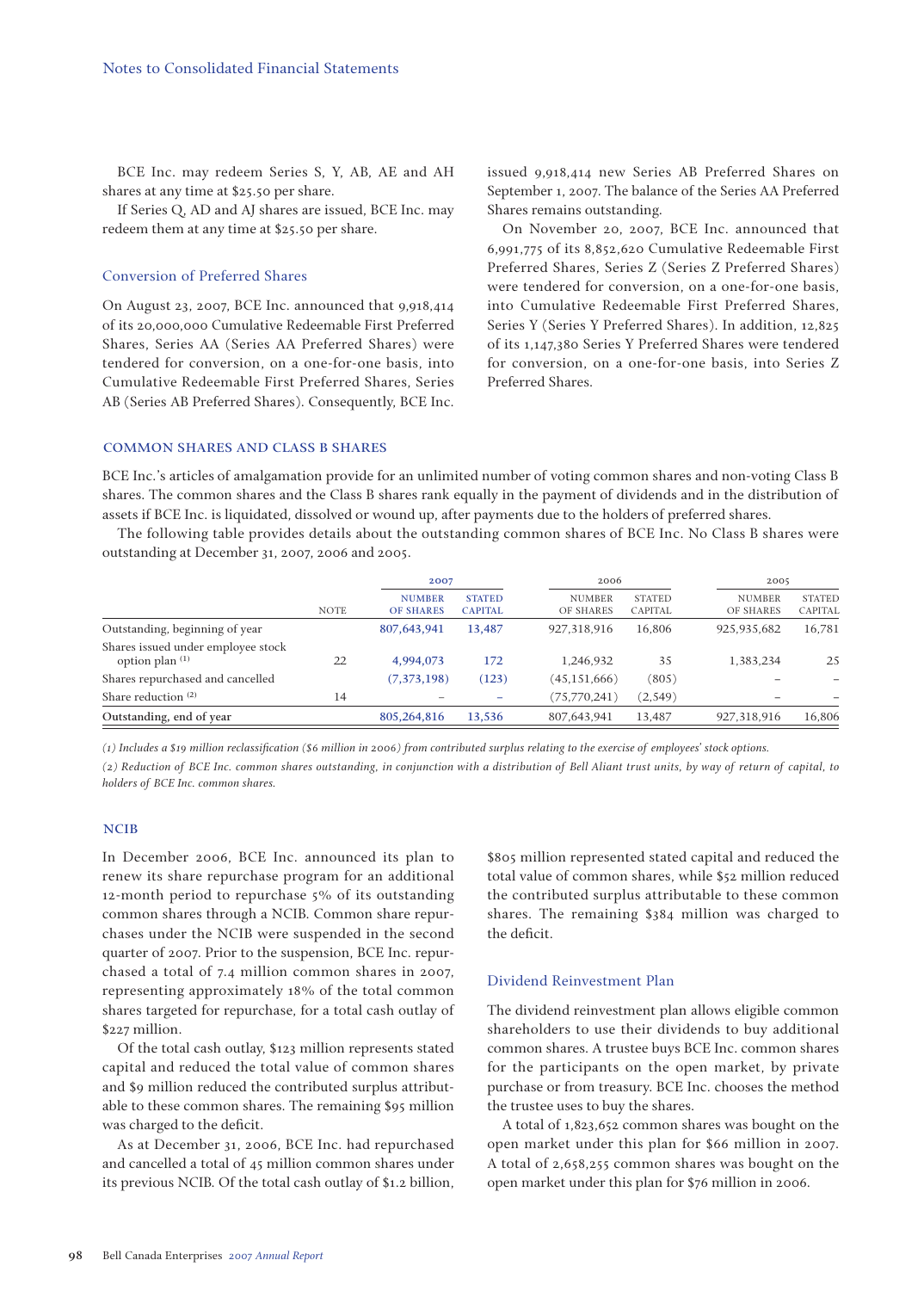BCE Inc. may redeem Series S, Y, AB, AE and AH shares at any time at $25.50 per share.

If Series Q, AD and AJ shares are issued, BCE Inc. may redeem them at any time at $25.50 per share.

### Conversion of Preferred Shares

On August 23, 2007, BCE Inc. announced that 9,918,414 of its 20,000,000 Cumulative Redeemable First Preferred Shares, Series AA (Series AA Preferred Shares) were tendered for conversion, on a one-for-one basis, into Cumulative Redeemable First Preferred Shares, Series AB (Series AB Preferred Shares). Consequently, BCE Inc. issued 9,918,414 new Series AB Preferred Shares on September 1, 2007. The balance of the Series AA Preferred Shares remains outstanding.

On November 20, 2007, BCE Inc. announced that 6,991,775 of its 8,852,620 Cumulative Redeemable First Preferred Shares, Series Z (Series Z Preferred Shares) were tendered for conversion, on a one-for-one basis, into Cumulative Redeemable First Preferred Shares, Series Y (Series Y Preferred Shares). In addition, 12,825 of its 1,147,380 Series Y Preferred Shares were tendered for conversion, on a one-for-one basis, into Series Z Preferred Shares.

## COMMON SHARES AND CLASS B SHARES

BCE Inc.'s articles of amalgamation provide for an unlimited number of voting common shares and non-voting Class B shares. The common shares and the Class B shares rank equally in the payment of dividends and in the distribution of assets if BCE Inc. is liquidated, dissolved or wound up, after payments due to the holders of preferred shares.

The following table provides details about the outstanding common shares of BCE Inc. No Class B shares were outstanding at December 31, 2007, 2006 and 2005.

| | | 2007 | | 2006 | | 2005 | |
|---|---|---|---|---|---|---|---|
| | NOTE | NUMBER OF SHARES | STATED CAPITAL | NUMBER OF SHARES | STATED CAPITAL | NUMBER OF SHARES | STATED CAPITAL |
| Outstanding, beginning of year | | 807,643,941 | 13,487 | 927,318,916 | 16,806 | 925,935,682 | 16,781 |
| Shares issued under employee stock option plan (1) | 22 | 4,994,073 | 172 | 1,246,932 | 35 | 1,383,234 | 25 |
| Shares repurchased and cancelled | | (7,373,198) | (123) | (45,151,666) | (805) | – | – |
| Share reduction (2) | 14 | – | – | (75,770,241) | (2,549) | – | – |
| Outstanding, end of year | | 805,264,816 | 13,536 | 807,643,941 | 13,487 | 927,318,916 | 16,806 |

*(1) Includes a $19 million reclassification ($6 million in 2006) from contributed surplus relating to the exercise of employees' stock options.*

*(2) Reduction of BCE Inc. common shares outstanding, in conjunction with a distribution of Bell Aliant trust units, by way of return of capital, to holders of BCE Inc. common shares.*

## NCIB

In December 2006, BCE Inc. announced its plan to renew its share repurchase program for an additional 12-month period to repurchase 5% of its outstanding common shares through a NCIB. Common share repurchases under the NCIB were suspended in the second quarter of 2007. Prior to the suspension, BCE Inc. repurchased a total of 7.4 million common shares in 2007, representing approximately 18% of the total common shares targeted for repurchase, for a total cash outlay of $227 million.

Of the total cash outlay, $123 million represents stated capital and reduced the total value of common shares and $9 million reduced the contributed surplus attributable to these common shares. The remaining $95 million was charged to the deficit.

As at December 31, 2006, BCE Inc. had repurchased and cancelled a total of 45 million common shares under its previous NCIB. Of the total cash outlay of $1.2 billion, $805 million represented stated capital and reduced the total value of common shares, while $52 million reduced the contributed surplus attributable to these common shares. The remaining $384 million was charged to the deficit.

### Dividend Reinvestment Plan

The dividend reinvestment plan allows eligible common shareholders to use their dividends to buy additional common shares. A trustee buys BCE Inc. common shares for the participants on the open market, by private purchase or from treasury. BCE Inc. chooses the method the trustee uses to buy the shares.

A total of 1,823,652 common shares was bought on the open market under this plan for $66 million in 2007. A total of 2,658,255 common shares was bought on the open market under this plan for $76 million in 2006.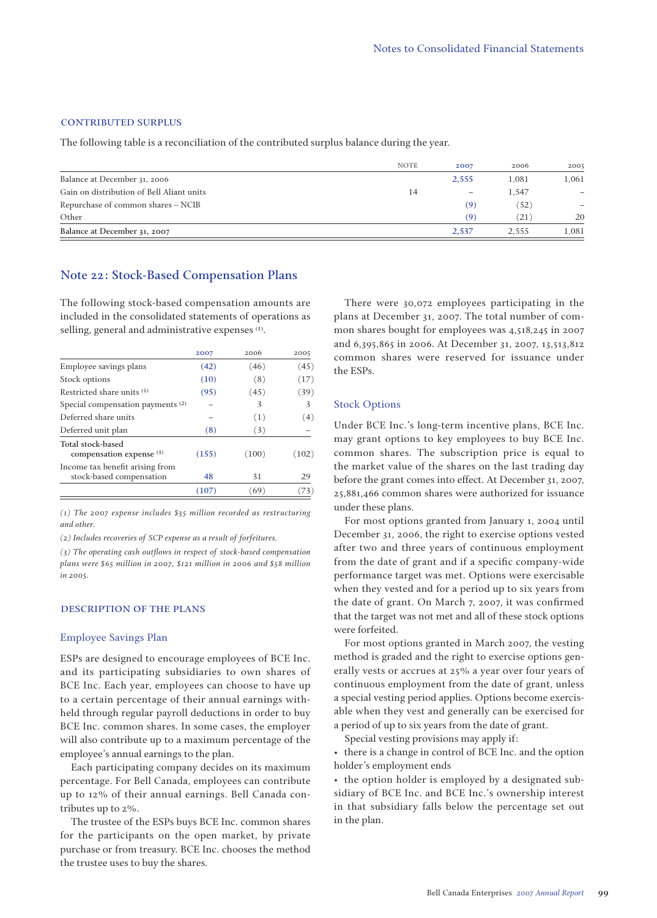### CONTRIBUTED SURPLUS

The following table is a reconciliation of the contributed surplus balance during the year.

| | NOTE | 2007 | 2006 | 2005 |
|---|---|---|---|---|
| Balance at December 31, 2006 | | 2,555 | 1,081 | 1,061 |
| Gain on distribution of Bell Aliant units | 14 | – | 1,547 | – |
| Repurchase of common shares – NCIB | | (9) | (52) | – |
| Other | | (9) | (21) | 20 |
| Balance at December 31, 2007 | | 2,537 | 2,555 | 1,081 |

## Note 22: Stock-Based Compensation Plans

The following stock-based compensation amounts are included in the consolidated statements of operations as selling, general and administrative expenses [1].

| | 2007 | 2006 | 2005 |
|---|---|---|---|
| Employee savings plans | (42) | (46) | (45) |
| Stock options | (10) | (8) | (17) |
| Restricted share units [1] | (95) | (45) | (39) |
| Special compensation payments [2] | – | 3 | 3 |
| Deferred share units | – | (1) | (4) |
| Deferred unit plan | (8) | (3) | – |
| Total stock-based compensation expense [3] | (155) | (100) | (102) |
| Income tax benefit arising from stock-based compensation | 48 | 31 | 29 |
| | (107) | (69) | (73) |

*(1) The 2007 expense includes $35 million recorded as restructuring and other.*

*(2) Includes recoveries of SCP expense as a result of forfeitures.*

*(3) The operating cash outflows in respect of stock-based compensation plans were $65 million in 2007, $121 million in 2006 and $58 million in 2005.*

### DESCRIPTION OF THE PLANS

#### Employee Savings Plan

ESPs are designed to encourage employees of BCE Inc. and its participating subsidiaries to own shares of BCE Inc. Each year, employees can choose to have up to a certain percentage of their annual earnings withheld through regular payroll deductions in order to buy BCE Inc. common shares. In some cases, the employer will also contribute up to a maximum percentage of the employee's annual earnings to the plan.

Each participating company decides on its maximum percentage. For Bell Canada, employees can contribute up to 12% of their annual earnings. Bell Canada contributes up to 2%.

The trustee of the ESPs buys BCE Inc. common shares for the participants on the open market, by private purchase or from treasury. BCE Inc. chooses the method the trustee uses to buy the shares.

There were 30,072 employees participating in the plans at December 31, 2007. The total number of common shares bought for employees was 4,518,245 in 2007 and 6,395,865 in 2006. At December 31, 2007, 13,513,812 common shares were reserved for issuance under the ESPs.

#### Stock Options

Under BCE Inc.'s long-term incentive plans, BCE Inc. may grant options to key employees to buy BCE Inc. common shares. The subscription price is equal to the market value of the shares on the last trading day before the grant comes into effect. At December 31, 2007, 25,881,466 common shares were authorized for issuance under these plans.

For most options granted from January 1, 2004 until December 31, 2006, the right to exercise options vested after two and three years of continuous employment from the date of grant and if a specific company-wide performance target was met. Options were exercisable when they vested and for a period up to six years from the date of grant. On March 7, 2007, it was confirmed that the target was not met and all of these stock options were forfeited.

For most options granted in March 2007, the vesting method is graded and the right to exercise options generally vests or accrues at 25% a year over four years of continuous employment from the date of grant, unless a special vesting period applies. Options become exercisable when they vest and generally can be exercised for a period of up to six years from the date of grant.

Special vesting provisions may apply if:

- there is a change in control of BCE Inc. and the option holder's employment ends
- the option holder is employed by a designated subsidiary of BCE Inc. and BCE Inc.'s ownership interest in that subsidiary falls below the percentage set out in the plan.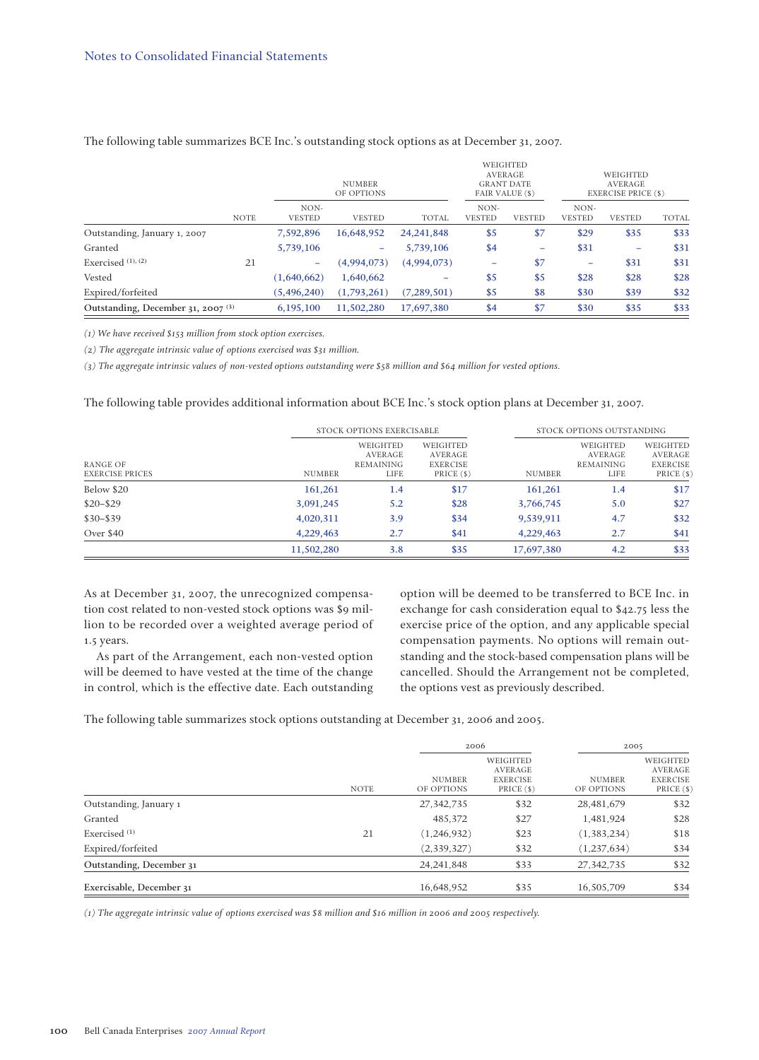The following table summarizes BCE Inc.'s outstanding stock options as at December 31, 2007.

| | NOTE | NUMBER OF OPTIONS | | | WEIGHTED AVERAGE GRANT DATE FAIR VALUE ($) | | WEIGHTED AVERAGE EXERCISE PRICE ($) | | |
|---|---|---|---|---|---|---|---|---|---|
| | | NON-VESTED | VESTED | TOTAL | NON-VESTED | VESTED | NON-VESTED | VESTED | TOTAL |
| Outstanding, January 1, 2007 | | 7,592,896 | 16,648,952 | 24,241,848 | $5 | $7 | $29 | $35 | $33 |
| Granted | | 5,739,106 | – | 5,739,106 | $4 | – | $31 | – | $31 |
| Exercised [(1), (2)] | 21 | – | (4,994,073) | (4,994,073) | – | $7 | – | $31 | $31 |
| Vested | | (1,640,662) | 1,640,662 | – | $5 | $5 | $28 | $28 | $28 |
| Expired/forfeited | | (5,496,240) | (1,793,261) | (7,289,501) | $5 | $8 | $30 | $39 | $32 |
| Outstanding, December 31, 2007 [(3)] | | 6,195,100 | 11,502,280 | 17,697,380 | $4 | $7 | $30 | $35 | $33 |

*(1) We have received $153 million from stock option exercises.*

*(2) The aggregate intrinsic value of options exercised was $31 million.*

*(3) The aggregate intrinsic values of non-vested options outstanding were $58 million and $64 million for vested options.*

The following table provides additional information about BCE Inc.'s stock option plans at December 31, 2007.

| | STOCK OPTIONS EXERCISABLE | | | STOCK OPTIONS OUTSTANDING | | |
|---|---|---|---|---|---|---|
| RANGE OF EXERCISE PRICES | NUMBER | WEIGHTED AVERAGE REMAINING LIFE | WEIGHTED AVERAGE EXERCISE PRICE ($) | NUMBER | WEIGHTED AVERAGE REMAINING LIFE | WEIGHTED AVERAGE EXERCISE PRICE ($) |
| Below $20 | 161,261 | 1.4 | $17 | 161,261 | 1.4 | $17 |
| $20–$29 | 3,091,245 | 5.2 | $28 | 3,766,745 | 5.0 | $27 |
| $30–$39 | 4,020,311 | 3.9 | $34 | 9,539,911 | 4.7 | $32 |
| Over $40 | 4,229,463 | 2.7 | $41 | 4,229,463 | 2.7 | $41 |
| | 11,502,280 | 3.8 | $35 | 17,697,380 | 4.2 | $33 |

As at December 31, 2007, the unrecognized compensation cost related to non-vested stock options was $9 million to be recorded over a weighted average period of 1.5 years.

As part of the Arrangement, each non-vested option will be deemed to have vested at the time of the change in control, which is the effective date. Each outstanding option will be deemed to be transferred to BCE Inc. in exchange for cash consideration equal to $42.75 less the exercise price of the option, and any applicable special compensation payments. No options will remain outstanding and the stock-based compensation plans will be cancelled. Should the Arrangement not be completed, the options vest as previously described.

The following table summarizes stock options outstanding at December 31, 2006 and 2005.

| | NOTE | 2006 | | 2005 | |
|---|---|---|---|---|---|
| | | NUMBER OF OPTIONS | WEIGHTED AVERAGE EXERCISE PRICE ($) | NUMBER OF OPTIONS | WEIGHTED AVERAGE EXERCISE PRICE ($) |
| Outstanding, January 1 | | 27,342,735 | $32 | 28,481,679 | $32 |
| Granted | | 485,372 | $27 | 1,481,924 | $28 |
| Exercised [(1)] | 21 | (1,246,932) | $23 | (1,383,234) | $18 |
| Expired/forfeited | | (2,339,327) | $32 | (1,237,634) | $34 |
| Outstanding, December 31 | | 24,241,848 | $33 | 27,342,735 | $32 |
| Exercisable, December 31 | | 16,648,952 | $35 | 16,505,709 | $34 |

*(1) The aggregate intrinsic value of options exercised was $8 million and $16 million in 2006 and 2005 respectively.*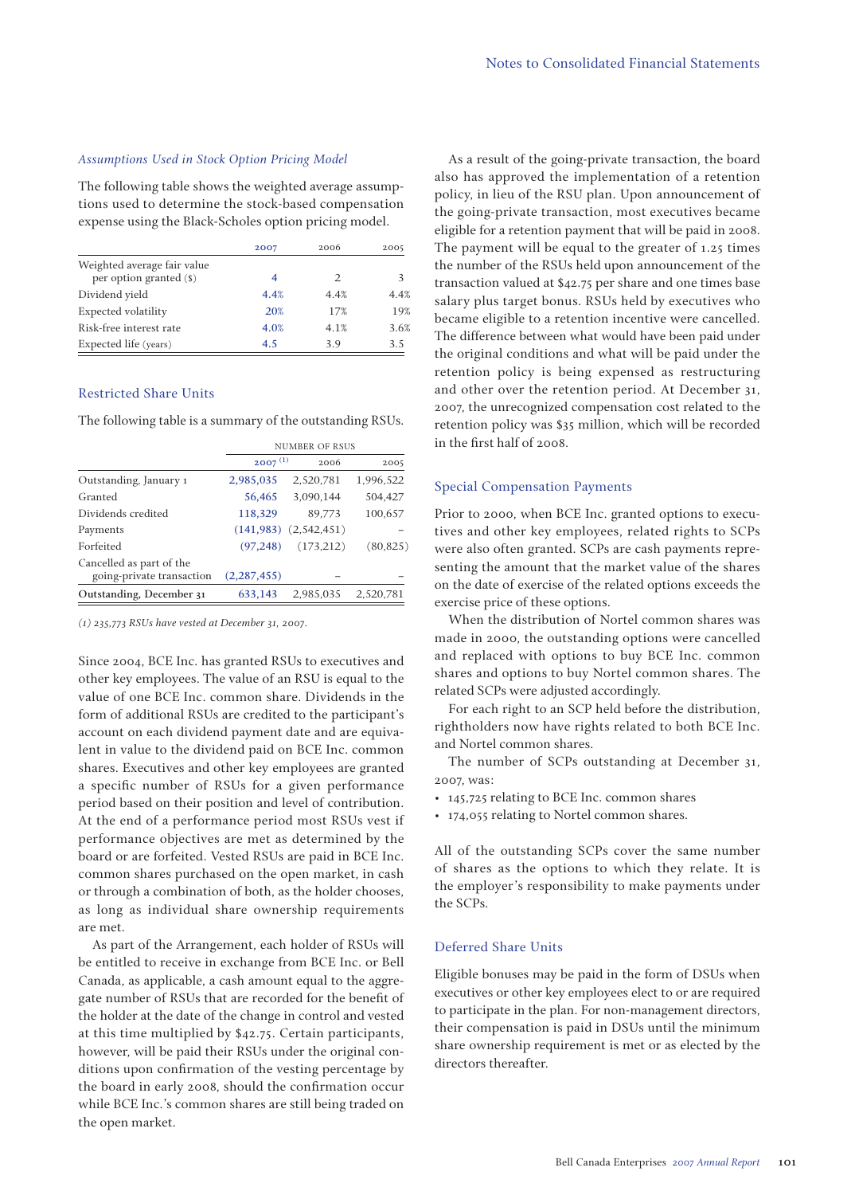### *Assumptions Used in Stock Option Pricing Model*

The following table shows the weighted average assumptions used to determine the stock-based compensation expense using the Black-Scholes option pricing model.

| | 2007 | 2006 | 2005 |
|---|---|---|---|
| Weighted average fair value per option granted ($) | 4 | 2 | 3 |
| Dividend yield | 4.4% | 4.4% | 4.4% |
| Expected volatility | 20% | 17% | 19% |
| Risk-free interest rate | 4.0% | 4.1% | 3.6% |
| Expected life (years) | 4.5 | 3.9 | 3.5 |

### Restricted Share Units

The following table is a summary of the outstanding RSUs.

| | NUMBER OF RSUS | | |
|---|---|---|---|
| | 2007 [1] | 2006 | 2005 |
| Outstanding, January 1 | 2,985,035 | 2,520,781 | 1,996,522 |
| Granted | 56,465 | 3,090,144 | 504,427 |
| Dividends credited | 118,329 | 89,773 | 100,657 |
| Payments | (141,983) | (2,542,451) | – |
| Forfeited | (97,248) | (173,212) | (80,825) |
| Cancelled as part of the going-private transaction | (2,287,455) | – | – |
| Outstanding, December 31 | 633,143 | 2,985,035 | 2,520,781 |

*(1) 235,773 RSUs have vested at December 31, 2007.*

Since 2004, BCE Inc. has granted RSUs to executives and other key employees. The value of an RSU is equal to the value of one BCE Inc. common share. Dividends in the form of additional RSUs are credited to the participant's account on each dividend payment date and are equivalent in value to the dividend paid on BCE Inc. common shares. Executives and other key employees are granted a specific number of RSUs for a given performance period based on their position and level of contribution. At the end of a performance period most RSUs vest if performance objectives are met as determined by the board or are forfeited. Vested RSUs are paid in BCE Inc. common shares purchased on the open market, in cash or through a combination of both, as the holder chooses, as long as individual share ownership requirements are met.

As part of the Arrangement, each holder of RSUs will be entitled to receive in exchange from BCE Inc. or Bell Canada, as applicable, a cash amount equal to the aggregate number of RSUs that are recorded for the benefit of the holder at the date of the change in control and vested at this time multiplied by $42.75. Certain participants, however, will be paid their RSUs under the original conditions upon confirmation of the vesting percentage by the board in early 2008, should the confirmation occur while BCE Inc.'s common shares are still being traded on the open market.

As a result of the going-private transaction, the board also has approved the implementation of a retention policy, in lieu of the RSU plan. Upon announcement of the going-private transaction, most executives became eligible for a retention payment that will be paid in 2008. The payment will be equal to the greater of 1.25 times the number of the RSUs held upon announcement of the transaction valued at $42.75 per share and one times base salary plus target bonus. RSUs held by executives who became eligible to a retention incentive were cancelled. The difference between what would have been paid under the original conditions and what will be paid under the retention policy is being expensed as restructuring and other over the retention period. At December 31, 2007, the unrecognized compensation cost related to the retention policy was $35 million, which will be recorded in the first half of 2008.

### Special Compensation Payments

Prior to 2000, when BCE Inc. granted options to executives and other key employees, related rights to SCPs were also often granted. SCPs are cash payments representing the amount that the market value of the shares on the date of exercise of the related options exceeds the exercise price of these options.

When the distribution of Nortel common shares was made in 2000, the outstanding options were cancelled and replaced with options to buy BCE Inc. common shares and options to buy Nortel common shares. The related SCPs were adjusted accordingly.

For each right to an SCP held before the distribution, rightholders now have rights related to both BCE Inc. and Nortel common shares.

The number of SCPs outstanding at December 31, 2007, was:

- 145,725 relating to BCE Inc. common shares
- 174,055 relating to Nortel common shares.

All of the outstanding SCPs cover the same number of shares as the options to which they relate. It is the employer's responsibility to make payments under the SCPs.

### Deferred Share Units

Eligible bonuses may be paid in the form of DSUs when executives or other key employees elect to or are required to participate in the plan. For non-management directors, their compensation is paid in DSUs until the minimum share ownership requirement is met or as elected by the directors thereafter.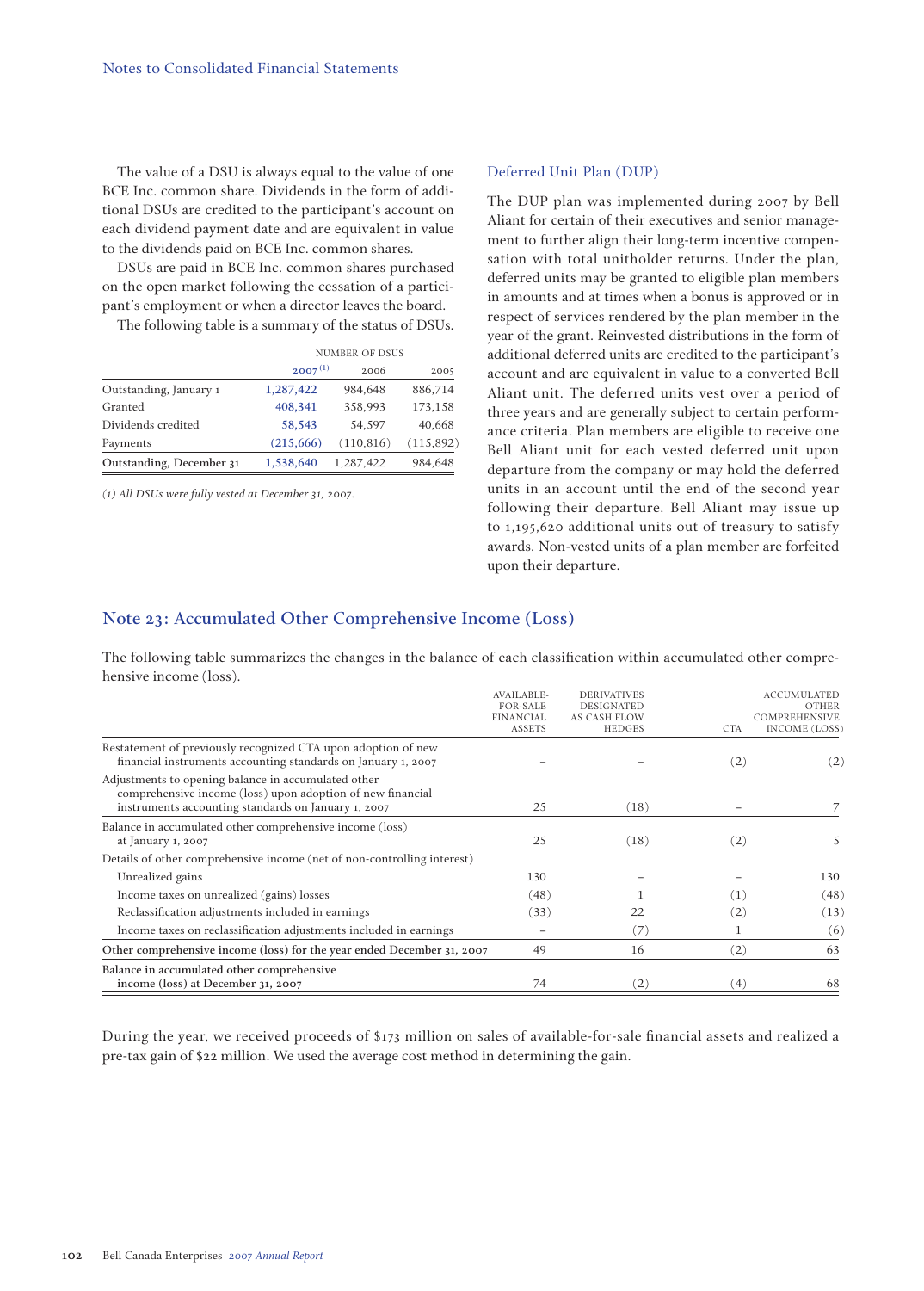The value of a DSU is always equal to the value of one BCE Inc. common share. Dividends in the form of additional DSUs are credited to the participant's account on each dividend payment date and are equivalent in value to the dividends paid on BCE Inc. common shares.

DSUs are paid in BCE Inc. common shares purchased on the open market following the cessation of a participant's employment or when a director leaves the board.

The following table is a summary of the status of DSUs.

| | NUMBER OF DSUS | | |
|---|---|---|---|
| | 2007 [1] | 2006 | 2005 |
| Outstanding, January 1 | 1,287,422 | 984,648 | 886,714 |
| Granted | 408,341 | 358,993 | 173,158 |
| Dividends credited | 58,543 | 54,597 | 40,668 |
| Payments | (215,666) | (110,816) | (115,892) |
| Outstanding, December 31 | 1,538,640 | 1,287,422 | 984,648 |

*(1) All DSUs were fully vested at December 31, 2007.*

### Deferred Unit Plan (DUP)

The DUP plan was implemented during 2007 by Bell Aliant for certain of their executives and senior management to further align their long-term incentive compensation with total unitholder returns. Under the plan, deferred units may be granted to eligible plan members in amounts and at times when a bonus is approved or in respect of services rendered by the plan member in the year of the grant. Reinvested distributions in the form of additional deferred units are credited to the participant's account and are equivalent in value to a converted Bell Aliant unit. The deferred units vest over a period of three years and are generally subject to certain performance criteria. Plan members are eligible to receive one Bell Aliant unit for each vested deferred unit upon departure from the company or may hold the deferred units in an account until the end of the second year following their departure. Bell Aliant may issue up to 1,195,620 additional units out of treasury to satisfy awards. Non-vested units of a plan member are forfeited upon their departure.

## Note 23: Accumulated Other Comprehensive Income (Loss)

The following table summarizes the changes in the balance of each classification within accumulated other comprehensive income (loss).

| | AVAILABLE-FOR-SALE FINANCIAL ASSETS | DERIVATIVES DESIGNATED AS CASH FLOW HEDGES | CTA | ACCUMULATED OTHER COMPREHENSIVE INCOME (LOSS) |
|---|---|---|---|---|
| Restatement of previously recognized CTA upon adoption of new financial instruments accounting standards on January 1, 2007 | – | – | (2) | (2) |
| Adjustments to opening balance in accumulated other comprehensive income (loss) upon adoption of new financial instruments accounting standards on January 1, 2007 | 25 | (18) | – | 7 |
| Balance in accumulated other comprehensive income (loss) at January 1, 2007 | 25 | (18) | (2) | 5 |
| Details of other comprehensive income (net of non-controlling interest) | | | | |
| Unrealized gains | 130 | – | – | 130 |
| Income taxes on unrealized (gains) losses | (48) | 1 | (1) | (48) |
| Reclassification adjustments included in earnings | (33) | 22 | (2) | (13) |
| Income taxes on reclassification adjustments included in earnings | – | (7) | 1 | (6) |
| Other comprehensive income (loss) for the year ended December 31, 2007 | 49 | 16 | (2) | 63 |
| Balance in accumulated other comprehensive income (loss) at December 31, 2007 | 74 | (2) | (4) | 68 |

During the year, we received proceeds of $173 million on sales of available-for-sale financial assets and realized a pre-tax gain of $22 million. We used the average cost method in determining the gain.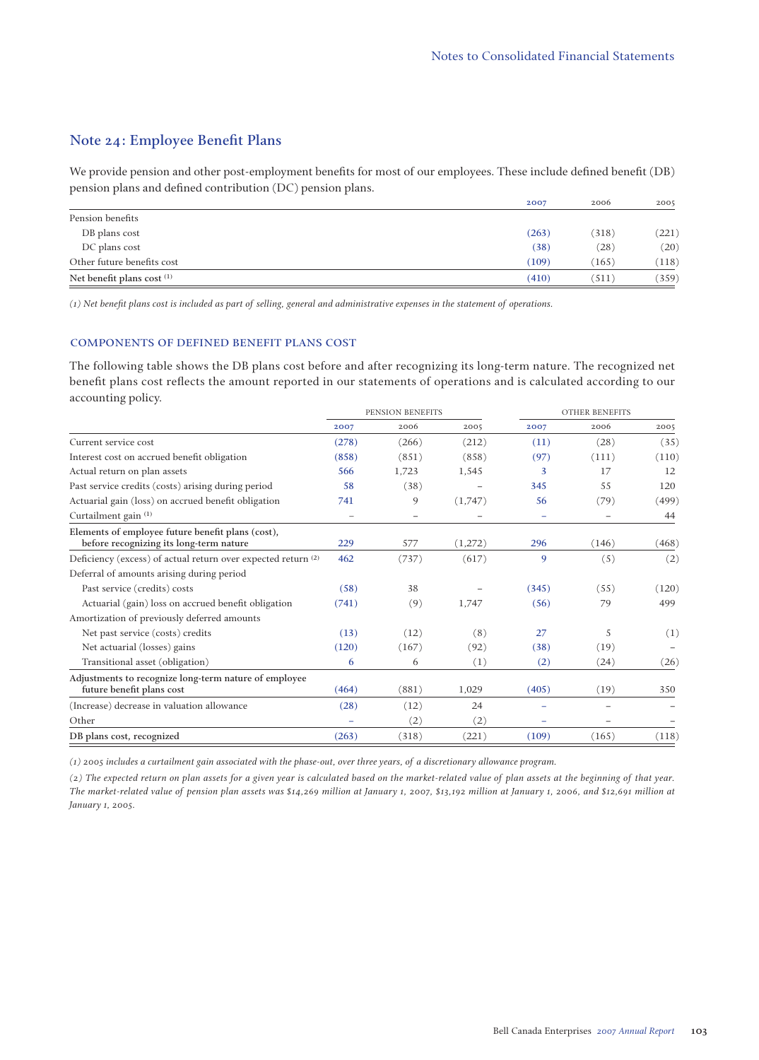## Note 24: Employee Benefit Plans

We provide pension and other post-employment benefits for most of our employees. These include defined benefit (DB) pension plans and defined contribution (DC) pension plans.

| | 2007 | 2006 | 2005 |
|---|---|---|---|
| Pension benefits | | | |
| DB plans cost | (263) | (318) | (221) |
| DC plans cost | (38) | (28) | (20) |
| Other future benefits cost | (109) | (165) | (118) |
| Net benefit plans cost [(1)] | (410) | (511) | (359) |

*(1) Net benefit plans cost is included as part of selling, general and administrative expenses in the statement of operations.*

### COMPONENTS OF DEFINED BENEFIT PLANS COST

The following table shows the DB plans cost before and after recognizing its long-term nature. The recognized net benefit plans cost reflects the amount reported in our statements of operations and is calculated according to our accounting policy.

| | PENSION BENEFITS | | | OTHER BENEFITS | | |
|---|---|---|---|---|---|---|
| | 2007 | 2006 | 2005 | 2007 | 2006 | 2005 |
| Current service cost | (278) | (266) | (212) | (11) | (28) | (35) |
| Interest cost on accrued benefit obligation | (858) | (851) | (858) | (97) | (111) | (110) |
| Actual return on plan assets | 566 | 1,723 | 1,545 | 3 | 17 | 12 |
| Past service credits (costs) arising during period | 58 | (38) | – | 345 | 55 | 120 |
| Actuarial gain (loss) on accrued benefit obligation | 741 | 9 | (1,747) | 56 | (79) | (499) |
| Curtailment gain [(1)] | – | – | – | – | – | 44 |
| Elements of employee future benefit plans (cost), before recognizing its long-term nature | 229 | 577 | (1,272) | 296 | (146) | (468) |
| Deficiency (excess) of actual return over expected return [(2)] | 462 | (737) | (617) | 9 | (5) | (2) |
| Deferral of amounts arising during period | | | | | | |
| Past service (credits) costs | (58) | 38 | – | (345) | (55) | (120) |
| Actuarial (gain) loss on accrued benefit obligation | (741) | (9) | 1,747 | (56) | 79 | 499 |
| Amortization of previously deferred amounts | | | | | | |
| Net past service (costs) credits | (13) | (12) | (8) | 27 | 5 | (1) |
| Net actuarial (losses) gains | (120) | (167) | (92) | (38) | (19) | – |
| Transitional asset (obligation) | 6 | 6 | (1) | (2) | (24) | (26) |
| Adjustments to recognize long-term nature of employee future benefit plans cost | (464) | (881) | 1,029 | (405) | (19) | 350 |
| (Increase) decrease in valuation allowance | (28) | (12) | 24 | – | – | – |
| Other | – | (2) | (2) | – | – | – |
| DB plans cost, recognized | (263) | (318) | (221) | (109) | (165) | (118) |

*(1) 2005 includes a curtailment gain associated with the phase-out, over three years, of a discretionary allowance program.*

*(2) The expected return on plan assets for a given year is calculated based on the market-related value of plan assets at the beginning of that year. The market-related value of pension plan assets was $14,269 million at January 1, 2007, $13,192 million at January 1, 2006, and $12,691 million at January 1, 2005.*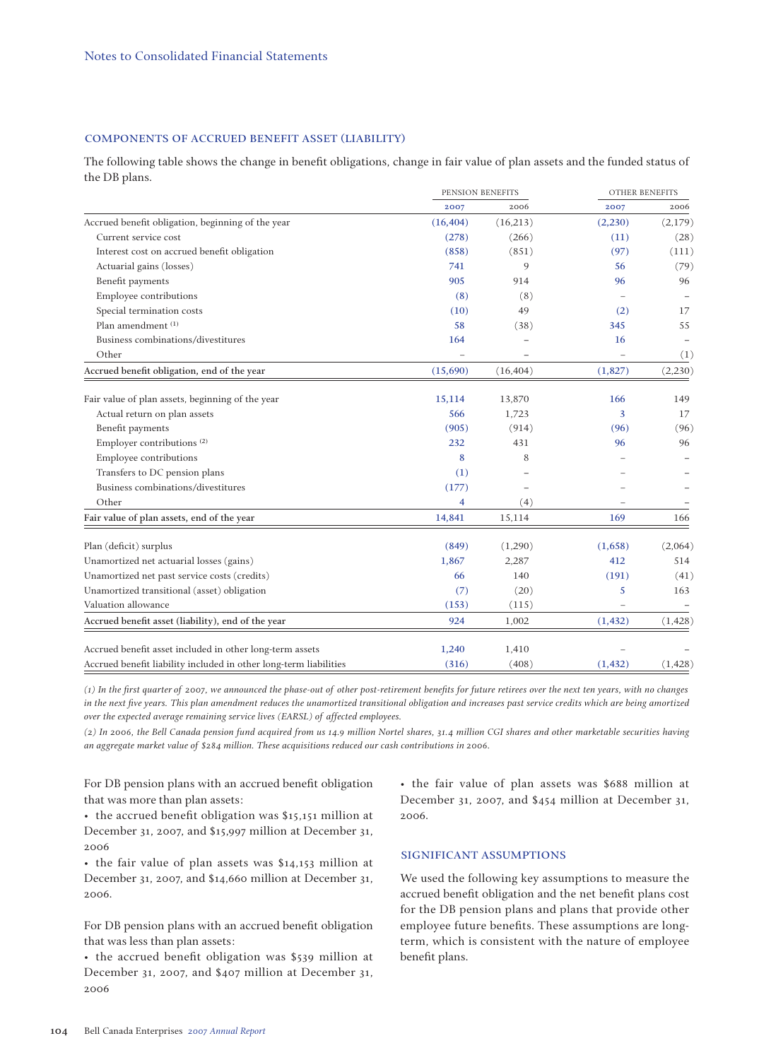### COMPONENTS OF ACCRUED BENEFIT ASSET (LIABILITY)

The following table shows the change in benefit obligations, change in fair value of plan assets and the funded status of the DB plans.

| | PENSION BENEFITS | | OTHER BENEFITS | |
|---|---|---|---|---|
| | 2007 | 2006 | 2007 | 2006 |
| Accrued benefit obligation, beginning of the year | (16,404) | (16,213) | (2,230) | (2,179) |
| Current service cost | (278) | (266) | (11) | (28) |
| Interest cost on accrued benefit obligation | (858) | (851) | (97) | (111) |
| Actuarial gains (losses) | 741 | 9 | 56 | (79) |
| Benefit payments | 905 | 914 | 96 | 96 |
| Employee contributions | (8) | (8) | – | – |
| Special termination costs | (10) | 49 | (2) | 17 |
| Plan amendment (1) | 58 | (38) | 345 | 55 |
| Business combinations/divestitures | 164 | – | 16 | – |
| Other | – | – | – | (1) |
| **Accrued benefit obligation, end of the year** | (15,690) | (16,404) | (1,827) | (2,230) |
| Fair value of plan assets, beginning of the year | 15,114 | 13,870 | 166 | 149 |
| Actual return on plan assets | 566 | 1,723 | 3 | 17 |
| Benefit payments | (905) | (914) | (96) | (96) |
| Employer contributions (2) | 232 | 431 | 96 | 96 |
| Employee contributions | 8 | 8 | – | – |
| Transfers to DC pension plans | (1) | – | – | – |
| Business combinations/divestitures | (177) | – | – | – |
| Other | 4 | (4) | – | – |
| **Fair value of plan assets, end of the year** | 14,841 | 15,114 | 169 | 166 |
| Plan (deficit) surplus | (849) | (1,290) | (1,658) | (2,064) |
| Unamortized net actuarial losses (gains) | 1,867 | 2,287 | 412 | 514 |
| Unamortized net past service costs (credits) | 66 | 140 | (191) | (41) |
| Unamortized transitional (asset) obligation | (7) | (20) | 5 | 163 |
| Valuation allowance | (153) | (115) | – | – |
| **Accrued benefit asset (liability), end of the year** | 924 | 1,002 | (1,432) | (1,428) |
| Accrued benefit asset included in other long-term assets | 1,240 | 1,410 | – | – |
| Accrued benefit liability included in other long-term liabilities | (316) | (408) | (1,432) | (1,428) |

*(1) In the first quarter of 2007, we announced the phase-out of other post-retirement benefits for future retirees over the next ten years, with no changes in the next five years. This plan amendment reduces the unamortized transitional obligation and increases past service credits which are being amortized over the expected average remaining service lives (EARSL) of affected employees.*

*(2) In 2006, the Bell Canada pension fund acquired from us 14.9 million Nortel shares, 31.4 million CGI shares and other marketable securities having an aggregate market value of $284 million. These acquisitions reduced our cash contributions in 2006.*

For DB pension plans with an accrued benefit obligation that was more than plan assets:

- the accrued benefit obligation was $15,151 million at December 31, 2007, and $15,997 million at December 31, 2006
- the fair value of plan assets was $14,153 million at December 31, 2007, and $14,660 million at December 31, 2006.

For DB pension plans with an accrued benefit obligation that was less than plan assets:

- the accrued benefit obligation was $539 million at December 31, 2007, and $407 million at December 31, 2006
- the fair value of plan assets was $688 million at December 31, 2007, and $454 million at December 31, 2006.

### SIGNIFICANT ASSUMPTIONS

We used the following key assumptions to measure the accrued benefit obligation and the net benefit plans cost for the DB pension plans and plans that provide other employee future benefits. These assumptions are long-term, which is consistent with the nature of employee benefit plans.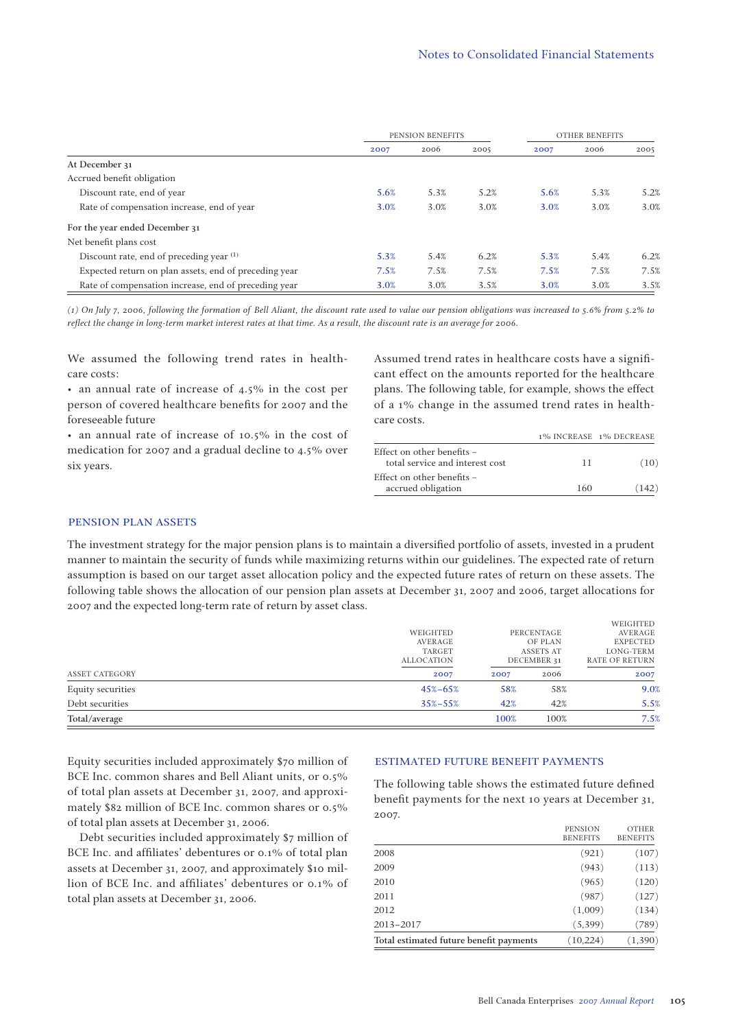| | PENSION BENEFITS | | | OTHER BENEFITS | | |
|---|---|---|---|---|---|---|
| | 2007 | 2006 | 2005 | 2007 | 2006 | 2005 |
| **At December 31** | | | | | | |
| Accrued benefit obligation | | | | | | |
| Discount rate, end of year | 5.6% | 5.3% | 5.2% | 5.6% | 5.3% | 5.2% |
| Rate of compensation increase, end of year | 3.0% | 3.0% | 3.0% | 3.0% | 3.0% | 3.0% |
| **For the year ended December 31** | | | | | | |
| Net benefit plans cost | | | | | | |
| Discount rate, end of preceding year [1] | 5.3% | 5.4% | 6.2% | 5.3% | 5.4% | 6.2% |
| Expected return on plan assets, end of preceding year | 7.5% | 7.5% | 7.5% | 7.5% | 7.5% | 7.5% |
| Rate of compensation increase, end of preceding year | 3.0% | 3.0% | 3.5% | 3.0% | 3.0% | 3.5% |

*(1) On July 7, 2006, following the formation of Bell Aliant, the discount rate used to value our pension obligations was increased to 5.6% from 5.2% to reflect the change in long-term market interest rates at that time. As a result, the discount rate is an average for 2006.*

We assumed the following trend rates in healthcare costs:

- an annual rate of increase of 4.5% in the cost per person of covered healthcare benefits for 2007 and the foreseeable future
- an annual rate of increase of 10.5% in the cost of medication for 2007 and a gradual decline to 4.5% over six years.

Assumed trend rates in healthcare costs have a significant effect on the amounts reported for the healthcare plans. The following table, for example, shows the effect of a 1% change in the assumed trend rates in healthcare costs.

| | 1% INCREASE | 1% DECREASE |
|---|---|---|
| Effect on other benefits – total service and interest cost | 11 | (10) |
| Effect on other benefits – accrued obligation | 160 | (142) |

## PENSION PLAN ASSETS

The investment strategy for the major pension plans is to maintain a diversified portfolio of assets, invested in a prudent manner to maintain the security of funds while maximizing returns within our guidelines. The expected rate of return assumption is based on our target asset allocation policy and the expected future rates of return on these assets. The following table shows the allocation of our pension plan assets at December 31, 2007 and 2006, target allocations for 2007 and the expected long-term rate of return by asset class.

| ASSET CATEGORY | WEIGHTED AVERAGE TARGET ALLOCATION | PERCENTAGE OF PLAN ASSETS AT DECEMBER 31 | | WEIGHTED AVERAGE EXPECTED LONG-TERM RATE OF RETURN |
|---|---|---|---|---|
| | 2007 | 2007 | 2006 | 2007 |
| Equity securities | 45%–65% | 58% | 58% | 9.0% |
| Debt securities | 35%–55% | 42% | 42% | 5.5% |
| **Total/average** | | 100% | 100% | 7.5% |

Equity securities included approximately $70 million of BCE Inc. common shares and Bell Aliant units, or 0.5% of total plan assets at December 31, 2007, and approximately $82 million of BCE Inc. common shares or 0.5% of total plan assets at December 31, 2006.

Debt securities included approximately $7 million of BCE Inc. and affiliates' debentures or 0.1% of total plan assets at December 31, 2007, and approximately $10 million of BCE Inc. and affiliates' debentures or 0.1% of total plan assets at December 31, 2006.

## ESTIMATED FUTURE BENEFIT PAYMENTS

The following table shows the estimated future defined benefit payments for the next 10 years at December 31, 2007.

| | PENSION BENEFITS | OTHER BENEFITS |
|---|---|---|
| 2008 | (921) | (107) |
| 2009 | (943) | (113) |
| 2010 | (965) | (120) |
| 2011 | (987) | (127) |
| 2012 | (1,009) | (134) |
| 2013–2017 | (5,399) | (789) |
| Total estimated future benefit payments | (10,224) | (1,390) |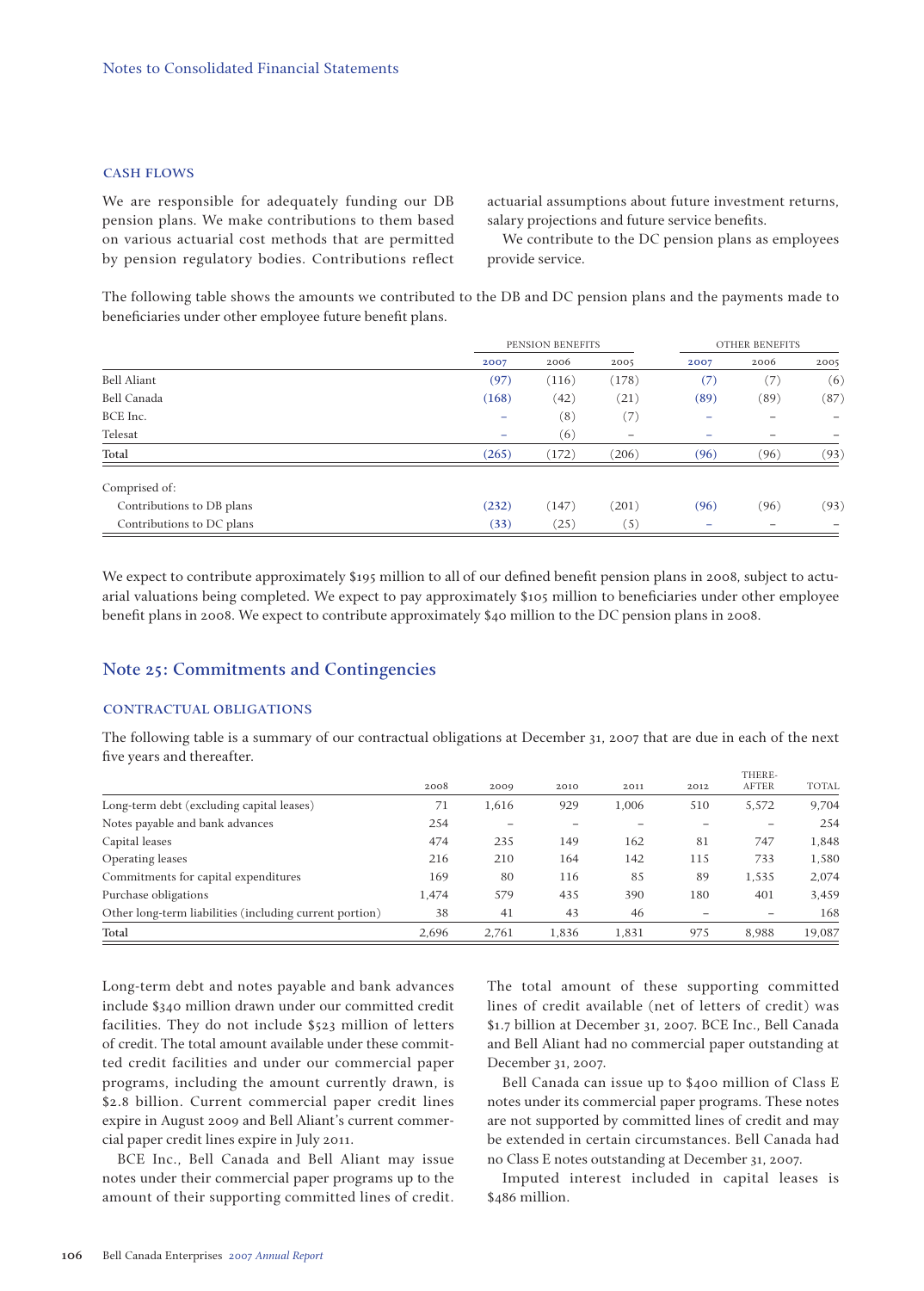### CASH FLOWS

We are responsible for adequately funding our DB pension plans. We make contributions to them based on various actuarial cost methods that are permitted by pension regulatory bodies. Contributions reflect actuarial assumptions about future investment returns, salary projections and future service benefits.

We contribute to the DC pension plans as employees provide service.

The following table shows the amounts we contributed to the DB and DC pension plans and the payments made to beneficiaries under other employee future benefit plans.

| | PENSION BENEFITS | | | OTHER BENEFITS | | |
|---|---|---|---|---|---|---|
| | 2007 | 2006 | 2005 | 2007 | 2006 | 2005 |
| Bell Aliant | (97) | (116) | (178) | (7) | (7) | (6) |
| Bell Canada | (168) | (42) | (21) | (89) | (89) | (87) |
| BCE Inc. | – | (8) | (7) | – | – | – |
| Telesat | – | (6) | – | – | – | – |
| **Total** | (265) | (172) | (206) | (96) | (96) | (93) |
| Comprised of: | | | | | | |
| Contributions to DB plans | (232) | (147) | (201) | (96) | (96) | (93) |
| Contributions to DC plans | (33) | (25) | (5) | – | – | – |

We expect to contribute approximately $195 million to all of our defined benefit pension plans in 2008, subject to actuarial valuations being completed. We expect to pay approximately $105 million to beneficiaries under other employee benefit plans in 2008. We expect to contribute approximately $40 million to the DC pension plans in 2008.

## Note 25: Commitments and Contingencies

### CONTRACTUAL OBLIGATIONS

The following table is a summary of our contractual obligations at December 31, 2007 that are due in each of the next five years and thereafter.

| | 2008 | 2009 | 2010 | 2011 | 2012 | THERE-AFTER | TOTAL |
|---|---|---|---|---|---|---|---|
| Long-term debt (excluding capital leases) | 71 | 1,616 | 929 | 1,006 | 510 | 5,572 | 9,704 |
| Notes payable and bank advances | 254 | – | – | – | – | – | 254 |
| Capital leases | 474 | 235 | 149 | 162 | 81 | 747 | 1,848 |
| Operating leases | 216 | 210 | 164 | 142 | 115 | 733 | 1,580 |
| Commitments for capital expenditures | 169 | 80 | 116 | 85 | 89 | 1,535 | 2,074 |
| Purchase obligations | 1,474 | 579 | 435 | 390 | 180 | 401 | 3,459 |
| Other long-term liabilities (including current portion) | 38 | 41 | 43 | 46 | – | – | 168 |
| **Total** | 2,696 | 2,761 | 1,836 | 1,831 | 975 | 8,988 | 19,087 |

Long-term debt and notes payable and bank advances include $340 million drawn under our committed credit facilities. They do not include $523 million of letters of credit. The total amount available under these committed credit facilities and under our commercial paper programs, including the amount currently drawn, is $2.8 billion. Current commercial paper credit lines expire in August 2009 and Bell Aliant's current commercial paper credit lines expire in July 2011.

BCE Inc., Bell Canada and Bell Aliant may issue notes under their commercial paper programs up to the amount of their supporting committed lines of credit. The total amount of these supporting committed lines of credit available (net of letters of credit) was $1.7 billion at December 31, 2007. BCE Inc., Bell Canada and Bell Aliant had no commercial paper outstanding at December 31, 2007.

Bell Canada can issue up to $400 million of Class E notes under its commercial paper programs. These notes are not supported by committed lines of credit and may be extended in certain circumstances. Bell Canada had no Class E notes outstanding at December 31, 2007.

Imputed interest included in capital leases is $486 million.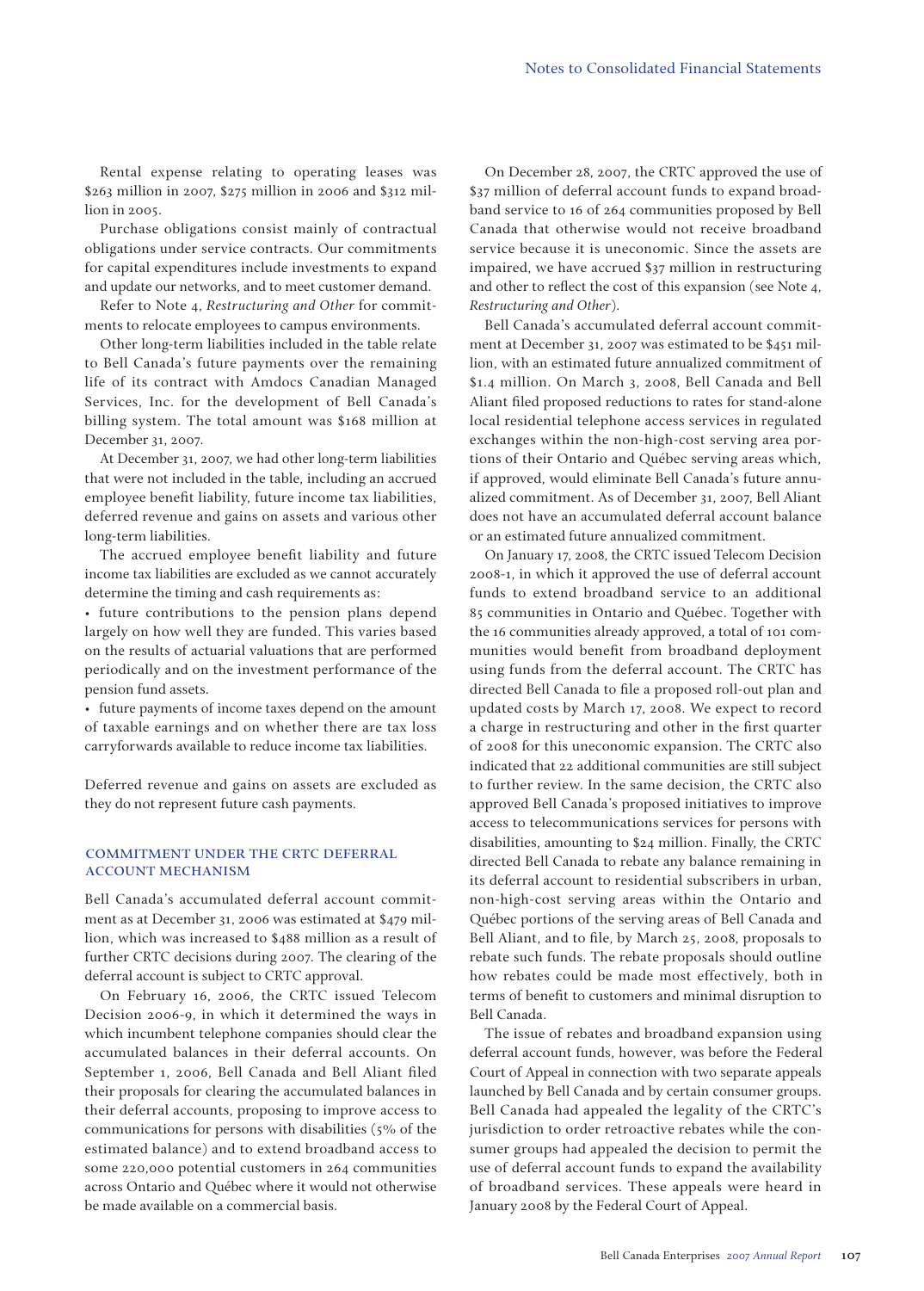Rental expense relating to operating leases was $263 million in 2007, $275 million in 2006 and $312 million in 2005.

Purchase obligations consist mainly of contractual obligations under service contracts. Our commitments for capital expenditures include investments to expand and update our networks, and to meet customer demand.

Refer to Note 4, *Restructuring and Other* for commitments to relocate employees to campus environments.

Other long-term liabilities included in the table relate to Bell Canada's future payments over the remaining life of its contract with Amdocs Canadian Managed Services, Inc. for the development of Bell Canada's billing system. The total amount was $168 million at December 31, 2007.

At December 31, 2007, we had other long-term liabilities that were not included in the table, including an accrued employee benefit liability, future income tax liabilities, deferred revenue and gains on assets and various other long-term liabilities.

The accrued employee benefit liability and future income tax liabilities are excluded as we cannot accurately determine the timing and cash requirements as:

- future contributions to the pension plans depend largely on how well they are funded. This varies based on the results of actuarial valuations that are performed periodically and on the investment performance of the pension fund assets.
- future payments of income taxes depend on the amount of taxable earnings and on whether there are tax loss carryforwards available to reduce income tax liabilities.

Deferred revenue and gains on assets are excluded as they do not represent future cash payments.

## COMMITMENT UNDER THE CRTC DEFERRAL ACCOUNT MECHANISM

Bell Canada's accumulated deferral account commitment as at December 31, 2006 was estimated at $479 million, which was increased to $488 million as a result of further CRTC decisions during 2007. The clearing of the deferral account is subject to CRTC approval.

On February 16, 2006, the CRTC issued Telecom Decision 2006-9, in which it determined the ways in which incumbent telephone companies should clear the accumulated balances in their deferral accounts. On September 1, 2006, Bell Canada and Bell Aliant filed their proposals for clearing the accumulated balances in their deferral accounts, proposing to improve access to communications for persons with disabilities (5% of the estimated balance) and to extend broadband access to some 220,000 potential customers in 264 communities across Ontario and Québec where it would not otherwise be made available on a commercial basis.

On December 28, 2007, the CRTC approved the use of $37 million of deferral account funds to expand broadband service to 16 of 264 communities proposed by Bell Canada that otherwise would not receive broadband service because it is uneconomic. Since the assets are impaired, we have accrued $37 million in restructuring and other to reflect the cost of this expansion (see Note 4, *Restructuring and Other*).

Bell Canada's accumulated deferral account commitment at December 31, 2007 was estimated to be $451 million, with an estimated future annualized commitment of $1.4 million. On March 3, 2008, Bell Canada and Bell Aliant filed proposed reductions to rates for stand-alone local residential telephone access services in regulated exchanges within the non-high-cost serving area portions of their Ontario and Québec serving areas which, if approved, would eliminate Bell Canada's future annualized commitment. As of December 31, 2007, Bell Aliant does not have an accumulated deferral account balance or an estimated future annualized commitment.

On January 17, 2008, the CRTC issued Telecom Decision 2008-1, in which it approved the use of deferral account funds to extend broadband service to an additional 85 communities in Ontario and Québec. Together with the 16 communities already approved, a total of 101 communities would benefit from broadband deployment using funds from the deferral account. The CRTC has directed Bell Canada to file a proposed roll-out plan and updated costs by March 17, 2008. We expect to record a charge in restructuring and other in the first quarter of 2008 for this uneconomic expansion. The CRTC also indicated that 22 additional communities are still subject to further review. In the same decision, the CRTC also approved Bell Canada's proposed initiatives to improve access to telecommunications services for persons with disabilities, amounting to $24 million. Finally, the CRTC directed Bell Canada to rebate any balance remaining in its deferral account to residential subscribers in urban, non-high-cost serving areas within the Ontario and Québec portions of the serving areas of Bell Canada and Bell Aliant, and to file, by March 25, 2008, proposals to rebate such funds. The rebate proposals should outline how rebates could be made most effectively, both in terms of benefit to customers and minimal disruption to Bell Canada.

The issue of rebates and broadband expansion using deferral account funds, however, was before the Federal Court of Appeal in connection with two separate appeals launched by Bell Canada and by certain consumer groups. Bell Canada had appealed the legality of the CRTC's jurisdiction to order retroactive rebates while the consumer groups had appealed the decision to permit the use of deferral account funds to expand the availability of broadband services. These appeals were heard in January 2008 by the Federal Court of Appeal.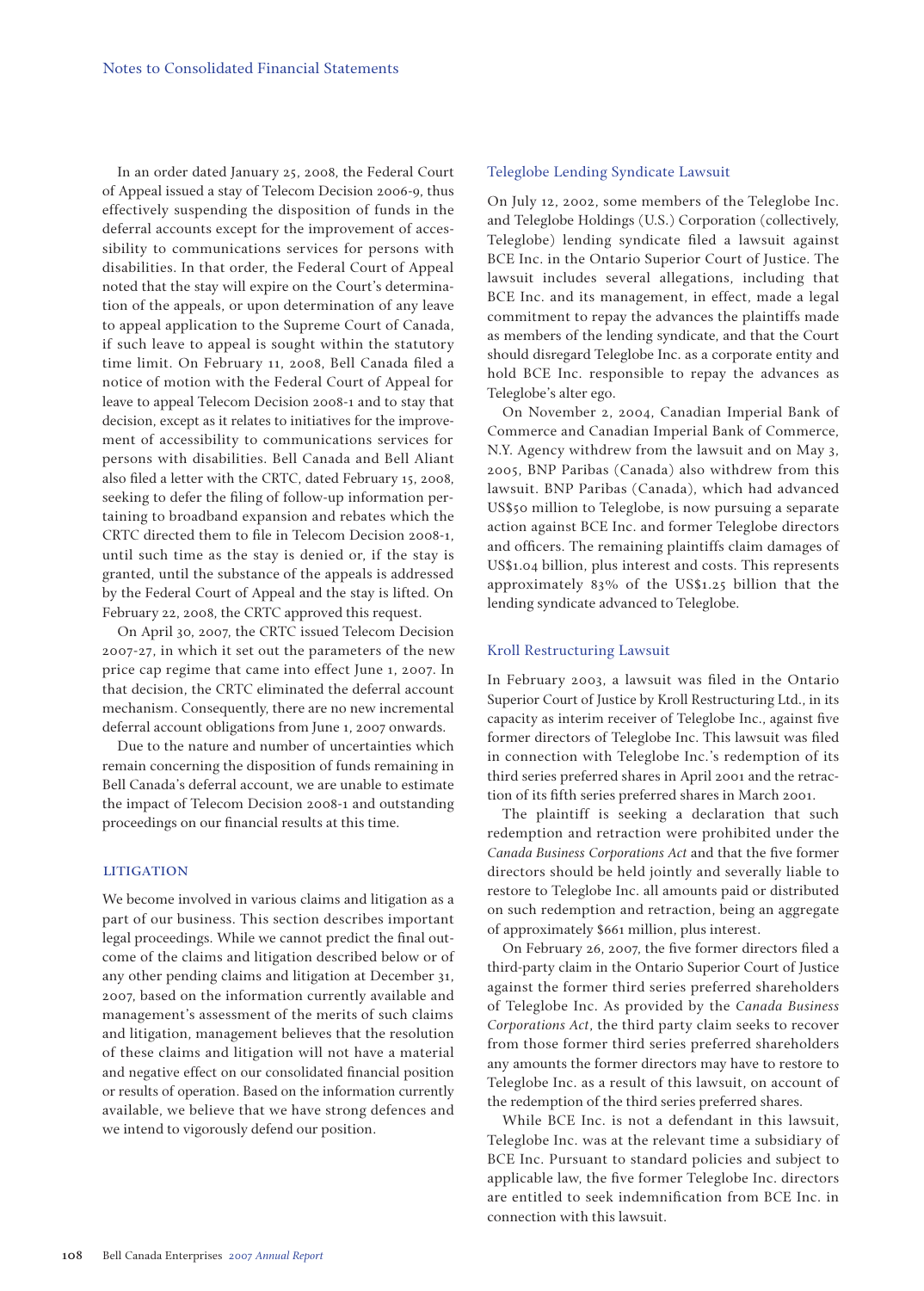In an order dated January 25, 2008, the Federal Court of Appeal issued a stay of Telecom Decision 2006-9, thus effectively suspending the disposition of funds in the deferral accounts except for the improvement of accessibility to communications services for persons with disabilities. In that order, the Federal Court of Appeal noted that the stay will expire on the Court's determination of the appeals, or upon determination of any leave to appeal application to the Supreme Court of Canada, if such leave to appeal is sought within the statutory time limit. On February 11, 2008, Bell Canada filed a notice of motion with the Federal Court of Appeal for leave to appeal Telecom Decision 2008-1 and to stay that decision, except as it relates to initiatives for the improvement of accessibility to communications services for persons with disabilities. Bell Canada and Bell Aliant also filed a letter with the CRTC, dated February 15, 2008, seeking to defer the filing of follow-up information pertaining to broadband expansion and rebates which the CRTC directed them to file in Telecom Decision 2008-1, until such time as the stay is denied or, if the stay is granted, until the substance of the appeals is addressed by the Federal Court of Appeal and the stay is lifted. On February 22, 2008, the CRTC approved this request.

On April 30, 2007, the CRTC issued Telecom Decision 2007-27, in which it set out the parameters of the new price cap regime that came into effect June 1, 2007. In that decision, the CRTC eliminated the deferral account mechanism. Consequently, there are no new incremental deferral account obligations from June 1, 2007 onwards.

Due to the nature and number of uncertainties which remain concerning the disposition of funds remaining in Bell Canada's deferral account, we are unable to estimate the impact of Telecom Decision 2008-1 and outstanding proceedings on our financial results at this time.

## LITIGATION

We become involved in various claims and litigation as a part of our business. This section describes important legal proceedings. While we cannot predict the final outcome of the claims and litigation described below or of any other pending claims and litigation at December 31, 2007, based on the information currently available and management's assessment of the merits of such claims and litigation, management believes that the resolution of these claims and litigation will not have a material and negative effect on our consolidated financial position or results of operation. Based on the information currently available, we believe that we have strong defences and we intend to vigorously defend our position.

### Teleglobe Lending Syndicate Lawsuit

On July 12, 2002, some members of the Teleglobe Inc. and Teleglobe Holdings (U.S.) Corporation (collectively, Teleglobe) lending syndicate filed a lawsuit against BCE Inc. in the Ontario Superior Court of Justice. The lawsuit includes several allegations, including that BCE Inc. and its management, in effect, made a legal commitment to repay the advances the plaintiffs made as members of the lending syndicate, and that the Court should disregard Teleglobe Inc. as a corporate entity and hold BCE Inc. responsible to repay the advances as Teleglobe's alter ego.

On November 2, 2004, Canadian Imperial Bank of Commerce and Canadian Imperial Bank of Commerce, N.Y. Agency withdrew from the lawsuit and on May 3, 2005, BNP Paribas (Canada) also withdrew from this lawsuit. BNP Paribas (Canada), which had advanced US$50 million to Teleglobe, is now pursuing a separate action against BCE Inc. and former Teleglobe directors and officers. The remaining plaintiffs claim damages of US$1.04 billion, plus interest and costs. This represents approximately 83% of the US$1.25 billion that the lending syndicate advanced to Teleglobe.

### Kroll Restructuring Lawsuit

In February 2003, a lawsuit was filed in the Ontario Superior Court of Justice by Kroll Restructuring Ltd., in its capacity as interim receiver of Teleglobe Inc., against five former directors of Teleglobe Inc. This lawsuit was filed in connection with Teleglobe Inc.'s redemption of its third series preferred shares in April 2001 and the retraction of its fifth series preferred shares in March 2001.

The plaintiff is seeking a declaration that such redemption and retraction were prohibited under the *Canada Business Corporations Act* and that the five former directors should be held jointly and severally liable to restore to Teleglobe Inc. all amounts paid or distributed on such redemption and retraction, being an aggregate of approximately $661 million, plus interest.

On February 26, 2007, the five former directors filed a third-party claim in the Ontario Superior Court of Justice against the former third series preferred shareholders of Teleglobe Inc. As provided by the *Canada Business Corporations Act*, the third party claim seeks to recover from those former third series preferred shareholders any amounts the former directors may have to restore to Teleglobe Inc. as a result of this lawsuit, on account of the redemption of the third series preferred shares.

While BCE Inc. is not a defendant in this lawsuit, Teleglobe Inc. was at the relevant time a subsidiary of BCE Inc. Pursuant to standard policies and subject to applicable law, the five former Teleglobe Inc. directors are entitled to seek indemnification from BCE Inc. in connection with this lawsuit.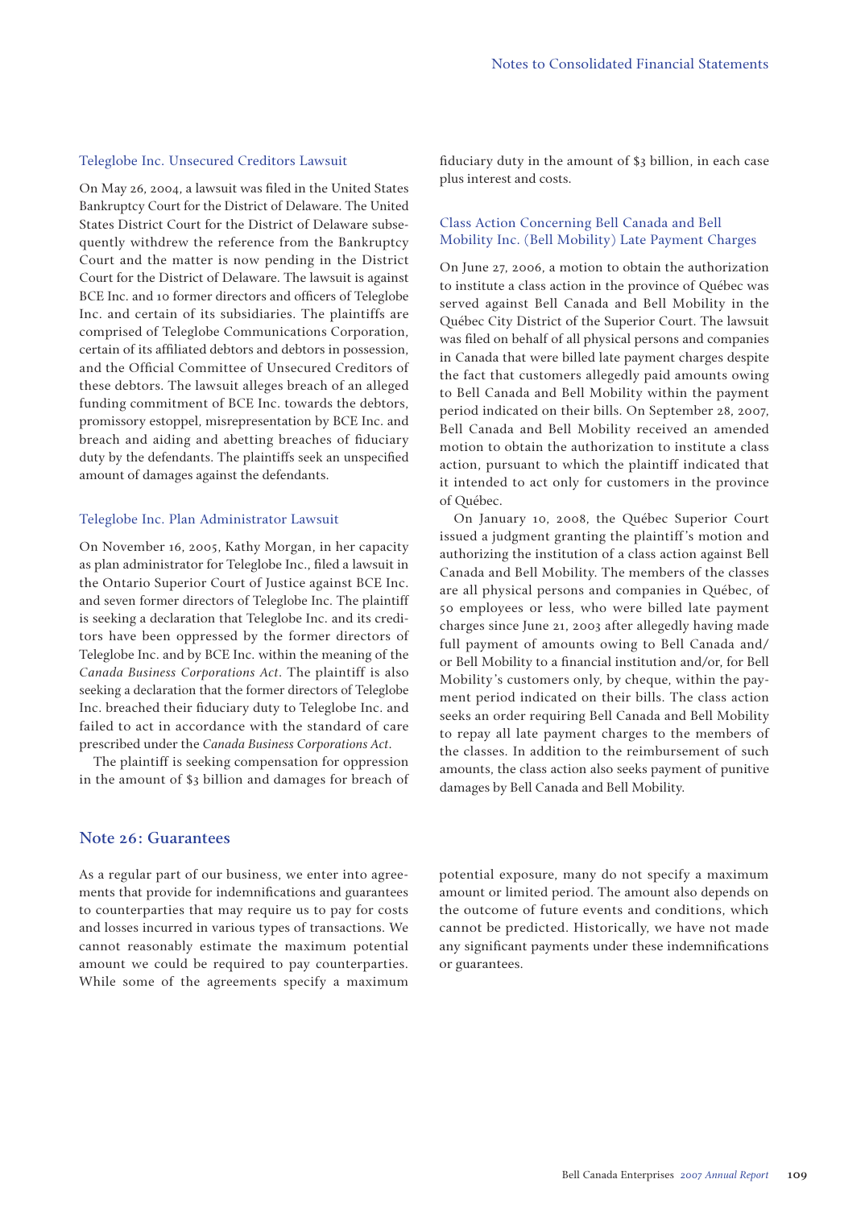### Teleglobe Inc. Unsecured Creditors Lawsuit

On May 26, 2004, a lawsuit was filed in the United States Bankruptcy Court for the District of Delaware. The United States District Court for the District of Delaware subsequently withdrew the reference from the Bankruptcy Court and the matter is now pending in the District Court for the District of Delaware. The lawsuit is against BCE Inc. and 10 former directors and officers of Teleglobe Inc. and certain of its subsidiaries. The plaintiffs are comprised of Teleglobe Communications Corporation, certain of its affiliated debtors and debtors in possession, and the Official Committee of Unsecured Creditors of these debtors. The lawsuit alleges breach of an alleged funding commitment of BCE Inc. towards the debtors, promissory estoppel, misrepresentation by BCE Inc. and breach and aiding and abetting breaches of fiduciary duty by the defendants. The plaintiffs seek an unspecified amount of damages against the defendants.

### Teleglobe Inc. Plan Administrator Lawsuit

On November 16, 2005, Kathy Morgan, in her capacity as plan administrator for Teleglobe Inc., filed a lawsuit in the Ontario Superior Court of Justice against BCE Inc. and seven former directors of Teleglobe Inc. The plaintiff is seeking a declaration that Teleglobe Inc. and its creditors have been oppressed by the former directors of Teleglobe Inc. and by BCE Inc. within the meaning of the *Canada Business Corporations Act*. The plaintiff is also seeking a declaration that the former directors of Teleglobe Inc. breached their fiduciary duty to Teleglobe Inc. and failed to act in accordance with the standard of care prescribed under the *Canada Business Corporations Act*.

The plaintiff is seeking compensation for oppression in the amount of $3 billion and damages for breach of fiduciary duty in the amount of $3 billion, in each case plus interest and costs.

### Class Action Concerning Bell Canada and Bell Mobility Inc. (Bell Mobility) Late Payment Charges

On June 27, 2006, a motion to obtain the authorization to institute a class action in the province of Québec was served against Bell Canada and Bell Mobility in the Québec City District of the Superior Court. The lawsuit was filed on behalf of all physical persons and companies in Canada that were billed late payment charges despite the fact that customers allegedly paid amounts owing to Bell Canada and Bell Mobility within the payment period indicated on their bills. On September 28, 2007, Bell Canada and Bell Mobility received an amended motion to obtain the authorization to institute a class action, pursuant to which the plaintiff indicated that it intended to act only for customers in the province of Québec.

On January 10, 2008, the Québec Superior Court issued a judgment granting the plaintiff's motion and authorizing the institution of a class action against Bell Canada and Bell Mobility. The members of the classes are all physical persons and companies in Québec, of 50 employees or less, who were billed late payment charges since June 21, 2003 after allegedly having made full payment of amounts owing to Bell Canada and/or Bell Mobility to a financial institution and/or, for Bell Mobility's customers only, by cheque, within the payment period indicated on their bills. The class action seeks an order requiring Bell Canada and Bell Mobility to repay all late payment charges to the members of the classes. In addition to the reimbursement of such amounts, the class action also seeks payment of punitive damages by Bell Canada and Bell Mobility.

## Note 26: Guarantees

As a regular part of our business, we enter into agreements that provide for indemnifications and guarantees to counterparties that may require us to pay for costs and losses incurred in various types of transactions. We cannot reasonably estimate the maximum potential amount we could be required to pay counterparties. While some of the agreements specify a maximum potential exposure, many do not specify a maximum amount or limited period. The amount also depends on the outcome of future events and conditions, which cannot be predicted. Historically, we have not made any significant payments under these indemnifications or guarantees.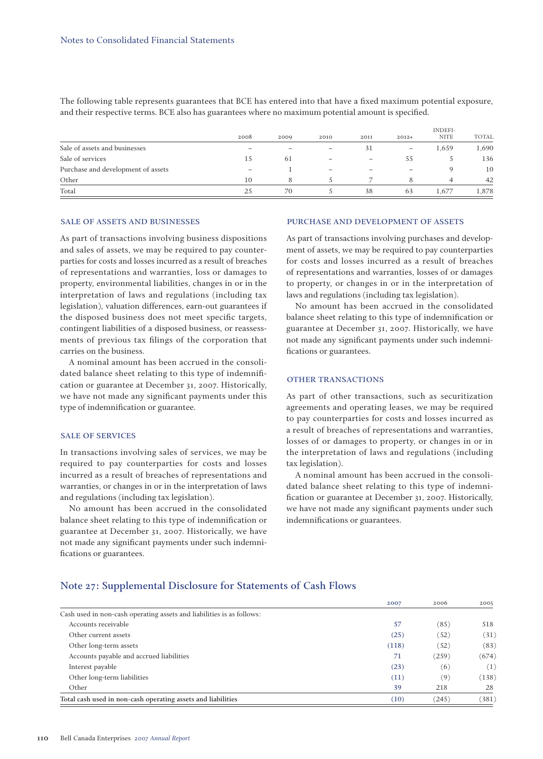The following table represents guarantees that BCE has entered into that have a fixed maximum potential exposure, and their respective terms. BCE also has guarantees where no maximum potential amount is specified.

| | 2008 | 2009 | 2010 | 2011 | 2012+ | INDEFINITE | TOTAL |
|---|---|---|---|---|---|---|---|
| Sale of assets and businesses | – | – | – | 31 | – | 1,659 | 1,690 |
| Sale of services | 15 | 61 | – | – | 55 | 5 | 136 |
| Purchase and development of assets | – | 1 | – | – | – | 9 | 10 |
| Other | 10 | 8 | 5 | 7 | 8 | 4 | 42 |
| Total | 25 | 70 | 5 | 38 | 63 | 1,677 | 1,878 |

### SALE OF ASSETS AND BUSINESSES

As part of transactions involving business dispositions and sales of assets, we may be required to pay counterparties for costs and losses incurred as a result of breaches of representations and warranties, loss or damages to property, environmental liabilities, changes in or in the interpretation of laws and regulations (including tax legislation), valuation differences, earn-out guarantees if the disposed business does not meet specific targets, contingent liabilities of a disposed business, or reassessments of previous tax filings of the corporation that carries on the business.

A nominal amount has been accrued in the consolidated balance sheet relating to this type of indemnification or guarantee at December 31, 2007. Historically, we have not made any significant payments under this type of indemnification or guarantee.

### SALE OF SERVICES

In transactions involving sales of services, we may be required to pay counterparties for costs and losses incurred as a result of breaches of representations and warranties, or changes in or in the interpretation of laws and regulations (including tax legislation).

No amount has been accrued in the consolidated balance sheet relating to this type of indemnification or guarantee at December 31, 2007. Historically, we have not made any significant payments under such indemnifications or guarantees.

### PURCHASE AND DEVELOPMENT OF ASSETS

As part of transactions involving purchases and development of assets, we may be required to pay counterparties for costs and losses incurred as a result of breaches of representations and warranties, losses of or damages to property, or changes in or in the interpretation of laws and regulations (including tax legislation).

No amount has been accrued in the consolidated balance sheet relating to this type of indemnification or guarantee at December 31, 2007. Historically, we have not made any significant payments under such indemnifications or guarantees.

### OTHER TRANSACTIONS

As part of other transactions, such as securitization agreements and operating leases, we may be required to pay counterparties for costs and losses incurred as a result of breaches of representations and warranties, losses of or damages to property, or changes in or in the interpretation of laws and regulations (including tax legislation).

A nominal amount has been accrued in the consolidated balance sheet relating to this type of indemnification or guarantee at December 31, 2007. Historically, we have not made any significant payments under such indemnifications or guarantees.

## Note 27: Supplemental Disclosure for Statements of Cash Flows

| | 2007 | 2006 | 2005 |
|---|---|---|---|
| Cash used in non-cash operating assets and liabilities is as follows: | | | |
| Accounts receivable | 57 | (85) | 518 |
| Other current assets | (25) | (52) | (31) |
| Other long-term assets | (118) | (52) | (83) |
| Accounts payable and accrued liabilities | 71 | (259) | (674) |
| Interest payable | (23) | (6) | (1) |
| Other long-term liabilities | (11) | (9) | (138) |
| Other | 39 | 218 | 28 |
| Total cash used in non-cash operating assets and liabilities | (10) | (245) | (381) |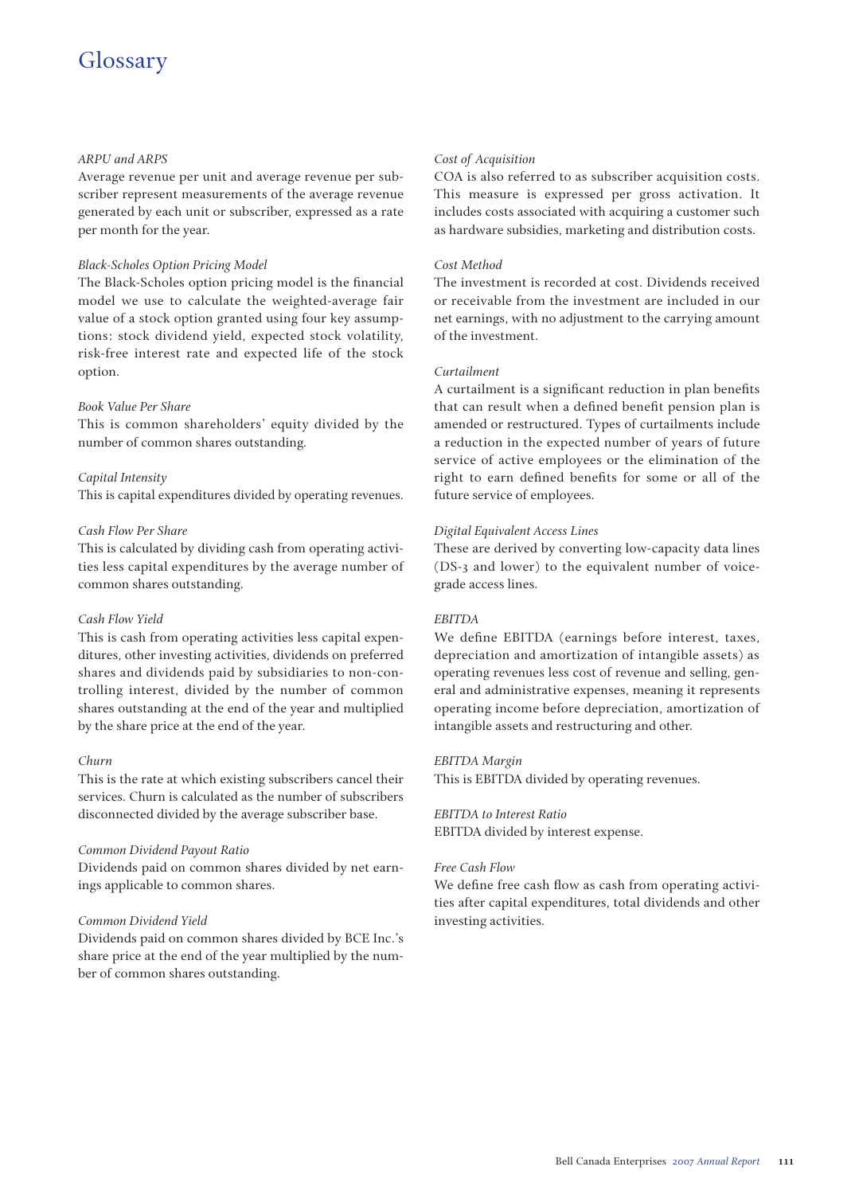# Glossary

*ARPU and ARPS*
Average revenue per unit and average revenue per subscriber represent measurements of the average revenue generated by each unit or subscriber, expressed as a rate per month for the year.

*Black-Scholes Option Pricing Model*
The Black-Scholes option pricing model is the financial model we use to calculate the weighted-average fair value of a stock option granted using four key assumptions: stock dividend yield, expected stock volatility, risk-free interest rate and expected life of the stock option.

*Book Value Per Share*
This is common shareholders' equity divided by the number of common shares outstanding.

*Capital Intensity*
This is capital expenditures divided by operating revenues.

*Cash Flow Per Share*
This is calculated by dividing cash from operating activities less capital expenditures by the average number of common shares outstanding.

*Cash Flow Yield*
This is cash from operating activities less capital expenditures, other investing activities, dividends on preferred shares and dividends paid by subsidiaries to non-controlling interest, divided by the number of common shares outstanding at the end of the year and multiplied by the share price at the end of the year.

*Churn*
This is the rate at which existing subscribers cancel their services. Churn is calculated as the number of subscribers disconnected divided by the average subscriber base.

*Common Dividend Payout Ratio*
Dividends paid on common shares divided by net earnings applicable to common shares.

*Common Dividend Yield*
Dividends paid on common shares divided by BCE Inc.'s share price at the end of the year multiplied by the number of common shares outstanding.

*Cost of Acquisition*
COA is also referred to as subscriber acquisition costs. This measure is expressed per gross activation. It includes costs associated with acquiring a customer such as hardware subsidies, marketing and distribution costs.

*Cost Method*
The investment is recorded at cost. Dividends received or receivable from the investment are included in our net earnings, with no adjustment to the carrying amount of the investment.

*Curtailment*
A curtailment is a significant reduction in plan benefits that can result when a defined benefit pension plan is amended or restructured. Types of curtailments include a reduction in the expected number of years of future service of active employees or the elimination of the right to earn defined benefits for some or all of the future service of employees.

*Digital Equivalent Access Lines*
These are derived by converting low-capacity data lines (DS-3 and lower) to the equivalent number of voice-grade access lines.

*EBITDA*
We define EBITDA (earnings before interest, taxes, depreciation and amortization of intangible assets) as operating revenues less cost of revenue and selling, general and administrative expenses, meaning it represents operating income before depreciation, amortization of intangible assets and restructuring and other.

*EBITDA Margin*
This is EBITDA divided by operating revenues.

*EBITDA to Interest Ratio*
EBITDA divided by interest expense.

*Free Cash Flow*
We define free cash flow as cash from operating activities after capital expenditures, total dividends and other investing activities.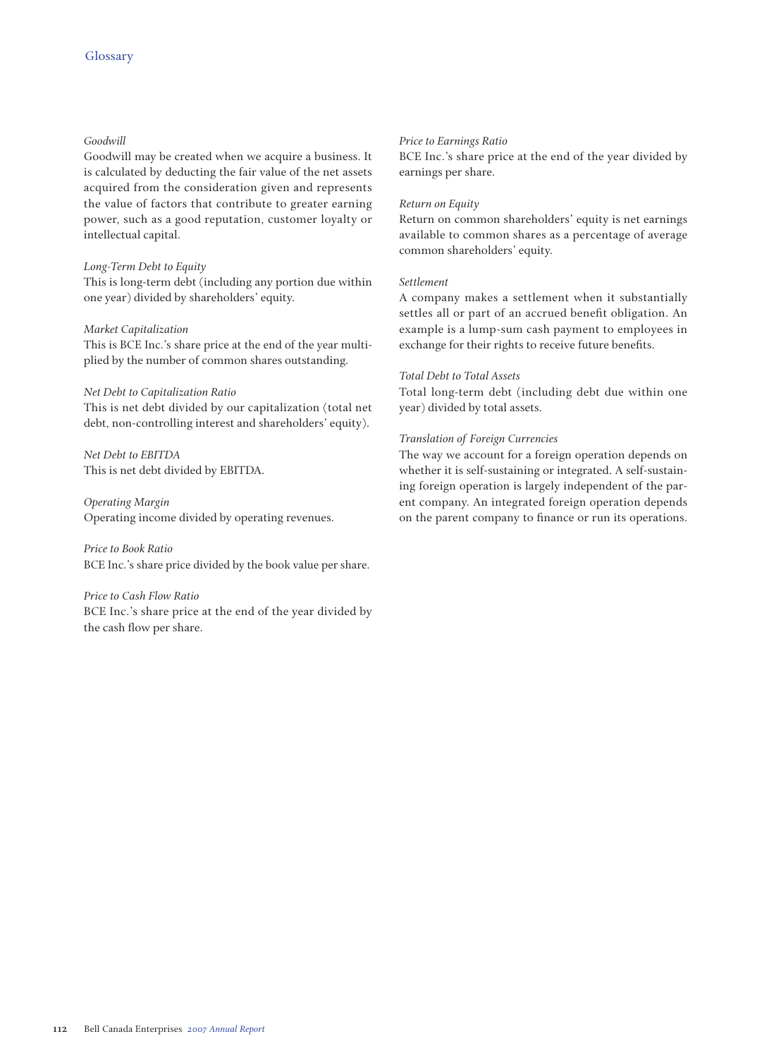*Goodwill*
Goodwill may be created when we acquire a business. It is calculated by deducting the fair value of the net assets acquired from the consideration given and represents the value of factors that contribute to greater earning power, such as a good reputation, customer loyalty or intellectual capital.

*Long-Term Debt to Equity*
This is long-term debt (including any portion due within one year) divided by shareholders' equity.

*Market Capitalization*
This is BCE Inc.'s share price at the end of the year multiplied by the number of common shares outstanding.

*Net Debt to Capitalization Ratio*
This is net debt divided by our capitalization (total net debt, non-controlling interest and shareholders' equity).

*Net Debt to EBITDA*
This is net debt divided by EBITDA.

*Operating Margin*
Operating income divided by operating revenues.

*Price to Book Ratio*
BCE Inc.'s share price divided by the book value per share.

*Price to Cash Flow Ratio*
BCE Inc.'s share price at the end of the year divided by the cash flow per share.

*Price to Earnings Ratio*
BCE Inc.'s share price at the end of the year divided by earnings per share.

*Return on Equity*
Return on common shareholders' equity is net earnings available to common shares as a percentage of average common shareholders' equity.

*Settlement*
A company makes a settlement when it substantially settles all or part of an accrued benefit obligation. An example is a lump-sum cash payment to employees in exchange for their rights to receive future benefits.

*Total Debt to Total Assets*
Total long-term debt (including debt due within one year) divided by total assets.

*Translation of Foreign Currencies*
The way we account for a foreign operation depends on whether it is self-sustaining or integrated. A self-sustaining foreign operation is largely independent of the parent company. An integrated foreign operation depends on the parent company to finance or run its operations.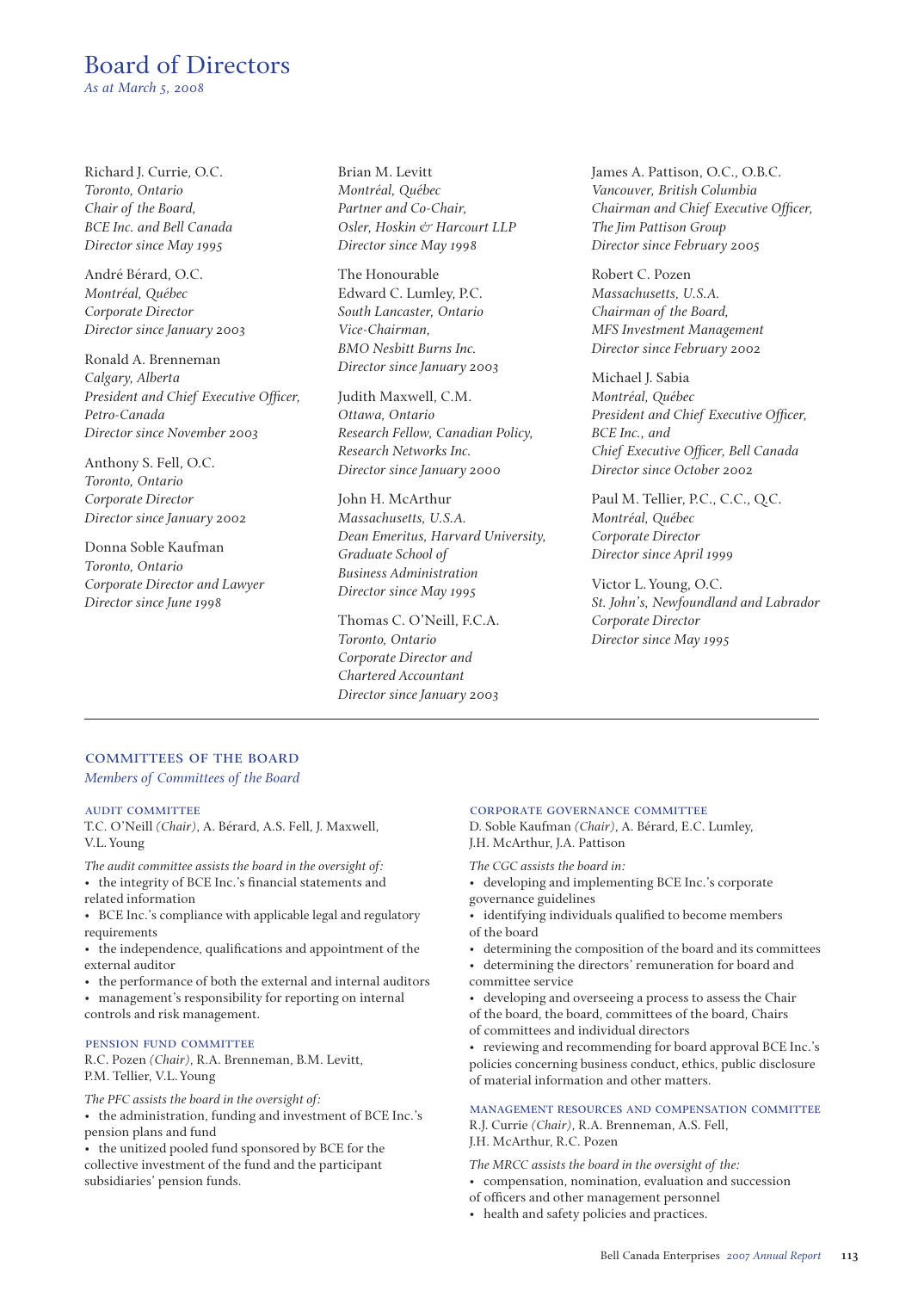# Board of Directors

*As at March 5, 2008*

Richard J. Currie, O.C.
*Toronto, Ontario*
*Chair of the Board,*
*BCE Inc. and Bell Canada*
*Director since May 1995*

André Bérard, O.C.
*Montréal, Québec*
*Corporate Director*
*Director since January 2003*

Ronald A. Brenneman
*Calgary, Alberta*
*President and Chief Executive Officer,*
*Petro-Canada*
*Director since November 2003*

Anthony S. Fell, O.C.
*Toronto, Ontario*
*Corporate Director*
*Director since January 2002*

Donna Soble Kaufman
*Toronto, Ontario*
*Corporate Director and Lawyer*
*Director since June 1998*

Brian M. Levitt
*Montréal, Québec*
*Partner and Co-Chair,*
*Osler, Hoskin & Harcourt LLP*
*Director since May 1998*

The Honourable
Edward C. Lumley, P.C.
*South Lancaster, Ontario*
*Vice-Chairman,*
*BMO Nesbitt Burns Inc.*
*Director since January 2003*

Judith Maxwell, C.M.
*Ottawa, Ontario*
*Research Fellow, Canadian Policy,*
*Research Networks Inc.*
*Director since January 2000*

John H. McArthur
*Massachusetts, U.S.A.*
*Dean Emeritus, Harvard University,*
*Graduate School of*
*Business Administration*
*Director since May 1995*

Thomas C. O'Neill, F.C.A.
*Toronto, Ontario*
*Corporate Director and*
*Chartered Accountant*
*Director since January 2003*

James A. Pattison, O.C., O.B.C.
*Vancouver, British Columbia*
*Chairman and Chief Executive Officer,*
*The Jim Pattison Group*
*Director since February 2005*

Robert C. Pozen
*Massachusetts, U.S.A.*
*Chairman of the Board,*
*MFS Investment Management*
*Director since February 2002*

Michael J. Sabia
*Montréal, Québec*
*President and Chief Executive Officer,*
*BCE Inc., and*
*Chief Executive Officer, Bell Canada*
*Director since October 2002*

Paul M. Tellier, P.C., C.C., Q.C.
*Montréal, Québec*
*Corporate Director*
*Director since April 1999*

Victor L. Young, O.C.
*St. John's, Newfoundland and Labrador*
*Corporate Director*
*Director since May 1995*

---

## COMMITTEES OF THE BOARD

*Members of Committees of the Board*

### AUDIT COMMITTEE

T.C. O'Neill *(Chair)*, A. Bérard, A.S. Fell, J. Maxwell, V.L. Young

*The audit committee assists the board in the oversight of:*

- the integrity of BCE Inc.'s financial statements and related information
- BCE Inc.'s compliance with applicable legal and regulatory requirements
- the independence, qualifications and appointment of the external auditor
- the performance of both the external and internal auditors
- management's responsibility for reporting on internal controls and risk management.

### PENSION FUND COMMITTEE

R.C. Pozen *(Chair)*, R.A. Brenneman, B.M. Levitt, P.M. Tellier, V.L. Young

*The PFC assists the board in the oversight of:*

- the administration, funding and investment of BCE Inc.'s pension plans and fund
- the unitized pooled fund sponsored by BCE for the collective investment of the fund and the participant subsidiaries' pension funds.

### CORPORATE GOVERNANCE COMMITTEE

D. Soble Kaufman *(Chair)*, A. Bérard, E.C. Lumley, J.H. McArthur, J.A. Pattison

*The CGC assists the board in:*

- developing and implementing BCE Inc.'s corporate governance guidelines
- identifying individuals qualified to become members of the board
- determining the composition of the board and its committees
- determining the directors' remuneration for board and committee service
- developing and overseeing a process to assess the Chair of the board, the board, committees of the board, Chairs of committees and individual directors
- reviewing and recommending for board approval BCE Inc.'s policies concerning business conduct, ethics, public disclosure of material information and other matters.

### MANAGEMENT RESOURCES AND COMPENSATION COMMITTEE

R.J. Currie *(Chair)*, R.A. Brenneman, A.S. Fell, J.H. McArthur, R.C. Pozen

*The MRCC assists the board in the oversight of the:*

- compensation, nomination, evaluation and succession of officers and other management personnel
- health and safety policies and practices.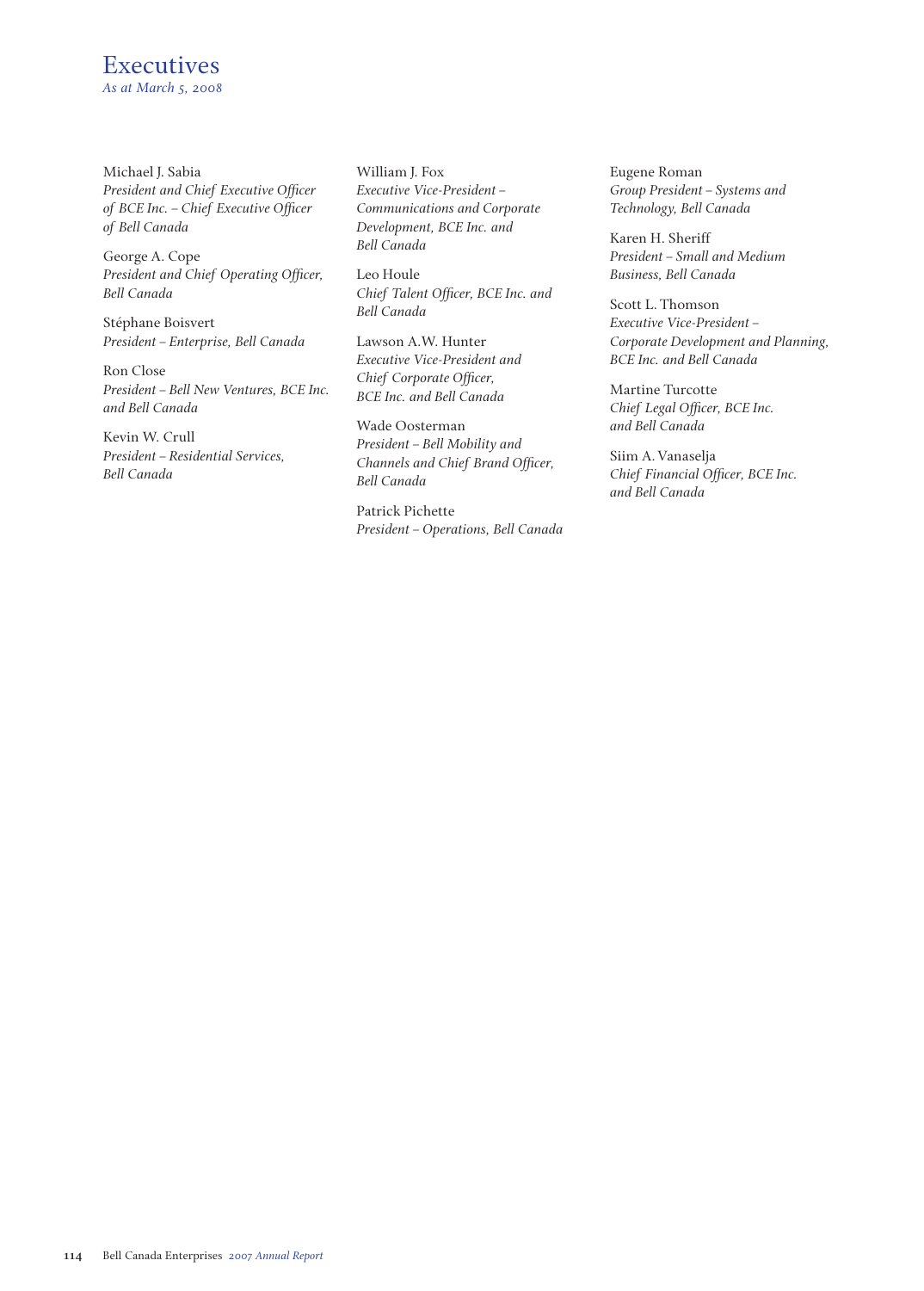# Executives

*As at March 5, 2008*

Michael J. Sabia
*President and Chief Executive Officer of BCE Inc. – Chief Executive Officer of Bell Canada*

George A. Cope
*President and Chief Operating Officer, Bell Canada*

Stéphane Boisvert
*President – Enterprise, Bell Canada*

Ron Close
*President – Bell New Ventures, BCE Inc. and Bell Canada*

Kevin W. Crull
*President – Residential Services, Bell Canada*

William J. Fox
*Executive Vice-President – Communications and Corporate Development, BCE Inc. and Bell Canada*

Leo Houle
*Chief Talent Officer, BCE Inc. and Bell Canada*

Lawson A.W. Hunter
*Executive Vice-President and Chief Corporate Officer, BCE Inc. and Bell Canada*

Wade Oosterman
*President – Bell Mobility and Channels and Chief Brand Officer, Bell Canada*

Patrick Pichette
*President – Operations, Bell Canada*

Eugene Roman
*Group President – Systems and Technology, Bell Canada*

Karen H. Sheriff
*President – Small and Medium Business, Bell Canada*

Scott L. Thomson
*Executive Vice-President – Corporate Development and Planning, BCE Inc. and Bell Canada*

Martine Turcotte
*Chief Legal Officer, BCE Inc. and Bell Canada*

Siim A. Vanaselja
*Chief Financial Officer, BCE Inc. and Bell Canada*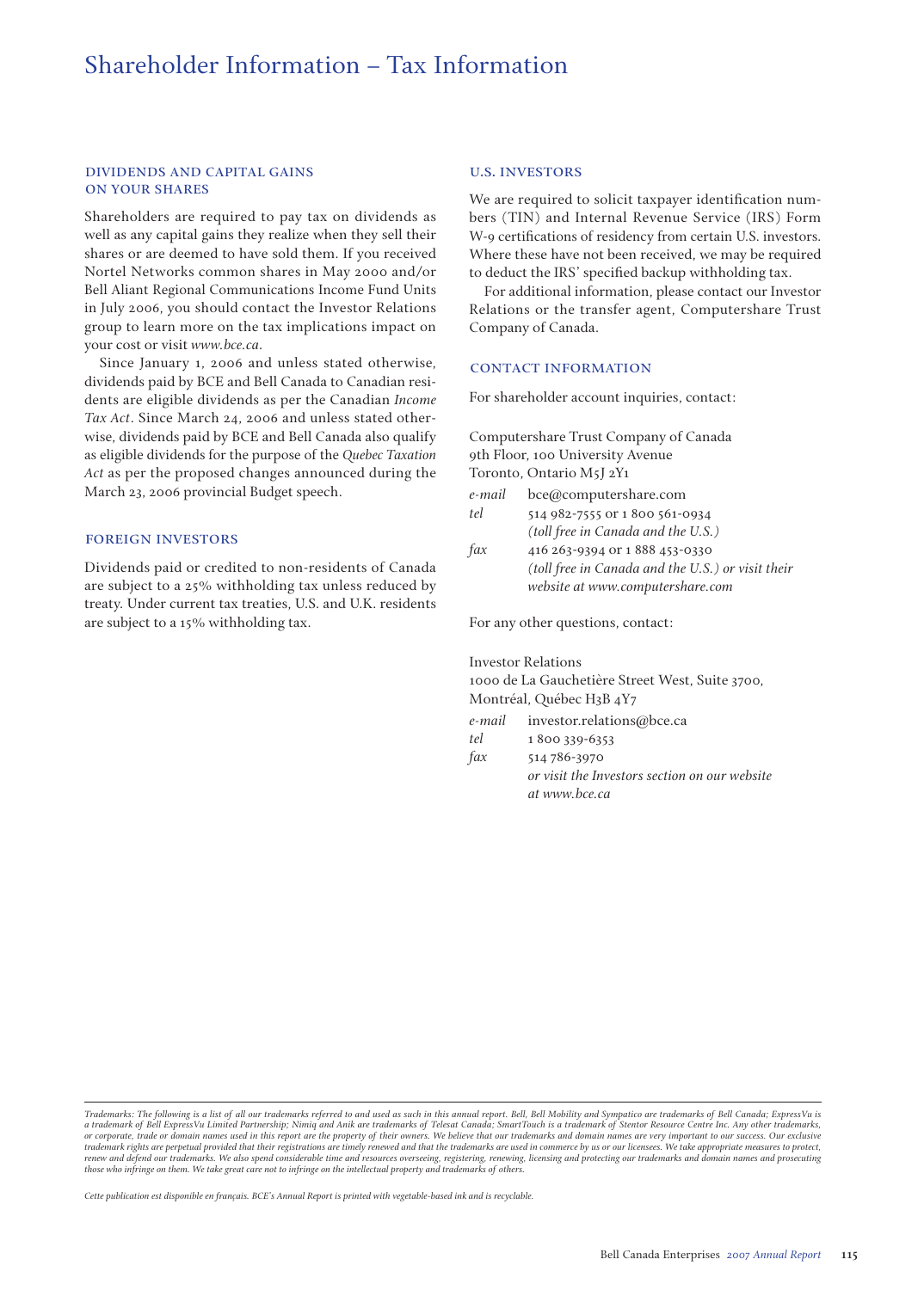# Shareholder Information – Tax Information

## DIVIDENDS AND CAPITAL GAINS ON YOUR SHARES

Shareholders are required to pay tax on dividends as well as any capital gains they realize when they sell their shares or are deemed to have sold them. If you received Nortel Networks common shares in May 2000 and/or Bell Aliant Regional Communications Income Fund Units in July 2006, you should contact the Investor Relations group to learn more on the tax implications impact on your cost or visit *www.bce.ca*.

Since January 1, 2006 and unless stated otherwise, dividends paid by BCE and Bell Canada to Canadian residents are eligible dividends as per the Canadian *Income Tax Act*. Since March 24, 2006 and unless stated otherwise, dividends paid by BCE and Bell Canada also qualify as eligible dividends for the purpose of the *Quebec Taxation Act* as per the proposed changes announced during the March 23, 2006 provincial Budget speech.

## FOREIGN INVESTORS

Dividends paid or credited to non-residents of Canada are subject to a 25% withholding tax unless reduced by treaty. Under current tax treaties, U.S. and U.K. residents are subject to a 15% withholding tax.

## U.S. INVESTORS

We are required to solicit taxpayer identification numbers (TIN) and Internal Revenue Service (IRS) Form W-9 certifications of residency from certain U.S. investors. Where these have not been received, we may be required to deduct the IRS' specified backup withholding tax.

For additional information, please contact our Investor Relations or the transfer agent, Computershare Trust Company of Canada.

## CONTACT INFORMATION

For shareholder account inquiries, contact:

Computershare Trust Company of Canada
9th Floor, 100 University Avenue
Toronto, Ontario M5J 2Y1

*e-mail* bce@computershare.com
*tel* 514 982-7555 or 1 800 561-0934
*(toll free in Canada and the U.S.)*
*fax* 416 263-9394 or 1 888 453-0330
*(toll free in Canada and the U.S.) or visit their website at www.computershare.com*

For any other questions, contact:

Investor Relations
1000 de La Gauchetière Street West, Suite 3700,
Montréal, Québec H3B 4Y7

*e-mail* investor.relations@bce.ca
*tel* 1 800 339-6353
*fax* 514 786-3970
*or visit the Investors section on our website at www.bce.ca*

*Trademarks: The following is a list of all our trademarks referred to and used as such in this annual report. Bell, Bell Mobility and Sympatico are trademarks of Bell Canada; ExpressVu is a trademark of Bell ExpressVu Limited Partnership; Nimiq and Anik are trademarks of Telesat Canada; SmartTouch is a trademark of Stentor Resource Centre Inc. Any other trademarks, or corporate, trade or domain names used in this report are the property of their owners. We believe that our trademarks and domain names are very important to our success. Our exclusive trademark rights are perpetual provided that their registrations are timely renewed and that the trademarks are used in commerce by us or our licensees. We take appropriate measures to protect, renew and defend our trademarks. We also spend considerable time and resources overseeing, registering, renewing, licensing and protecting our trademarks and domain names and prosecuting those who infringe on them. We take great care not to infringe on the intellectual property and trademarks of others.*

*Cette publication est disponible en français. BCE's Annual Report is printed with vegetable-based ink and is recyclable.*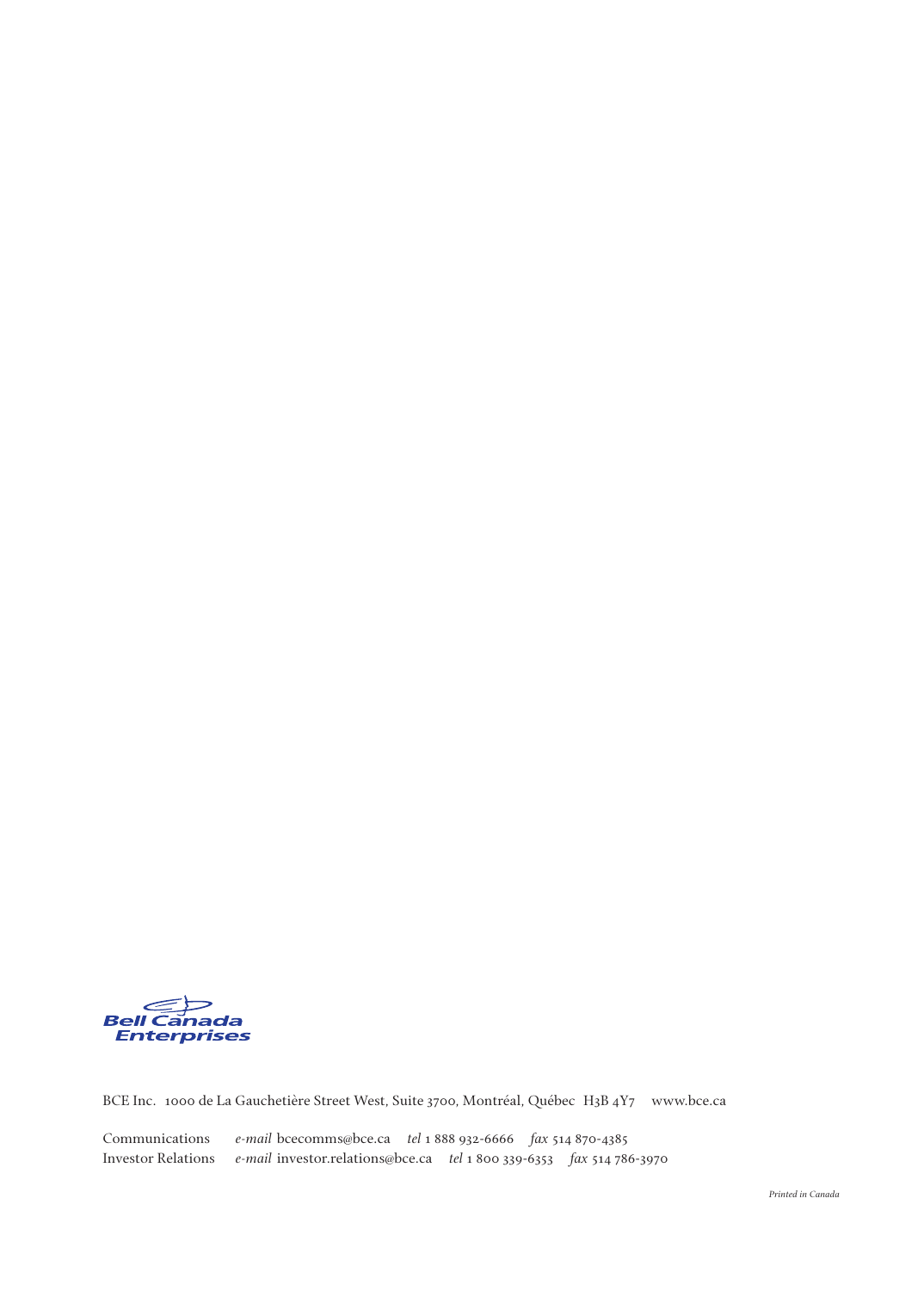Bell Canada Enterprises

BCE Inc. 1000 de La Gauchetière Street West, Suite 3700, Montréal, Québec H3B 4Y7 www.bce.ca

Communications *e-mail* bcecomms@bce.ca *tel* 1 888 932-6666 *fax* 514 870-4385
Investor Relations *e-mail* investor.relations@bce.ca *tel* 1 800 339-6353 *fax* 514 786-3970

*Printed in Canada*